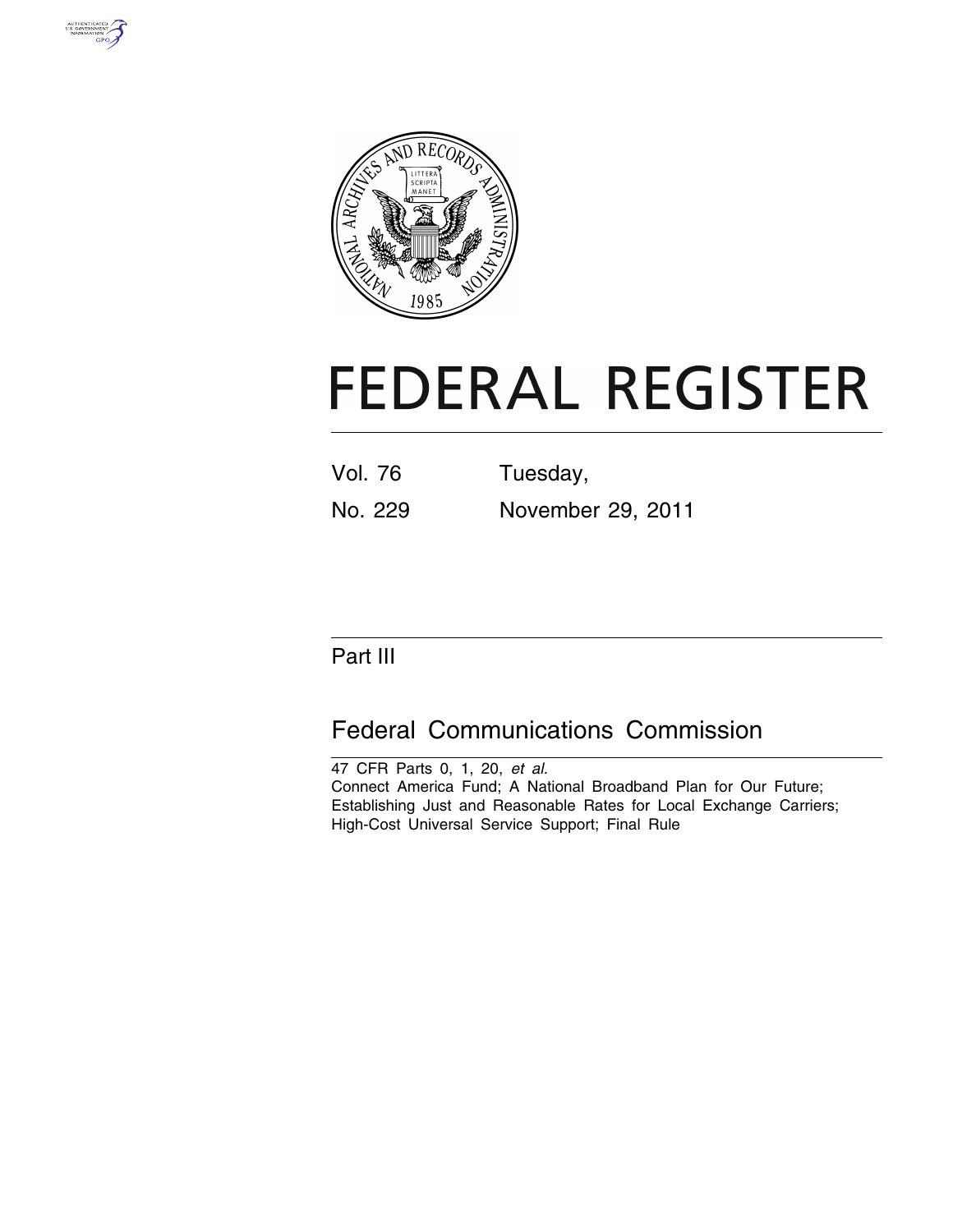# FEDERAL REGISTER

Vol. 76 Tuesday,

No. 229 November 29, 2011

## Part III

## Federal Communications Commission

47 CFR Parts 0, 1, 20, *et al.*

Connect America Fund; A National Broadband Plan for Our Future; Establishing Just and Reasonable Rates for Local Exchange Carriers; High-Cost Universal Service Support; Final Rule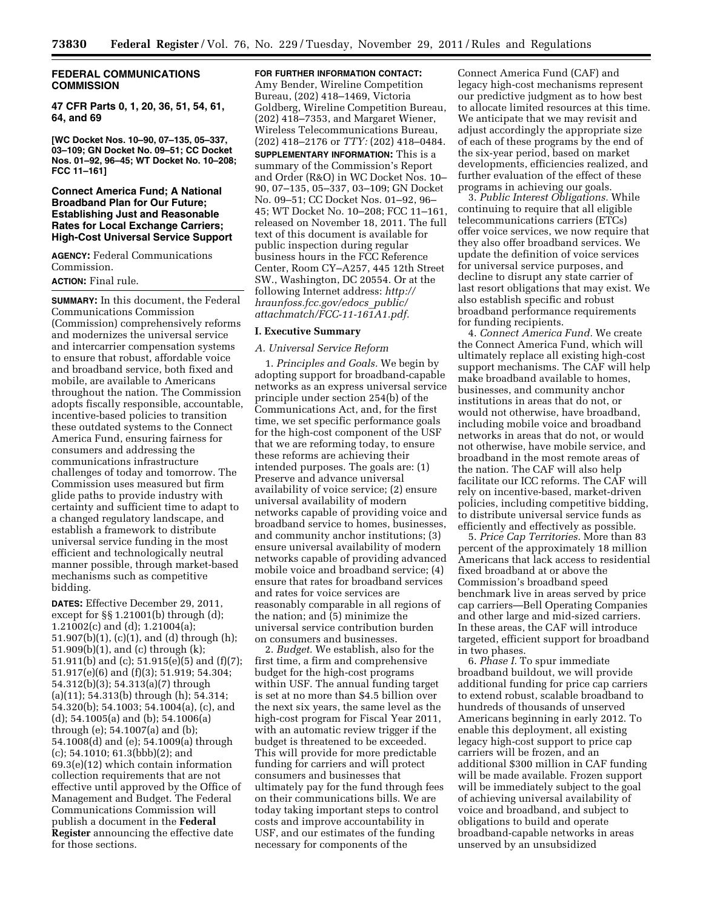## FEDERAL COMMUNICATIONS COMMISSION

**47 CFR Parts 0, 1, 20, 36, 51, 54, 61, 64, and 69**

**[WC Docket Nos. 10–90, 07–135, 05–337, 03–109; GN Docket No. 09–51; CC Docket Nos. 01–92, 96–45; WT Docket No. 10–208; FCC 11–161]**

## Connect America Fund; A National Broadband Plan for Our Future; Establishing Just and Reasonable Rates for Local Exchange Carriers; High-Cost Universal Service Support

**AGENCY:** Federal Communications Commission.

**ACTION:** Final rule.

**SUMMARY:** In this document, the Federal Communications Commission (Commission) comprehensively reforms and modernizes the universal service and intercarrier compensation systems to ensure that robust, affordable voice and broadband service, both fixed and mobile, are available to Americans throughout the nation. The Commission adopts fiscally responsible, accountable, incentive-based policies to transition these outdated systems to the Connect America Fund, ensuring fairness for consumers and addressing the communications infrastructure challenges of today and tomorrow. The Commission uses measured but firm glide paths to provide industry with certainty and sufficient time to adapt to a changed regulatory landscape, and establish a framework to distribute universal service funding in the most efficient and technologically neutral manner possible, through market-based mechanisms such as competitive bidding.

**DATES:** Effective December 29, 2011, except for §§ 1.21001(b) through (d); 1.21002(c) and (d); 1.21004(a); 51.907(b)(1), (c)(1), and (d) through (h); 51.909(b)(1), and (c) through (k); 51.911(b) and (c); 51.915(e)(5) and (f)(7); 51.917(e)(6) and (f)(3); 51.919; 54.304; 54.312(b)(3); 54.313(a)(7) through (a)(11); 54.313(b) through (h); 54.314; 54.320(b); 54.1003; 54.1004(a), (c), and (d); 54.1005(a) and (b); 54.1006(a) through (e); 54.1007(a) and (b); 54.1008(d) and (e); 54.1009(a) through (c); 54.1010; 61.3(bbb)(2); and 69.3(e)(12) which contain information collection requirements that are not effective until approved by the Office of Management and Budget. The Federal Communications Commission will publish a document in the **Federal Register** announcing the effective date for those sections.

**FOR FURTHER INFORMATION CONTACT:** Amy Bender, Wireline Competition Bureau, (202) 418–1469, Victoria Goldberg, Wireline Competition Bureau, (202) 418–7353, and Margaret Wiener, Wireless Telecommunications Bureau, (202) 418–2176 or *TTY:* (202) 418–0484.

**SUPPLEMENTARY INFORMATION:** This is a summary of the Commission's Report and Order (R&O) in WC Docket Nos. 10–90, 07–135, 05–337, 03–109; GN Docket No. 09–51; CC Docket Nos. 01–92, 96–45; WT Docket No. 10–208; FCC 11–161, released on November 18, 2011. The full text of this document is available for public inspection during regular business hours in the FCC Reference Center, Room CY–A257, 445 12th Street SW., Washington, DC 20554. Or at the following Internet address: *http://hraunfoss.fcc.gov/edocs_public/attachmatch/FCC-11-161A1.pdf.*

### I. Executive Summary

#### *A. Universal Service Reform*

1. *Principles and Goals.* We begin by adopting support for broadband-capable networks as an express universal service principle under section 254(b) of the Communications Act, and, for the first time, we set specific performance goals for the high-cost component of the USF that we are reforming today, to ensure these reforms are achieving their intended purposes. The goals are: (1) Preserve and advance universal availability of voice service; (2) ensure universal availability of modern networks capable of providing voice and broadband service to homes, businesses, and community anchor institutions; (3) ensure universal availability of modern networks capable of providing advanced mobile voice and broadband service; (4) ensure that rates for broadband services and rates for voice services are reasonably comparable in all regions of the nation; and (5) minimize the universal service contribution burden on consumers and businesses.

2. *Budget.* We establish, also for the first time, a firm and comprehensive budget for the high-cost programs within USF. The annual funding target is set at no more than $4.5 billion over the next six years, the same level as the high-cost program for Fiscal Year 2011, with an automatic review trigger if the budget is threatened to be exceeded. This will provide for more predictable funding for carriers and will protect consumers and businesses that ultimately pay for the fund through fees on their communications bills. We are today taking important steps to control costs and improve accountability in USF, and our estimates of the funding necessary for components of the Connect America Fund (CAF) and legacy high-cost mechanisms represent our predictive judgment as to how best to allocate limited resources at this time. We anticipate that we may revisit and adjust accordingly the appropriate size of each of these programs by the end of the six-year period, based on market developments, efficiencies realized, and further evaluation of the effect of these programs in achieving our goals.

3. *Public Interest Obligations.* While continuing to require that all eligible telecommunications carriers (ETCs) offer voice services, we now require that they also offer broadband services. We update the definition of voice services for universal service purposes, and decline to disrupt any state carrier of last resort obligations that may exist. We also establish specific and robust broadband performance requirements for funding recipients.

4. *Connect America Fund.* We create the Connect America Fund, which will ultimately replace all existing high-cost support mechanisms. The CAF will help make broadband available to homes, businesses, and community anchor institutions in areas that do not, or would not otherwise, have broadband, including mobile voice and broadband networks in areas that do not, or would not otherwise, have mobile service, and broadband in the most remote areas of the nation. The CAF will also help facilitate our ICC reforms. The CAF will rely on incentive-based, market-driven policies, including competitive bidding, to distribute universal service funds as efficiently and effectively as possible.

5. *Price Cap Territories.* More than 83 percent of the approximately 18 million Americans that lack access to residential fixed broadband at or above the Commission's broadband speed benchmark live in areas served by price cap carriers—Bell Operating Companies and other large and mid-sized carriers. In these areas, the CAF will introduce targeted, efficient support for broadband in two phases.

6. *Phase I.* To spur immediate broadband buildout, we will provide additional funding for price cap carriers to extend robust, scalable broadband to hundreds of thousands of unserved Americans beginning in early 2012. To enable this deployment, all existing legacy high-cost support to price cap carriers will be frozen, and an additional $300 million in CAF funding will be made available. Frozen support will be immediately subject to the goal of achieving universal availability of voice and broadband, and subject to obligations to build and operate broadband-capable networks in areas unserved by an unsubsidized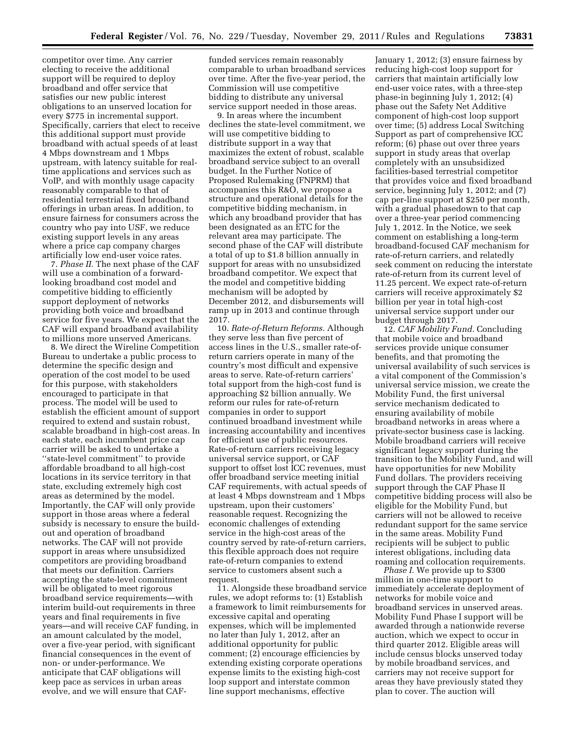competitor over time. Any carrier electing to receive the additional support will be required to deploy broadband and offer service that satisfies our new public interest obligations to an unserved location for every $775 in incremental support. Specifically, carriers that elect to receive this additional support must provide broadband with actual speeds of at least 4 Mbps downstream and 1 Mbps upstream, with latency suitable for real-time applications and services such as VoIP, and with monthly usage capacity reasonably comparable to that of residential terrestrial fixed broadband offerings in urban areas. In addition, to ensure fairness for consumers across the country who pay into USF, we reduce existing support levels in any areas where a price cap company charges artificially low end-user voice rates.

7. *Phase II.* The next phase of the CAF will use a combination of a forward-looking broadband cost model and competitive bidding to efficiently support deployment of networks providing both voice and broadband service for five years. We expect that the CAF will expand broadband availability to millions more unserved Americans.

8. We direct the Wireline Competition Bureau to undertake a public process to determine the specific design and operation of the cost model to be used for this purpose, with stakeholders encouraged to participate in that process. The model will be used to establish the efficient amount of support required to extend and sustain robust, scalable broadband in high-cost areas. In each state, each incumbent price cap carrier will be asked to undertake a ''state-level commitment'' to provide affordable broadband to all high-cost locations in its service territory in that state, excluding extremely high cost areas as determined by the model. Importantly, the CAF will only provide support in those areas where a federal subsidy is necessary to ensure the build-out and operation of broadband networks. The CAF will not provide support in areas where unsubsidized competitors are providing broadband that meets our definition. Carriers accepting the state-level commitment will be obligated to meet rigorous broadband service requirements—with interim build-out requirements in three years and final requirements in five years—and will receive CAF funding, in an amount calculated by the model, over a five-year period, with significant financial consequences in the event of non- or under-performance. We anticipate that CAF obligations will keep pace as services in urban areas evolve, and we will ensure that CAF-funded services remain reasonably comparable to urban broadband services over time. After the five-year period, the Commission will use competitive bidding to distribute any universal service support needed in those areas.

9. In areas where the incumbent declines the state-level commitment, we will use competitive bidding to distribute support in a way that maximizes the extent of robust, scalable broadband service subject to an overall budget. In the Further Notice of Proposed Rulemaking (FNPRM) that accompanies this R&O, we propose a structure and operational details for the competitive bidding mechanism, in which any broadband provider that has been designated as an ETC for the relevant area may participate. The second phase of the CAF will distribute a total of up to $1.8 billion annually in support for areas with no unsubsidized broadband competitor. We expect that the model and competitive bidding mechanism will be adopted by December 2012, and disbursements will ramp up in 2013 and continue through 2017.

10. *Rate-of-Return Reforms.* Although they serve less than five percent of access lines in the U.S., smaller rate-of-return carriers operate in many of the country's most difficult and expensive areas to serve. Rate-of-return carriers' total support from the high-cost fund is approaching $2 billion annually. We reform our rules for rate-of-return companies in order to support continued broadband investment while increasing accountability and incentives for efficient use of public resources. Rate-of-return carriers receiving legacy universal service support, or CAF support to offset lost ICC revenues, must offer broadband service meeting initial CAF requirements, with actual speeds of at least 4 Mbps downstream and 1 Mbps upstream, upon their customers' reasonable request. Recognizing the economic challenges of extending service in the high-cost areas of the country served by rate-of-return carriers, this flexible approach does not require rate-of-return companies to extend service to customers absent such a request.

11. Alongside these broadband service rules, we adopt reforms to: (1) Establish a framework to limit reimbursements for excessive capital and operating expenses, which will be implemented no later than July 1, 2012, after an additional opportunity for public comment; (2) encourage efficiencies by extending existing corporate operations expense limits to the existing high-cost loop support and interstate common line support mechanisms, effective January 1, 2012; (3) ensure fairness by reducing high-cost loop support for carriers that maintain artificially low end-user voice rates, with a three-step phase-in beginning July 1, 2012; (4) phase out the Safety Net Additive component of high-cost loop support over time; (5) address Local Switching Support as part of comprehensive ICC reform; (6) phase out over three years support in study areas that overlap completely with an unsubsidized facilities-based terrestrial competitor that provides voice and fixed broadband service, beginning July 1, 2012; and (7) cap per-line support at $250 per month, with a gradual phasedown to that cap over a three-year period commencing July 1, 2012. In the Notice, we seek comment on establishing a long-term broadband-focused CAF mechanism for rate-of-return carriers, and relatedly seek comment on reducing the interstate rate-of-return from its current level of 11.25 percent. We expect rate-of-return carriers will receive approximately $2 billion per year in total high-cost universal service support under our budget through 2017.

12. *CAF Mobility Fund.* Concluding that mobile voice and broadband services provide unique consumer benefits, and that promoting the universal availability of such services is a vital component of the Commission's universal service mission, we create the Mobility Fund, the first universal service mechanism dedicated to ensuring availability of mobile broadband networks in areas where a private-sector business case is lacking. Mobile broadband carriers will receive significant legacy support during the transition to the Mobility Fund, and will have opportunities for new Mobility Fund dollars. The providers receiving support through the CAF Phase II competitive bidding process will also be eligible for the Mobility Fund, but carriers will not be allowed to receive redundant support for the same service in the same areas. Mobility Fund recipients will be subject to public interest obligations, including data roaming and collocation requirements.

*Phase I.* We provide up to $300 million in one-time support to immediately accelerate deployment of networks for mobile voice and broadband services in unserved areas. Mobility Fund Phase I support will be awarded through a nationwide reverse auction, which we expect to occur in third quarter 2012. Eligible areas will include census blocks unserved today by mobile broadband services, and carriers may not receive support for areas they have previously stated they plan to cover. The auction will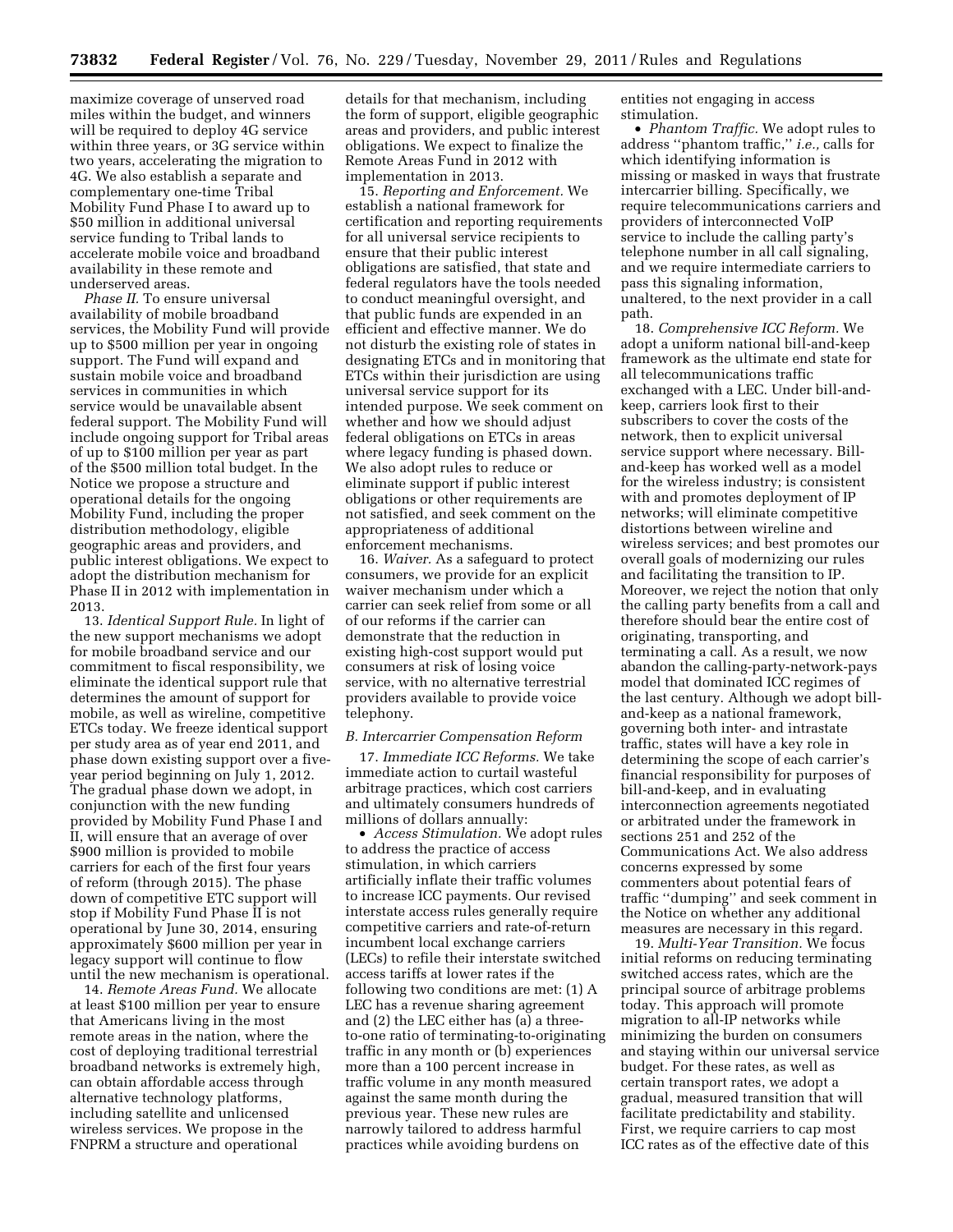maximize coverage of unserved road miles within the budget, and winners will be required to deploy 4G service within three years, or 3G service within two years, accelerating the migration to 4G. We also establish a separate and complementary one-time Tribal Mobility Fund Phase I to award up to $50 million in additional universal service funding to Tribal lands to accelerate mobile voice and broadband availability in these remote and underserved areas.

*Phase II.* To ensure universal availability of mobile broadband services, the Mobility Fund will provide up to $500 million per year in ongoing support. The Fund will expand and sustain mobile voice and broadband services in communities in which service would be unavailable absent federal support. The Mobility Fund will include ongoing support for Tribal areas of up to $100 million per year as part of the $500 million total budget. In the Notice we propose a structure and operational details for the ongoing Mobility Fund, including the proper distribution methodology, eligible geographic areas and providers, and public interest obligations. We expect to adopt the distribution mechanism for Phase II in 2012 with implementation in 2013.

13. *Identical Support Rule.* In light of the new support mechanisms we adopt for mobile broadband service and our commitment to fiscal responsibility, we eliminate the identical support rule that determines the amount of support for mobile, as well as wireline, competitive ETCs today. We freeze identical support per study area as of year end 2011, and phase down existing support over a five-year period beginning on July 1, 2012. The gradual phase down we adopt, in conjunction with the new funding provided by Mobility Fund Phase I and II, will ensure that an average of over $900 million is provided to mobile carriers for each of the first four years of reform (through 2015). The phase down of competitive ETC support will stop if Mobility Fund Phase II is not operational by June 30, 2014, ensuring approximately $600 million per year in legacy support will continue to flow until the new mechanism is operational.

14. *Remote Areas Fund.* We allocate at least $100 million per year to ensure that Americans living in the most remote areas in the nation, where the cost of deploying traditional terrestrial broadband networks is extremely high, can obtain affordable access through alternative technology platforms, including satellite and unlicensed wireless services. We propose in the FNPRM a structure and operational details for that mechanism, including the form of support, eligible geographic areas and providers, and public interest obligations. We expect to finalize the Remote Areas Fund in 2012 with implementation in 2013.

15. *Reporting and Enforcement.* We establish a national framework for certification and reporting requirements for all universal service recipients to ensure that their public interest obligations are satisfied, that state and federal regulators have the tools needed to conduct meaningful oversight, and that public funds are expended in an efficient and effective manner. We do not disturb the existing role of states in designating ETCs and in monitoring that ETCs within their jurisdiction are using universal service support for its intended purpose. We seek comment on whether and how we should adjust federal obligations on ETCs in areas where legacy funding is phased down. We also adopt rules to reduce or eliminate support if public interest obligations or other requirements are not satisfied, and seek comment on the appropriateness of additional enforcement mechanisms.

16. *Waiver.* As a safeguard to protect consumers, we provide for an explicit waiver mechanism under which a carrier can seek relief from some or all of our reforms if the carrier can demonstrate that the reduction in existing high-cost support would put consumers at risk of losing voice service, with no alternative terrestrial providers available to provide voice telephony.

### *B. Intercarrier Compensation Reform*

17. *Immediate ICC Reforms.* We take immediate action to curtail wasteful arbitrage practices, which cost carriers and ultimately consumers hundreds of millions of dollars annually:

- *Access Stimulation.* We adopt rules to address the practice of access stimulation, in which carriers artificially inflate their traffic volumes to increase ICC payments. Our revised interstate access rules generally require competitive carriers and rate-of-return incumbent local exchange carriers (LECs) to refile their interstate switched access tariffs at lower rates if the following two conditions are met: (1) A LEC has a revenue sharing agreement and (2) the LEC either has (a) a three-to-one ratio of terminating-to-originating traffic in any month or (b) experiences more than a 100 percent increase in traffic volume in any month measured against the same month during the previous year. These new rules are narrowly tailored to address harmful practices while avoiding burdens on entities not engaging in access stimulation.
- *Phantom Traffic.* We adopt rules to address "phantom traffic," *i.e.,* calls for which identifying information is missing or masked in ways that frustrate intercarrier billing. Specifically, we require telecommunications carriers and providers of interconnected VoIP service to include the calling party's telephone number in all call signaling, and we require intermediate carriers to pass this signaling information, unaltered, to the next provider in a call path.

18. *Comprehensive ICC Reform.* We adopt a uniform national bill-and-keep framework as the ultimate end state for all telecommunications traffic exchanged with a LEC. Under bill-and-keep, carriers look first to their subscribers to cover the costs of the network, then to explicit universal service support where necessary. Bill-and-keep has worked well as a model for the wireless industry; is consistent with and promotes deployment of IP networks; will eliminate competitive distortions between wireline and wireless services; and best promotes our overall goals of modernizing our rules and facilitating the transition to IP. Moreover, we reject the notion that only the calling party benefits from a call and therefore should bear the entire cost of originating, transporting, and terminating a call. As a result, we now abandon the calling-party-network-pays model that dominated ICC regimes of the last century. Although we adopt bill-and-keep as a national framework, governing both inter- and intrastate traffic, states will have a key role in determining the scope of each carrier's financial responsibility for purposes of bill-and-keep, and in evaluating interconnection agreements negotiated or arbitrated under the framework in sections 251 and 252 of the Communications Act. We also address concerns expressed by some commenters about potential fears of traffic "dumping" and seek comment in the Notice on whether any additional measures are necessary in this regard.

19. *Multi-Year Transition.* We focus initial reforms on reducing terminating switched access rates, which are the principal source of arbitrage problems today. This approach will promote migration to all-IP networks while minimizing the burden on consumers and staying within our universal service budget. For these rates, as well as certain transport rates, we adopt a gradual, measured transition that will facilitate predictability and stability. First, we require carriers to cap most ICC rates as of the effective date of this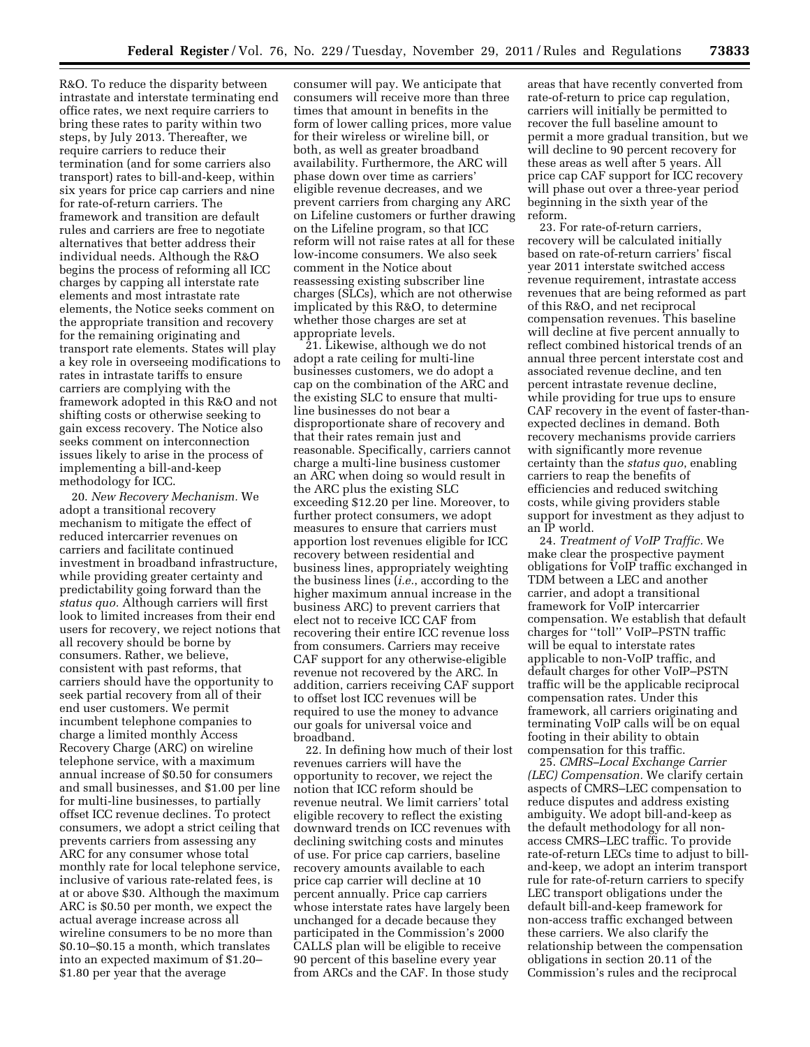R&O. To reduce the disparity between intrastate and interstate terminating end office rates, we next require carriers to bring these rates to parity within two steps, by July 2013. Thereafter, we require carriers to reduce their termination (and for some carriers also transport) rates to bill-and-keep, within six years for price cap carriers and nine for rate-of-return carriers. The framework and transition are default rules and carriers are free to negotiate alternatives that better address their individual needs. Although the R&O begins the process of reforming all ICC charges by capping all interstate rate elements and most intrastate rate elements, the Notice seeks comment on the appropriate transition and recovery for the remaining originating and transport rate elements. States will play a key role in overseeing modifications to rates in intrastate tariffs to ensure carriers are complying with the framework adopted in this R&O and not shifting costs or otherwise seeking to gain excess recovery. The Notice also seeks comment on interconnection issues likely to arise in the process of implementing a bill-and-keep methodology for ICC.

20. *New Recovery Mechanism.* We adopt a transitional recovery mechanism to mitigate the effect of reduced intercarrier revenues on carriers and facilitate continued investment in broadband infrastructure, while providing greater certainty and predictability going forward than the *status quo.* Although carriers will first look to limited increases from their end users for recovery, we reject notions that all recovery should be borne by consumers. Rather, we believe, consistent with past reforms, that carriers should have the opportunity to seek partial recovery from all of their end user customers. We permit incumbent telephone companies to charge a limited monthly Access Recovery Charge (ARC) on wireline telephone service, with a maximum annual increase of $0.50 for consumers and small businesses, and $1.00 per line for multi-line businesses, to partially offset ICC revenue declines. To protect consumers, we adopt a strict ceiling that prevents carriers from assessing any ARC for any consumer whose total monthly rate for local telephone service, inclusive of various rate-related fees, is at or above $30. Although the maximum ARC is $0.50 per month, we expect the actual average increase across all wireline consumers to be no more than $0.10–$0.15 a month, which translates into an expected maximum of $1.20–$1.80 per year that the average consumer will pay. We anticipate that consumers will receive more than three times that amount in benefits in the form of lower calling prices, more value for their wireless or wireline bill, or both, as well as greater broadband availability. Furthermore, the ARC will phase down over time as carriers' eligible revenue decreases, and we prevent carriers from charging any ARC on Lifeline customers or further drawing on the Lifeline program, so that ICC reform will not raise rates at all for these low-income consumers. We also seek comment in the Notice about reassessing existing subscriber line charges (SLCs), which are not otherwise implicated by this R&O, to determine whether those charges are set at appropriate levels.

21. Likewise, although we do not adopt a rate ceiling for multi-line businesses customers, we do adopt a cap on the combination of the ARC and the existing SLC to ensure that multi-line businesses do not bear a disproportionate share of recovery and that their rates remain just and reasonable. Specifically, carriers cannot charge a multi-line business customer an ARC when doing so would result in the ARC plus the existing SLC exceeding $12.20 per line. Moreover, to further protect consumers, we adopt measures to ensure that carriers must apportion lost revenues eligible for ICC recovery between residential and business lines, appropriately weighting the business lines (*i.e.,* according to the higher maximum annual increase in the business ARC) to prevent carriers that elect not to receive ICC CAF from recovering their entire ICC revenue loss from consumers. Carriers may receive CAF support for any otherwise-eligible revenue not recovered by the ARC. In addition, carriers receiving CAF support to offset lost ICC revenues will be required to use the money to advance our goals for universal voice and broadband.

22. In defining how much of their lost revenues carriers will have the opportunity to recover, we reject the notion that ICC reform should be revenue neutral. We limit carriers' total eligible recovery to reflect the existing downward trends on ICC revenues with declining switching costs and minutes of use. For price cap carriers, baseline recovery amounts available to each price cap carrier will decline at 10 percent annually. Price cap carriers whose interstate rates have largely been unchanged for a decade because they participated in the Commission's 2000 CALLS plan will be eligible to receive 90 percent of this baseline every year from ARCs and the CAF. In those study areas that have recently converted from rate-of-return to price cap regulation, carriers will initially be permitted to recover the full baseline amount to permit a more gradual transition, but we will decline to 90 percent recovery for these areas as well after 5 years. All price cap CAF support for ICC recovery will phase out over a three-year period beginning in the sixth year of the reform.

23. For rate-of-return carriers, recovery will be calculated initially based on rate-of-return carriers' fiscal year 2011 interstate switched access revenue requirement, intrastate access revenues that are being reformed as part of this R&O, and net reciprocal compensation revenues. This baseline will decline at five percent annually to reflect combined historical trends of an annual three percent interstate cost and associated revenue decline, and ten percent intrastate revenue decline, while providing for true ups to ensure CAF recovery in the event of faster-than-expected declines in demand. Both recovery mechanisms provide carriers with significantly more revenue certainty than the *status quo*, enabling carriers to reap the benefits of efficiencies and reduced switching costs, while giving providers stable support for investment as they adjust to an IP world.

24. *Treatment of VoIP Traffic.* We make clear the prospective payment obligations for VoIP traffic exchanged in TDM between a LEC and another carrier, and adopt a transitional framework for VoIP intercarrier compensation. We establish that default charges for "toll" VoIP–PSTN traffic will be equal to interstate rates applicable to non-VoIP traffic, and default charges for other VoIP–PSTN traffic will be the applicable reciprocal compensation rates. Under this framework, all carriers originating and terminating VoIP calls will be on equal footing in their ability to obtain compensation for this traffic.

25. *CMRS–Local Exchange Carrier (LEC) Compensation.* We clarify certain aspects of CMRS–LEC compensation to reduce disputes and address existing ambiguity. We adopt bill-and-keep as the default methodology for all non-access CMRS–LEC traffic. To provide rate-of-return LECs time to adjust to bill-and-keep, we adopt an interim transport rule for rate-of-return carriers to specify LEC transport obligations under the default bill-and-keep framework for non-access traffic exchanged between these carriers. We also clarify the relationship between the compensation obligations in section 20.11 of the Commission's rules and the reciprocal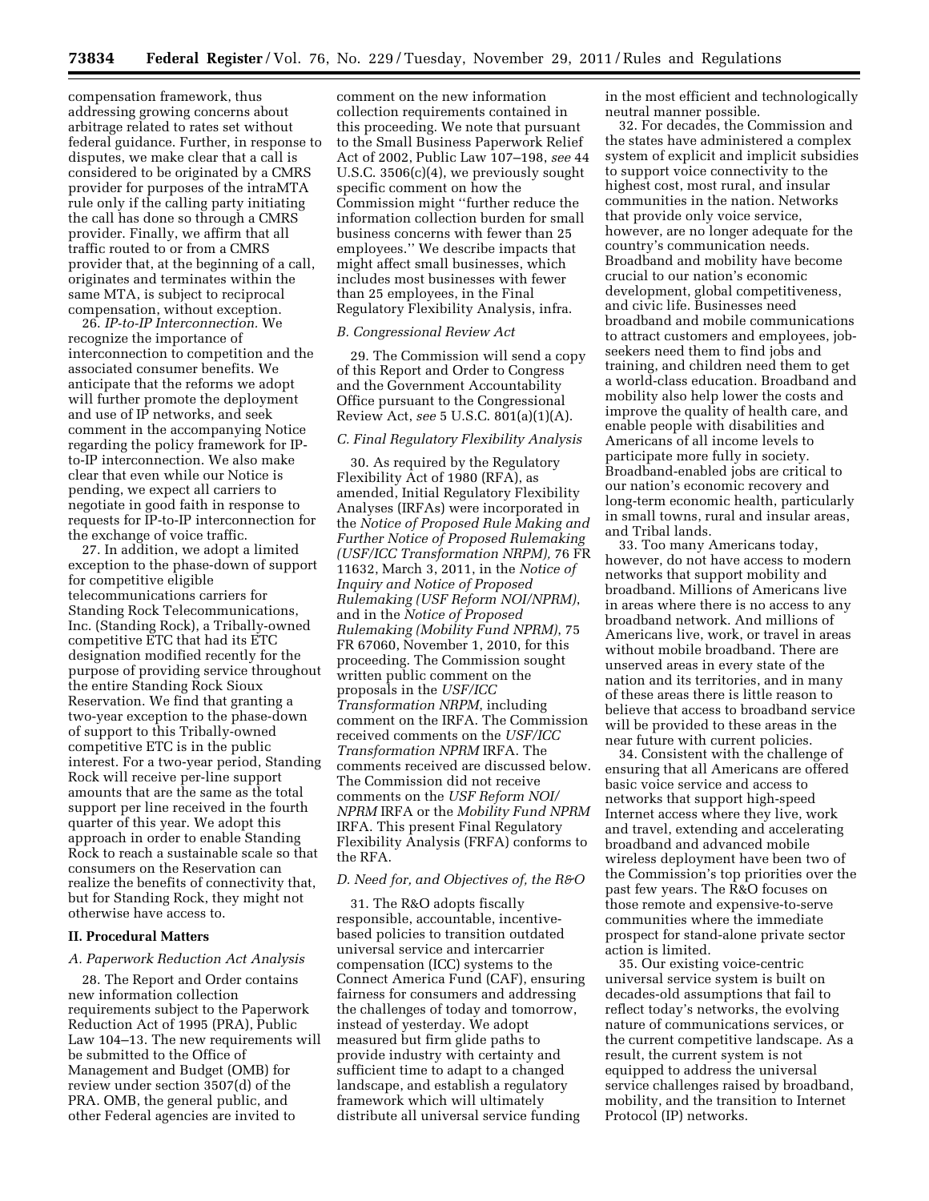compensation framework, thus addressing growing concerns about arbitrage related to rates set without federal guidance. Further, in response to disputes, we make clear that a call is considered to be originated by a CMRS provider for purposes of the intraMTA rule only if the calling party initiating the call has done so through a CMRS provider. Finally, we affirm that all traffic routed to or from a CMRS provider that, at the beginning of a call, originates and terminates within the same MTA, is subject to reciprocal compensation, without exception.

26. *IP-to-IP Interconnection.* We recognize the importance of interconnection to competition and the associated consumer benefits. We anticipate that the reforms we adopt will further promote the deployment and use of IP networks, and seek comment in the accompanying Notice regarding the policy framework for IP-to-IP interconnection. We also make clear that even while our Notice is pending, we expect all carriers to negotiate in good faith in response to requests for IP-to-IP interconnection for the exchange of voice traffic.

27. In addition, we adopt a limited exception to the phase-down of support for competitive eligible telecommunications carriers for Standing Rock Telecommunications, Inc. (Standing Rock), a Tribally-owned competitive ETC that had its ETC designation modified recently for the purpose of providing service throughout the entire Standing Rock Sioux Reservation. We find that granting a two-year exception to the phase-down of support to this Tribally-owned competitive ETC is in the public interest. For a two-year period, Standing Rock will receive per-line support amounts that are the same as the total support per line received in the fourth quarter of this year. We adopt this approach in order to enable Standing Rock to reach a sustainable scale so that consumers on the Reservation can realize the benefits of connectivity that, but for Standing Rock, they might not otherwise have access to.

## II. Procedural Matters

### A. Paperwork Reduction Act Analysis

28. The Report and Order contains new information collection requirements subject to the Paperwork Reduction Act of 1995 (PRA), Public Law 104–13. The new requirements will be submitted to the Office of Management and Budget (OMB) for review under section 3507(d) of the PRA. OMB, the general public, and other Federal agencies are invited to comment on the new information collection requirements contained in this proceeding. We note that pursuant to the Small Business Paperwork Relief Act of 2002, Public Law 107–198, *see* 44 U.S.C. 3506(c)(4), we previously sought specific comment on how the Commission might ''further reduce the information collection burden for small business concerns with fewer than 25 employees.'' We describe impacts that might affect small businesses, which includes most businesses with fewer than 25 employees, in the Final Regulatory Flexibility Analysis, infra.

### B. Congressional Review Act

29. The Commission will send a copy of this Report and Order to Congress and the Government Accountability Office pursuant to the Congressional Review Act, *see* 5 U.S.C. 801(a)(1)(A).

### C. Final Regulatory Flexibility Analysis

30. As required by the Regulatory Flexibility Act of 1980 (RFA), as amended, Initial Regulatory Flexibility Analyses (IRFAs) were incorporated in the *Notice of Proposed Rule Making and Further Notice of Proposed Rulemaking (USF/ICC Transformation NRPM),* 76 FR 11632, March 3, 2011, in the *Notice of Inquiry and Notice of Proposed Rulemaking (USF Reform NOI/NPRM)*, and in the *Notice of Proposed Rulemaking (Mobility Fund NPRM)*, 75 FR 67060, November 1, 2010, for this proceeding. The Commission sought written public comment on the proposals in the *USF/ICC Transformation NRPM*, including comment on the IRFA. The Commission received comments on the *USF/ICC Transformation NPRM* IRFA. The comments received are discussed below. The Commission did not receive comments on the *USF Reform NOI/NPRM* IRFA or the *Mobility Fund NPRM* IRFA. This present Final Regulatory Flexibility Analysis (FRFA) conforms to the RFA.

### D. Need for, and Objectives of, the R&O

31. The R&O adopts fiscally responsible, accountable, incentive-based policies to transition outdated universal service and intercarrier compensation (ICC) systems to the Connect America Fund (CAF), ensuring fairness for consumers and addressing the challenges of today and tomorrow, instead of yesterday. We adopt measured but firm glide paths to provide industry with certainty and sufficient time to adapt to a changed landscape, and establish a regulatory framework which will ultimately distribute all universal service funding in the most efficient and technologically neutral manner possible.

32. For decades, the Commission and the states have administered a complex system of explicit and implicit subsidies to support voice connectivity to the highest cost, most rural, and insular communities in the nation. Networks that provide only voice service, however, are no longer adequate for the country's communication needs. Broadband and mobility have become crucial to our nation's economic development, global competitiveness, and civic life. Businesses need broadband and mobile communications to attract customers and employees, job-seekers need them to find jobs and training, and children need them to get a world-class education. Broadband and mobility also help lower the costs and improve the quality of health care, and enable people with disabilities and Americans of all income levels to participate more fully in society. Broadband-enabled jobs are critical to our nation's economic recovery and long-term economic health, particularly in small towns, rural and insular areas, and Tribal lands.

33. Too many Americans today, however, do not have access to modern networks that support mobility and broadband. Millions of Americans live in areas where there is no access to any broadband network. And millions of Americans live, work, or travel in areas without mobile broadband. There are unserved areas in every state of the nation and its territories, and in many of these areas there is little reason to believe that access to broadband service will be provided to these areas in the near future with current policies.

34. Consistent with the challenge of ensuring that all Americans are offered basic voice service and access to networks that support high-speed Internet access where they live, work and travel, extending and accelerating broadband and advanced mobile wireless deployment have been two of the Commission's top priorities over the past few years. The R&O focuses on those remote and expensive-to-serve communities where the immediate prospect for stand-alone private sector action is limited.

35. Our existing voice-centric universal service system is built on decades-old assumptions that fail to reflect today's networks, the evolving nature of communications services, or the current competitive landscape. As a result, the current system is not equipped to address the universal service challenges raised by broadband, mobility, and the transition to Internet Protocol (IP) networks.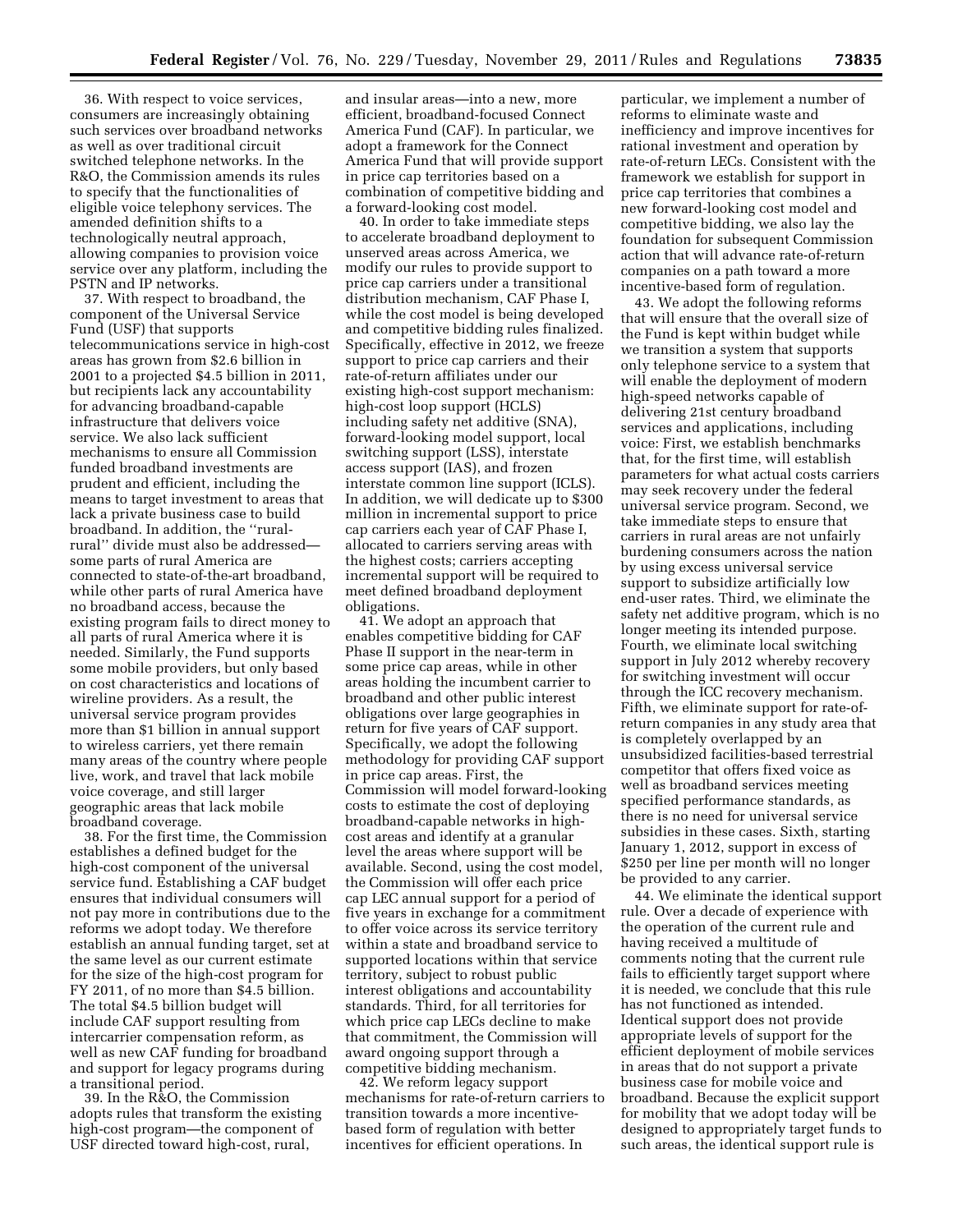36. With respect to voice services, consumers are increasingly obtaining such services over broadband networks as well as over traditional circuit switched telephone networks. In the R&O, the Commission amends its rules to specify that the functionalities of eligible voice telephony services. The amended definition shifts to a technologically neutral approach, allowing companies to provision voice service over any platform, including the PSTN and IP networks.

37. With respect to broadband, the component of the Universal Service Fund (USF) that supports telecommunications service in high-cost areas has grown from $2.6 billion in 2001 to a projected $4.5 billion in 2011, but recipients lack any accountability for advancing broadband-capable infrastructure that delivers voice service. We also lack sufficient mechanisms to ensure all Commission funded broadband investments are prudent and efficient, including the means to target investment to areas that lack a private business case to build broadband. In addition, the ''rural-rural'' divide must also be addressed—some parts of rural America are connected to state-of-the-art broadband, while other parts of rural America have no broadband access, because the existing program fails to direct money to all parts of rural America where it is needed. Similarly, the Fund supports some mobile providers, but only based on cost characteristics and locations of wireline providers. As a result, the universal service program provides more than $1 billion in annual support to wireless carriers, yet there remain many areas of the country where people live, work, and travel that lack mobile voice coverage, and still larger geographic areas that lack mobile broadband coverage.

38. For the first time, the Commission establishes a defined budget for the high-cost component of the universal service fund. Establishing a CAF budget ensures that individual consumers will not pay more in contributions due to the reforms we adopt today. We therefore establish an annual funding target, set at the same level as our current estimate for the size of the high-cost program for FY 2011, of no more than $4.5 billion. The total $4.5 billion budget will include CAF support resulting from intercarrier compensation reform, as well as new CAF funding for broadband and support for legacy programs during a transitional period.

39. In the R&O, the Commission adopts rules that transform the existing high-cost program—the component of USF directed toward high-cost, rural, and insular areas—into a new, more efficient, broadband-focused Connect America Fund (CAF). In particular, we adopt a framework for the Connect America Fund that will provide support in price cap territories based on a combination of competitive bidding and a forward-looking cost model.

40. In order to take immediate steps to accelerate broadband deployment to unserved areas across America, we modify our rules to provide support to price cap carriers under a transitional distribution mechanism, CAF Phase I, while the cost model is being developed and competitive bidding rules finalized. Specifically, effective in 2012, we freeze support to price cap carriers and their rate-of-return affiliates under our existing high-cost support mechanism: high-cost loop support (HCLS) including safety net additive (SNA), forward-looking model support, local switching support (LSS), interstate access support (IAS), and frozen interstate common line support (ICLS). In addition, we will dedicate up to $300 million in incremental support to price cap carriers each year of CAF Phase I, allocated to carriers serving areas with the highest costs; carriers accepting incremental support will be required to meet defined broadband deployment obligations.

41. We adopt an approach that enables competitive bidding for CAF Phase II support in the near-term in some price cap areas, while in other areas holding the incumbent carrier to broadband and other public interest obligations over large geographies in return for five years of CAF support. Specifically, we adopt the following methodology for providing CAF support in price cap areas. First, the Commission will model forward-looking costs to estimate the cost of deploying broadband-capable networks in high-cost areas and identify at a granular level the areas where support will be available. Second, using the cost model, the Commission will offer each price cap LEC annual support for a period of five years in exchange for a commitment to offer voice across its service territory within a state and broadband service to supported locations within that service territory, subject to robust public interest obligations and accountability standards. Third, for all territories for which price cap LECs decline to make that commitment, the Commission will award ongoing support through a competitive bidding mechanism.

42. We reform legacy support mechanisms for rate-of-return carriers to transition towards a more incentive-based form of regulation with better incentives for efficient operations. In particular, we implement a number of reforms to eliminate waste and inefficiency and improve incentives for rational investment and operation by rate-of-return LECs. Consistent with the framework we establish for support in price cap territories that combines a new forward-looking cost model and competitive bidding, we also lay the foundation for subsequent Commission action that will advance rate-of-return companies on a path toward a more incentive-based form of regulation.

43. We adopt the following reforms that will ensure that the overall size of the Fund is kept within budget while we transition a system that supports only telephone service to a system that will enable the deployment of modern high-speed networks capable of delivering 21st century broadband services and applications, including voice: First, we establish benchmarks that, for the first time, will establish parameters for what actual costs carriers may seek recovery under the federal universal service program. Second, we take immediate steps to ensure that carriers in rural areas are not unfairly burdening consumers across the nation by using excess universal service support to subsidize artificially low end-user rates. Third, we eliminate the safety net additive program, which is no longer meeting its intended purpose. Fourth, we eliminate local switching support in July 2012 whereby recovery for switching investment will occur through the ICC recovery mechanism. Fifth, we eliminate support for rate-of-return companies in any study area that is completely overlapped by an unsubsidized facilities-based terrestrial competitor that offers fixed voice as well as broadband services meeting specified performance standards, as there is no need for universal service subsidies in these cases. Sixth, starting January 1, 2012, support in excess of $250 per line per month will no longer be provided to any carrier.

44. We eliminate the identical support rule. Over a decade of experience with the operation of the current rule and having received a multitude of comments noting that the current rule fails to efficiently target support where it is needed, we conclude that this rule has not functioned as intended. Identical support does not provide appropriate levels of support for the efficient deployment of mobile services in areas that do not support a private business case for mobile voice and broadband. Because the explicit support for mobility that we adopt today will be designed to appropriately target funds to such areas, the identical support rule is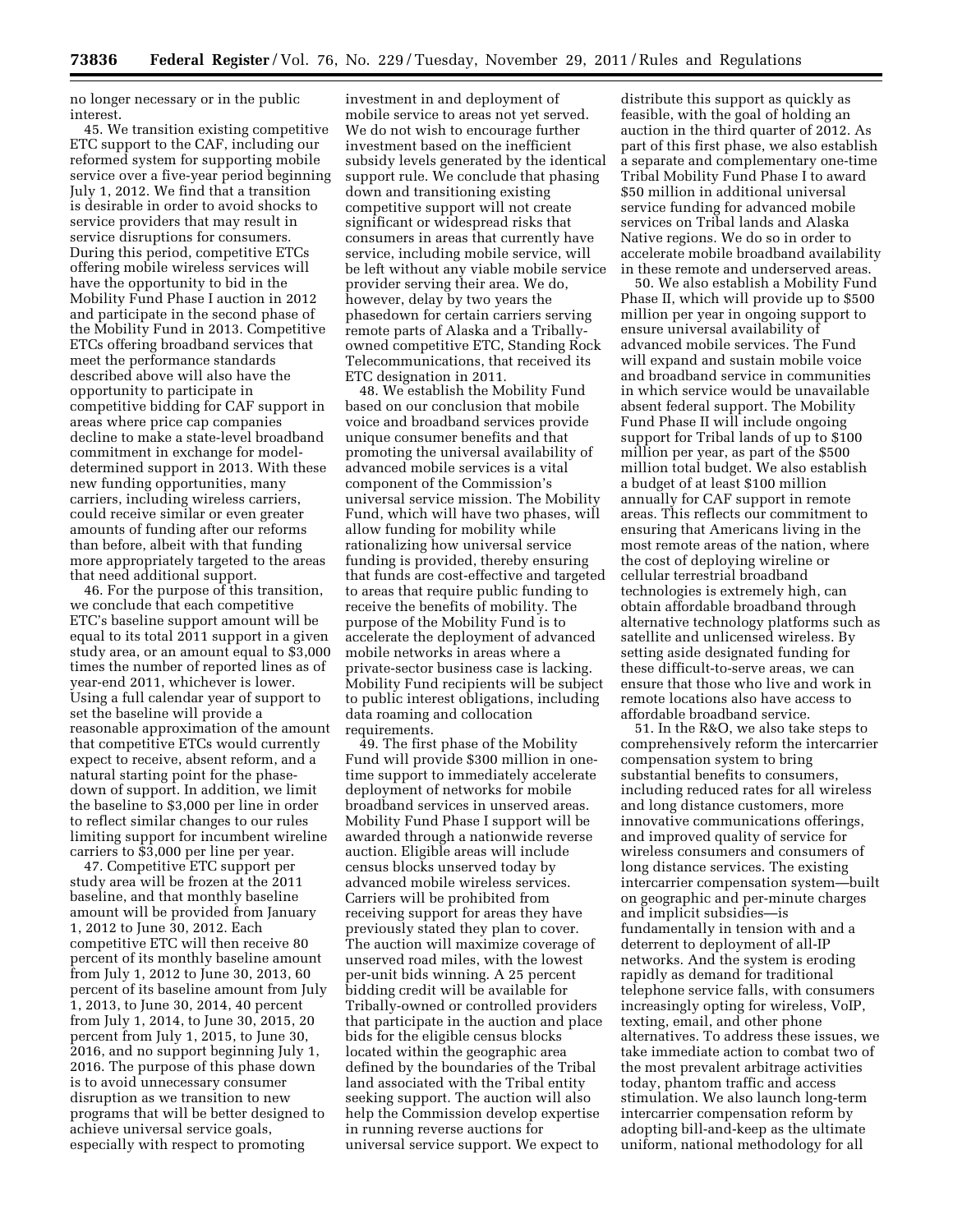no longer necessary or in the public interest.

45. We transition existing competitive ETC support to the CAF, including our reformed system for supporting mobile service over a five-year period beginning July 1, 2012. We find that a transition is desirable in order to avoid shocks to service providers that may result in service disruptions for consumers. During this period, competitive ETCs offering mobile wireless services will have the opportunity to bid in the Mobility Fund Phase I auction in 2012 and participate in the second phase of the Mobility Fund in 2013. Competitive ETCs offering broadband services that meet the performance standards described above will also have the opportunity to participate in competitive bidding for CAF support in areas where price cap companies decline to make a state-level broadband commitment in exchange for model-determined support in 2013. With these new funding opportunities, many carriers, including wireless carriers, could receive similar or even greater amounts of funding after our reforms than before, albeit with that funding more appropriately targeted to the areas that need additional support.

46. For the purpose of this transition, we conclude that each competitive ETC's baseline support amount will be equal to its total 2011 support in a given study area, or an amount equal to $3,000 times the number of reported lines as of year-end 2011, whichever is lower. Using a full calendar year of support to set the baseline will provide a reasonable approximation of the amount that competitive ETCs would currently expect to receive, absent reform, and a natural starting point for the phase-down of support. In addition, we limit the baseline to $3,000 per line in order to reflect similar changes to our rules limiting support for incumbent wireline carriers to $3,000 per line per year.

47. Competitive ETC support per study area will be frozen at the 2011 baseline, and that monthly baseline amount will be provided from January 1, 2012 to June 30, 2012. Each competitive ETC will then receive 80 percent of its monthly baseline amount from July 1, 2012 to June 30, 2013, 60 percent of its baseline amount from July 1, 2013, to June 30, 2014, 40 percent from July 1, 2014, to June 30, 2015, 20 percent from July 1, 2015, to June 30, 2016, and no support beginning July 1, 2016. The purpose of this phase down is to avoid unnecessary consumer disruption as we transition to new programs that will be better designed to achieve universal service goals, especially with respect to promoting investment in and deployment of mobile service to areas not yet served. We do not wish to encourage further investment based on the inefficient subsidy levels generated by the identical support rule. We conclude that phasing down and transitioning existing competitive support will not create significant or widespread risks that consumers in areas that currently have service, including mobile service, will be left without any viable mobile service provider serving their area. We do, however, delay by two years the phasedown for certain carriers serving remote parts of Alaska and a Tribally-owned competitive ETC, Standing Rock Telecommunications, that received its ETC designation in 2011.

48. We establish the Mobility Fund based on our conclusion that mobile voice and broadband services provide unique consumer benefits and that promoting the universal availability of advanced mobile services is a vital component of the Commission's universal service mission. The Mobility Fund, which will have two phases, will allow funding for mobility while rationalizing how universal service funding is provided, thereby ensuring that funds are cost-effective and targeted to areas that require public funding to receive the benefits of mobility. The purpose of the Mobility Fund is to accelerate the deployment of advanced mobile networks in areas where a private-sector business case is lacking. Mobility Fund recipients will be subject to public interest obligations, including data roaming and collocation requirements.

49. The first phase of the Mobility Fund will provide $300 million in one-time support to immediately accelerate deployment of networks for mobile broadband services in unserved areas. Mobility Fund Phase I support will be awarded through a nationwide reverse auction. Eligible areas will include census blocks unserved today by advanced mobile wireless services. Carriers will be prohibited from receiving support for areas they have previously stated they plan to cover. The auction will maximize coverage of unserved road miles, with the lowest per-unit bids winning. A 25 percent bidding credit will be available for Tribally-owned or controlled providers that participate in the auction and place bids for the eligible census blocks located within the geographic area defined by the boundaries of the Tribal land associated with the Tribal entity seeking support. The auction will also help the Commission develop expertise in running reverse auctions for universal service support. We expect to distribute this support as quickly as feasible, with the goal of holding an auction in the third quarter of 2012. As part of this first phase, we also establish a separate and complementary one-time Tribal Mobility Fund Phase I to award $50 million in additional universal service funding for advanced mobile services on Tribal lands and Alaska Native regions. We do so in order to accelerate mobile broadband availability in these remote and underserved areas.

50. We also establish a Mobility Fund Phase II, which will provide up to $500 million per year in ongoing support to ensure universal availability of advanced mobile services. The Fund will expand and sustain mobile voice and broadband service in communities in which service would be unavailable absent federal support. The Mobility Fund Phase II will include ongoing support for Tribal lands of up to $100 million per year, as part of the $500 million total budget. We also establish a budget of at least $100 million annually for CAF support in remote areas. This reflects our commitment to ensuring that Americans living in the most remote areas of the nation, where the cost of deploying wireline or cellular terrestrial broadband technologies is extremely high, can obtain affordable broadband through alternative technology platforms such as satellite and unlicensed wireless. By setting aside designated funding for these difficult-to-serve areas, we can ensure that those who live and work in remote locations also have access to affordable broadband service.

51. In the R&O, we also take steps to comprehensively reform the intercarrier compensation system to bring substantial benefits to consumers, including reduced rates for all wireless and long distance customers, more innovative communications offerings, and improved quality of service for wireless consumers and consumers of long distance services. The existing intercarrier compensation system—built on geographic and per-minute charges and implicit subsidies—is fundamentally in tension with and a deterrent to deployment of all-IP networks. And the system is eroding rapidly as demand for traditional telephone service falls, with consumers increasingly opting for wireless, VoIP, texting, email, and other phone alternatives. To address these issues, we take immediate action to combat two of the most prevalent arbitrage activities today, phantom traffic and access stimulation. We also launch long-term intercarrier compensation reform by adopting bill-and-keep as the ultimate uniform, national methodology for all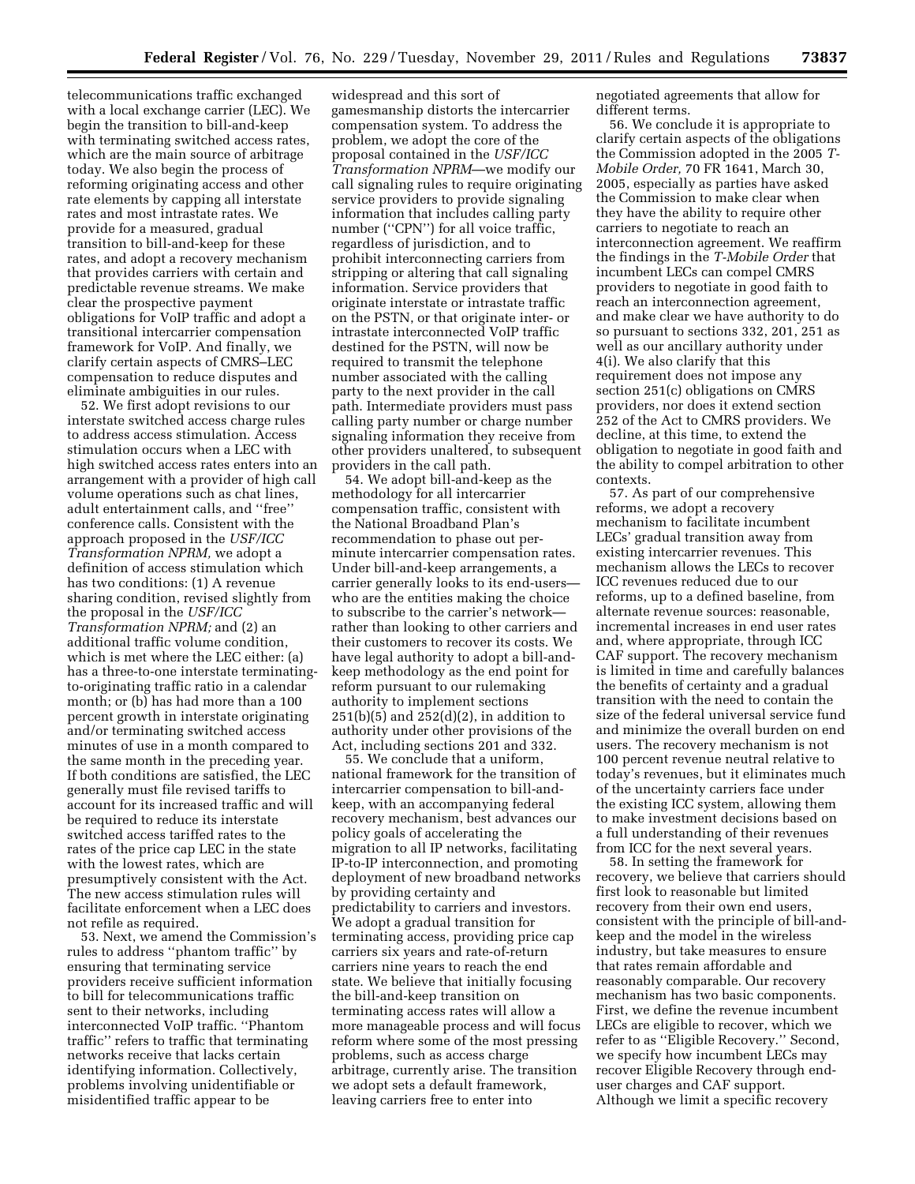telecommunications traffic exchanged with a local exchange carrier (LEC). We begin the transition to bill-and-keep with terminating switched access rates, which are the main source of arbitrage today. We also begin the process of reforming originating access and other rate elements by capping all interstate rates and most intrastate rates. We provide for a measured, gradual transition to bill-and-keep for these rates, and adopt a recovery mechanism that provides carriers with certain and predictable revenue streams. We make clear the prospective payment obligations for VoIP traffic and adopt a transitional intercarrier compensation framework for VoIP. And finally, we clarify certain aspects of CMRS–LEC compensation to reduce disputes and eliminate ambiguities in our rules.

52. We first adopt revisions to our interstate switched access charge rules to address access stimulation. Access stimulation occurs when a LEC with high switched access rates enters into an arrangement with a provider of high call volume operations such as chat lines, adult entertainment calls, and "free" conference calls. Consistent with the approach proposed in the *USF/ICC Transformation NPRM,* we adopt a definition of access stimulation which has two conditions: (1) A revenue sharing condition, revised slightly from the proposal in the *USF/ICC Transformation NPRM;* and (2) an additional traffic volume condition, which is met where the LEC either: (a) has a three-to-one interstate terminating-to-originating traffic ratio in a calendar month; or (b) has had more than a 100 percent growth in interstate originating and/or terminating switched access minutes of use in a month compared to the same month in the preceding year. If both conditions are satisfied, the LEC generally must file revised tariffs to account for its increased traffic and will be required to reduce its interstate switched access tariffed rates to the rates of the price cap LEC in the state with the lowest rates, which are presumptively consistent with the Act. The new access stimulation rules will facilitate enforcement when a LEC does not refile as required.

53. Next, we amend the Commission's rules to address "phantom traffic" by ensuring that terminating service providers receive sufficient information to bill for telecommunications traffic sent to their networks, including interconnected VoIP traffic. "Phantom traffic" refers to traffic that terminating networks receive that lacks certain identifying information. Collectively, problems involving unidentifiable or misidentified traffic appear to be widespread and this sort of gamesmanship distorts the intercarrier compensation system. To address the problem, we adopt the core of the proposal contained in the *USF/ICC Transformation NPRM*—we modify our call signaling rules to require originating service providers to provide signaling information that includes calling party number ("CPN") for all voice traffic, regardless of jurisdiction, and to prohibit interconnecting carriers from stripping or altering that call signaling information. Service providers that originate interstate or intrastate traffic on the PSTN, or that originate inter- or intrastate interconnected VoIP traffic destined for the PSTN, will now be required to transmit the telephone number associated with the calling party to the next provider in the call path. Intermediate providers must pass calling party number or charge number signaling information they receive from other providers unaltered, to subsequent providers in the call path.

54. We adopt bill-and-keep as the methodology for all intercarrier compensation traffic, consistent with the National Broadband Plan's recommendation to phase out per-minute intercarrier compensation rates. Under bill-and-keep arrangements, a carrier generally looks to its end-users—who are the entities making the choice to subscribe to the carrier's network—rather than looking to other carriers and their customers to recover its costs. We have legal authority to adopt a bill-and-keep methodology as the end point for reform pursuant to our rulemaking authority to implement sections 251(b)(5) and 252(d)(2), in addition to authority under other provisions of the Act, including sections 201 and 332.

55. We conclude that a uniform, national framework for the transition of intercarrier compensation to bill-and-keep, with an accompanying federal recovery mechanism, best advances our policy goals of accelerating the migration to all IP networks, facilitating IP-to-IP interconnection, and promoting deployment of new broadband networks by providing certainty and predictability to carriers and investors. We adopt a gradual transition for terminating access, providing price cap carriers six years and rate-of-return carriers nine years to reach the end state. We believe that initially focusing the bill-and-keep transition on terminating access rates will allow a more manageable process and will focus reform where some of the most pressing problems, such as access charge arbitrage, currently arise. The transition we adopt sets a default framework, leaving carriers free to enter into negotiated agreements that allow for different terms.

56. We conclude it is appropriate to clarify certain aspects of the obligations the Commission adopted in the 2005 *T-Mobile Order,* 70 FR 1641, March 30, 2005, especially as parties have asked the Commission to make clear when they have the ability to require other carriers to negotiate to reach an interconnection agreement. We reaffirm the findings in the *T-Mobile Order* that incumbent LECs can compel CMRS providers to negotiate in good faith to reach an interconnection agreement, and make clear we have authority to do so pursuant to sections 332, 201, 251 as well as our ancillary authority under 4(i). We also clarify that this requirement does not impose any section 251(c) obligations on CMRS providers, nor does it extend section 252 of the Act to CMRS providers. We decline, at this time, to extend the obligation to negotiate in good faith and the ability to compel arbitration to other contexts.

57. As part of our comprehensive reforms, we adopt a recovery mechanism to facilitate incumbent LECs' gradual transition away from existing intercarrier revenues. This mechanism allows the LECs to recover ICC revenues reduced due to our reforms, up to a defined baseline, from alternate revenue sources: reasonable, incremental increases in end user rates and, where appropriate, through ICC CAF support. The recovery mechanism is limited in time and carefully balances the benefits of certainty and a gradual transition with the need to contain the size of the federal universal service fund and minimize the overall burden on end users. The recovery mechanism is not 100 percent revenue neutral relative to today's revenues, but it eliminates much of the uncertainty carriers face under the existing ICC system, allowing them to make investment decisions based on a full understanding of their revenues from ICC for the next several years.

58. In setting the framework for recovery, we believe that carriers should first look to reasonable but limited recovery from their own end users, consistent with the principle of bill-and-keep and the model in the wireless industry, but take measures to ensure that rates remain affordable and reasonably comparable. Our recovery mechanism has two basic components. First, we define the revenue incumbent LECs are eligible to recover, which we refer to as "Eligible Recovery." Second, we specify how incumbent LECs may recover Eligible Recovery through end-user charges and CAF support. Although we limit a specific recovery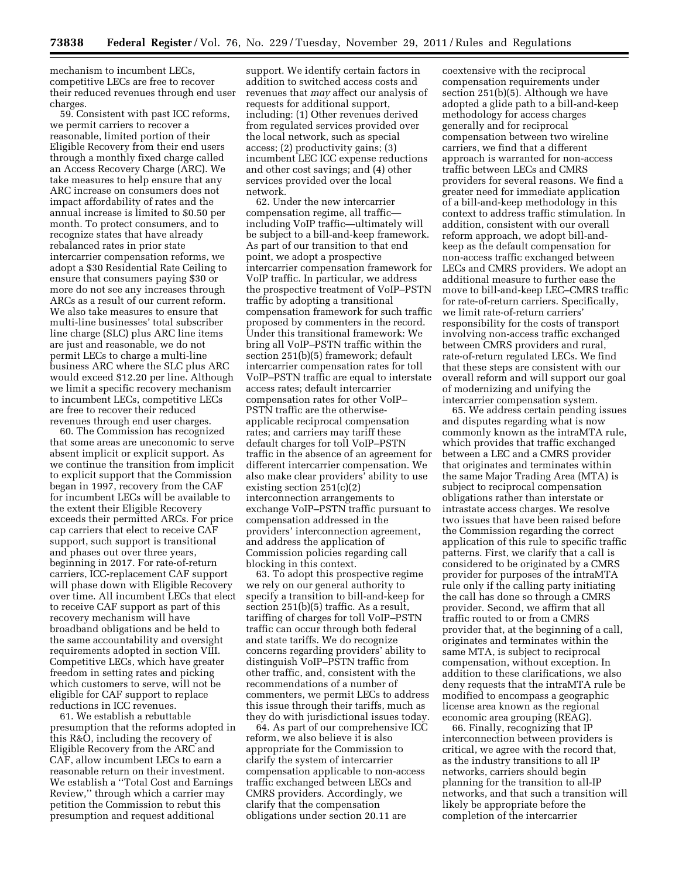mechanism to incumbent LECs, competitive LECs are free to recover their reduced revenues through end user charges.

59. Consistent with past ICC reforms, we permit carriers to recover a reasonable, limited portion of their Eligible Recovery from their end users through a monthly fixed charge called an Access Recovery Charge (ARC). We take measures to help ensure that any ARC increase on consumers does not impact affordability of rates and the annual increase is limited to $0.50 per month. To protect consumers, and to recognize states that have already rebalanced rates in prior state intercarrier compensation reforms, we adopt a $30 Residential Rate Ceiling to ensure that consumers paying $30 or more do not see any increases through ARCs as a result of our current reform. We also take measures to ensure that multi-line businesses' total subscriber line charge (SLC) plus ARC line items are just and reasonable, we do not permit LECs to charge a multi-line business ARC where the SLC plus ARC would exceed $12.20 per line. Although we limit a specific recovery mechanism to incumbent LECs, competitive LECs are free to recover their reduced revenues through end user charges.

60. The Commission has recognized that some areas are uneconomic to serve absent implicit or explicit support. As we continue the transition from implicit to explicit support that the Commission began in 1997, recovery from the CAF for incumbent LECs will be available to the extent their Eligible Recovery exceeds their permitted ARCs. For price cap carriers that elect to receive CAF support, such support is transitional and phases out over three years, beginning in 2017. For rate-of-return carriers, ICC-replacement CAF support will phase down with Eligible Recovery over time. All incumbent LECs that elect to receive CAF support as part of this recovery mechanism will have broadband obligations and be held to the same accountability and oversight requirements adopted in section VIII. Competitive LECs, which have greater freedom in setting rates and picking which customers to serve, will not be eligible for CAF support to replace reductions in ICC revenues.

61. We establish a rebuttable presumption that the reforms adopted in this R&O, including the recovery of Eligible Recovery from the ARC and CAF, allow incumbent LECs to earn a reasonable return on their investment. We establish a ''Total Cost and Earnings Review,'' through which a carrier may petition the Commission to rebut this presumption and request additional support. We identify certain factors in addition to switched access costs and revenues that *may* affect our analysis of requests for additional support, including: (1) Other revenues derived from regulated services provided over the local network, such as special access; (2) productivity gains; (3) incumbent LEC ICC expense reductions and other cost savings; and (4) other services provided over the local network.

62. Under the new intercarrier compensation regime, all traffic—including VoIP traffic—ultimately will be subject to a bill-and-keep framework. As part of our transition to that end point, we adopt a prospective intercarrier compensation framework for VoIP traffic. In particular, we address the prospective treatment of VoIP–PSTN traffic by adopting a transitional compensation framework for such traffic proposed by commenters in the record. Under this transitional framework: We bring all VoIP–PSTN traffic within the section 251(b)(5) framework; default intercarrier compensation rates for toll VoIP–PSTN traffic are equal to interstate access rates; default intercarrier compensation rates for other VoIP–PSTN traffic are the otherwise-applicable reciprocal compensation rates; and carriers may tariff these default charges for toll VoIP–PSTN traffic in the absence of an agreement for different intercarrier compensation. We also make clear providers' ability to use existing section 251(c)(2) interconnection arrangements to exchange VoIP–PSTN traffic pursuant to compensation addressed in the providers' interconnection agreement, and address the application of Commission policies regarding call blocking in this context.

63. To adopt this prospective regime we rely on our general authority to specify a transition to bill-and-keep for section 251(b)(5) traffic. As a result, tariffing of charges for toll VoIP–PSTN traffic can occur through both federal and state tariffs. We do recognize concerns regarding providers' ability to distinguish VoIP–PSTN traffic from other traffic, and, consistent with the recommendations of a number of commenters, we permit LECs to address this issue through their tariffs, much as they do with jurisdictional issues today.

64. As part of our comprehensive ICC reform, we also believe it is also appropriate for the Commission to clarify the system of intercarrier compensation applicable to non-access traffic exchanged between LECs and CMRS providers. Accordingly, we clarify that the compensation obligations under section 20.11 are coextensive with the reciprocal compensation requirements under section 251(b)(5). Although we have adopted a glide path to a bill-and-keep methodology for access charges generally and for reciprocal compensation between two wireline carriers, we find that a different approach is warranted for non-access traffic between LECs and CMRS providers for several reasons. We find a greater need for immediate application of a bill-and-keep methodology in this context to address traffic stimulation. In addition, consistent with our overall reform approach, we adopt bill-and-keep as the default compensation for non-access traffic exchanged between LECs and CMRS providers. We adopt an additional measure to further ease the move to bill-and-keep LEC–CMRS traffic for rate-of-return carriers. Specifically, we limit rate-of-return carriers' responsibility for the costs of transport involving non-access traffic exchanged between CMRS providers and rural, rate-of-return regulated LECs. We find that these steps are consistent with our overall reform and will support our goal of modernizing and unifying the intercarrier compensation system.

65. We address certain pending issues and disputes regarding what is now commonly known as the intraMTA rule, which provides that traffic exchanged between a LEC and a CMRS provider that originates and terminates within the same Major Trading Area (MTA) is subject to reciprocal compensation obligations rather than interstate or intrastate access charges. We resolve two issues that have been raised before the Commission regarding the correct application of this rule to specific traffic patterns. First, we clarify that a call is considered to be originated by a CMRS provider for purposes of the intraMTA rule only if the calling party initiating the call has done so through a CMRS provider. Second, we affirm that all traffic routed to or from a CMRS provider that, at the beginning of a call, originates and terminates within the same MTA, is subject to reciprocal compensation, without exception. In addition to these clarifications, we also deny requests that the intraMTA rule be modified to encompass a geographic license area known as the regional economic area grouping (REAG).

66. Finally, recognizing that IP interconnection between providers is critical, we agree with the record that, as the industry transitions to all IP networks, carriers should begin planning for the transition to all-IP networks, and that such a transition will likely be appropriate before the completion of the intercarrier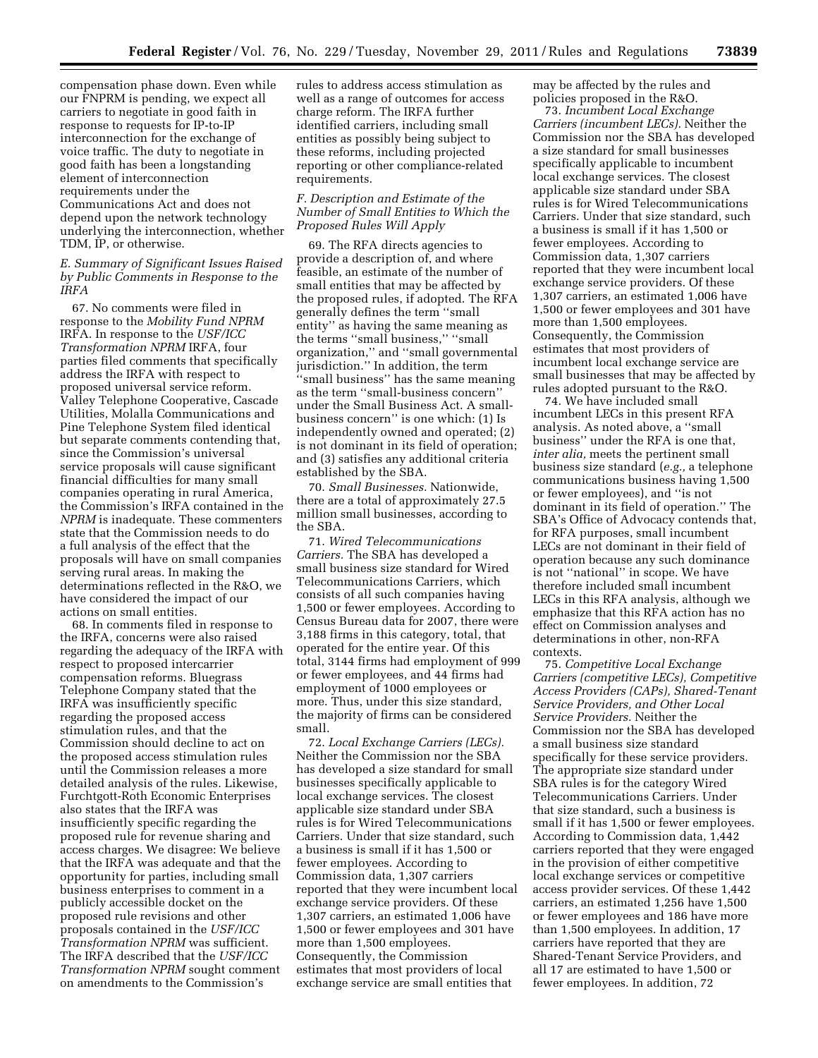compensation phase down. Even while our FNPRM is pending, we expect all carriers to negotiate in good faith in response to requests for IP-to-IP interconnection for the exchange of voice traffic. The duty to negotiate in good faith has been a longstanding element of interconnection requirements under the Communications Act and does not depend upon the network technology underlying the interconnection, whether TDM, IP, or otherwise.

### *E. Summary of Significant Issues Raised by Public Comments in Response to the IRFA*

67. No comments were filed in response to the *Mobility Fund NPRM* IRFA. In response to the *USF/ICC Transformation NPRM* IRFA, four parties filed comments that specifically address the IRFA with respect to proposed universal service reform. Valley Telephone Cooperative, Cascade Utilities, Molalla Communications and Pine Telephone System filed identical but separate comments contending that, since the Commission's universal service proposals will cause significant financial difficulties for many small companies operating in rural America, the Commission's IRFA contained in the *NPRM* is inadequate. These commenters state that the Commission needs to do a full analysis of the effect that the proposals will have on small companies serving rural areas. In making the determinations reflected in the R&O, we have considered the impact of our actions on small entities.

68. In comments filed in response to the IRFA, concerns were also raised regarding the adequacy of the IRFA with respect to proposed intercarrier compensation reforms. Bluegrass Telephone Company stated that the IRFA was insufficiently specific regarding the proposed access stimulation rules, and that the Commission should decline to act on the proposed access stimulation rules until the Commission releases a more detailed analysis of the rules. Likewise, Furchtgott-Roth Economic Enterprises also states that the IRFA was insufficiently specific regarding the proposed rule for revenue sharing and access charges. We disagree: We believe that the IRFA was adequate and that the opportunity for parties, including small business enterprises to comment in a publicly accessible docket on the proposed rule revisions and other proposals contained in the *USF/ICC Transformation NPRM* was sufficient. The IRFA described that the *USF/ICC Transformation NPRM* sought comment on amendments to the Commission's rules to address access stimulation as well as a range of outcomes for access charge reform. The IRFA further identified carriers, including small entities as possibly being subject to these reforms, including projected reporting or other compliance-related requirements.

### *F. Description and Estimate of the Number of Small Entities to Which the Proposed Rules Will Apply*

69. The RFA directs agencies to provide a description of, and where feasible, an estimate of the number of small entities that may be affected by the proposed rules, if adopted. The RFA generally defines the term ''small entity'' as having the same meaning as the terms ''small business,'' ''small organization,'' and ''small governmental jurisdiction.'' In addition, the term ''small business'' has the same meaning as the term ''small-business concern'' under the Small Business Act. A small-business concern'' is one which: (1) Is independently owned and operated; (2) is not dominant in its field of operation; and (3) satisfies any additional criteria established by the SBA.

70. *Small Businesses.* Nationwide, there are a total of approximately 27.5 million small businesses, according to the SBA.

71. *Wired Telecommunications Carriers.* The SBA has developed a small business size standard for Wired Telecommunications Carriers, which consists of all such companies having 1,500 or fewer employees. According to Census Bureau data for 2007, there were 3,188 firms in this category, total, that operated for the entire year. Of this total, 3144 firms had employment of 999 or fewer employees, and 44 firms had employment of 1000 employees or more. Thus, under this size standard, the majority of firms can be considered small.

72. *Local Exchange Carriers (LECs).* Neither the Commission nor the SBA has developed a size standard for small businesses specifically applicable to local exchange services. The closest applicable size standard under SBA rules is for Wired Telecommunications Carriers. Under that size standard, such a business is small if it has 1,500 or fewer employees. According to Commission data, 1,307 carriers reported that they were incumbent local exchange service providers. Of these 1,307 carriers, an estimated 1,006 have 1,500 or fewer employees and 301 have more than 1,500 employees. Consequently, the Commission estimates that most providers of local exchange service are small entities that may be affected by the rules and policies proposed in the R&O.

73. *Incumbent Local Exchange Carriers (incumbent LECs).* Neither the Commission nor the SBA has developed a size standard for small businesses specifically applicable to incumbent local exchange services. The closest applicable size standard under SBA rules is for Wired Telecommunications Carriers. Under that size standard, such a business is small if it has 1,500 or fewer employees. According to Commission data, 1,307 carriers reported that they were incumbent local exchange service providers. Of these 1,307 carriers, an estimated 1,006 have 1,500 or fewer employees and 301 have more than 1,500 employees. Consequently, the Commission estimates that most providers of incumbent local exchange service are small businesses that may be affected by rules adopted pursuant to the R&O.

74. We have included small incumbent LECs in this present RFA analysis. As noted above, a ''small business'' under the RFA is one that, *inter alia,* meets the pertinent small business size standard (*e.g.,* a telephone communications business having 1,500 or fewer employees), and ''is not dominant in its field of operation.'' The SBA's Office of Advocacy contends that, for RFA purposes, small incumbent LECs are not dominant in their field of operation because any such dominance is not ''national'' in scope. We have therefore included small incumbent LECs in this RFA analysis, although we emphasize that this RFA action has no effect on Commission analyses and determinations in other, non-RFA contexts.

75. *Competitive Local Exchange Carriers (competitive LECs), Competitive Access Providers (CAPs), Shared-Tenant Service Providers, and Other Local Service Providers.* Neither the Commission nor the SBA has developed a small business size standard specifically for these service providers. The appropriate size standard under SBA rules is for the category Wired Telecommunications Carriers. Under that size standard, such a business is small if it has 1,500 or fewer employees. According to Commission data, 1,442 carriers reported that they were engaged in the provision of either competitive local exchange services or competitive access provider services. Of these 1,442 carriers, an estimated 1,256 have 1,500 or fewer employees and 186 have more than 1,500 employees. In addition, 17 carriers have reported that they are Shared-Tenant Service Providers, and all 17 are estimated to have 1,500 or fewer employees. In addition, 72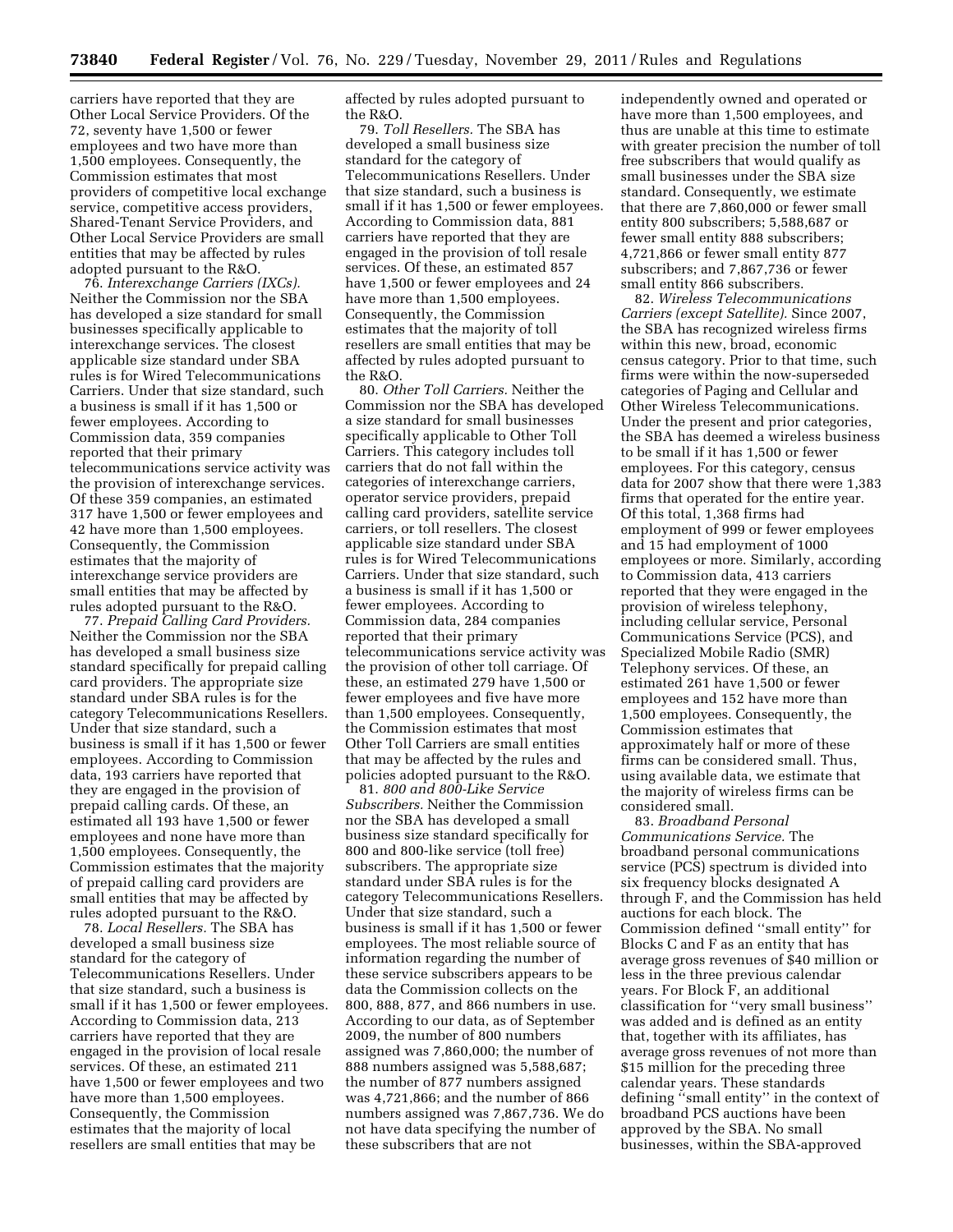carriers have reported that they are Other Local Service Providers. Of the 72, seventy have 1,500 or fewer employees and two have more than 1,500 employees. Consequently, the Commission estimates that most providers of competitive local exchange service, competitive access providers, Shared-Tenant Service Providers, and Other Local Service Providers are small entities that may be affected by rules adopted pursuant to the R&O.

76. *Interexchange Carriers (IXCs).* Neither the Commission nor the SBA has developed a size standard for small businesses specifically applicable to interexchange services. The closest applicable size standard under SBA rules is for Wired Telecommunications Carriers. Under that size standard, such a business is small if it has 1,500 or fewer employees. According to Commission data, 359 companies reported that their primary telecommunications service activity was the provision of interexchange services. Of these 359 companies, an estimated 317 have 1,500 or fewer employees and 42 have more than 1,500 employees. Consequently, the Commission estimates that the majority of interexchange service providers are small entities that may be affected by rules adopted pursuant to the R&O.

77. *Prepaid Calling Card Providers.* Neither the Commission nor the SBA has developed a small business size standard specifically for prepaid calling card providers. The appropriate size standard under SBA rules is for the category Telecommunications Resellers. Under that size standard, such a business is small if it has 1,500 or fewer employees. According to Commission data, 193 carriers have reported that they are engaged in the provision of prepaid calling cards. Of these, an estimated all 193 have 1,500 or fewer employees and none have more than 1,500 employees. Consequently, the Commission estimates that the majority of prepaid calling card providers are small entities that may be affected by rules adopted pursuant to the R&O.

78. *Local Resellers.* The SBA has developed a small business size standard for the category of Telecommunications Resellers. Under that size standard, such a business is small if it has 1,500 or fewer employees. According to Commission data, 213 carriers have reported that they are engaged in the provision of local resale services. Of these, an estimated 211 have 1,500 or fewer employees and two have more than 1,500 employees. Consequently, the Commission estimates that the majority of local resellers are small entities that may be affected by rules adopted pursuant to the R&O.

79. *Toll Resellers.* The SBA has developed a small business size standard for the category of Telecommunications Resellers. Under that size standard, such a business is small if it has 1,500 or fewer employees. According to Commission data, 881 carriers have reported that they are engaged in the provision of toll resale services. Of these, an estimated 857 have 1,500 or fewer employees and 24 have more than 1,500 employees. Consequently, the Commission estimates that the majority of toll resellers are small entities that may be affected by rules adopted pursuant to the R&O.

80. *Other Toll Carriers.* Neither the Commission nor the SBA has developed a size standard for small businesses specifically applicable to Other Toll Carriers. This category includes toll carriers that do not fall within the categories of interexchange carriers, operator service providers, prepaid calling card providers, satellite service carriers, or toll resellers. The closest applicable size standard under SBA rules is for Wired Telecommunications Carriers. Under that size standard, such a business is small if it has 1,500 or fewer employees. According to Commission data, 284 companies reported that their primary telecommunications service activity was the provision of other toll carriage. Of these, an estimated 279 have 1,500 or fewer employees and five have more than 1,500 employees. Consequently, the Commission estimates that most Other Toll Carriers are small entities that may be affected by the rules and policies adopted pursuant to the R&O.

81. *800 and 800-Like Service Subscribers.* Neither the Commission nor the SBA has developed a small business size standard specifically for 800 and 800-like service (toll free) subscribers. The appropriate size standard under SBA rules is for the category Telecommunications Resellers. Under that size standard, such a business is small if it has 1,500 or fewer employees. The most reliable source of information regarding the number of these service subscribers appears to be data the Commission collects on the 800, 888, 877, and 866 numbers in use. According to our data, as of September 2009, the number of 800 numbers assigned was 7,860,000; the number of 888 numbers assigned was 5,588,687; the number of 877 numbers assigned was 4,721,866; and the number of 866 numbers assigned was 7,867,736. We do not have data specifying the number of these subscribers that are not independently owned and operated or have more than 1,500 employees, and thus are unable at this time to estimate with greater precision the number of toll free subscribers that would qualify as small businesses under the SBA size standard. Consequently, we estimate that there are 7,860,000 or fewer small entity 800 subscribers; 5,588,687 or fewer small entity 888 subscribers; 4,721,866 or fewer small entity 877 subscribers; and 7,867,736 or fewer small entity 866 subscribers.

82. *Wireless Telecommunications Carriers (except Satellite).* Since 2007, the SBA has recognized wireless firms within this new, broad, economic census category. Prior to that time, such firms were within the now-superseded categories of Paging and Cellular and Other Wireless Telecommunications. Under the present and prior categories, the SBA has deemed a wireless business to be small if it has 1,500 or fewer employees. For this category, census data for 2007 show that there were 1,383 firms that operated for the entire year. Of this total, 1,368 firms had employment of 999 or fewer employees and 15 had employment of 1000 employees or more. Similarly, according to Commission data, 413 carriers reported that they were engaged in the provision of wireless telephony, including cellular service, Personal Communications Service (PCS), and Specialized Mobile Radio (SMR) Telephony services. Of these, an estimated 261 have 1,500 or fewer employees and 152 have more than 1,500 employees. Consequently, the Commission estimates that approximately half or more of these firms can be considered small. Thus, using available data, we estimate that the majority of wireless firms can be considered small.

83. *Broadband Personal Communications Service.* The broadband personal communications service (PCS) spectrum is divided into six frequency blocks designated A through F, and the Commission has held auctions for each block. The Commission defined "small entity" for Blocks C and F as an entity that has average gross revenues of $40 million or less in the three previous calendar years. For Block F, an additional classification for "very small business" was added and is defined as an entity that, together with its affiliates, has average gross revenues of not more than $15 million for the preceding three calendar years. These standards defining "small entity" in the context of broadband PCS auctions have been approved by the SBA. No small businesses, within the SBA-approved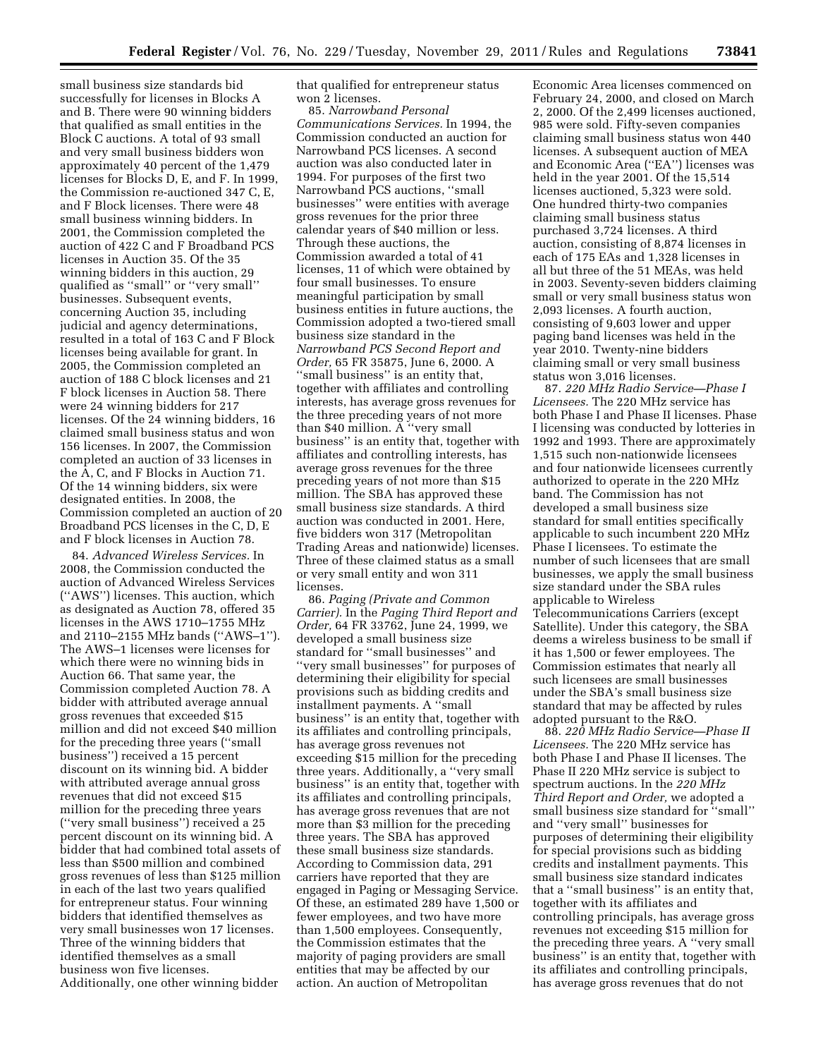small business size standards bid successfully for licenses in Blocks A and B. There were 90 winning bidders that qualified as small entities in the Block C auctions. A total of 93 small and very small business bidders won approximately 40 percent of the 1,479 licenses for Blocks D, E, and F. In 1999, the Commission re-auctioned 347 C, E, and F Block licenses. There were 48 small business winning bidders. In 2001, the Commission completed the auction of 422 C and F Broadband PCS licenses in Auction 35. Of the 35 winning bidders in this auction, 29 qualified as ''small'' or ''very small'' businesses. Subsequent events, concerning Auction 35, including judicial and agency determinations, resulted in a total of 163 C and F Block licenses being available for grant. In 2005, the Commission completed an auction of 188 C block licenses and 21 F block licenses in Auction 58. There were 24 winning bidders for 217 licenses. Of the 24 winning bidders, 16 claimed small business status and won 156 licenses. In 2007, the Commission completed an auction of 33 licenses in the A, C, and F Blocks in Auction 71. Of the 14 winning bidders, six were designated entities. In 2008, the Commission completed an auction of 20 Broadband PCS licenses in the C, D, E and F block licenses in Auction 78.

84. *Advanced Wireless Services.* In 2008, the Commission conducted the auction of Advanced Wireless Services (''AWS'') licenses. This auction, which as designated as Auction 78, offered 35 licenses in the AWS 1710–1755 MHz and 2110–2155 MHz bands (''AWS–1''). The AWS–1 licenses were licenses for which there were no winning bids in Auction 66. That same year, the Commission completed Auction 78. A bidder with attributed average annual gross revenues that exceeded $15 million and did not exceed $40 million for the preceding three years (''small business'') received a 15 percent discount on its winning bid. A bidder with attributed average annual gross revenues that did not exceed $15 million for the preceding three years (''very small business'') received a 25 percent discount on its winning bid. A bidder that had combined total assets of less than $500 million and combined gross revenues of less than $125 million in each of the last two years qualified for entrepreneur status. Four winning bidders that identified themselves as very small businesses won 17 licenses. Three of the winning bidders that identified themselves as a small business won five licenses. Additionally, one other winning bidder that qualified for entrepreneur status won 2 licenses.

85. *Narrowband Personal Communications Services.* In 1994, the Commission conducted an auction for Narrowband PCS licenses. A second auction was also conducted later in 1994. For purposes of the first two Narrowband PCS auctions, ''small businesses'' were entities with average gross revenues for the prior three calendar years of $40 million or less. Through these auctions, the Commission awarded a total of 41 licenses, 11 of which were obtained by four small businesses. To ensure meaningful participation by small business entities in future auctions, the Commission adopted a two-tiered small business size standard in the *Narrowband PCS Second Report and Order,* 65 FR 35875, June 6, 2000. A ''small business'' is an entity that, together with affiliates and controlling interests, has average gross revenues for the three preceding years of not more than $40 million. A ''very small business'' is an entity that, together with affiliates and controlling interests, has average gross revenues for the three preceding years of not more than $15 million. The SBA has approved these small business size standards. A third auction was conducted in 2001. Here, five bidders won 317 (Metropolitan Trading Areas and nationwide) licenses. Three of these claimed status as a small or very small entity and won 311 licenses.

86. *Paging (Private and Common Carrier).* In the *Paging Third Report and Order,* 64 FR 33762, June 24, 1999, we developed a small business size standard for ''small businesses'' and ''very small businesses'' for purposes of determining their eligibility for special provisions such as bidding credits and installment payments. A ''small business'' is an entity that, together with its affiliates and controlling principals, has average gross revenues not exceeding $15 million for the preceding three years. Additionally, a ''very small business'' is an entity that, together with its affiliates and controlling principals, has average gross revenues that are not more than $3 million for the preceding three years. The SBA has approved these small business size standards. According to Commission data, 291 carriers have reported that they are engaged in Paging or Messaging Service. Of these, an estimated 289 have 1,500 or fewer employees, and two have more than 1,500 employees. Consequently, the Commission estimates that the majority of paging providers are small entities that may be affected by our action. An auction of Metropolitan Economic Area licenses commenced on February 24, 2000, and closed on March 2, 2000. Of the 2,499 licenses auctioned, 985 were sold. Fifty-seven companies claiming small business status won 440 licenses. A subsequent auction of MEA and Economic Area (''EA'') licenses was held in the year 2001. Of the 15,514 licenses auctioned, 5,323 were sold. One hundred thirty-two companies claiming small business status purchased 3,724 licenses. A third auction, consisting of 8,874 licenses in each of 175 EAs and 1,328 licenses in all but three of the 51 MEAs, was held in 2003. Seventy-seven bidders claiming small or very small business status won 2,093 licenses. A fourth auction, consisting of 9,603 lower and upper paging band licenses was held in the year 2010. Twenty-nine bidders claiming small or very small business status won 3,016 licenses.

87. *220 MHz Radio Service—Phase I Licensees.* The 220 MHz service has both Phase I and Phase II licenses. Phase I licensing was conducted by lotteries in 1992 and 1993. There are approximately 1,515 such non-nationwide licensees and four nationwide licensees currently authorized to operate in the 220 MHz band. The Commission has not developed a small business size standard for small entities specifically applicable to such incumbent 220 MHz Phase I licensees. To estimate the number of such licensees that are small businesses, we apply the small business size standard under the SBA rules applicable to Wireless Telecommunications Carriers (except Satellite). Under this category, the SBA deems a wireless business to be small if it has 1,500 or fewer employees. The Commission estimates that nearly all such licensees are small businesses under the SBA's small business size standard that may be affected by rules adopted pursuant to the R&O.

88. *220 MHz Radio Service—Phase II Licensees.* The 220 MHz service has both Phase I and Phase II licenses. The Phase II 220 MHz service is subject to spectrum auctions. In the *220 MHz Third Report and Order,* we adopted a small business size standard for ''small'' and ''very small'' businesses for purposes of determining their eligibility for special provisions such as bidding credits and installment payments. This small business size standard indicates that a ''small business'' is an entity that, together with its affiliates and controlling principals, has average gross revenues not exceeding $15 million for the preceding three years. A ''very small business'' is an entity that, together with its affiliates and controlling principals, has average gross revenues that do not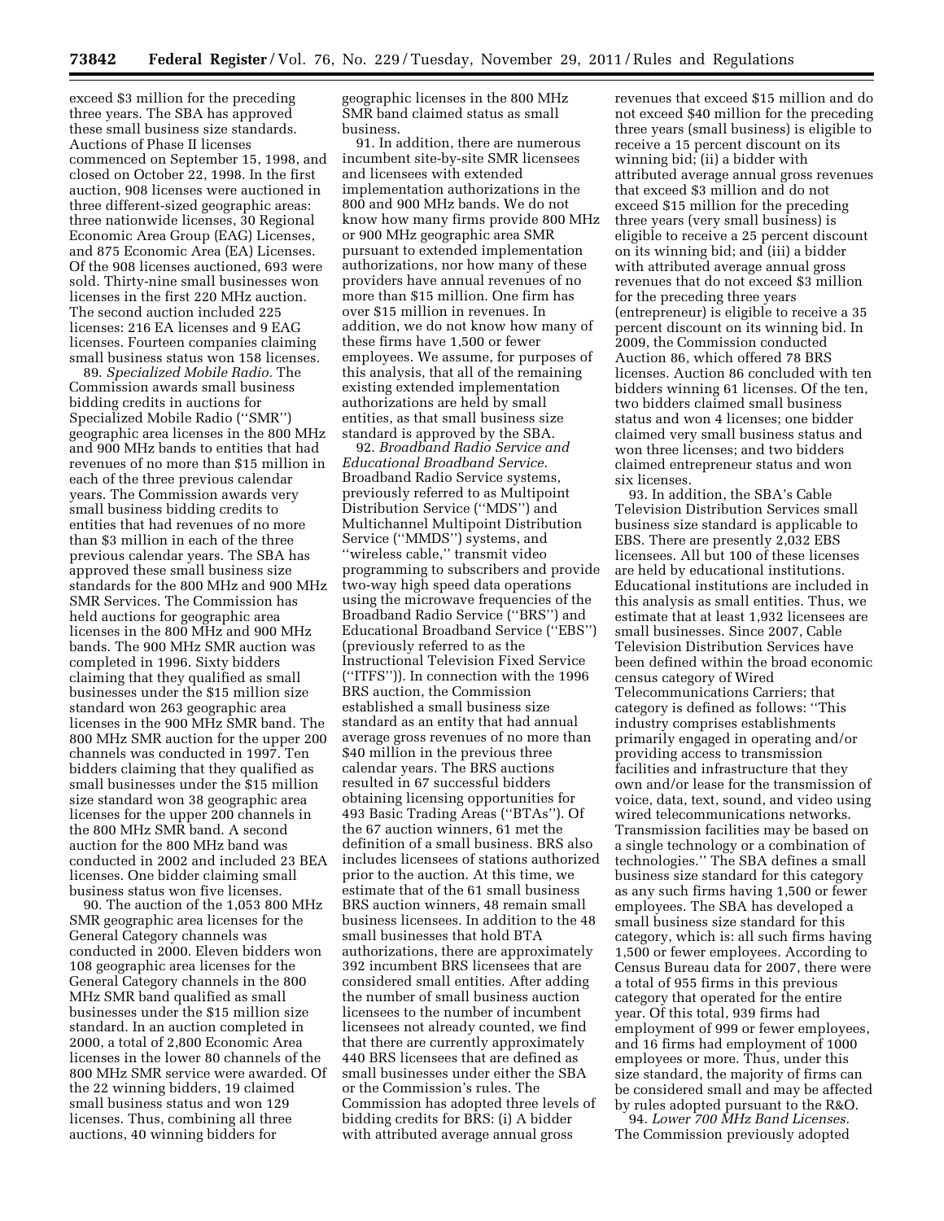exceed $3 million for the preceding three years. The SBA has approved these small business size standards. Auctions of Phase II licenses commenced on September 15, 1998, and closed on October 22, 1998. In the first auction, 908 licenses were auctioned in three different-sized geographic areas: three nationwide licenses, 30 Regional Economic Area Group (EAG) Licenses, and 875 Economic Area (EA) Licenses. Of the 908 licenses auctioned, 693 were sold. Thirty-nine small businesses won licenses in the first 220 MHz auction. The second auction included 225 licenses: 216 EA licenses and 9 EAG licenses. Fourteen companies claiming small business status won 158 licenses.

89. *Specialized Mobile Radio.* The Commission awards small business bidding credits in auctions for Specialized Mobile Radio (''SMR'') geographic area licenses in the 800 MHz and 900 MHz bands to entities that had revenues of no more than $15 million in each of the three previous calendar years. The Commission awards very small business bidding credits to entities that had revenues of no more than $3 million in each of the three previous calendar years. The SBA has approved these small business size standards for the 800 MHz and 900 MHz SMR Services. The Commission has held auctions for geographic area licenses in the 800 MHz and 900 MHz bands. The 900 MHz SMR auction was completed in 1996. Sixty bidders claiming that they qualified as small businesses under the $15 million size standard won 263 geographic area licenses in the 900 MHz SMR band. The 800 MHz SMR auction for the upper 200 channels was conducted in 1997. Ten bidders claiming that they qualified as small businesses under the $15 million size standard won 38 geographic area licenses for the upper 200 channels in the 800 MHz SMR band. A second auction for the 800 MHz band was conducted in 2002 and included 23 BEA licenses. One bidder claiming small business status won five licenses.

90. The auction of the 1,053 800 MHz SMR geographic area licenses for the General Category channels was conducted in 2000. Eleven bidders won 108 geographic area licenses for the General Category channels in the 800 MHz SMR band qualified as small businesses under the $15 million size standard. In an auction completed in 2000, a total of 2,800 Economic Area licenses in the lower 80 channels of the 800 MHz SMR service were awarded. Of the 22 winning bidders, 19 claimed small business status and won 129 licenses. Thus, combining all three auctions, 40 winning bidders for geographic licenses in the 800 MHz SMR band claimed status as small business.

91. In addition, there are numerous incumbent site-by-site SMR licensees and licensees with extended implementation authorizations in the 800 and 900 MHz bands. We do not know how many firms provide 800 MHz or 900 MHz geographic area SMR pursuant to extended implementation authorizations, nor how many of these providers have annual revenues of no more than $15 million. One firm has over $15 million in revenues. In addition, we do not know how many of these firms have 1,500 or fewer employees. We assume, for purposes of this analysis, that all of the remaining existing extended implementation authorizations are held by small entities, as that small business size standard is approved by the SBA.

92. *Broadband Radio Service and Educational Broadband Service.* Broadband Radio Service systems, previously referred to as Multipoint Distribution Service (''MDS'') and Multichannel Multipoint Distribution Service (''MMDS'') systems, and ''wireless cable,'' transmit video programming to subscribers and provide two-way high speed data operations using the microwave frequencies of the Broadband Radio Service (''BRS'') and Educational Broadband Service (''EBS'') (previously referred to as the Instructional Television Fixed Service (''ITFS'')). In connection with the 1996 BRS auction, the Commission established a small business size standard as an entity that had annual average gross revenues of no more than $40 million in the previous three calendar years. The BRS auctions resulted in 67 successful bidders obtaining licensing opportunities for 493 Basic Trading Areas (''BTAs''). Of the 67 auction winners, 61 met the definition of a small business. BRS also includes licensees of stations authorized prior to the auction. At this time, we estimate that of the 61 small business BRS auction winners, 48 remain small business licensees. In addition to the 48 small businesses that hold BTA authorizations, there are approximately 392 incumbent BRS licensees that are considered small entities. After adding the number of small business auction licensees to the number of incumbent licensees not already counted, we find that there are currently approximately 440 BRS licensees that are defined as small businesses under either the SBA or the Commission's rules. The Commission has adopted three levels of bidding credits for BRS: (i) A bidder with attributed average annual gross revenues that exceed $15 million and do not exceed $40 million for the preceding three years (small business) is eligible to receive a 15 percent discount on its winning bid; (ii) a bidder with attributed average annual gross revenues that exceed $3 million and do not exceed $15 million for the preceding three years (very small business) is eligible to receive a 25 percent discount on its winning bid; and (iii) a bidder with attributed average annual gross revenues that do not exceed $3 million for the preceding three years (entrepreneur) is eligible to receive a 35 percent discount on its winning bid. In 2009, the Commission conducted Auction 86, which offered 78 BRS licenses. Auction 86 concluded with ten bidders winning 61 licenses. Of the ten, two bidders claimed small business status and won 4 licenses; one bidder claimed very small business status and won three licenses; and two bidders claimed entrepreneur status and won six licenses.

93. In addition, the SBA's Cable Television Distribution Services small business size standard is applicable to EBS. There are presently 2,032 EBS licensees. All but 100 of these licenses are held by educational institutions. Educational institutions are included in this analysis as small entities. Thus, we estimate that at least 1,932 licensees are small businesses. Since 2007, Cable Television Distribution Services have been defined within the broad economic census category of Wired Telecommunications Carriers; that category is defined as follows: ''This industry comprises establishments primarily engaged in operating and/or providing access to transmission facilities and infrastructure that they own and/or lease for the transmission of voice, data, text, sound, and video using wired telecommunications networks. Transmission facilities may be based on a single technology or a combination of technologies.'' The SBA defines a small business size standard for this category as any such firms having 1,500 or fewer employees. The SBA has developed a small business size standard for this category, which is: all such firms having 1,500 or fewer employees. According to Census Bureau data for 2007, there were a total of 955 firms in this previous category that operated for the entire year. Of this total, 939 firms had employment of 999 or fewer employees, and 16 firms had employment of 1000 employees or more. Thus, under this size standard, the majority of firms can be considered small and may be affected by rules adopted pursuant to the R&O.

94. *Lower 700 MHz Band Licenses.* The Commission previously adopted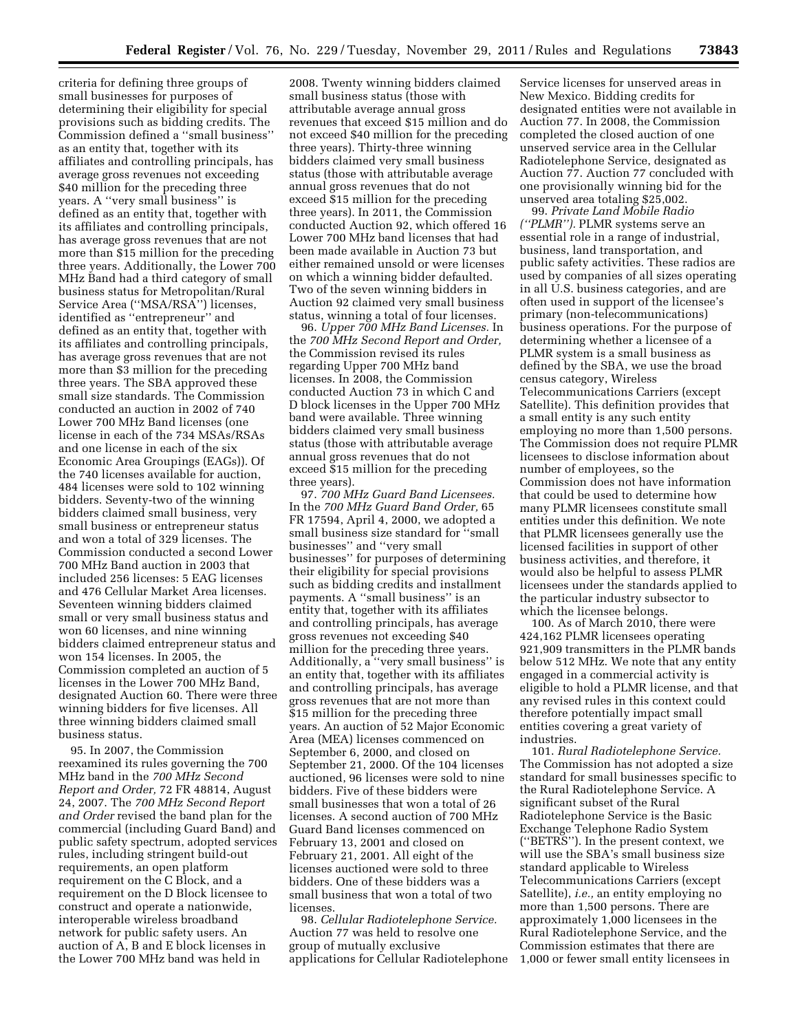criteria for defining three groups of small businesses for purposes of determining their eligibility for special provisions such as bidding credits. The Commission defined a ''small business'' as an entity that, together with its affiliates and controlling principals, has average gross revenues not exceeding $40 million for the preceding three years. A ''very small business'' is defined as an entity that, together with its affiliates and controlling principals, has average gross revenues that are not more than $15 million for the preceding three years. Additionally, the Lower 700 MHz Band had a third category of small business status for Metropolitan/Rural Service Area (''MSA/RSA'') licenses, identified as ''entrepreneur'' and defined as an entity that, together with its affiliates and controlling principals, has average gross revenues that are not more than $3 million for the preceding three years. The SBA approved these small size standards. The Commission conducted an auction in 2002 of 740 Lower 700 MHz Band licenses (one license in each of the 734 MSAs/RSAs and one license in each of the six Economic Area Groupings (EAGs)). Of the 740 licenses available for auction, 484 licenses were sold to 102 winning bidders. Seventy-two of the winning bidders claimed small business, very small business or entrepreneur status and won a total of 329 licenses. The Commission conducted a second Lower 700 MHz Band auction in 2003 that included 256 licenses: 5 EAG licenses and 476 Cellular Market Area licenses. Seventeen winning bidders claimed small or very small business status and won 60 licenses, and nine winning bidders claimed entrepreneur status and won 154 licenses. In 2005, the Commission completed an auction of 5 licenses in the Lower 700 MHz Band, designated Auction 60. There were three winning bidders for five licenses. All three winning bidders claimed small business status.

95. In 2007, the Commission reexamined its rules governing the 700 MHz band in the *700 MHz Second Report and Order,* 72 FR 48814, August 24, 2007. The *700 MHz Second Report and Order* revised the band plan for the commercial (including Guard Band) and public safety spectrum, adopted services rules, including stringent build-out requirements, an open platform requirement on the C Block, and a requirement on the D Block licensee to construct and operate a nationwide, interoperable wireless broadband network for public safety users. An auction of A, B and E block licenses in the Lower 700 MHz band was held in 2008. Twenty winning bidders claimed small business status (those with attributable average annual gross revenues that exceed $15 million and do not exceed $40 million for the preceding three years). Thirty-three winning bidders claimed very small business status (those with attributable average annual gross revenues that do not exceed $15 million for the preceding three years). In 2011, the Commission conducted Auction 92, which offered 16 Lower 700 MHz band licenses that had been made available in Auction 73 but either remained unsold or were licenses on which a winning bidder defaulted. Two of the seven winning bidders in Auction 92 claimed very small business status, winning a total of four licenses.

96. *Upper 700 MHz Band Licenses.* In the *700 MHz Second Report and Order,* the Commission revised its rules regarding Upper 700 MHz band licenses. In 2008, the Commission conducted Auction 73 in which C and D block licenses in the Upper 700 MHz band were available. Three winning bidders claimed very small business status (those with attributable average annual gross revenues that do not exceed $15 million for the preceding three years).

97. *700 MHz Guard Band Licensees.* In the *700 MHz Guard Band Order,* 65 FR 17594, April 4, 2000, we adopted a small business size standard for ''small businesses'' and ''very small businesses'' for purposes of determining their eligibility for special provisions such as bidding credits and installment payments. A ''small business'' is an entity that, together with its affiliates and controlling principals, has average gross revenues not exceeding $40 million for the preceding three years. Additionally, a ''very small business'' is an entity that, together with its affiliates and controlling principals, has average gross revenues that are not more than $15 million for the preceding three years. An auction of 52 Major Economic Area (MEA) licenses commenced on September 6, 2000, and closed on September 21, 2000. Of the 104 licenses auctioned, 96 licenses were sold to nine bidders. Five of these bidders were small businesses that won a total of 26 licenses. A second auction of 700 MHz Guard Band licenses commenced on February 13, 2001 and closed on February 21, 2001. All eight of the licenses auctioned were sold to three bidders. One of these bidders was a small business that won a total of two licenses.

98. *Cellular Radiotelephone Service.* Auction 77 was held to resolve one group of mutually exclusive applications for Cellular Radiotelephone Service licenses for unserved areas in New Mexico. Bidding credits for designated entities were not available in Auction 77. In 2008, the Commission completed the closed auction of one unserved service area in the Cellular Radiotelephone Service, designated as Auction 77. Auction 77 concluded with one provisionally winning bid for the unserved area totaling $25,002.

99. *Private Land Mobile Radio (''PLMR'').* PLMR systems serve an essential role in a range of industrial, business, land transportation, and public safety activities. These radios are used by companies of all sizes operating in all U.S. business categories, and are often used in support of the licensee's primary (non-telecommunications) business operations. For the purpose of determining whether a licensee of a PLMR system is a small business as defined by the SBA, we use the broad census category, Wireless Telecommunications Carriers (except Satellite). This definition provides that a small entity is any such entity employing no more than 1,500 persons. The Commission does not require PLMR licensees to disclose information about number of employees, so the Commission does not have information that could be used to determine how many PLMR licensees constitute small entities under this definition. We note that PLMR licensees generally use the licensed facilities in support of other business activities, and therefore, it would also be helpful to assess PLMR licensees under the standards applied to the particular industry subsector to which the licensee belongs.

100. As of March 2010, there were 424,162 PLMR licensees operating 921,909 transmitters in the PLMR bands below 512 MHz. We note that any entity engaged in a commercial activity is eligible to hold a PLMR license, and that any revised rules in this context could therefore potentially impact small entities covering a great variety of industries.

101. *Rural Radiotelephone Service.* The Commission has not adopted a size standard for small businesses specific to the Rural Radiotelephone Service. A significant subset of the Rural Radiotelephone Service is the Basic Exchange Telephone Radio System (''BETRS''). In the present context, we will use the SBA's small business size standard applicable to Wireless Telecommunications Carriers (except Satellite), *i.e.,* an entity employing no more than 1,500 persons. There are approximately 1,000 licensees in the Rural Radiotelephone Service, and the Commission estimates that there are 1,000 or fewer small entity licensees in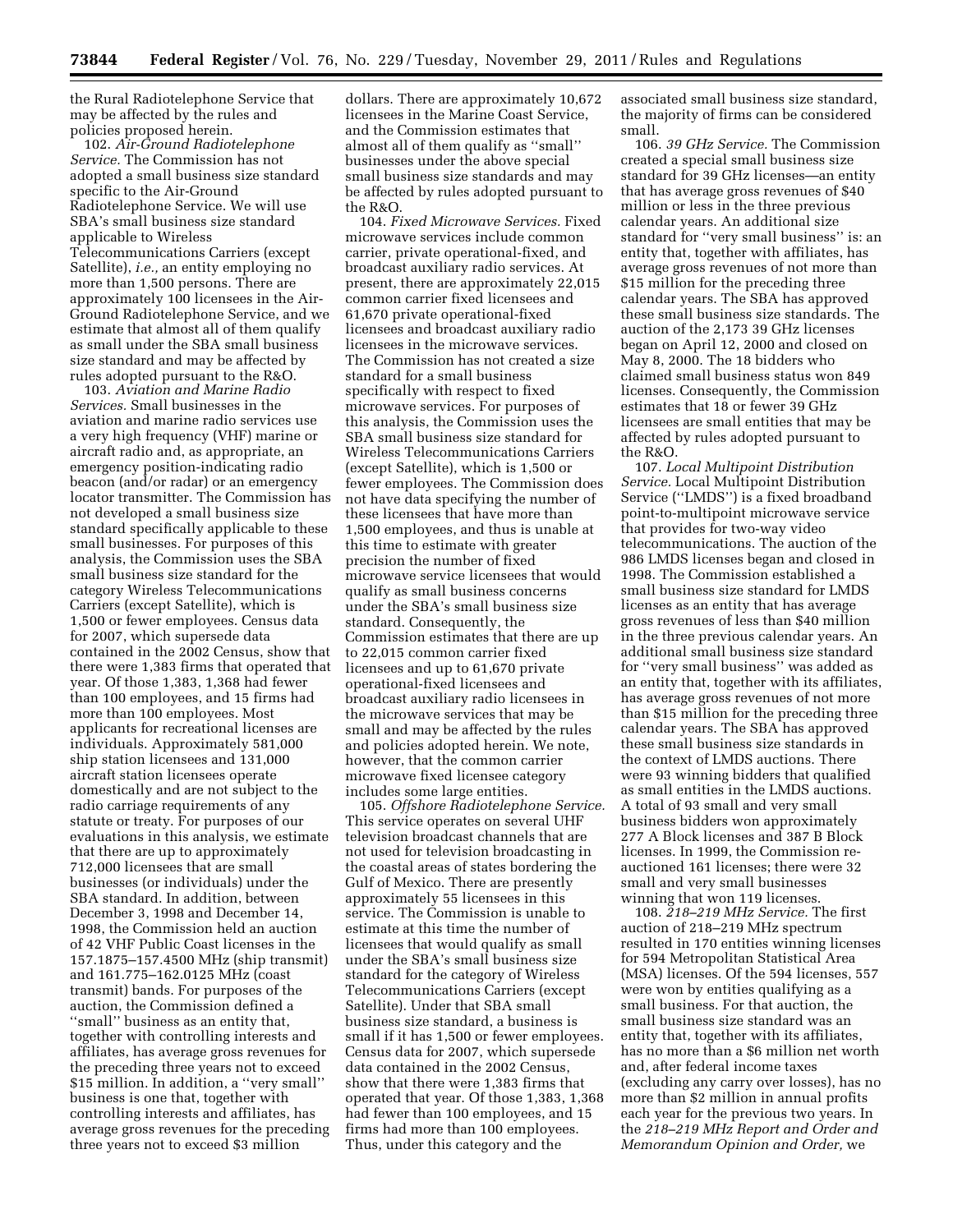the Rural Radiotelephone Service that may be affected by the rules and policies proposed herein.

102. *Air-Ground Radiotelephone Service.* The Commission has not adopted a small business size standard specific to the Air-Ground Radiotelephone Service. We will use SBA's small business size standard applicable to Wireless Telecommunications Carriers (except Satellite), *i.e.,* an entity employing no more than 1,500 persons. There are approximately 100 licensees in the Air-Ground Radiotelephone Service, and we estimate that almost all of them qualify as small under the SBA small business size standard and may be affected by rules adopted pursuant to the R&O.

103. *Aviation and Marine Radio Services.* Small businesses in the aviation and marine radio services use a very high frequency (VHF) marine or aircraft radio and, as appropriate, an emergency position-indicating radio beacon (and/or radar) or an emergency locator transmitter. The Commission has not developed a small business size standard specifically applicable to these small businesses. For purposes of this analysis, the Commission uses the SBA small business size standard for the category Wireless Telecommunications Carriers (except Satellite), which is 1,500 or fewer employees. Census data for 2007, which supersede data contained in the 2002 Census, show that there were 1,383 firms that operated that year. Of those 1,383, 1,368 had fewer than 100 employees, and 15 firms had more than 100 employees. Most applicants for recreational licenses are individuals. Approximately 581,000 ship station licensees and 131,000 aircraft station licensees operate domestically and are not subject to the radio carriage requirements of any statute or treaty. For purposes of our evaluations in this analysis, we estimate that there are up to approximately 712,000 licensees that are small businesses (or individuals) under the SBA standard. In addition, between December 3, 1998 and December 14, 1998, the Commission held an auction of 42 VHF Public Coast licenses in the 157.1875–157.4500 MHz (ship transmit) and 161.775–162.0125 MHz (coast transmit) bands. For purposes of the auction, the Commission defined a ''small'' business as an entity that, together with controlling interests and affiliates, has average gross revenues for the preceding three years not to exceed $15 million. In addition, a ''very small'' business is one that, together with controlling interests and affiliates, has average gross revenues for the preceding three years not to exceed $3 million dollars. There are approximately 10,672 licensees in the Marine Coast Service, and the Commission estimates that almost all of them qualify as ''small'' businesses under the above special small business size standards and may be affected by rules adopted pursuant to the R&O.

104. *Fixed Microwave Services.* Fixed microwave services include common carrier, private operational-fixed, and broadcast auxiliary radio services. At present, there are approximately 22,015 common carrier fixed licensees and 61,670 private operational-fixed licensees and broadcast auxiliary radio licensees in the microwave services. The Commission has not created a size standard for a small business specifically with respect to fixed microwave services. For purposes of this analysis, the Commission uses the SBA small business size standard for Wireless Telecommunications Carriers (except Satellite), which is 1,500 or fewer employees. The Commission does not have data specifying the number of these licensees that have more than 1,500 employees, and thus is unable at this time to estimate with greater precision the number of fixed microwave service licensees that would qualify as small business concerns under the SBA's small business size standard. Consequently, the Commission estimates that there are up to 22,015 common carrier fixed licensees and up to 61,670 private operational-fixed licensees and broadcast auxiliary radio licensees in the microwave services that may be small and may be affected by the rules and policies adopted herein. We note, however, that the common carrier microwave fixed licensee category includes some large entities.

105. *Offshore Radiotelephone Service.* This service operates on several UHF television broadcast channels that are not used for television broadcasting in the coastal areas of states bordering the Gulf of Mexico. There are presently approximately 55 licensees in this service. The Commission is unable to estimate at this time the number of licensees that would qualify as small under the SBA's small business size standard for the category of Wireless Telecommunications Carriers (except Satellite). Under that SBA small business size standard, a business is small if it has 1,500 or fewer employees. Census data for 2007, which supersede data contained in the 2002 Census, show that there were 1,383 firms that operated that year. Of those 1,383, 1,368 had fewer than 100 employees, and 15 firms had more than 100 employees. Thus, under this category and the associated small business size standard, the majority of firms can be considered small.

106. *39 GHz Service.* The Commission created a special small business size standard for 39 GHz licenses—an entity that has average gross revenues of $40 million or less in the three previous calendar years. An additional size standard for ''very small business'' is: an entity that, together with affiliates, has average gross revenues of not more than $15 million for the preceding three calendar years. The SBA has approved these small business size standards. The auction of the 2,173 39 GHz licenses began on April 12, 2000 and closed on May 8, 2000. The 18 bidders who claimed small business status won 849 licenses. Consequently, the Commission estimates that 18 or fewer 39 GHz licensees are small entities that may be affected by rules adopted pursuant to the R&O.

107. *Local Multipoint Distribution Service.* Local Multipoint Distribution Service (''LMDS'') is a fixed broadband point-to-multipoint microwave service that provides for two-way video telecommunications. The auction of the 986 LMDS licenses began and closed in 1998. The Commission established a small business size standard for LMDS licenses as an entity that has average gross revenues of less than $40 million in the three previous calendar years. An additional small business size standard for ''very small business'' was added as an entity that, together with its affiliates, has average gross revenues of not more than $15 million for the preceding three calendar years. The SBA has approved these small business size standards in the context of LMDS auctions. There were 93 winning bidders that qualified as small entities in the LMDS auctions. A total of 93 small and very small business bidders won approximately 277 A Block licenses and 387 B Block licenses. In 1999, the Commission re-auctioned 161 licenses; there were 32 small and very small businesses winning that won 119 licenses.

108. *218–219 MHz Service.* The first auction of 218–219 MHz spectrum resulted in 170 entities winning licenses for 594 Metropolitan Statistical Area (MSA) licenses. Of the 594 licenses, 557 were won by entities qualifying as a small business. For that auction, the small business size standard was an entity that, together with its affiliates, has no more than a $6 million net worth and, after federal income taxes (excluding any carry over losses), has no more than $2 million in annual profits each year for the previous two years. In the *218–219 MHz Report and Order and Memorandum Opinion and Order,* we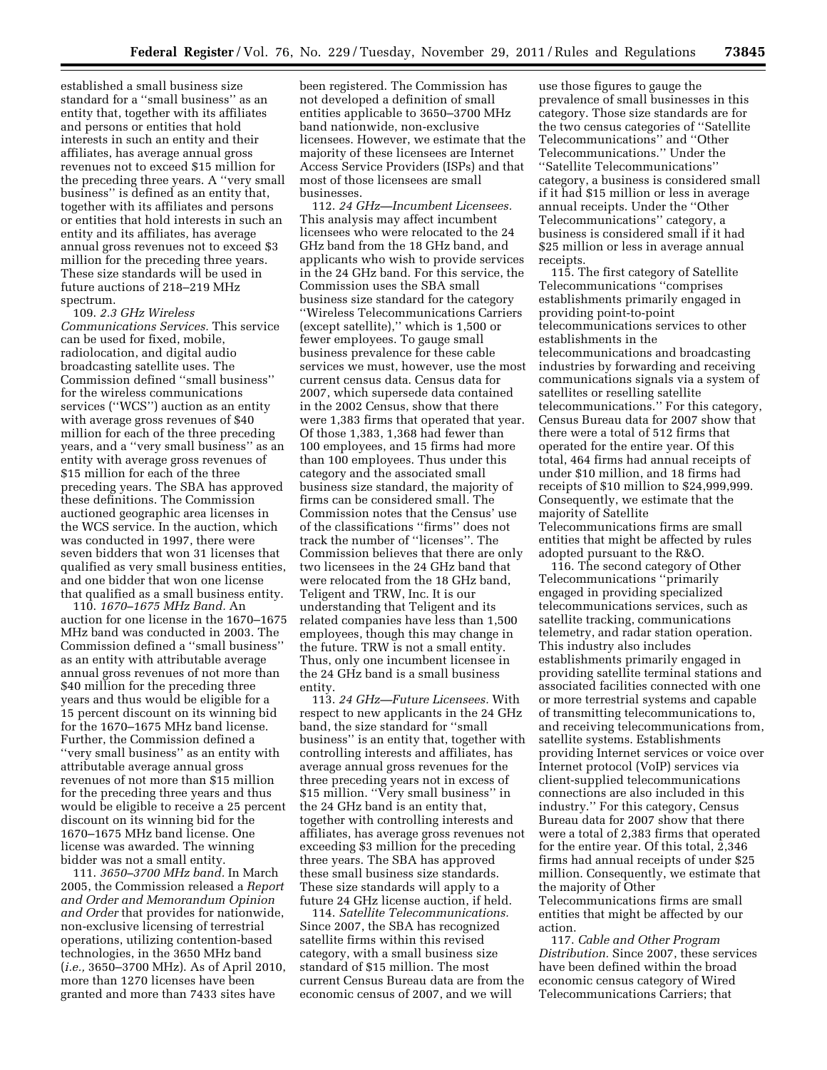established a small business size standard for a ''small business'' as an entity that, together with its affiliates and persons or entities that hold interests in such an entity and their affiliates, has average annual gross revenues not to exceed $15 million for the preceding three years. A ''very small business'' is defined as an entity that, together with its affiliates and persons or entities that hold interests in such an entity and its affiliates, has average annual gross revenues not to exceed $3 million for the preceding three years. These size standards will be used in future auctions of 218–219 MHz spectrum.

109. *2.3 GHz Wireless Communications Services.* This service can be used for fixed, mobile, radiolocation, and digital audio broadcasting satellite uses. The Commission defined ''small business'' for the wireless communications services (''WCS'') auction as an entity with average gross revenues of $40 million for each of the three preceding years, and a ''very small business'' as an entity with average gross revenues of $15 million for each of the three preceding years. The SBA has approved these definitions. The Commission auctioned geographic area licenses in the WCS service. In the auction, which was conducted in 1997, there were seven bidders that won 31 licenses that qualified as very small business entities, and one bidder that won one license that qualified as a small business entity.

110. *1670–1675 MHz Band.* An auction for one license in the 1670–1675 MHz band was conducted in 2003. The Commission defined a ''small business'' as an entity with attributable average annual gross revenues of not more than $40 million for the preceding three years and thus would be eligible for a 15 percent discount on its winning bid for the 1670–1675 MHz band license. Further, the Commission defined a ''very small business'' as an entity with attributable average annual gross revenues of not more than $15 million for the preceding three years and thus would be eligible to receive a 25 percent discount on its winning bid for the 1670–1675 MHz band license. One license was awarded. The winning bidder was not a small entity.

111. *3650–3700 MHz band.* In March 2005, the Commission released a *Report and Order and Memorandum Opinion and Order* that provides for nationwide, non-exclusive licensing of terrestrial operations, utilizing contention-based technologies, in the 3650 MHz band (*i.e.,* 3650–3700 MHz). As of April 2010, more than 1270 licenses have been granted and more than 7433 sites have been registered. The Commission has not developed a definition of small entities applicable to 3650–3700 MHz band nationwide, non-exclusive licensees. However, we estimate that the majority of these licensees are Internet Access Service Providers (ISPs) and that most of those licensees are small businesses.

112. *24 GHz—Incumbent Licensees.* This analysis may affect incumbent licensees who were relocated to the 24 GHz band from the 18 GHz band, and applicants who wish to provide services in the 24 GHz band. For this service, the Commission uses the SBA small business size standard for the category ''Wireless Telecommunications Carriers (except satellite),'' which is 1,500 or fewer employees. To gauge small business prevalence for these cable services we must, however, use the most current census data. Census data for 2007, which supersede data contained in the 2002 Census, show that there were 1,383 firms that operated that year. Of those 1,383, 1,368 had fewer than 100 employees, and 15 firms had more than 100 employees. Thus under this category and the associated small business size standard, the majority of firms can be considered small. The Commission notes that the Census' use of the classifications ''firms'' does not track the number of ''licenses''. The Commission believes that there are only two licensees in the 24 GHz band that were relocated from the 18 GHz band, Teligent and TRW, Inc. It is our understanding that Teligent and its related companies have less than 1,500 employees, though this may change in the future. TRW is not a small entity. Thus, only one incumbent licensee in the 24 GHz band is a small business entity.

113. *24 GHz—Future Licensees.* With respect to new applicants in the 24 GHz band, the size standard for ''small business'' is an entity that, together with controlling interests and affiliates, has average annual gross revenues for the three preceding years not in excess of $15 million. ''Very small business'' in the 24 GHz band is an entity that, together with controlling interests and affiliates, has average gross revenues not exceeding $3 million for the preceding three years. The SBA has approved these small business size standards. These size standards will apply to a future 24 GHz license auction, if held.

114. *Satellite Telecommunications.* Since 2007, the SBA has recognized satellite firms within this revised category, with a small business size standard of $15 million. The most current Census Bureau data are from the economic census of 2007, and we will use those figures to gauge the prevalence of small businesses in this category. Those size standards are for the two census categories of ''Satellite Telecommunications'' and ''Other Telecommunications.'' Under the ''Satellite Telecommunications'' category, a business is considered small if it had $15 million or less in average annual receipts. Under the ''Other Telecommunications'' category, a business is considered small if it had $25 million or less in average annual receipts.

115. The first category of Satellite Telecommunications ''comprises establishments primarily engaged in providing point-to-point telecommunications services to other establishments in the telecommunications and broadcasting industries by forwarding and receiving communications signals via a system of satellites or reselling satellite telecommunications.'' For this category, Census Bureau data for 2007 show that there were a total of 512 firms that operated for the entire year. Of this total, 464 firms had annual receipts of under $10 million, and 18 firms had receipts of $10 million to $24,999,999. Consequently, we estimate that the majority of Satellite Telecommunications firms are small entities that might be affected by rules adopted pursuant to the R&O.

116. The second category of Other Telecommunications ''primarily engaged in providing specialized telecommunications services, such as satellite tracking, communications telemetry, and radar station operation. This industry also includes establishments primarily engaged in providing satellite terminal stations and associated facilities connected with one or more terrestrial systems and capable of transmitting telecommunications to, and receiving telecommunications from, satellite systems. Establishments providing Internet services or voice over Internet protocol (VoIP) services via client-supplied telecommunications connections are also included in this industry.'' For this category, Census Bureau data for 2007 show that there were a total of 2,383 firms that operated for the entire year. Of this total, 2,346 firms had annual receipts of under $25 million. Consequently, we estimate that the majority of Other Telecommunications firms are small entities that might be affected by our action.

117. *Cable and Other Program Distribution.* Since 2007, these services have been defined within the broad economic census category of Wired Telecommunications Carriers; that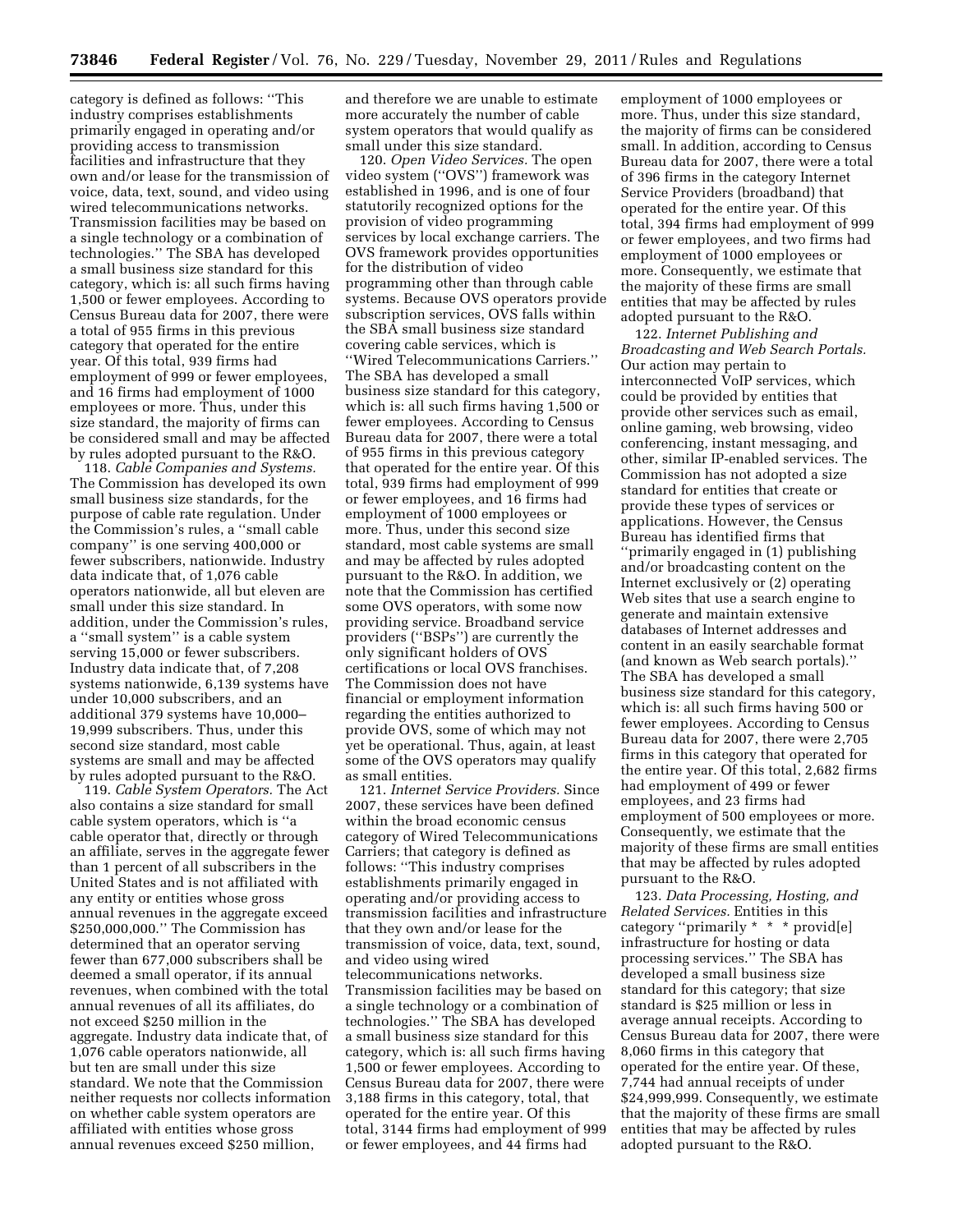category is defined as follows: ''This industry comprises establishments primarily engaged in operating and/or providing access to transmission facilities and infrastructure that they own and/or lease for the transmission of voice, data, text, sound, and video using wired telecommunications networks. Transmission facilities may be based on a single technology or a combination of technologies.'' The SBA has developed a small business size standard for this category, which is: all such firms having 1,500 or fewer employees. According to Census Bureau data for 2007, there were a total of 955 firms in this previous category that operated for the entire year. Of this total, 939 firms had employment of 999 or fewer employees, and 16 firms had employment of 1000 employees or more. Thus, under this size standard, the majority of firms can be considered small and may be affected by rules adopted pursuant to the R&O.

118. *Cable Companies and Systems.* The Commission has developed its own small business size standards, for the purpose of cable rate regulation. Under the Commission's rules, a ''small cable company'' is one serving 400,000 or fewer subscribers, nationwide. Industry data indicate that, of 1,076 cable operators nationwide, all but eleven are small under this size standard. In addition, under the Commission's rules, a ''small system'' is a cable system serving 15,000 or fewer subscribers. Industry data indicate that, of 7,208 systems nationwide, 6,139 systems have under 10,000 subscribers, and an additional 379 systems have 10,000–19,999 subscribers. Thus, under this second size standard, most cable systems are small and may be affected by rules adopted pursuant to the R&O.

119. *Cable System Operators.* The Act also contains a size standard for small cable system operators, which is ''a cable operator that, directly or through an affiliate, serves in the aggregate fewer than 1 percent of all subscribers in the United States and is not affiliated with any entity or entities whose gross annual revenues in the aggregate exceed $250,000,000.'' The Commission has determined that an operator serving fewer than 677,000 subscribers shall be deemed a small operator, if its annual revenues, when combined with the total annual revenues of all its affiliates, do not exceed $250 million in the aggregate. Industry data indicate that, of 1,076 cable operators nationwide, all but ten are small under this size standard. We note that the Commission neither requests nor collects information on whether cable system operators are affiliated with entities whose gross annual revenues exceed $250 million, and therefore we are unable to estimate more accurately the number of cable system operators that would qualify as small under this size standard.

120. *Open Video Services.* The open video system (''OVS'') framework was established in 1996, and is one of four statutorily recognized options for the provision of video programming services by local exchange carriers. The OVS framework provides opportunities for the distribution of video programming other than through cable systems. Because OVS operators provide subscription services, OVS falls within the SBA small business size standard covering cable services, which is ''Wired Telecommunications Carriers.'' The SBA has developed a small business size standard for this category, which is: all such firms having 1,500 or fewer employees. According to Census Bureau data for 2007, there were a total of 955 firms in this previous category that operated for the entire year. Of this total, 939 firms had employment of 999 or fewer employees, and 16 firms had employment of 1000 employees or more. Thus, under this second size standard, most cable systems are small and may be affected by rules adopted pursuant to the R&O. In addition, we note that the Commission has certified some OVS operators, with some now providing service. Broadband service providers (''BSPs'') are currently the only significant holders of OVS certifications or local OVS franchises. The Commission does not have financial or employment information regarding the entities authorized to provide OVS, some of which may not yet be operational. Thus, again, at least some of the OVS operators may qualify as small entities.

121. *Internet Service Providers.* Since 2007, these services have been defined within the broad economic census category of Wired Telecommunications Carriers; that category is defined as follows: ''This industry comprises establishments primarily engaged in operating and/or providing access to transmission facilities and infrastructure that they own and/or lease for the transmission of voice, data, text, sound, and video using wired telecommunications networks. Transmission facilities may be based on a single technology or a combination of technologies.'' The SBA has developed a small business size standard for this category, which is: all such firms having 1,500 or fewer employees. According to Census Bureau data for 2007, there were 3,188 firms in this category, total, that operated for the entire year. Of this total, 3144 firms had employment of 999 or fewer employees, and 44 firms had employment of 1000 employees or more. Thus, under this size standard, the majority of firms can be considered small. In addition, according to Census Bureau data for 2007, there were a total of 396 firms in the category Internet Service Providers (broadband) that operated for the entire year. Of this total, 394 firms had employment of 999 or fewer employees, and two firms had employment of 1000 employees or more. Consequently, we estimate that the majority of these firms are small entities that may be affected by rules adopted pursuant to the R&O.

122. *Internet Publishing and Broadcasting and Web Search Portals.* Our action may pertain to interconnected VoIP services, which could be provided by entities that provide other services such as email, online gaming, web browsing, video conferencing, instant messaging, and other, similar IP-enabled services. The Commission has not adopted a size standard for entities that create or provide these types of services or applications. However, the Census Bureau has identified firms that ''primarily engaged in (1) publishing and/or broadcasting content on the Internet exclusively or (2) operating Web sites that use a search engine to generate and maintain extensive databases of Internet addresses and content in an easily searchable format (and known as Web search portals).'' The SBA has developed a small business size standard for this category, which is: all such firms having 500 or fewer employees. According to Census Bureau data for 2007, there were 2,705 firms in this category that operated for the entire year. Of this total, 2,682 firms had employment of 499 or fewer employees, and 23 firms had employment of 500 employees or more. Consequently, we estimate that the majority of these firms are small entities that may be affected by rules adopted pursuant to the R&O.

123. *Data Processing, Hosting, and Related Services.* Entities in this category ''primarily * * * provid[e] infrastructure for hosting or data processing services.'' The SBA has developed a small business size standard for this category; that size standard is $25 million or less in average annual receipts. According to Census Bureau data for 2007, there were 8,060 firms in this category that operated for the entire year. Of these, 7,744 had annual receipts of under $24,999,999. Consequently, we estimate that the majority of these firms are small entities that may be affected by rules adopted pursuant to the R&O.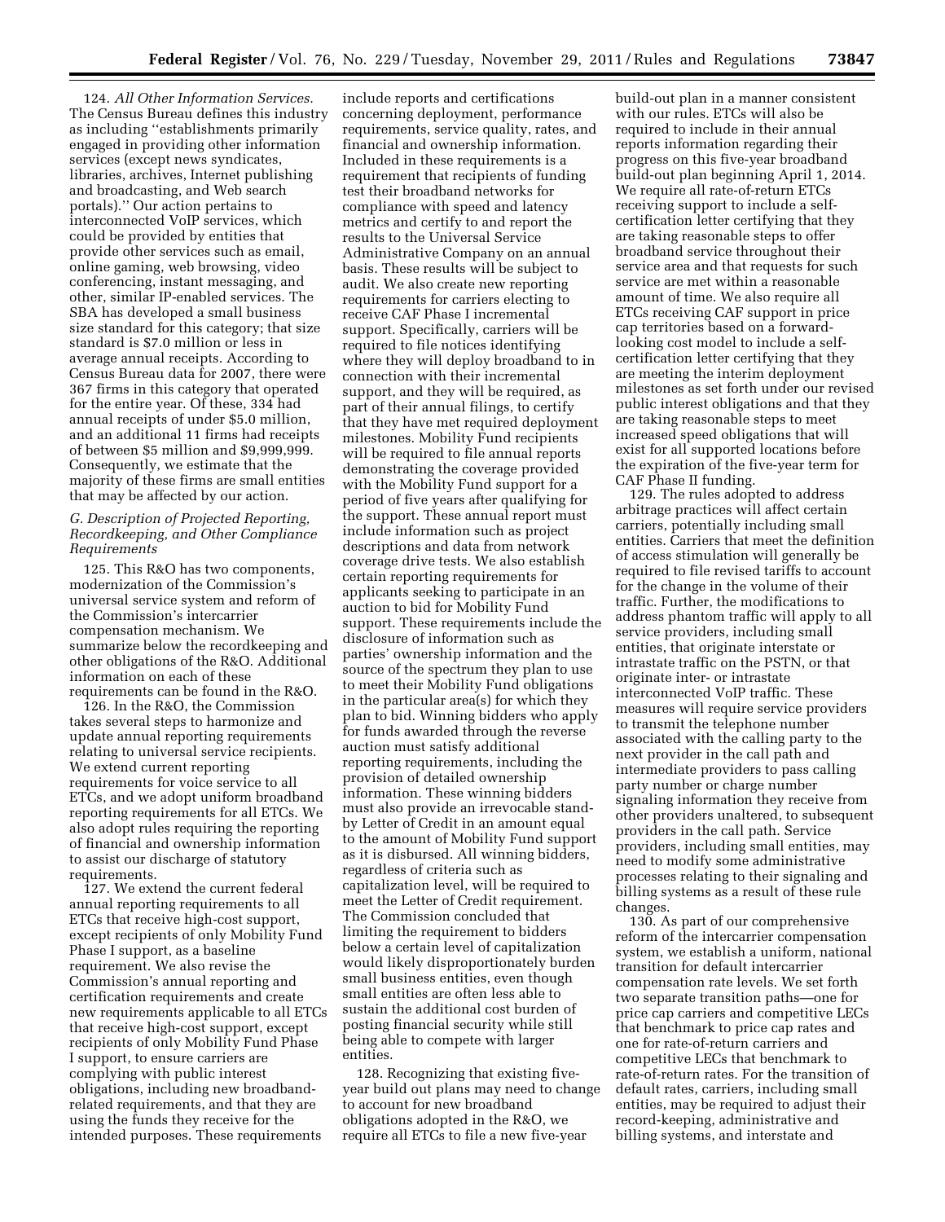124. *All Other Information Services.* The Census Bureau defines this industry as including "establishments primarily engaged in providing other information services (except news syndicates, libraries, archives, Internet publishing and broadcasting, and Web search portals)." Our action pertains to interconnected VoIP services, which could be provided by entities that provide other services such as email, online gaming, web browsing, video conferencing, instant messaging, and other, similar IP-enabled services. The SBA has developed a small business size standard for this category; that size standard is $7.0 million or less in average annual receipts. According to Census Bureau data for 2007, there were 367 firms in this category that operated for the entire year. Of these, 334 had annual receipts of under $5.0 million, and an additional 11 firms had receipts of between $5 million and $9,999,999. Consequently, we estimate that the majority of these firms are small entities that may be affected by our action.

### *G. Description of Projected Reporting, Recordkeeping, and Other Compliance Requirements*

125. This R&O has two components, modernization of the Commission's universal service system and reform of the Commission's intercarrier compensation mechanism. We summarize below the recordkeeping and other obligations of the R&O. Additional information on each of these requirements can be found in the R&O.

126. In the R&O, the Commission takes several steps to harmonize and update annual reporting requirements relating to universal service recipients. We extend current reporting requirements for voice service to all ETCs, and we adopt uniform broadband reporting requirements for all ETCs. We also adopt rules requiring the reporting of financial and ownership information to assist our discharge of statutory requirements.

127. We extend the current federal annual reporting requirements to all ETCs that receive high-cost support, except recipients of only Mobility Fund Phase I support, as a baseline requirement. We also revise the Commission's annual reporting and certification requirements and create new requirements applicable to all ETCs that receive high-cost support, except recipients of only Mobility Fund Phase I support, to ensure carriers are complying with public interest obligations, including new broadband-related requirements, and that they are using the funds they receive for the intended purposes. These requirements include reports and certifications concerning deployment, performance requirements, service quality, rates, and financial and ownership information. Included in these requirements is a requirement that recipients of funding test their broadband networks for compliance with speed and latency metrics and certify to and report the results to the Universal Service Administrative Company on an annual basis. These results will be subject to audit. We also create new reporting requirements for carriers electing to receive CAF Phase I incremental support. Specifically, carriers will be required to file notices identifying where they will deploy broadband to in connection with their incremental support, and they will be required, as part of their annual filings, to certify that they have met required deployment milestones. Mobility Fund recipients will be required to file annual reports demonstrating the coverage provided with the Mobility Fund support for a period of five years after qualifying for the support. These annual report must include information such as project descriptions and data from network coverage drive tests. We also establish certain reporting requirements for applicants seeking to participate in an auction to bid for Mobility Fund support. These requirements include the disclosure of information such as parties' ownership information and the source of the spectrum they plan to use to meet their Mobility Fund obligations in the particular area(s) for which they plan to bid. Winning bidders who apply for funds awarded through the reverse auction must satisfy additional reporting requirements, including the provision of detailed ownership information. These winning bidders must also provide an irrevocable stand-by Letter of Credit in an amount equal to the amount of Mobility Fund support as it is disbursed. All winning bidders, regardless of criteria such as capitalization level, will be required to meet the Letter of Credit requirement. The Commission concluded that limiting the requirement to bidders below a certain level of capitalization would likely disproportionately burden small business entities, even though small entities are often less able to sustain the additional cost burden of posting financial security while still being able to compete with larger entities.

128. Recognizing that existing five-year build out plans may need to change to account for new broadband obligations adopted in the R&O, we require all ETCs to file a new five-year build-out plan in a manner consistent with our rules. ETCs will also be required to include in their annual reports information regarding their progress on this five-year broadband build-out plan beginning April 1, 2014. We require all rate-of-return ETCs receiving support to include a self-certification letter certifying that they are taking reasonable steps to offer broadband service throughout their service area and that requests for such service are met within a reasonable amount of time. We also require all ETCs receiving CAF support in price cap territories based on a forward-looking cost model to include a self-certification letter certifying that they are meeting the interim deployment milestones as set forth under our revised public interest obligations and that they are taking reasonable steps to meet increased speed obligations that will exist for all supported locations before the expiration of the five-year term for CAF Phase II funding.

129. The rules adopted to address arbitrage practices will affect certain carriers, potentially including small entities. Carriers that meet the definition of access stimulation will generally be required to file revised tariffs to account for the change in the volume of their traffic. Further, the modifications to address phantom traffic will apply to all service providers, including small entities, that originate interstate or intrastate traffic on the PSTN, or that originate inter- or intrastate interconnected VoIP traffic. These measures will require service providers to transmit the telephone number associated with the calling party to the next provider in the call path and intermediate providers to pass calling party number or charge number signaling information they receive from other providers unaltered, to subsequent providers in the call path. Service providers, including small entities, may need to modify some administrative processes relating to their signaling and billing systems as a result of these rule changes.

130. As part of our comprehensive reform of the intercarrier compensation system, we establish a uniform, national transition for default intercarrier compensation rate levels. We set forth two separate transition paths—one for price cap carriers and competitive LECs that benchmark to price cap rates and one for rate-of-return carriers and competitive LECs that benchmark to rate-of-return rates. For the transition of default rates, carriers, including small entities, may be required to adjust their record-keeping, administrative and billing systems, and interstate and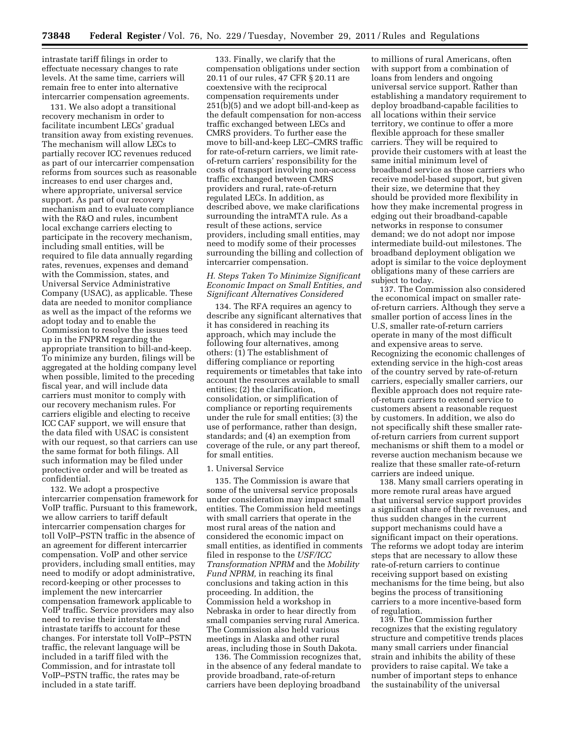intrastate tariff filings in order to effectuate necessary changes to rate levels. At the same time, carriers will remain free to enter into alternative intercarrier compensation agreements.

131. We also adopt a transitional recovery mechanism in order to facilitate incumbent LECs' gradual transition away from existing revenues. The mechanism will allow LECs to partially recover ICC revenues reduced as part of our intercarrier compensation reforms from sources such as reasonable increases to end user charges and, where appropriate, universal service support. As part of our recovery mechanism and to evaluate compliance with the R&O and rules, incumbent local exchange carriers electing to participate in the recovery mechanism, including small entities, will be required to file data annually regarding rates, revenues, expenses and demand with the Commission, states, and Universal Service Administrative Company (USAC), as applicable. These data are needed to monitor compliance as well as the impact of the reforms we adopt today and to enable the Commission to resolve the issues teed up in the FNPRM regarding the appropriate transition to bill-and-keep. To minimize any burden, filings will be aggregated at the holding company level when possible, limited to the preceding fiscal year, and will include data carriers must monitor to comply with our recovery mechanism rules. For carriers eligible and electing to receive ICC CAF support, we will ensure that the data filed with USAC is consistent with our request, so that carriers can use the same format for both filings. All such information may be filed under protective order and will be treated as confidential.

132. We adopt a prospective intercarrier compensation framework for VoIP traffic. Pursuant to this framework, we allow carriers to tariff default intercarrier compensation charges for toll VoIP–PSTN traffic in the absence of an agreement for different intercarrier compensation. VoIP and other service providers, including small entities, may need to modify or adopt administrative, record-keeping or other processes to implement the new intercarrier compensation framework applicable to VoIP traffic. Service providers may also need to revise their interstate and intrastate tariffs to account for these changes. For interstate toll VoIP–PSTN traffic, the relevant language will be included in a tariff filed with the Commission, and for intrastate toll VoIP–PSTN traffic, the rates may be included in a state tariff.

133. Finally, we clarify that the compensation obligations under section 20.11 of our rules, 47 CFR § 20.11 are coextensive with the reciprocal compensation requirements under 251(b)(5) and we adopt bill-and-keep as the default compensation for non-access traffic exchanged between LECs and CMRS providers. To further ease the move to bill-and-keep LEC–CMRS traffic for rate-of-return carriers, we limit rate-of-return carriers' responsibility for the costs of transport involving non-access traffic exchanged between CMRS providers and rural, rate-of-return regulated LECs. In addition, as described above, we make clarifications surrounding the intraMTA rule. As a result of these actions, service providers, including small entities, may need to modify some of their processes surrounding the billing and collection of intercarrier compensation.

### H. Steps Taken To Minimize Significant Economic Impact on Small Entities, and Significant Alternatives Considered

134. The RFA requires an agency to describe any significant alternatives that it has considered in reaching its approach, which may include the following four alternatives, among others: (1) The establishment of differing compliance or reporting requirements or timetables that take into account the resources available to small entities; (2) the clarification, consolidation, or simplification of compliance or reporting requirements under the rule for small entities; (3) the use of performance, rather than design, standards; and (4) an exemption from coverage of the rule, or any part thereof, for small entities.

#### 1. Universal Service

135. The Commission is aware that some of the universal service proposals under consideration may impact small entities. The Commission held meetings with small carriers that operate in the most rural areas of the nation and considered the economic impact on small entities, as identified in comments filed in response to the *USF/ICC Transformation NPRM* and the *Mobility Fund NPRM,* in reaching its final conclusions and taking action in this proceeding. In addition, the Commission held a workshop in Nebraska in order to hear directly from small companies serving rural America. The Commission also held various meetings in Alaska and other rural areas, including those in South Dakota.

136. The Commission recognizes that, in the absence of any federal mandate to provide broadband, rate-of-return carriers have been deploying broadband to millions of rural Americans, often with support from a combination of loans from lenders and ongoing universal service support. Rather than establishing a mandatory requirement to deploy broadband-capable facilities to all locations within their service territory, we continue to offer a more flexible approach for these smaller carriers. They will be required to provide their customers with at least the same initial minimum level of broadband service as those carriers who receive model-based support, but given their size, we determine that they should be provided more flexibility in how they make incremental progress in edging out their broadband-capable networks in response to consumer demand; we do not adopt nor impose intermediate build-out milestones. The broadband deployment obligation we adopt is similar to the voice deployment obligations many of these carriers are subject to today.

137. The Commission also considered the economical impact on smaller rate-of-return carriers. Although they serve a smaller portion of access lines in the U.S, smaller rate-of-return carriers operate in many of the most difficult and expensive areas to serve. Recognizing the economic challenges of extending service in the high-cost areas of the country served by rate-of-return carriers, especially smaller carriers, our flexible approach does not require rate-of-return carriers to extend service to customers absent a reasonable request by customers. In addition, we also do not specifically shift these smaller rate-of-return carriers from current support mechanisms or shift them to a model or reverse auction mechanism because we realize that these smaller rate-of-return carriers are indeed unique.

138. Many small carriers operating in more remote rural areas have argued that universal service support provides a significant share of their revenues, and thus sudden changes in the current support mechanisms could have a significant impact on their operations. The reforms we adopt today are interim steps that are necessary to allow these rate-of-return carriers to continue receiving support based on existing mechanisms for the time being, but also begins the process of transitioning carriers to a more incentive-based form of regulation.

139. The Commission further recognizes that the existing regulatory structure and competitive trends places many small carriers under financial strain and inhibits the ability of these providers to raise capital. We take a number of important steps to enhance the sustainability of the universal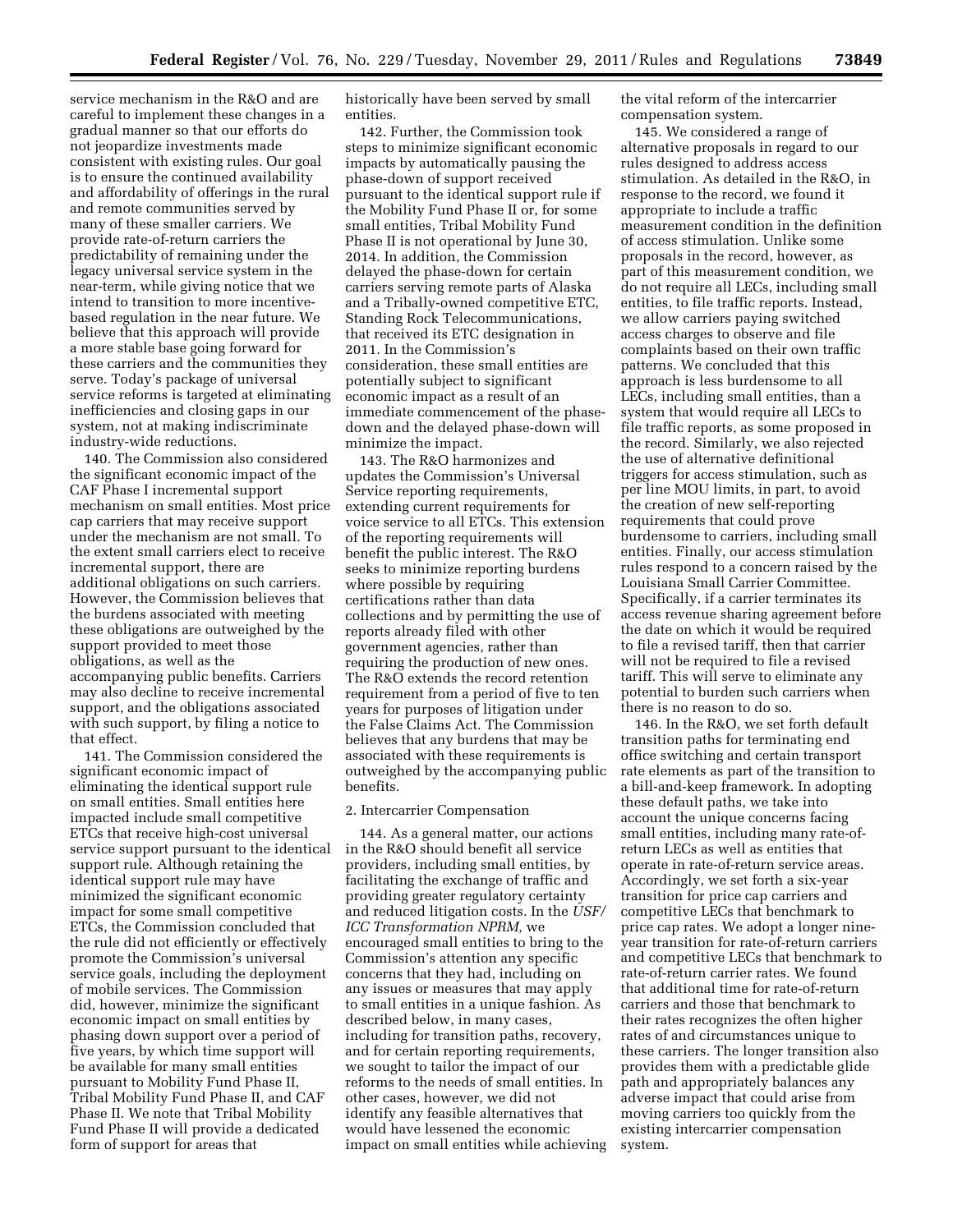service mechanism in the R&O and are careful to implement these changes in a gradual manner so that our efforts do not jeopardize investments made consistent with existing rules. Our goal is to ensure the continued availability and affordability of offerings in the rural and remote communities served by many of these smaller carriers. We provide rate-of-return carriers the predictability of remaining under the legacy universal service system in the near-term, while giving notice that we intend to transition to more incentive-based regulation in the near future. We believe that this approach will provide a more stable base going forward for these carriers and the communities they serve. Today's package of universal service reforms is targeted at eliminating inefficiencies and closing gaps in our system, not at making indiscriminate industry-wide reductions.

140. The Commission also considered the significant economic impact of the CAF Phase I incremental support mechanism on small entities. Most price cap carriers that may receive support under the mechanism are not small. To the extent small carriers elect to receive incremental support, there are additional obligations on such carriers. However, the Commission believes that the burdens associated with meeting these obligations are outweighed by the support provided to meet those obligations, as well as the accompanying public benefits. Carriers may also decline to receive incremental support, and the obligations associated with such support, by filing a notice to that effect.

141. The Commission considered the significant economic impact of eliminating the identical support rule on small entities. Small entities here impacted include small competitive ETCs that receive high-cost universal service support pursuant to the identical support rule. Although retaining the identical support rule may have minimized the significant economic impact for some small competitive ETCs, the Commission concluded that the rule did not efficiently or effectively promote the Commission's universal service goals, including the deployment of mobile services. The Commission did, however, minimize the significant economic impact on small entities by phasing down support over a period of five years, by which time support will be available for many small entities pursuant to Mobility Fund Phase II, Tribal Mobility Fund Phase II, and CAF Phase II. We note that Tribal Mobility Fund Phase II will provide a dedicated form of support for areas that historically have been served by small entities.

142. Further, the Commission took steps to minimize significant economic impacts by automatically pausing the phase-down of support received pursuant to the identical support rule if the Mobility Fund Phase II or, for some small entities, Tribal Mobility Fund Phase II is not operational by June 30, 2014. In addition, the Commission delayed the phase-down for certain carriers serving remote parts of Alaska and a Tribally-owned competitive ETC, Standing Rock Telecommunications, that received its ETC designation in 2011. In the Commission's consideration, these small entities are potentially subject to significant economic impact as a result of an immediate commencement of the phase-down and the delayed phase-down will minimize the impact.

143. The R&O harmonizes and updates the Commission's Universal Service reporting requirements, extending current requirements for voice service to all ETCs. This extension of the reporting requirements will benefit the public interest. The R&O seeks to minimize reporting burdens where possible by requiring certifications rather than data collections and by permitting the use of reports already filed with other government agencies, rather than requiring the production of new ones. The R&O extends the record retention requirement from a period of five to ten years for purposes of litigation under the False Claims Act. The Commission believes that any burdens that may be associated with these requirements is outweighed by the accompanying public benefits.

2. Intercarrier Compensation

144. As a general matter, our actions in the R&O should benefit all service providers, including small entities, by facilitating the exchange of traffic and providing greater regulatory certainty and reduced litigation costs. In the *USF/ICC Transformation NPRM,* we encouraged small entities to bring to the Commission's attention any specific concerns that they had, including on any issues or measures that may apply to small entities in a unique fashion. As described below, in many cases, including for transition paths, recovery, and for certain reporting requirements, we sought to tailor the impact of our reforms to the needs of small entities. In other cases, however, we did not identify any feasible alternatives that would have lessened the economic impact on small entities while achieving the vital reform of the intercarrier compensation system.

145. We considered a range of alternative proposals in regard to our rules designed to address access stimulation. As detailed in the R&O, in response to the record, we found it appropriate to include a traffic measurement condition in the definition of access stimulation. Unlike some proposals in the record, however, as part of this measurement condition, we do not require all LECs, including small entities, to file traffic reports. Instead, we allow carriers paying switched access charges to observe and file complaints based on their own traffic patterns. We concluded that this approach is less burdensome to all LECs, including small entities, than a system that would require all LECs to file traffic reports, as some proposed in the record. Similarly, we also rejected the use of alternative definitional triggers for access stimulation, such as per line MOU limits, in part, to avoid the creation of new self-reporting requirements that could prove burdensome to carriers, including small entities. Finally, our access stimulation rules respond to a concern raised by the Louisiana Small Carrier Committee. Specifically, if a carrier terminates its access revenue sharing agreement before the date on which it would be required to file a revised tariff, then that carrier will not be required to file a revised tariff. This will serve to eliminate any potential to burden such carriers when there is no reason to do so.

146. In the R&O, we set forth default transition paths for terminating end office switching and certain transport rate elements as part of the transition to a bill-and-keep framework. In adopting these default paths, we take into account the unique concerns facing small entities, including many rate-of-return LECs as well as entities that operate in rate-of-return service areas. Accordingly, we set forth a six-year transition for price cap carriers and competitive LECs that benchmark to price cap rates. We adopt a longer nine-year transition for rate-of-return carriers and competitive LECs that benchmark to rate-of-return carrier rates. We found that additional time for rate-of-return carriers and those that benchmark to their rates recognizes the often higher rates of and circumstances unique to these carriers. The longer transition also provides them with a predictable glide path and appropriately balances any adverse impact that could arise from moving carriers too quickly from the existing intercarrier compensation system.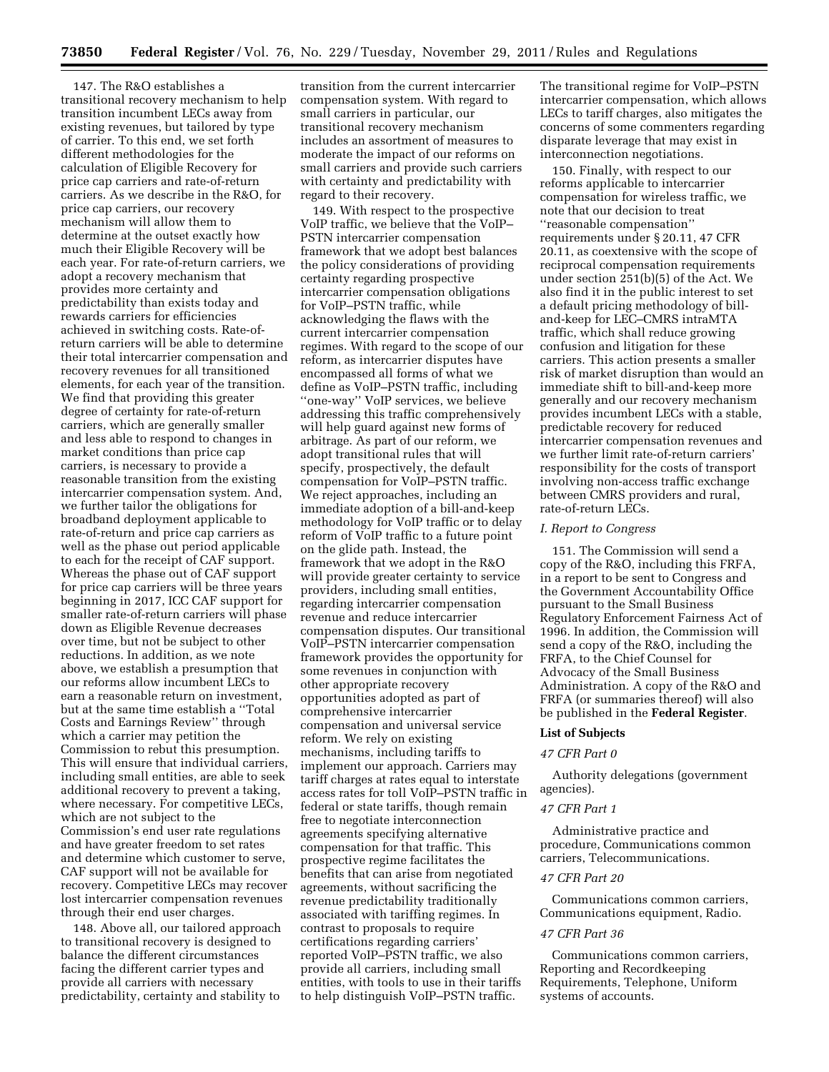147. The R&O establishes a transitional recovery mechanism to help transition incumbent LECs away from existing revenues, but tailored by type of carrier. To this end, we set forth different methodologies for the calculation of Eligible Recovery for price cap carriers and rate-of-return carriers. As we describe in the R&O, for price cap carriers, our recovery mechanism will allow them to determine at the outset exactly how much their Eligible Recovery will be each year. For rate-of-return carriers, we adopt a recovery mechanism that provides more certainty and predictability than exists today and rewards carriers for efficiencies achieved in switching costs. Rate-of-return carriers will be able to determine their total intercarrier compensation and recovery revenues for all transitioned elements, for each year of the transition. We find that providing this greater degree of certainty for rate-of-return carriers, which are generally smaller and less able to respond to changes in market conditions than price cap carriers, is necessary to provide a reasonable transition from the existing intercarrier compensation system. And, we further tailor the obligations for broadband deployment applicable to rate-of-return and price cap carriers as well as the phase out period applicable to each for the receipt of CAF support. Whereas the phase out of CAF support for price cap carriers will be three years beginning in 2017, ICC CAF support for smaller rate-of-return carriers will phase down as Eligible Revenue decreases over time, but not be subject to other reductions. In addition, as we note above, we establish a presumption that our reforms allow incumbent LECs to earn a reasonable return on investment, but at the same time establish a ''Total Costs and Earnings Review'' through which a carrier may petition the Commission to rebut this presumption. This will ensure that individual carriers, including small entities, are able to seek additional recovery to prevent a taking, where necessary. For competitive LECs, which are not subject to the Commission's end user rate regulations and have greater freedom to set rates and determine which customer to serve, CAF support will not be available for recovery. Competitive LECs may recover lost intercarrier compensation revenues through their end user charges.

148. Above all, our tailored approach to transitional recovery is designed to balance the different circumstances facing the different carrier types and provide all carriers with necessary predictability, certainty and stability to transition from the current intercarrier compensation system. With regard to small carriers in particular, our transitional recovery mechanism includes an assortment of measures to moderate the impact of our reforms on small carriers and provide such carriers with certainty and predictability with regard to their recovery.

149. With respect to the prospective VoIP traffic, we believe that the VoIP–PSTN intercarrier compensation framework that we adopt best balances the policy considerations of providing certainty regarding prospective intercarrier compensation obligations for VoIP–PSTN traffic, while acknowledging the flaws with the current intercarrier compensation regimes. With regard to the scope of our reform, as intercarrier disputes have encompassed all forms of what we define as VoIP–PSTN traffic, including ''one-way'' VoIP services, we believe addressing this traffic comprehensively will help guard against new forms of arbitrage. As part of our reform, we adopt transitional rules that will specify, prospectively, the default compensation for VoIP–PSTN traffic. We reject approaches, including an immediate adoption of a bill-and-keep methodology for VoIP traffic or to delay reform of VoIP traffic to a future point on the glide path. Instead, the framework that we adopt in the R&O will provide greater certainty to service providers, including small entities, regarding intercarrier compensation revenue and reduce intercarrier compensation disputes. Our transitional VoIP–PSTN intercarrier compensation framework provides the opportunity for some revenues in conjunction with other appropriate recovery opportunities adopted as part of comprehensive intercarrier compensation and universal service reform. We rely on existing mechanisms, including tariffs to implement our approach. Carriers may tariff charges at rates equal to interstate access rates for toll VoIP–PSTN traffic in federal or state tariffs, though remain free to negotiate interconnection agreements specifying alternative compensation for that traffic. This prospective regime facilitates the benefits that can arise from negotiated agreements, without sacrificing the revenue predictability traditionally associated with tariffing regimes. In contrast to proposals to require certifications regarding carriers' reported VoIP–PSTN traffic, we also provide all carriers, including small entities, with tools to use in their tariffs to help distinguish VoIP–PSTN traffic. The transitional regime for VoIP–PSTN intercarrier compensation, which allows LECs to tariff charges, also mitigates the concerns of some commenters regarding disparate leverage that may exist in interconnection negotiations.

150. Finally, with respect to our reforms applicable to intercarrier compensation for wireless traffic, we note that our decision to treat ''reasonable compensation'' requirements under § 20.11, 47 CFR 20.11, as coextensive with the scope of reciprocal compensation requirements under section 251(b)(5) of the Act. We also find it in the public interest to set a default pricing methodology of bill-and-keep for LEC–CMRS intraMTA traffic, which shall reduce growing confusion and litigation for these carriers. This action presents a smaller risk of market disruption than would an immediate shift to bill-and-keep more generally and our recovery mechanism provides incumbent LECs with a stable, predictable recovery for reduced intercarrier compensation revenues and we further limit rate-of-return carriers' responsibility for the costs of transport involving non-access traffic exchange between CMRS providers and rural, rate-of-return LECs.

*I. Report to Congress*

151. The Commission will send a copy of the R&O, including this FRFA, in a report to be sent to Congress and the Government Accountability Office pursuant to the Small Business Regulatory Enforcement Fairness Act of 1996. In addition, the Commission will send a copy of the R&O, including the FRFA, to the Chief Counsel for Advocacy of the Small Business Administration. A copy of the R&O and FRFA (or summaries thereof) will also be published in the **Federal Register**.

**List of Subjects**

*47 CFR Part 0*

Authority delegations (government agencies).

*47 CFR Part 1*

Administrative practice and procedure, Communications common carriers, Telecommunications.

*47 CFR Part 20*

Communications common carriers, Communications equipment, Radio.

*47 CFR Part 36*

Communications common carriers, Reporting and Recordkeeping Requirements, Telephone, Uniform systems of accounts.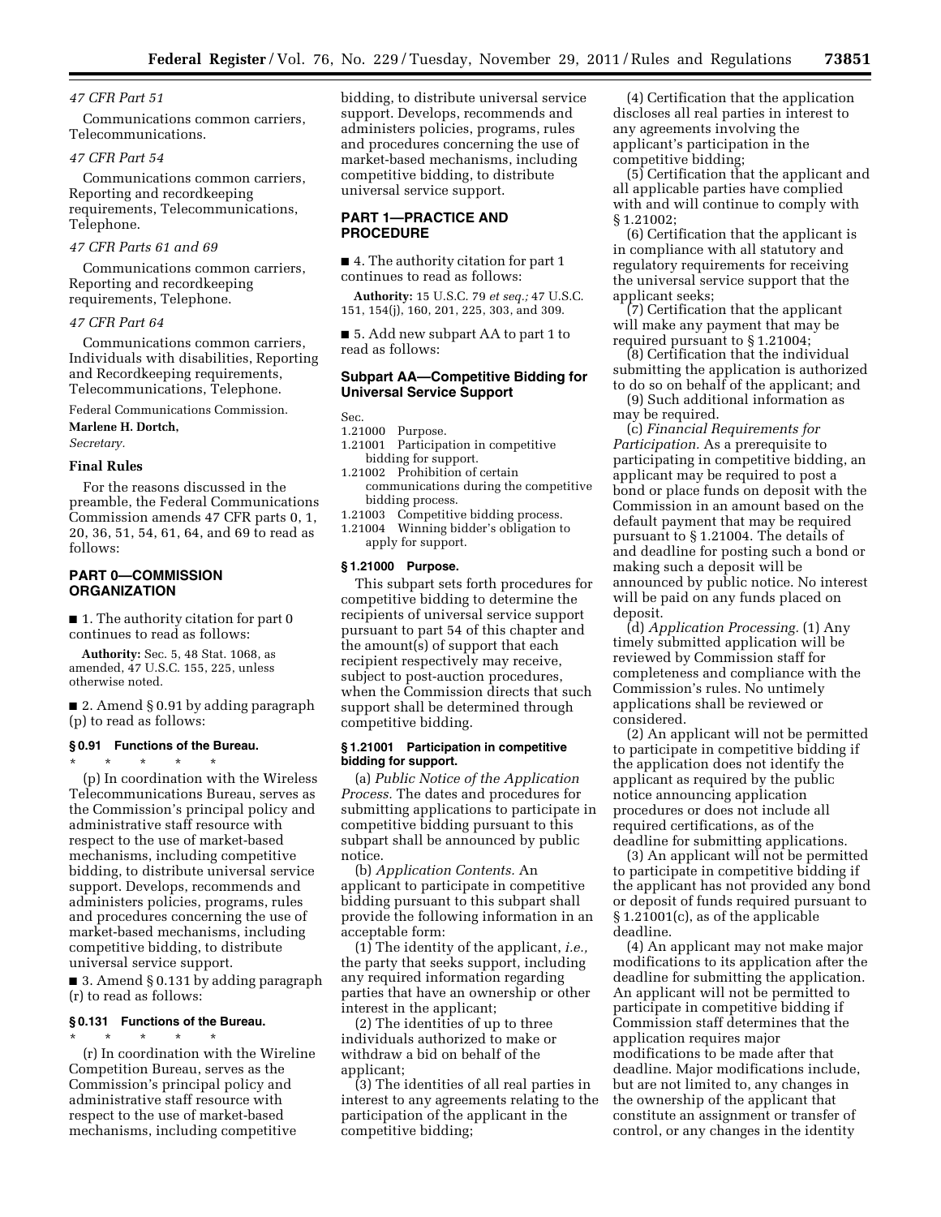*47 CFR Part 51*

Communications common carriers, Telecommunications.

*47 CFR Part 54*

Communications common carriers, Reporting and recordkeeping requirements, Telecommunications, Telephone.

*47 CFR Parts 61 and 69*

Communications common carriers, Reporting and recordkeeping requirements, Telephone.

*47 CFR Part 64*

Communications common carriers, Individuals with disabilities, Reporting and Recordkeeping requirements, Telecommunications, Telephone.

Federal Communications Commission.

**Marlene H. Dortch,**

*Secretary.*

### Final Rules

For the reasons discussed in the preamble, the Federal Communications Commission amends 47 CFR parts 0, 1, 20, 36, 51, 54, 61, 64, and 69 to read as follows:

## PART 0—COMMISSION ORGANIZATION

■ 1. The authority citation for part 0 continues to read as follows:

**Authority:** Sec. 5, 48 Stat. 1068, as amended, 47 U.S.C. 155, 225, unless otherwise noted.

■ 2. Amend § 0.91 by adding paragraph (p) to read as follows:

### § 0.91 Functions of the Bureau.

\* \* \* \* \*

(p) In coordination with the Wireless Telecommunications Bureau, serves as the Commission's principal policy and administrative staff resource with respect to the use of market-based mechanisms, including competitive bidding, to distribute universal service support. Develops, recommends and administers policies, programs, rules and procedures concerning the use of market-based mechanisms, including competitive bidding, to distribute universal service support.

■ 3. Amend § 0.131 by adding paragraph (r) to read as follows:

### § 0.131 Functions of the Bureau.

\* \* \* \* \*

(r) In coordination with the Wireline Competition Bureau, serves as the Commission's principal policy and administrative staff resource with respect to the use of market-based mechanisms, including competitive bidding, to distribute universal service support. Develops, recommends and administers policies, programs, rules and procedures concerning the use of market-based mechanisms, including competitive bidding, to distribute universal service support.

## PART 1—PRACTICE AND PROCEDURE

■ 4. The authority citation for part 1 continues to read as follows:

**Authority:** 15 U.S.C. 79 *et seq.;* 47 U.S.C. 151, 154(j), 160, 201, 225, 303, and 309.

■ 5. Add new subpart AA to part 1 to read as follows:

### Subpart AA—Competitive Bidding for Universal Service Support

Sec.
1.21000 Purpose.
1.21001 Participation in competitive bidding for support.
1.21002 Prohibition of certain communications during the competitive bidding process.
1.21003 Competitive bidding process.
1.21004 Winning bidder's obligation to apply for support.

### § 1.21000 Purpose.

This subpart sets forth procedures for competitive bidding to determine the recipients of universal service support pursuant to part 54 of this chapter and the amount(s) of support that each recipient respectively may receive, subject to post-auction procedures, when the Commission directs that such support shall be determined through competitive bidding.

### § 1.21001 Participation in competitive bidding for support.

(a) *Public Notice of the Application Process.* The dates and procedures for submitting applications to participate in competitive bidding pursuant to this subpart shall be announced by public notice.

(b) *Application Contents.* An applicant to participate in competitive bidding pursuant to this subpart shall provide the following information in an acceptable form:

(1) The identity of the applicant, *i.e.,* the party that seeks support, including any required information regarding parties that have an ownership or other interest in the applicant;

(2) The identities of up to three individuals authorized to make or withdraw a bid on behalf of the applicant;

(3) The identities of all real parties in interest to any agreements relating to the participation of the applicant in the competitive bidding;

(4) Certification that the application discloses all real parties in interest to any agreements involving the applicant's participation in the competitive bidding;

(5) Certification that the applicant and all applicable parties have complied with and will continue to comply with § 1.21002;

(6) Certification that the applicant is in compliance with all statutory and regulatory requirements for receiving the universal service support that the applicant seeks;

(7) Certification that the applicant will make any payment that may be required pursuant to § 1.21004;

(8) Certification that the individual submitting the application is authorized to do so on behalf of the applicant; and

(9) Such additional information as may be required.

(c) *Financial Requirements for Participation.* As a prerequisite to participating in competitive bidding, an applicant may be required to post a bond or place funds on deposit with the Commission in an amount based on the default payment that may be required pursuant to § 1.21004. The details of and deadline for posting such a bond or making such a deposit will be announced by public notice. No interest will be paid on any funds placed on deposit.

(d) *Application Processing.* (1) Any timely submitted application will be reviewed by Commission staff for completeness and compliance with the Commission's rules. No untimely applications shall be reviewed or considered.

(2) An applicant will not be permitted to participate in competitive bidding if the application does not identify the applicant as required by the public notice announcing application procedures or does not include all required certifications, as of the deadline for submitting applications.

(3) An applicant will not be permitted to participate in competitive bidding if the applicant has not provided any bond or deposit of funds required pursuant to § 1.21001(c), as of the applicable deadline.

(4) An applicant may not make major modifications to its application after the deadline for submitting the application. An applicant will not be permitted to participate in competitive bidding if Commission staff determines that the application requires major modifications to be made after that deadline. Major modifications include, but are not limited to, any changes in the ownership of the applicant that constitute an assignment or transfer of control, or any changes in the identity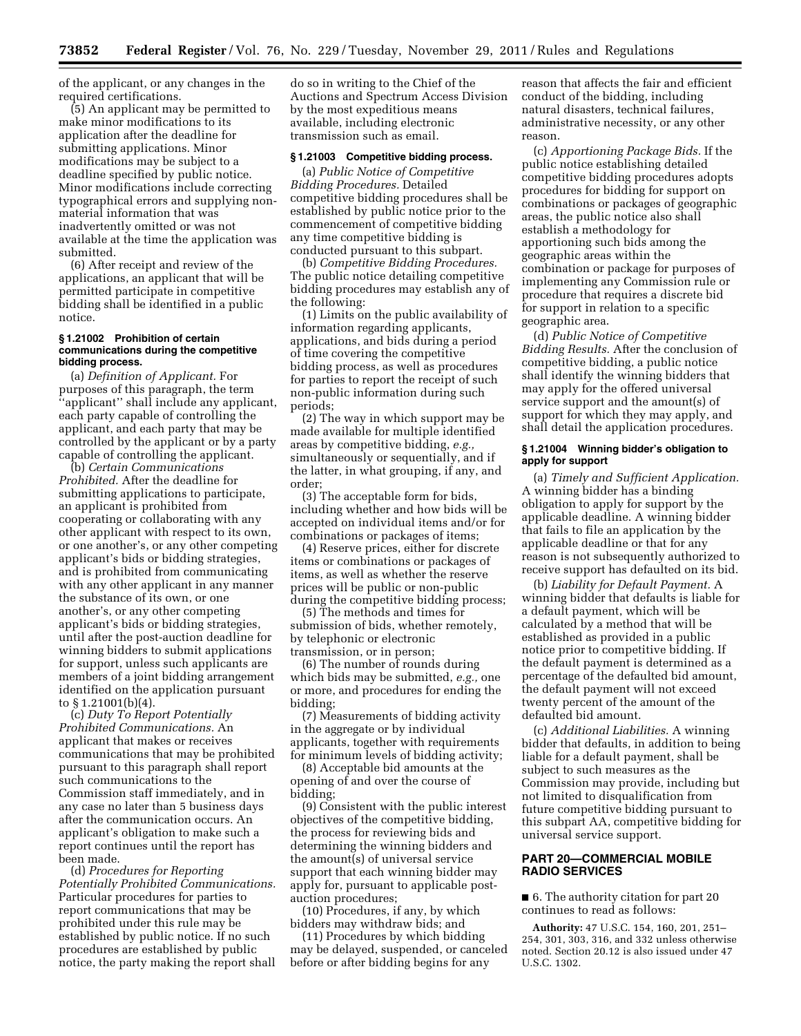of the applicant, or any changes in the required certifications.

(5) An applicant may be permitted to make minor modifications to its application after the deadline for submitting applications. Minor modifications may be subject to a deadline specified by public notice. Minor modifications include correcting typographical errors and supplying non-material information that was inadvertently omitted or was not available at the time the application was submitted.

(6) After receipt and review of the applications, an applicant that will be permitted participate in competitive bidding shall be identified in a public notice.

#### § 1.21002 Prohibition of certain communications during the competitive bidding process.

(a) *Definition of Applicant.* For purposes of this paragraph, the term "applicant" shall include any applicant, each party capable of controlling the applicant, and each party that may be controlled by the applicant or by a party capable of controlling the applicant.

(b) *Certain Communications Prohibited.* After the deadline for submitting applications to participate, an applicant is prohibited from cooperating or collaborating with any other applicant with respect to its own, or one another's, or any other competing applicant's bids or bidding strategies, and is prohibited from communicating with any other applicant in any manner the substance of its own, or one another's, or any other competing applicant's bids or bidding strategies, until after the post-auction deadline for winning bidders to submit applications for support, unless such applicants are members of a joint bidding arrangement identified on the application pursuant to § 1.21001(b)(4).

(c) *Duty To Report Potentially Prohibited Communications.* An applicant that makes or receives communications that may be prohibited pursuant to this paragraph shall report such communications to the Commission staff immediately, and in any case no later than 5 business days after the communication occurs. An applicant's obligation to make such a report continues until the report has been made.

(d) *Procedures for Reporting Potentially Prohibited Communications.* Particular procedures for parties to report communications that may be prohibited under this rule may be established by public notice. If no such procedures are established by public notice, the party making the report shall do so in writing to the Chief of the Auctions and Spectrum Access Division by the most expeditious means available, including electronic transmission such as email.

#### § 1.21003 Competitive bidding process.

(a) *Public Notice of Competitive Bidding Procedures.* Detailed competitive bidding procedures shall be established by public notice prior to the commencement of competitive bidding any time competitive bidding is conducted pursuant to this subpart.

(b) *Competitive Bidding Procedures.* The public notice detailing competitive bidding procedures may establish any of the following:

(1) Limits on the public availability of information regarding applicants, applications, and bids during a period of time covering the competitive bidding process, as well as procedures for parties to report the receipt of such non-public information during such periods;

(2) The way in which support may be made available for multiple identified areas by competitive bidding, *e.g.,* simultaneously or sequentially, and if the latter, in what grouping, if any, and order;

(3) The acceptable form for bids, including whether and how bids will be accepted on individual items and/or for combinations or packages of items;

(4) Reserve prices, either for discrete items or combinations or packages of items, as well as whether the reserve prices will be public or non-public during the competitive bidding process;

(5) The methods and times for submission of bids, whether remotely, by telephonic or electronic transmission, or in person;

(6) The number of rounds during which bids may be submitted, *e.g.,* one or more, and procedures for ending the bidding;

(7) Measurements of bidding activity in the aggregate or by individual applicants, together with requirements for minimum levels of bidding activity;

(8) Acceptable bid amounts at the opening of and over the course of bidding;

(9) Consistent with the public interest objectives of the competitive bidding, the process for reviewing bids and determining the winning bidders and the amount(s) of universal service support that each winning bidder may apply for, pursuant to applicable post-auction procedures;

(10) Procedures, if any, by which bidders may withdraw bids; and

(11) Procedures by which bidding may be delayed, suspended, or canceled before or after bidding begins for any reason that affects the fair and efficient conduct of the bidding, including natural disasters, technical failures, administrative necessity, or any other reason.

(c) *Apportioning Package Bids.* If the public notice establishing detailed competitive bidding procedures adopts procedures for bidding for support on combinations or packages of geographic areas, the public notice also shall establish a methodology for apportioning such bids among the geographic areas within the combination or package for purposes of implementing any Commission rule or procedure that requires a discrete bid for support in relation to a specific geographic area.

(d) *Public Notice of Competitive Bidding Results.* After the conclusion of competitive bidding, a public notice shall identify the winning bidders that may apply for the offered universal service support and the amount(s) of support for which they may apply, and shall detail the application procedures.

#### § 1.21004 Winning bidder's obligation to apply for support

(a) *Timely and Sufficient Application.* A winning bidder has a binding obligation to apply for support by the applicable deadline. A winning bidder that fails to file an application by the applicable deadline or that for any reason is not subsequently authorized to receive support has defaulted on its bid.

(b) *Liability for Default Payment.* A winning bidder that defaults is liable for a default payment, which will be calculated by a method that will be established as provided in a public notice prior to competitive bidding. If the default payment is determined as a percentage of the defaulted bid amount, the default payment will not exceed twenty percent of the amount of the defaulted bid amount.

(c) *Additional Liabilities.* A winning bidder that defaults, in addition to being liable for a default payment, shall be subject to such measures as the Commission may provide, including but not limited to disqualification from future competitive bidding pursuant to this subpart AA, competitive bidding for universal service support.

## PART 20—COMMERCIAL MOBILE RADIO SERVICES

■ 6. The authority citation for part 20 continues to read as follows:

**Authority:** 47 U.S.C. 154, 160, 201, 251–254, 301, 303, 316, and 332 unless otherwise noted. Section 20.12 is also issued under 47 U.S.C. 1302.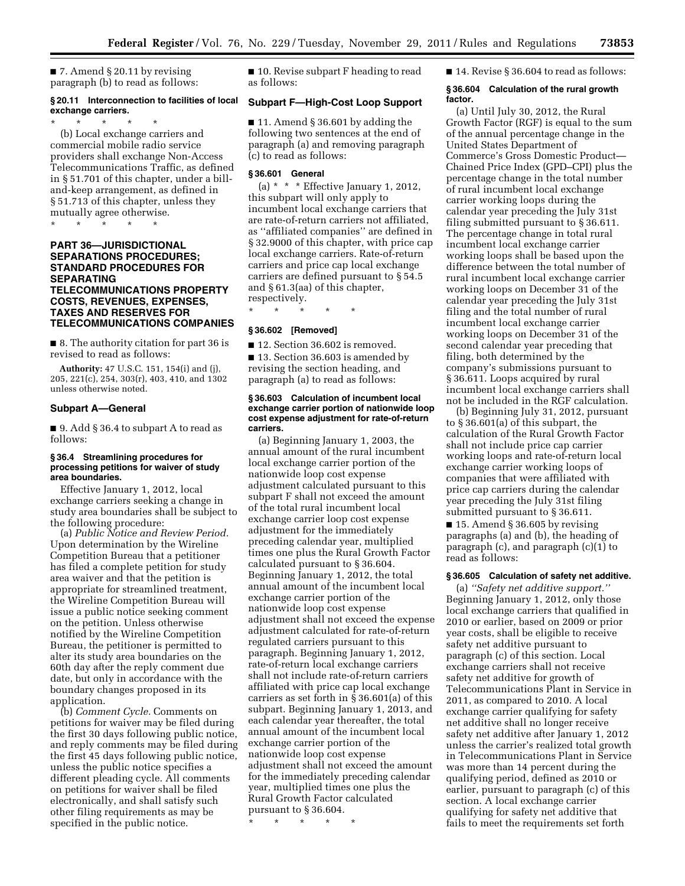■ 7. Amend § 20.11 by revising paragraph (b) to read as follows:

**§ 20.11 Interconnection to facilities of local exchange carriers.**

\* \* \* \* \*

(b) Local exchange carriers and commercial mobile radio service providers shall exchange Non-Access Telecommunications Traffic, as defined in § 51.701 of this chapter, under a bill-and-keep arrangement, as defined in § 51.713 of this chapter, unless they mutually agree otherwise.

\* \* \* \* \*

## PART 36—JURISDICTIONAL SEPARATIONS PROCEDURES; STANDARD PROCEDURES FOR SEPARATING TELECOMMUNICATIONS PROPERTY COSTS, REVENUES, EXPENSES, TAXES AND RESERVES FOR TELECOMMUNICATIONS COMPANIES

■ 8. The authority citation for part 36 is revised to read as follows:

**Authority:** 47 U.S.C. 151, 154(i) and (j), 205, 221(c), 254, 303(r), 403, 410, and 1302 unless otherwise noted.

### Subpart A—General

■ 9. Add § 36.4 to subpart A to read as follows:

**§ 36.4 Streamlining procedures for processing petitions for waiver of study area boundaries.**

Effective January 1, 2012, local exchange carriers seeking a change in study area boundaries shall be subject to the following procedure:

(a) *Public Notice and Review Period.* Upon determination by the Wireline Competition Bureau that a petitioner has filed a complete petition for study area waiver and that the petition is appropriate for streamlined treatment, the Wireline Competition Bureau will issue a public notice seeking comment on the petition. Unless otherwise notified by the Wireline Competition Bureau, the petitioner is permitted to alter its study area boundaries on the 60th day after the reply comment due date, but only in accordance with the boundary changes proposed in its application.

(b) *Comment Cycle.* Comments on petitions for waiver may be filed during the first 30 days following public notice, and reply comments may be filed during the first 45 days following public notice, unless the public notice specifies a different pleading cycle. All comments on petitions for waiver shall be filed electronically, and shall satisfy such other filing requirements as may be specified in the public notice.

■ 10. Revise subpart F heading to read as follows:

### Subpart F—High-Cost Loop Support

■ 11. Amend § 36.601 by adding the following two sentences at the end of paragraph (a) and removing paragraph (c) to read as follows:

**§ 36.601 General**

(a) \* \* \* Effective January 1, 2012, this subpart will only apply to incumbent local exchange carriers that are rate-of-return carriers not affiliated, as ''affiliated companies'' are defined in § 32.9000 of this chapter, with price cap local exchange carriers. Rate-of-return carriers and price cap local exchange carriers are defined pursuant to § 54.5 and § 61.3(aa) of this chapter, respectively.

\* \* \* \* \*

**§ 36.602 [Removed]**

■ 12. Section 36.602 is removed.

■ 13. Section 36.603 is amended by revising the section heading, and paragraph (a) to read as follows:

**§ 36.603 Calculation of incumbent local exchange carrier portion of nationwide loop cost expense adjustment for rate-of-return carriers.**

(a) Beginning January 1, 2003, the annual amount of the rural incumbent local exchange carrier portion of the nationwide loop cost expense adjustment calculated pursuant to this subpart F shall not exceed the amount of the total rural incumbent local exchange carrier loop cost expense adjustment for the immediately preceding calendar year, multiplied times one plus the Rural Growth Factor calculated pursuant to § 36.604. Beginning January 1, 2012, the total annual amount of the incumbent local exchange carrier portion of the nationwide loop cost expense adjustment shall not exceed the expense adjustment calculated for rate-of-return regulated carriers pursuant to this paragraph. Beginning January 1, 2012, rate-of-return local exchange carriers shall not include rate-of-return carriers affiliated with price cap local exchange carriers as set forth in § 36.601(a) of this subpart. Beginning January 1, 2013, and each calendar year thereafter, the total annual amount of the incumbent local exchange carrier portion of the nationwide loop cost expense adjustment shall not exceed the amount for the immediately preceding calendar year, multiplied times one plus the Rural Growth Factor calculated pursuant to § 36.604.

\* \* \* \* \*

■ 14. Revise § 36.604 to read as follows:

**§ 36.604 Calculation of the rural growth factor.**

(a) Until July 30, 2012, the Rural Growth Factor (RGF) is equal to the sum of the annual percentage change in the United States Department of Commerce's Gross Domestic Product—Chained Price Index (GPD–CPI) plus the percentage change in the total number of rural incumbent local exchange carrier working loops during the calendar year preceding the July 31st filing submitted pursuant to § 36.611. The percentage change in total rural incumbent local exchange carrier working loops shall be based upon the difference between the total number of rural incumbent local exchange carrier working loops on December 31 of the calendar year preceding the July 31st filing and the total number of rural incumbent local exchange carrier working loops on December 31 of the second calendar year preceding that filing, both determined by the company's submissions pursuant to § 36.611. Loops acquired by rural incumbent local exchange carriers shall not be included in the RGF calculation.

(b) Beginning July 31, 2012, pursuant to § 36.601(a) of this subpart, the calculation of the Rural Growth Factor shall not include price cap carrier working loops and rate-of-return local exchange carrier working loops of companies that were affiliated with price cap carriers during the calendar year preceding the July 31st filing submitted pursuant to § 36.611.

■ 15. Amend § 36.605 by revising paragraphs (a) and (b), the heading of paragraph (c), and paragraph (c)(1) to read as follows:

**§ 36.605 Calculation of safety net additive.**

(a) *''Safety net additive support.''* Beginning January 1, 2012, only those local exchange carriers that qualified in 2010 or earlier, based on 2009 or prior year costs, shall be eligible to receive safety net additive pursuant to paragraph (c) of this section. Local exchange carriers shall not receive safety net additive for growth of Telecommunications Plant in Service in 2011, as compared to 2010. A local exchange carrier qualifying for safety net additive shall no longer receive safety net additive after January 1, 2012 unless the carrier's realized total growth in Telecommunications Plant in Service was more than 14 percent during the qualifying period, defined as 2010 or earlier, pursuant to paragraph (c) of this section. A local exchange carrier qualifying for safety net additive that fails to meet the requirements set forth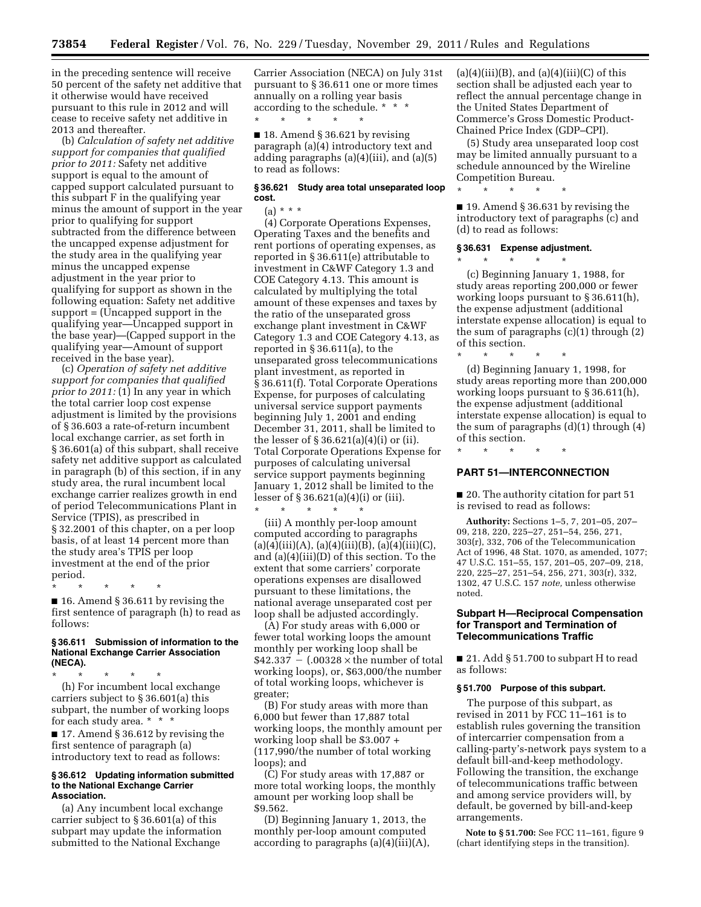in the preceding sentence will receive 50 percent of the safety net additive that it otherwise would have received pursuant to this rule in 2012 and will cease to receive safety net additive in 2013 and thereafter.

(b) *Calculation of safety net additive support for companies that qualified prior to 2011:* Safety net additive support is equal to the amount of capped support calculated pursuant to this subpart F in the qualifying year minus the amount of support in the year prior to qualifying for support subtracted from the difference between the uncapped expense adjustment for the study area in the qualifying year minus the uncapped expense adjustment in the year prior to qualifying for support as shown in the following equation: Safety net additive support = (Uncapped support in the qualifying year—Uncapped support in the base year)—(Capped support in the qualifying year—Amount of support received in the base year).

(c) *Operation of safety net additive support for companies that qualified prior to 2011:* (1) In any year in which the total carrier loop cost expense adjustment is limited by the provisions of § 36.603 a rate-of-return incumbent local exchange carrier, as set forth in § 36.601(a) of this subpart, shall receive safety net additive support as calculated in paragraph (b) of this section, if in any study area, the rural incumbent local exchange carrier realizes growth in end of period Telecommunications Plant in Service (TPIS), as prescribed in § 32.2001 of this chapter, on a per loop basis, of at least 14 percent more than the study area's TPIS per loop investment at the end of the prior period.

\* \* \* \* \*

■ 16. Amend § 36.611 by revising the first sentence of paragraph (h) to read as follows:

**§ 36.611 Submission of information to the National Exchange Carrier Association (NECA).**

\* \* \* \* \*

(h) For incumbent local exchange carriers subject to § 36.601(a) this subpart, the number of working loops for each study area. \* \* \*

■ 17. Amend § 36.612 by revising the first sentence of paragraph (a) introductory text to read as follows:

**§ 36.612 Updating information submitted to the National Exchange Carrier Association.**

(a) Any incumbent local exchange carrier subject to § 36.601(a) of this subpart may update the information submitted to the National Exchange Carrier Association (NECA) on July 31st pursuant to § 36.611 one or more times annually on a rolling year basis according to the schedule. \* \* \*

\* \* \* \* \*

■ 18. Amend § 36.621 by revising paragraph (a)(4) introductory text and adding paragraphs (a)(4)(iii), and (a)(5) to read as follows:

**§ 36.621 Study area total unseparated loop cost.**

(a) \* \* \*

(4) Corporate Operations Expenses, Operating Taxes and the benefits and rent portions of operating expenses, as reported in § 36.611(e) attributable to investment in C&WF Category 1.3 and COE Category 4.13. This amount is calculated by multiplying the total amount of these expenses and taxes by the ratio of the unseparated gross exchange plant investment in C&WF Category 1.3 and COE Category 4.13, as reported in § 36.611(a), to the unseparated gross telecommunications plant investment, as reported in § 36.611(f). Total Corporate Operations Expense, for purposes of calculating universal service support payments beginning July 1, 2001 and ending December 31, 2011, shall be limited to the lesser of § 36.621(a)(4)(i) or (ii). Total Corporate Operations Expense for purposes of calculating universal service support payments beginning January 1, 2012 shall be limited to the lesser of § 36.621(a)(4)(i) or (iii).

\* \* \* \* \*

(iii) A monthly per-loop amount computed according to paragraphs (a)(4)(iii)(A), (a)(4)(iii)(B), (a)(4)(iii)(C), and (a)(4)(iii)(D) of this section. To the extent that some carriers' corporate operations expenses are disallowed pursuant to these limitations, the national average unseparated cost per loop shall be adjusted accordingly.

(A) For study areas with 6,000 or fewer total working loops the amount monthly per working loop shall be $42.337 − (.00328 × the number of total working loops), or, $63,000/the number of total working loops, whichever is greater;

(B) For study areas with more than 6,000 but fewer than 17,887 total working loops, the monthly amount per working loop shall be $3.007 + (117,990/the number of total working loops); and

(C) For study areas with 17,887 or more total working loops, the monthly amount per working loop shall be $9.562.

(D) Beginning January 1, 2013, the monthly per-loop amount computed according to paragraphs (a)(4)(iii)(A), (a)(4)(iii)(B), and (a)(4)(iii)(C) of this section shall be adjusted each year to reflect the annual percentage change in the United States Department of Commerce's Gross Domestic Product-Chained Price Index (GDP–CPI).

(5) Study area unseparated loop cost may be limited annually pursuant to a schedule announced by the Wireline Competition Bureau.

\* \* \* \* \*

■ 19. Amend § 36.631 by revising the introductory text of paragraphs (c) and (d) to read as follows:

**§ 36.631 Expense adjustment.**

\* \* \* \* \*

(c) Beginning January 1, 1988, for study areas reporting 200,000 or fewer working loops pursuant to § 36.611(h), the expense adjustment (additional interstate expense allocation) is equal to the sum of paragraphs (c)(1) through (2) of this section.

\* \* \* \* \*

(d) Beginning January 1, 1998, for study areas reporting more than 200,000 working loops pursuant to § 36.611(h), the expense adjustment (additional interstate expense allocation) is equal to the sum of paragraphs (d)(1) through (4) of this section.

\* \* \* \* \*

## PART 51—INTERCONNECTION

■ 20. The authority citation for part 51 is revised to read as follows:

**Authority:** Sections 1–5, 7, 201–05, 207–09, 218, 220, 225–27, 251–54, 256, 271, 303(r), 332, 706 of the Telecommunication Act of 1996, 48 Stat. 1070, as amended, 1077; 47 U.S.C. 151–55, 157, 201–05, 207–09, 218, 220, 225–27, 251–54, 256, 271, 303(r), 332, 1302, 47 U.S.C. 157 *note,* unless otherwise noted.

### Subpart H—Reciprocal Compensation for Transport and Termination of Telecommunications Traffic

■ 21. Add § 51.700 to subpart H to read as follows:

**§ 51.700 Purpose of this subpart.**

The purpose of this subpart, as revised in 2011 by FCC 11–161 is to establish rules governing the transition of intercarrier compensation from a calling-party's-network pays system to a default bill-and-keep methodology. Following the transition, the exchange of telecommunications traffic between and among service providers will, by default, be governed by bill-and-keep arrangements.

**Note to § 51.700:** See FCC 11–161, figure 9 (chart identifying steps in the transition).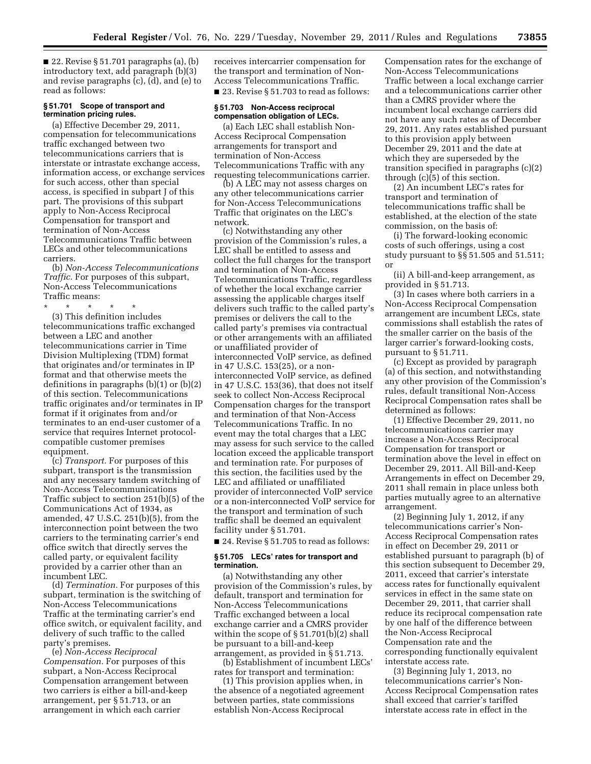■ 22. Revise § 51.701 paragraphs (a), (b) introductory text, add paragraph (b)(3) and revise paragraphs (c), (d), and (e) to read as follows:

### § 51.701 Scope of transport and termination pricing rules.

(a) Effective December 29, 2011, compensation for telecommunications traffic exchanged between two telecommunications carriers that is interstate or intrastate exchange access, information access, or exchange services for such access, other than special access, is specified in subpart J of this part. The provisions of this subpart apply to Non-Access Reciprocal Compensation for transport and termination of Non-Access Telecommunications Traffic between LECs and other telecommunications carriers.

(b) *Non-Access Telecommunications Traffic.* For purposes of this subpart, Non-Access Telecommunications Traffic means:

\* \* \* \* \*

(3) This definition includes telecommunications traffic exchanged between a LEC and another telecommunications carrier in Time Division Multiplexing (TDM) format that originates and/or terminates in IP format and that otherwise meets the definitions in paragraphs (b)(1) or (b)(2) of this section. Telecommunications traffic originates and/or terminates in IP format if it originates from and/or terminates to an end-user customer of a service that requires Internet protocol-compatible customer premises equipment.

(c) *Transport.* For purposes of this subpart, transport is the transmission and any necessary tandem switching of Non-Access Telecommunications Traffic subject to section 251(b)(5) of the Communications Act of 1934, as amended, 47 U.S.C. 251(b)(5), from the interconnection point between the two carriers to the terminating carrier's end office switch that directly serves the called party, or equivalent facility provided by a carrier other than an incumbent LEC.

(d) *Termination.* For purposes of this subpart, termination is the switching of Non-Access Telecommunications Traffic at the terminating carrier's end office switch, or equivalent facility, and delivery of such traffic to the called party's premises.

(e) *Non-Access Reciprocal Compensation.* For purposes of this subpart, a Non-Access Reciprocal Compensation arrangement between two carriers is either a bill-and-keep arrangement, per § 51.713, or an arrangement in which each carrier receives intercarrier compensation for the transport and termination of Non-Access Telecommunications Traffic.

■ 23. Revise § 51.703 to read as follows:

### § 51.703 Non-Access reciprocal compensation obligation of LECs.

(a) Each LEC shall establish Non-Access Reciprocal Compensation arrangements for transport and termination of Non-Access Telecommunications Traffic with any requesting telecommunications carrier.

(b) A LEC may not assess charges on any other telecommunications carrier for Non-Access Telecommunications Traffic that originates on the LEC's network.

(c) Notwithstanding any other provision of the Commission's rules, a LEC shall be entitled to assess and collect the full charges for the transport and termination of Non-Access Telecommunications Traffic, regardless of whether the local exchange carrier assessing the applicable charges itself delivers such traffic to the called party's premises or delivers the call to the called party's premises via contractual or other arrangements with an affiliated or unaffiliated provider of interconnected VoIP service, as defined in 47 U.S.C. 153(25), or a non-interconnected VoIP service, as defined in 47 U.S.C. 153(36), that does not itself seek to collect Non-Access Reciprocal Compensation charges for the transport and termination of that Non-Access Telecommunications Traffic. In no event may the total charges that a LEC may assess for such service to the called location exceed the applicable transport and termination rate. For purposes of this section, the facilities used by the LEC and affiliated or unaffiliated provider of interconnected VoIP service or a non-interconnected VoIP service for the transport and termination of such traffic shall be deemed an equivalent facility under § 51.701.

■ 24. Revise § 51.705 to read as follows:

### § 51.705 LECs' rates for transport and termination.

(a) Notwithstanding any other provision of the Commission's rules, by default, transport and termination for Non-Access Telecommunications Traffic exchanged between a local exchange carrier and a CMRS provider within the scope of § 51.701(b)(2) shall be pursuant to a bill-and-keep arrangement, as provided in § 51.713.

(b) Establishment of incumbent LECs' rates for transport and termination:

(1) This provision applies when, in the absence of a negotiated agreement between parties, state commissions establish Non-Access Reciprocal Compensation rates for the exchange of Non-Access Telecommunications Traffic between a local exchange carrier and a telecommunications carrier other than a CMRS provider where the incumbent local exchange carriers did not have any such rates as of December 29, 2011. Any rates established pursuant to this provision apply between December 29, 2011 and the date at which they are superseded by the transition specified in paragraphs (c)(2) through (c)(5) of this section.

(2) An incumbent LEC's rates for transport and termination of telecommunications traffic shall be established, at the election of the state commission, on the basis of:

(i) The forward-looking economic costs of such offerings, using a cost study pursuant to §§ 51.505 and 51.511; or

(ii) A bill-and-keep arrangement, as provided in § 51.713.

(3) In cases where both carriers in a Non-Access Reciprocal Compensation arrangement are incumbent LECs, state commissions shall establish the rates of the smaller carrier on the basis of the larger carrier's forward-looking costs, pursuant to § 51.711.

(c) Except as provided by paragraph (a) of this section, and notwithstanding any other provision of the Commission's rules, default transitional Non-Access Reciprocal Compensation rates shall be determined as follows:

(1) Effective December 29, 2011, no telecommunications carrier may increase a Non-Access Reciprocal Compensation for transport or termination above the level in effect on December 29, 2011. All Bill-and-Keep Arrangements in effect on December 29, 2011 shall remain in place unless both parties mutually agree to an alternative arrangement.

(2) Beginning July 1, 2012, if any telecommunications carrier's Non-Access Reciprocal Compensation rates in effect on December 29, 2011 or established pursuant to paragraph (b) of this section subsequent to December 29, 2011, exceed that carrier's interstate access rates for functionally equivalent services in effect in the same state on December 29, 2011, that carrier shall reduce its reciprocal compensation rate by one half of the difference between the Non-Access Reciprocal Compensation rate and the corresponding functionally equivalent interstate access rate.

(3) Beginning July 1, 2013, no telecommunications carrier's Non-Access Reciprocal Compensation rates shall exceed that carrier's tariffed interstate access rate in effect in the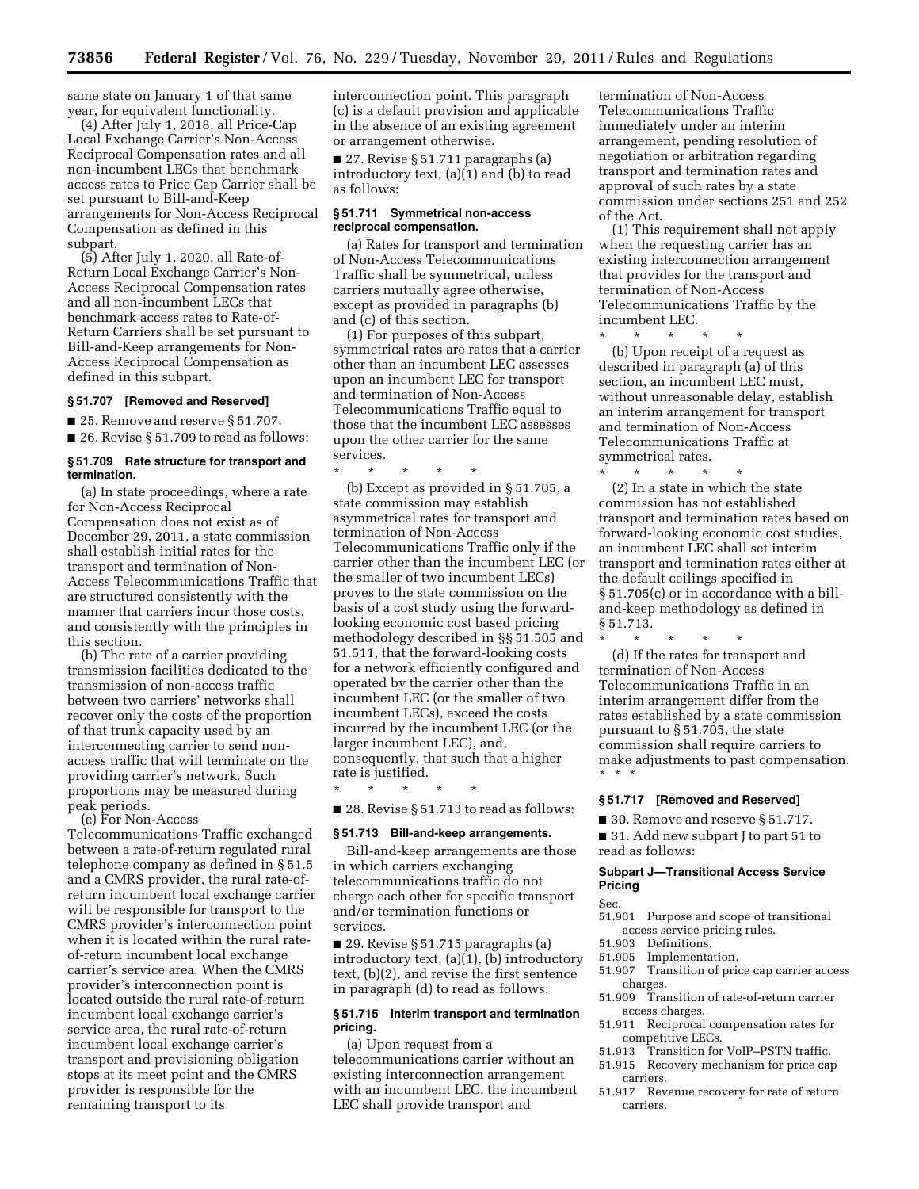same state on January 1 of that same year, for equivalent functionality.

(4) After July 1, 2018, all Price-Cap Local Exchange Carrier's Non-Access Reciprocal Compensation rates and all non-incumbent LECs that benchmark access rates to Price Cap Carrier shall be set pursuant to Bill-and-Keep arrangements for Non-Access Reciprocal Compensation as defined in this subpart.

(5) After July 1, 2020, all Rate-of-Return Local Exchange Carrier's Non-Access Reciprocal Compensation rates and all non-incumbent LECs that benchmark access rates to Rate-of-Return Carriers shall be set pursuant to Bill-and-Keep arrangements for Non-Access Reciprocal Compensation as defined in this subpart.

### § 51.707 [Removed and Reserved]

■ 25. Remove and reserve § 51.707.

■ 26. Revise § 51.709 to read as follows:

### § 51.709 Rate structure for transport and termination.

(a) In state proceedings, where a rate for Non-Access Reciprocal Compensation does not exist as of December 29, 2011, a state commission shall establish initial rates for the transport and termination of Non-Access Telecommunications Traffic that are structured consistently with the manner that carriers incur those costs, and consistently with the principles in this section.

(b) The rate of a carrier providing transmission facilities dedicated to the transmission of non-access traffic between two carriers' networks shall recover only the costs of the proportion of that trunk capacity used by an interconnecting carrier to send non-access traffic that will terminate on the providing carrier's network. Such proportions may be measured during peak periods.

(c) For Non-Access Telecommunications Traffic exchanged between a rate-of-return regulated rural telephone company as defined in § 51.5 and a CMRS provider, the rural rate-of-return incumbent local exchange carrier will be responsible for transport to the CMRS provider's interconnection point when it is located within the rural rate-of-return incumbent local exchange carrier's service area. When the CMRS provider's interconnection point is located outside the rural rate-of-return incumbent local exchange carrier's service area, the rural rate-of-return incumbent local exchange carrier's transport and provisioning obligation stops at its meet point and the CMRS provider is responsible for the remaining transport to its interconnection point. This paragraph (c) is a default provision and applicable in the absence of an existing agreement or arrangement otherwise.

■ 27. Revise § 51.711 paragraphs (a) introductory text, (a)(1) and (b) to read as follows:

### § 51.711 Symmetrical non-access reciprocal compensation.

(a) Rates for transport and termination of Non-Access Telecommunications Traffic shall be symmetrical, unless carriers mutually agree otherwise, except as provided in paragraphs (b) and (c) of this section.

(1) For purposes of this subpart, symmetrical rates are rates that a carrier other than an incumbent LEC assesses upon an incumbent LEC for transport and termination of Non-Access Telecommunications Traffic equal to those that the incumbent LEC assesses upon the other carrier for the same services.

\* \* \* \* \*

(b) Except as provided in § 51.705, a state commission may establish asymmetrical rates for transport and termination of Non-Access Telecommunications Traffic only if the carrier other than the incumbent LEC (or the smaller of two incumbent LECs) proves to the state commission on the basis of a cost study using the forward-looking economic cost based pricing methodology described in §§ 51.505 and 51.511, that the forward-looking costs for a network efficiently configured and operated by the carrier other than the incumbent LEC (or the smaller of two incumbent LECs), exceed the costs incurred by the incumbent LEC (or the larger incumbent LEC), and, consequently, that such that a higher rate is justified.

\* \* \* \* \*

■ 28. Revise § 51.713 to read as follows:

### § 51.713 Bill-and-keep arrangements.

Bill-and-keep arrangements are those in which carriers exchanging telecommunications traffic do not charge each other for specific transport and/or termination functions or services.

■ 29. Revise § 51.715 paragraphs (a) introductory text, (a)(1), (b) introductory text, (b)(2), and revise the first sentence in paragraph (d) to read as follows:

### § 51.715 Interim transport and termination pricing.

(a) Upon request from a telecommunications carrier without an existing interconnection arrangement with an incumbent LEC, the incumbent LEC shall provide transport and termination of Non-Access Telecommunications Traffic immediately under an interim arrangement, pending resolution of negotiation or arbitration regarding transport and termination rates and approval of such rates by a state commission under sections 251 and 252 of the Act.

(1) This requirement shall not apply when the requesting carrier has an existing interconnection arrangement that provides for the transport and termination of Non-Access Telecommunications Traffic by the incumbent LEC.

\* \* \* \* \*

(b) Upon receipt of a request as described in paragraph (a) of this section, an incumbent LEC must, without unreasonable delay, establish an interim arrangement for transport and termination of Non-Access Telecommunications Traffic at symmetrical rates.

\* \* \* \* \*

(2) In a state in which the state commission has not established transport and termination rates based on forward-looking economic cost studies, an incumbent LEC shall set interim transport and termination rates either at the default ceilings specified in § 51.705(c) or in accordance with a bill-and-keep methodology as defined in § 51.713.

\* \* \* \* \*

(d) If the rates for transport and termination of Non-Access Telecommunications Traffic in an interim arrangement differ from the rates established by a state commission pursuant to § 51.705, the state commission shall require carriers to make adjustments to past compensation. \* \* \*

### § 51.717 [Removed and Reserved]

■ 30. Remove and reserve § 51.717.

■ 31. Add new subpart J to part 51 to read as follows:

### Subpart J—Transitional Access Service Pricing

Sec.
- 51.901 Purpose and scope of transitional access service pricing rules.
- 51.903 Definitions.
- 51.905 Implementation.
- 51.907 Transition of price cap carrier access charges.
- 51.909 Transition of rate-of-return carrier access charges.
- 51.911 Reciprocal compensation rates for competitive LECs.
- 51.913 Transition for VoIP–PSTN traffic.
- 51.915 Recovery mechanism for price cap carriers.
- 51.917 Revenue recovery for rate of return carriers.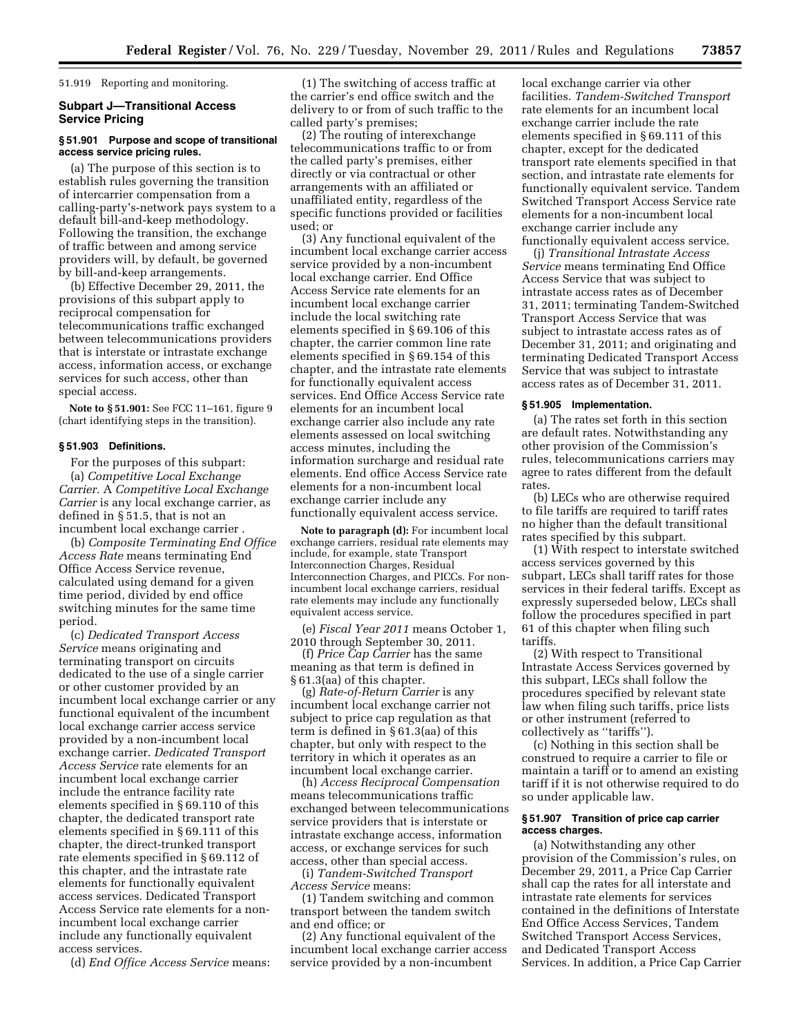51.919 Reporting and monitoring.

## Subpart J—Transitional Access Service Pricing

### § 51.901 Purpose and scope of transitional access service pricing rules.

(a) The purpose of this section is to establish rules governing the transition of intercarrier compensation from a calling-party's-network pays system to a default bill-and-keep methodology. Following the transition, the exchange of traffic between and among service providers will, by default, be governed by bill-and-keep arrangements.

(b) Effective December 29, 2011, the provisions of this subpart apply to reciprocal compensation for telecommunications traffic exchanged between telecommunications providers that is interstate or intrastate exchange access, information access, or exchange services for such access, other than special access.

**Note to § 51.901:** See FCC 11–161, figure 9 (chart identifying steps in the transition).

### § 51.903 Definitions.

For the purposes of this subpart:

(a) *Competitive Local Exchange Carrier.* A *Competitive Local Exchange Carrier* is any local exchange carrier, as defined in § 51.5, that is not an incumbent local exchange carrier .

(b) *Composite Terminating End Office Access Rate* means terminating End Office Access Service revenue, calculated using demand for a given time period, divided by end office switching minutes for the same time period.

(c) *Dedicated Transport Access Service* means originating and terminating transport on circuits dedicated to the use of a single carrier or other customer provided by an incumbent local exchange carrier or any functional equivalent of the incumbent local exchange carrier access service provided by a non-incumbent local exchange carrier. *Dedicated Transport Access Service* rate elements for an incumbent local exchange carrier include the entrance facility rate elements specified in § 69.110 of this chapter, the dedicated transport rate elements specified in § 69.111 of this chapter, the direct-trunked transport rate elements specified in § 69.112 of this chapter, and the intrastate rate elements for functionally equivalent access services. Dedicated Transport Access Service rate elements for a non-incumbent local exchange carrier include any functionally equivalent access services.

(d) *End Office Access Service* means:

(1) The switching of access traffic at the carrier's end office switch and the delivery to or from of such traffic to the called party's premises;

(2) The routing of interexchange telecommunications traffic to or from the called party's premises, either directly or via contractual or other arrangements with an affiliated or unaffiliated entity, regardless of the specific functions provided or facilities used; or

(3) Any functional equivalent of the incumbent local exchange carrier access service provided by a non-incumbent local exchange carrier. End Office Access Service rate elements for an incumbent local exchange carrier include the local switching rate elements specified in § 69.106 of this chapter, the carrier common line rate elements specified in § 69.154 of this chapter, and the intrastate rate elements for functionally equivalent access services. End Office Access Service rate elements for an incumbent local exchange carrier also include any rate elements assessed on local switching access minutes, including the information surcharge and residual rate elements. End office Access Service rate elements for a non-incumbent local exchange carrier include any functionally equivalent access service.

**Note to paragraph (d):** For incumbent local exchange carriers, residual rate elements may include, for example, state Transport Interconnection Charges, Residual Interconnection Charges, and PICCs. For non-incumbent local exchange carriers, residual rate elements may include any functionally equivalent access service.

(e) *Fiscal Year 2011* means October 1, 2010 through September 30, 2011.

(f) *Price Cap Carrier* has the same meaning as that term is defined in § 61.3(aa) of this chapter.

(g) *Rate-of-Return Carrier* is any incumbent local exchange carrier not subject to price cap regulation as that term is defined in § 61.3(aa) of this chapter, but only with respect to the territory in which it operates as an incumbent local exchange carrier.

(h) *Access Reciprocal Compensation* means telecommunications traffic exchanged between telecommunications service providers that is interstate or intrastate exchange access, information access, or exchange services for such access, other than special access.

(i) *Tandem-Switched Transport Access Service* means:

(1) Tandem switching and common transport between the tandem switch and end office; or

(2) Any functional equivalent of the incumbent local exchange carrier access service provided by a non-incumbent local exchange carrier via other facilities. *Tandem-Switched Transport* rate elements for an incumbent local exchange carrier include the rate elements specified in § 69.111 of this chapter, except for the dedicated transport rate elements specified in that section, and intrastate rate elements for functionally equivalent service. Tandem Switched Transport Access Service rate elements for a non-incumbent local exchange carrier include any functionally equivalent access service.

(j) *Transitional Intrastate Access Service* means terminating End Office Access Service that was subject to intrastate access rates as of December 31, 2011; terminating Tandem-Switched Transport Access Service that was subject to intrastate access rates as of December 31, 2011; and originating and terminating Dedicated Transport Access Service that was subject to intrastate access rates as of December 31, 2011.

### § 51.905 Implementation.

(a) The rates set forth in this section are default rates. Notwithstanding any other provision of the Commission's rules, telecommunications carriers may agree to rates different from the default rates.

(b) LECs who are otherwise required to file tariffs are required to tariff rates no higher than the default transitional rates specified by this subpart.

(1) With respect to interstate switched access services governed by this subpart, LECs shall tariff rates for those services in their federal tariffs. Except as expressly superseded below, LECs shall follow the procedures specified in part 61 of this chapter when filing such tariffs.

(2) With respect to Transitional Intrastate Access Services governed by this subpart, LECs shall follow the procedures specified by relevant state law when filing such tariffs, price lists or other instrument (referred to collectively as ''tariffs'').

(c) Nothing in this section shall be construed to require a carrier to file or maintain a tariff or to amend an existing tariff if it is not otherwise required to do so under applicable law.

### § 51.907 Transition of price cap carrier access charges.

(a) Notwithstanding any other provision of the Commission's rules, on December 29, 2011, a Price Cap Carrier shall cap the rates for all interstate and intrastate rate elements for services contained in the definitions of Interstate End Office Access Services, Tandem Switched Transport Access Services, and Dedicated Transport Access Services. In addition, a Price Cap Carrier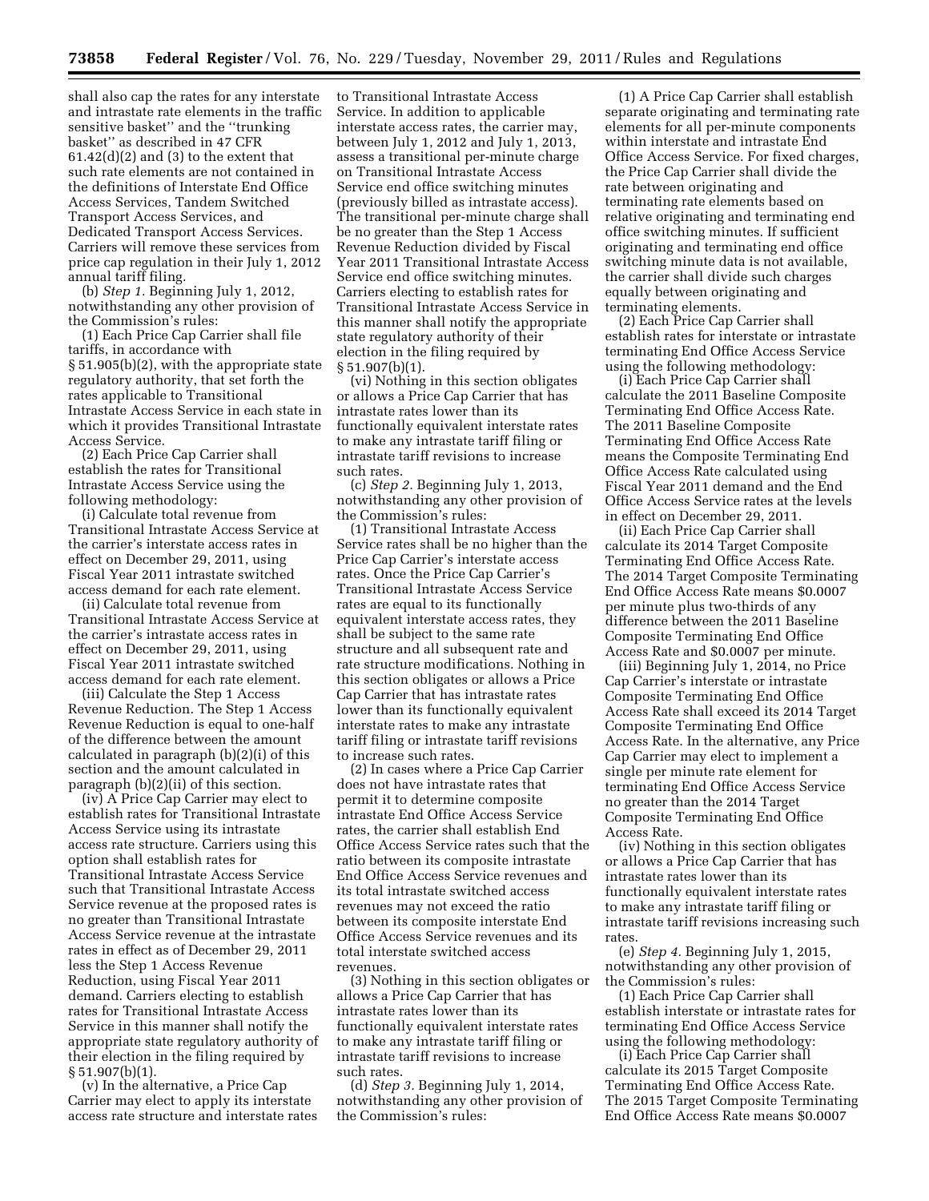shall also cap the rates for any interstate and intrastate rate elements in the traffic sensitive basket'' and the ''trunking basket'' as described in 47 CFR 61.42(d)(2) and (3) to the extent that such rate elements are not contained in the definitions of Interstate End Office Access Services, Tandem Switched Transport Access Services, and Dedicated Transport Access Services. Carriers will remove these services from price cap regulation in their July 1, 2012 annual tariff filing.

(b) *Step 1.* Beginning July 1, 2012, notwithstanding any other provision of the Commission's rules:

(1) Each Price Cap Carrier shall file tariffs, in accordance with § 51.905(b)(2), with the appropriate state regulatory authority, that set forth the rates applicable to Transitional Intrastate Access Service in each state in which it provides Transitional Intrastate Access Service.

(2) Each Price Cap Carrier shall establish the rates for Transitional Intrastate Access Service using the following methodology:

(i) Calculate total revenue from Transitional Intrastate Access Service at the carrier's interstate access rates in effect on December 29, 2011, using Fiscal Year 2011 intrastate switched access demand for each rate element.

(ii) Calculate total revenue from Transitional Intrastate Access Service at the carrier's intrastate access rates in effect on December 29, 2011, using Fiscal Year 2011 intrastate switched access demand for each rate element.

(iii) Calculate the Step 1 Access Revenue Reduction. The Step 1 Access Revenue Reduction is equal to one-half of the difference between the amount calculated in paragraph (b)(2)(i) of this section and the amount calculated in paragraph (b)(2)(ii) of this section.

(iv) A Price Cap Carrier may elect to establish rates for Transitional Intrastate Access Service using its intrastate access rate structure. Carriers using this option shall establish rates for Transitional Intrastate Access Service such that Transitional Intrastate Access Service revenue at the proposed rates is no greater than Transitional Intrastate Access Service revenue at the intrastate rates in effect as of December 29, 2011 less the Step 1 Access Revenue Reduction, using Fiscal Year 2011 demand. Carriers electing to establish rates for Transitional Intrastate Access Service in this manner shall notify the appropriate state regulatory authority of their election in the filing required by § 51.907(b)(1).

(v) In the alternative, a Price Cap Carrier may elect to apply its interstate access rate structure and interstate rates to Transitional Intrastate Access Service. In addition to applicable interstate access rates, the carrier may, between July 1, 2012 and July 1, 2013, assess a transitional per-minute charge on Transitional Intrastate Access Service end office switching minutes (previously billed as intrastate access). The transitional per-minute charge shall be no greater than the Step 1 Access Revenue Reduction divided by Fiscal Year 2011 Transitional Intrastate Access Service end office switching minutes. Carriers electing to establish rates for Transitional Intrastate Access Service in this manner shall notify the appropriate state regulatory authority of their election in the filing required by § 51.907(b)(1).

(vi) Nothing in this section obligates or allows a Price Cap Carrier that has intrastate rates lower than its functionally equivalent interstate rates to make any intrastate tariff filing or intrastate tariff revisions to increase such rates.

(c) *Step 2.* Beginning July 1, 2013, notwithstanding any other provision of the Commission's rules:

(1) Transitional Intrastate Access Service rates shall be no higher than the Price Cap Carrier's interstate access rates. Once the Price Cap Carrier's Transitional Intrastate Access Service rates are equal to its functionally equivalent interstate access rates, they shall be subject to the same rate structure and all subsequent rate and rate structure modifications. Nothing in this section obligates or allows a Price Cap Carrier that has intrastate rates lower than its functionally equivalent interstate rates to make any intrastate tariff filing or intrastate tariff revisions to increase such rates.

(2) In cases where a Price Cap Carrier does not have intrastate rates that permit it to determine composite intrastate End Office Access Service rates, the carrier shall establish End Office Access Service rates such that the ratio between its composite intrastate End Office Access Service revenues and its total intrastate switched access revenues may not exceed the ratio between its composite interstate End Office Access Service revenues and its total interstate switched access revenues.

(3) Nothing in this section obligates or allows a Price Cap Carrier that has intrastate rates lower than its functionally equivalent interstate rates to make any intrastate tariff filing or intrastate tariff revisions to increase such rates.

(d) *Step 3.* Beginning July 1, 2014, notwithstanding any other provision of the Commission's rules:

(1) A Price Cap Carrier shall establish separate originating and terminating rate elements for all per-minute components within interstate and intrastate End Office Access Service. For fixed charges, the Price Cap Carrier shall divide the rate between originating and terminating rate elements based on relative originating and terminating end office switching minutes. If sufficient originating and terminating end office switching minute data is not available, the carrier shall divide such charges equally between originating and terminating elements.

(2) Each Price Cap Carrier shall establish rates for interstate or intrastate terminating End Office Access Service using the following methodology:

(i) Each Price Cap Carrier shall calculate the 2011 Baseline Composite Terminating End Office Access Rate. The 2011 Baseline Composite Terminating End Office Access Rate means the Composite Terminating End Office Access Rate calculated using Fiscal Year 2011 demand and the End Office Access Service rates at the levels in effect on December 29, 2011.

(ii) Each Price Cap Carrier shall calculate its 2014 Target Composite Terminating End Office Access Rate. The 2014 Target Composite Terminating End Office Access Rate means $0.0007 per minute plus two-thirds of any difference between the 2011 Baseline Composite Terminating End Office Access Rate and $0.0007 per minute.

(iii) Beginning July 1, 2014, no Price Cap Carrier's interstate or intrastate Composite Terminating End Office Access Rate shall exceed its 2014 Target Composite Terminating End Office Access Rate. In the alternative, any Price Cap Carrier may elect to implement a single per minute rate element for terminating End Office Access Service no greater than the 2014 Target Composite Terminating End Office Access Rate.

(iv) Nothing in this section obligates or allows a Price Cap Carrier that has intrastate rates lower than its functionally equivalent interstate rates to make any intrastate tariff filing or intrastate tariff revisions increasing such rates.

(e) *Step 4.* Beginning July 1, 2015, notwithstanding any other provision of the Commission's rules:

(1) Each Price Cap Carrier shall establish interstate or intrastate rates for terminating End Office Access Service using the following methodology:

(i) Each Price Cap Carrier shall calculate its 2015 Target Composite Terminating End Office Access Rate. The 2015 Target Composite Terminating End Office Access Rate means $0.0007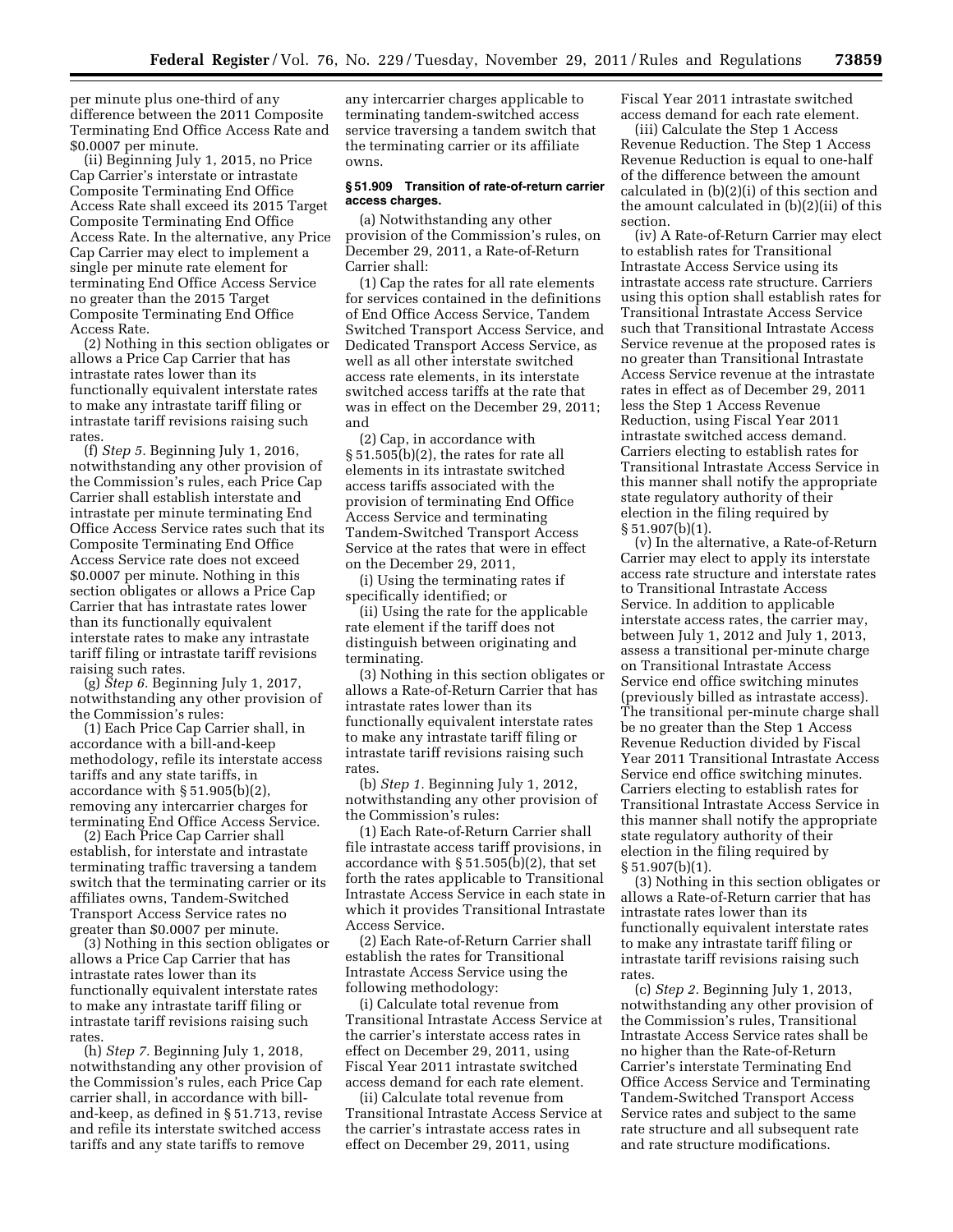per minute plus one-third of any difference between the 2011 Composite Terminating End Office Access Rate and $0.0007 per minute.

(ii) Beginning July 1, 2015, no Price Cap Carrier's interstate or intrastate Composite Terminating End Office Access Rate shall exceed its 2015 Target Composite Terminating End Office Access Rate. In the alternative, any Price Cap Carrier may elect to implement a single per minute rate element for terminating End Office Access Service no greater than the 2015 Target Composite Terminating End Office Access Rate.

(2) Nothing in this section obligates or allows a Price Cap Carrier that has intrastate rates lower than its functionally equivalent interstate rates to make any intrastate tariff filing or intrastate tariff revisions raising such rates.

(f) *Step 5.* Beginning July 1, 2016, notwithstanding any other provision of the Commission's rules, each Price Cap Carrier shall establish interstate and intrastate per minute terminating End Office Access Service rates such that its Composite Terminating End Office Access Service rate does not exceed $0.0007 per minute. Nothing in this section obligates or allows a Price Cap Carrier that has intrastate rates lower than its functionally equivalent interstate rates to make any intrastate tariff filing or intrastate tariff revisions raising such rates.

(g) *Step 6.* Beginning July 1, 2017, notwithstanding any other provision of the Commission's rules:

(1) Each Price Cap Carrier shall, in accordance with a bill-and-keep methodology, refile its interstate access tariffs and any state tariffs, in accordance with § 51.905(b)(2), removing any intercarrier charges for terminating End Office Access Service.

(2) Each Price Cap Carrier shall establish, for interstate and intrastate terminating traffic traversing a tandem switch that the terminating carrier or its affiliates owns, Tandem-Switched Transport Access Service rates no greater than $0.0007 per minute.

(3) Nothing in this section obligates or allows a Price Cap Carrier that has intrastate rates lower than its functionally equivalent interstate rates to make any intrastate tariff filing or intrastate tariff revisions raising such rates.

(h) *Step 7.* Beginning July 1, 2018, notwithstanding any other provision of the Commission's rules, each Price Cap carrier shall, in accordance with bill-and-keep, as defined in § 51.713, revise and refile its interstate switched access tariffs and any state tariffs to remove any intercarrier charges applicable to terminating tandem-switched access service traversing a tandem switch that the terminating carrier or its affiliate owns.

**§ 51.909 Transition of rate-of-return carrier access charges.**

(a) Notwithstanding any other provision of the Commission's rules, on December 29, 2011, a Rate-of-Return Carrier shall:

(1) Cap the rates for all rate elements for services contained in the definitions of End Office Access Service, Tandem Switched Transport Access Service, and Dedicated Transport Access Service, as well as all other interstate switched access rate elements, in its interstate switched access tariffs at the rate that was in effect on the December 29, 2011; and

(2) Cap, in accordance with § 51.505(b)(2), the rates for rate all elements in its intrastate switched access tariffs associated with the provision of terminating End Office Access Service and terminating Tandem-Switched Transport Access Service at the rates that were in effect on the December 29, 2011,

(i) Using the terminating rates if specifically identified; or

(ii) Using the rate for the applicable rate element if the tariff does not distinguish between originating and terminating.

(3) Nothing in this section obligates or allows a Rate-of-Return Carrier that has intrastate rates lower than its functionally equivalent interstate rates to make any intrastate tariff filing or intrastate tariff revisions raising such rates.

(b) *Step 1.* Beginning July 1, 2012, notwithstanding any other provision of the Commission's rules:

(1) Each Rate-of-Return Carrier shall file intrastate access tariff provisions, in accordance with § 51.505(b)(2), that set forth the rates applicable to Transitional Intrastate Access Service in each state in which it provides Transitional Intrastate Access Service.

(2) Each Rate-of-Return Carrier shall establish the rates for Transitional Intrastate Access Service using the following methodology:

(i) Calculate total revenue from Transitional Intrastate Access Service at the carrier's interstate access rates in effect on December 29, 2011, using Fiscal Year 2011 intrastate switched access demand for each rate element.

(ii) Calculate total revenue from Transitional Intrastate Access Service at the carrier's intrastate access rates in effect on December 29, 2011, using Fiscal Year 2011 intrastate switched access demand for each rate element.

(iii) Calculate the Step 1 Access Revenue Reduction. The Step 1 Access Revenue Reduction is equal to one-half of the difference between the amount calculated in (b)(2)(i) of this section and the amount calculated in (b)(2)(ii) of this section.

(iv) A Rate-of-Return Carrier may elect to establish rates for Transitional Intrastate Access Service using its intrastate access rate structure. Carriers using this option shall establish rates for Transitional Intrastate Access Service such that Transitional Intrastate Access Service revenue at the proposed rates is no greater than Transitional Intrastate Access Service revenue at the intrastate rates in effect as of December 29, 2011 less the Step 1 Access Revenue Reduction, using Fiscal Year 2011 intrastate switched access demand. Carriers electing to establish rates for Transitional Intrastate Access Service in this manner shall notify the appropriate state regulatory authority of their election in the filing required by § 51.907(b)(1).

(v) In the alternative, a Rate-of-Return Carrier may elect to apply its interstate access rate structure and interstate rates to Transitional Intrastate Access Service. In addition to applicable interstate access rates, the carrier may, between July 1, 2012 and July 1, 2013, assess a transitional per-minute charge on Transitional Intrastate Access Service end office switching minutes (previously billed as intrastate access). The transitional per-minute charge shall be no greater than the Step 1 Access Revenue Reduction divided by Fiscal Year 2011 Transitional Intrastate Access Service end office switching minutes. Carriers electing to establish rates for Transitional Intrastate Access Service in this manner shall notify the appropriate state regulatory authority of their election in the filing required by § 51.907(b)(1).

(3) Nothing in this section obligates or allows a Rate-of-Return carrier that has intrastate rates lower than its functionally equivalent interstate rates to make any intrastate tariff filing or intrastate tariff revisions raising such rates.

(c) *Step 2.* Beginning July 1, 2013, notwithstanding any other provision of the Commission's rules, Transitional Intrastate Access Service rates shall be no higher than the Rate-of-Return Carrier's interstate Terminating End Office Access Service and Terminating Tandem-Switched Transport Access Service rates and subject to the same rate structure and all subsequent rate and rate structure modifications.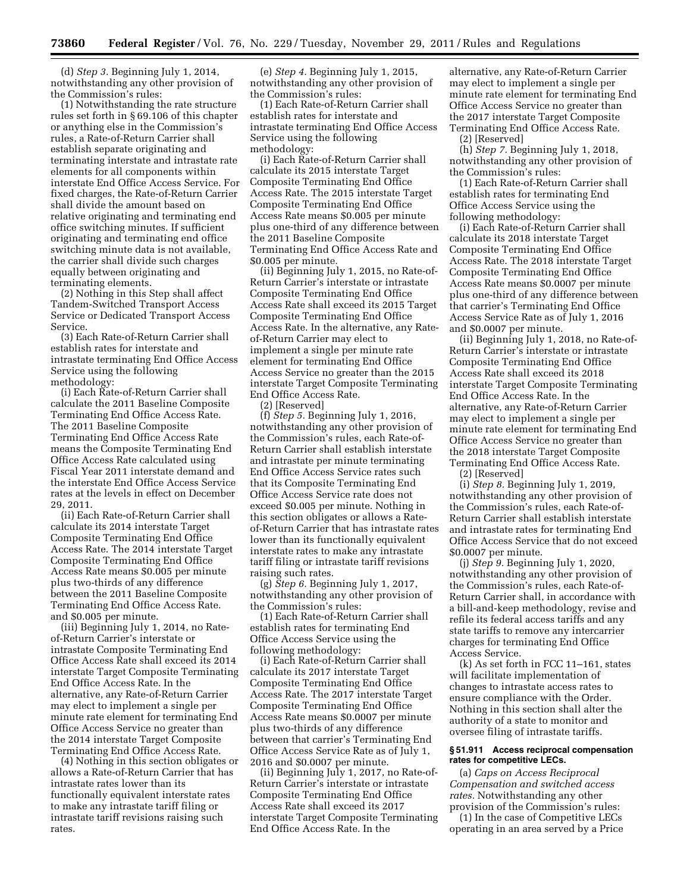(d) *Step 3.* Beginning July 1, 2014, notwithstanding any other provision of the Commission's rules:

(1) Notwithstanding the rate structure rules set forth in § 69.106 of this chapter or anything else in the Commission's rules, a Rate-of-Return Carrier shall establish separate originating and terminating interstate and intrastate rate elements for all components within interstate End Office Access Service. For fixed charges, the Rate-of-Return Carrier shall divide the amount based on relative originating and terminating end office switching minutes. If sufficient originating and terminating end office switching minute data is not available, the carrier shall divide such charges equally between originating and terminating elements.

(2) Nothing in this Step shall affect Tandem-Switched Transport Access Service or Dedicated Transport Access Service.

(3) Each Rate-of-Return Carrier shall establish rates for interstate and intrastate terminating End Office Access Service using the following methodology:

(i) Each Rate-of-Return Carrier shall calculate the 2011 Baseline Composite Terminating End Office Access Rate. The 2011 Baseline Composite Terminating End Office Access Rate means the Composite Terminating End Office Access Rate calculated using Fiscal Year 2011 interstate demand and the interstate End Office Access Service rates at the levels in effect on December 29, 2011.

(ii) Each Rate-of-Return Carrier shall calculate its 2014 interstate Target Composite Terminating End Office Access Rate. The 2014 interstate Target Composite Terminating End Office Access Rate means $0.005 per minute plus two-thirds of any difference between the 2011 Baseline Composite Terminating End Office Access Rate. and $0.005 per minute.

(iii) Beginning July 1, 2014, no Rate-of-Return Carrier's interstate or intrastate Composite Terminating End Office Access Rate shall exceed its 2014 interstate Target Composite Terminating End Office Access Rate. In the alternative, any Rate-of-Return Carrier may elect to implement a single per minute rate element for terminating End Office Access Service no greater than the 2014 interstate Target Composite Terminating End Office Access Rate.

(4) Nothing in this section obligates or allows a Rate-of-Return Carrier that has intrastate rates lower than its functionally equivalent interstate rates to make any intrastate tariff filing or intrastate tariff revisions raising such rates.

(e) *Step 4.* Beginning July 1, 2015, notwithstanding any other provision of the Commission's rules:

(1) Each Rate-of-Return Carrier shall establish rates for interstate and intrastate terminating End Office Access Service using the following methodology:

(i) Each Rate-of-Return Carrier shall calculate its 2015 interstate Target Composite Terminating End Office Access Rate. The 2015 interstate Target Composite Terminating End Office Access Rate means $0.005 per minute plus one-third of any difference between the 2011 Baseline Composite Terminating End Office Access Rate and $0.005 per minute.

(ii) Beginning July 1, 2015, no Rate-of-Return Carrier's interstate or intrastate Composite Terminating End Office Access Rate shall exceed its 2015 Target Composite Terminating End Office Access Rate. In the alternative, any Rate-of-Return Carrier may elect to implement a single per minute rate element for terminating End Office Access Service no greater than the 2015 interstate Target Composite Terminating End Office Access Rate.

(2) [Reserved]

(f) *Step 5.* Beginning July 1, 2016, notwithstanding any other provision of the Commission's rules, each Rate-of-Return Carrier shall establish interstate and intrastate per minute terminating End Office Access Service rates such that its Composite Terminating End Office Access Service rate does not exceed $0.005 per minute. Nothing in this section obligates or allows a Rate-of-Return Carrier that has intrastate rates lower than its functionally equivalent interstate rates to make any intrastate tariff filing or intrastate tariff revisions raising such rates.

(g) *Step 6.* Beginning July 1, 2017, notwithstanding any other provision of the Commission's rules:

(1) Each Rate-of-Return Carrier shall establish rates for terminating End Office Access Service using the following methodology:

(i) Each Rate-of-Return Carrier shall calculate its 2017 interstate Target Composite Terminating End Office Access Rate. The 2017 interstate Target Composite Terminating End Office Access Rate means $0.0007 per minute plus two-thirds of any difference between that carrier's Terminating End Office Access Service Rate as of July 1, 2016 and $0.0007 per minute.

(ii) Beginning July 1, 2017, no Rate-of-Return Carrier's interstate or intrastate Composite Terminating End Office Access Rate shall exceed its 2017 interstate Target Composite Terminating End Office Access Rate. In the alternative, any Rate-of-Return Carrier may elect to implement a single per minute rate element for terminating End Office Access Service no greater than the 2017 interstate Target Composite Terminating End Office Access Rate.

(2) [Reserved]

(h) *Step 7.* Beginning July 1, 2018, notwithstanding any other provision of the Commission's rules:

(1) Each Rate-of-Return Carrier shall establish rates for terminating End Office Access Service using the following methodology:

(i) Each Rate-of-Return Carrier shall calculate its 2018 interstate Target Composite Terminating End Office Access Rate. The 2018 interstate Target Composite Terminating End Office Access Rate means $0.0007 per minute plus one-third of any difference between that carrier's Terminating End Office Access Service Rate as of July 1, 2016 and $0.0007 per minute.

(ii) Beginning July 1, 2018, no Rate-of-Return Carrier's interstate or intrastate Composite Terminating End Office Access Rate shall exceed its 2018 interstate Target Composite Terminating End Office Access Rate. In the alternative, any Rate-of-Return Carrier may elect to implement a single per minute rate element for terminating End Office Access Service no greater than the 2018 interstate Target Composite Terminating End Office Access Rate.

(2) [Reserved]

(i) *Step 8.* Beginning July 1, 2019, notwithstanding any other provision of the Commission's rules, each Rate-of-Return Carrier shall establish interstate and intrastate rates for terminating End Office Access Service that do not exceed $0.0007 per minute.

(j) *Step 9.* Beginning July 1, 2020, notwithstanding any other provision of the Commission's rules, each Rate-of-Return Carrier shall, in accordance with a bill-and-keep methodology, revise and refile its federal access tariffs and any state tariffs to remove any intercarrier charges for terminating End Office Access Service.

(k) As set forth in FCC 11–161, states will facilitate implementation of changes to intrastate access rates to ensure compliance with the Order. Nothing in this section shall alter the authority of a state to monitor and oversee filing of intrastate tariffs.

#### § 51.911 Access reciprocal compensation rates for competitive LECs.

(a) *Caps on Access Reciprocal Compensation and switched access rates.* Notwithstanding any other provision of the Commission's rules:

(1) In the case of Competitive LECs operating in an area served by a Price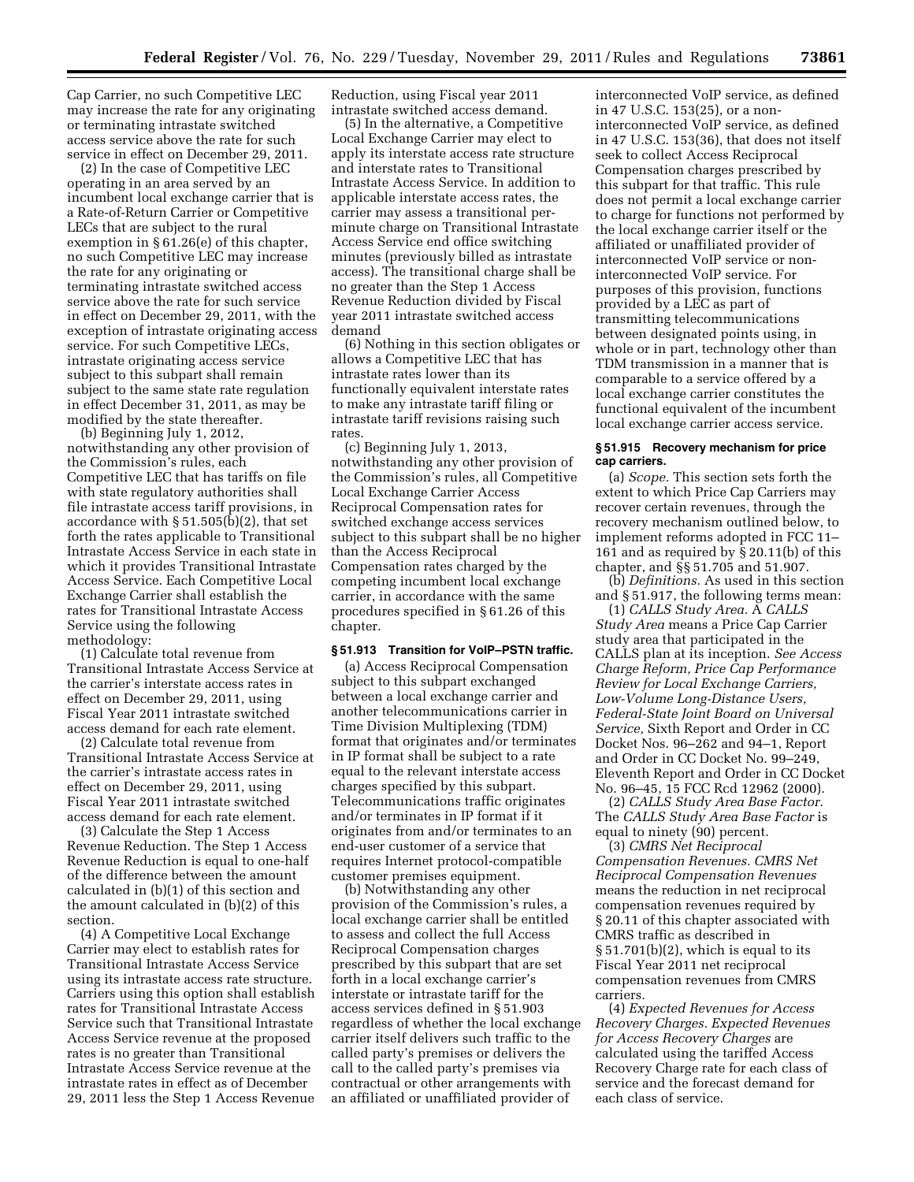Cap Carrier, no such Competitive LEC may increase the rate for any originating or terminating intrastate switched access service above the rate for such service in effect on December 29, 2011.

(2) In the case of Competitive LEC operating in an area served by an incumbent local exchange carrier that is a Rate-of-Return Carrier or Competitive LECs that are subject to the rural exemption in § 61.26(e) of this chapter, no such Competitive LEC may increase the rate for any originating or terminating intrastate switched access service above the rate for such service in effect on December 29, 2011, with the exception of intrastate originating access service. For such Competitive LECs, intrastate originating access service subject to this subpart shall remain subject to the same state rate regulation in effect December 31, 2011, as may be modified by the state thereafter.

(b) Beginning July 1, 2012, notwithstanding any other provision of the Commission's rules, each Competitive LEC that has tariffs on file with state regulatory authorities shall file intrastate access tariff provisions, in accordance with § 51.505(b)(2), that set forth the rates applicable to Transitional Intrastate Access Service in each state in which it provides Transitional Intrastate Access Service. Each Competitive Local Exchange Carrier shall establish the rates for Transitional Intrastate Access Service using the following methodology:

(1) Calculate total revenue from Transitional Intrastate Access Service at the carrier's interstate access rates in effect on December 29, 2011, using Fiscal Year 2011 intrastate switched access demand for each rate element.

(2) Calculate total revenue from Transitional Intrastate Access Service at the carrier's intrastate access rates in effect on December 29, 2011, using Fiscal Year 2011 intrastate switched access demand for each rate element.

(3) Calculate the Step 1 Access Revenue Reduction. The Step 1 Access Revenue Reduction is equal to one-half of the difference between the amount calculated in (b)(1) of this section and the amount calculated in (b)(2) of this section.

(4) A Competitive Local Exchange Carrier may elect to establish rates for Transitional Intrastate Access Service using its intrastate access rate structure. Carriers using this option shall establish rates for Transitional Intrastate Access Service such that Transitional Intrastate Access Service revenue at the proposed rates is no greater than Transitional Intrastate Access Service revenue at the intrastate rates in effect as of December 29, 2011 less the Step 1 Access Revenue Reduction, using Fiscal year 2011 intrastate switched access demand.

(5) In the alternative, a Competitive Local Exchange Carrier may elect to apply its interstate access rate structure and interstate rates to Transitional Intrastate Access Service. In addition to applicable interstate access rates, the carrier may assess a transitional per-minute charge on Transitional Intrastate Access Service end office switching minutes (previously billed as intrastate access). The transitional charge shall be no greater than the Step 1 Access Revenue Reduction divided by Fiscal year 2011 intrastate switched access demand

(6) Nothing in this section obligates or allows a Competitive LEC that has intrastate rates lower than its functionally equivalent interstate rates to make any intrastate tariff filing or intrastate tariff revisions raising such rates.

(c) Beginning July 1, 2013, notwithstanding any other provision of the Commission's rules, all Competitive Local Exchange Carrier Access Reciprocal Compensation rates for switched exchange access services subject to this subpart shall be no higher than the Access Reciprocal Compensation rates charged by the competing incumbent local exchange carrier, in accordance with the same procedures specified in § 61.26 of this chapter.

### § 51.913 Transition for VoIP–PSTN traffic.

(a) Access Reciprocal Compensation subject to this subpart exchanged between a local exchange carrier and another telecommunications carrier in Time Division Multiplexing (TDM) format that originates and/or terminates in IP format shall be subject to a rate equal to the relevant interstate access charges specified by this subpart. Telecommunications traffic originates and/or terminates in IP format if it originates from and/or terminates to an end-user customer of a service that requires Internet protocol-compatible customer premises equipment.

(b) Notwithstanding any other provision of the Commission's rules, a local exchange carrier shall be entitled to assess and collect the full Access Reciprocal Compensation charges prescribed by this subpart that are set forth in a local exchange carrier's interstate or intrastate tariff for the access services defined in § 51.903 regardless of whether the local exchange carrier itself delivers such traffic to the called party's premises or delivers the call to the called party's premises via contractual or other arrangements with an affiliated or unaffiliated provider of interconnected VoIP service, as defined in 47 U.S.C. 153(25), or a non-interconnected VoIP service, as defined in 47 U.S.C. 153(36), that does not itself seek to collect Access Reciprocal Compensation charges prescribed by this subpart for that traffic. This rule does not permit a local exchange carrier to charge for functions not performed by the local exchange carrier itself or the affiliated or unaffiliated provider of interconnected VoIP service or non-interconnected VoIP service. For purposes of this provision, functions provided by a LEC as part of transmitting telecommunications between designated points using, in whole or in part, technology other than TDM transmission in a manner that is comparable to a service offered by a local exchange carrier constitutes the functional equivalent of the incumbent local exchange carrier access service.

### § 51.915 Recovery mechanism for price cap carriers.

(a) *Scope.* This section sets forth the extent to which Price Cap Carriers may recover certain revenues, through the recovery mechanism outlined below, to implement reforms adopted in FCC 11–161 and as required by § 20.11(b) of this chapter, and §§ 51.705 and 51.907.

(b) *Definitions.* As used in this section and § 51.917, the following terms mean:

(1) *CALLS Study Area.* A *CALLS Study Area* means a Price Cap Carrier study area that participated in the CALLS plan at its inception. *See Access Charge Reform, Price Cap Performance Review for Local Exchange Carriers, Low-Volume Long-Distance Users, Federal-State Joint Board on Universal Service,* Sixth Report and Order in CC Docket Nos. 96–262 and 94–1, Report and Order in CC Docket No. 99–249, Eleventh Report and Order in CC Docket No. 96–45, 15 FCC Rcd 12962 (2000).

(2) *CALLS Study Area Base Factor.* The *CALLS Study Area Base Factor* is equal to ninety (90) percent.

(3) *CMRS Net Reciprocal Compensation Revenues. CMRS Net Reciprocal Compensation Revenues* means the reduction in net reciprocal compensation revenues required by § 20.11 of this chapter associated with CMRS traffic as described in § 51.701(b)(2), which is equal to its Fiscal Year 2011 net reciprocal compensation revenues from CMRS carriers.

(4) *Expected Revenues for Access Recovery Charges. Expected Revenues for Access Recovery Charges* are calculated using the tariffed Access Recovery Charge rate for each class of service and the forecast demand for each class of service.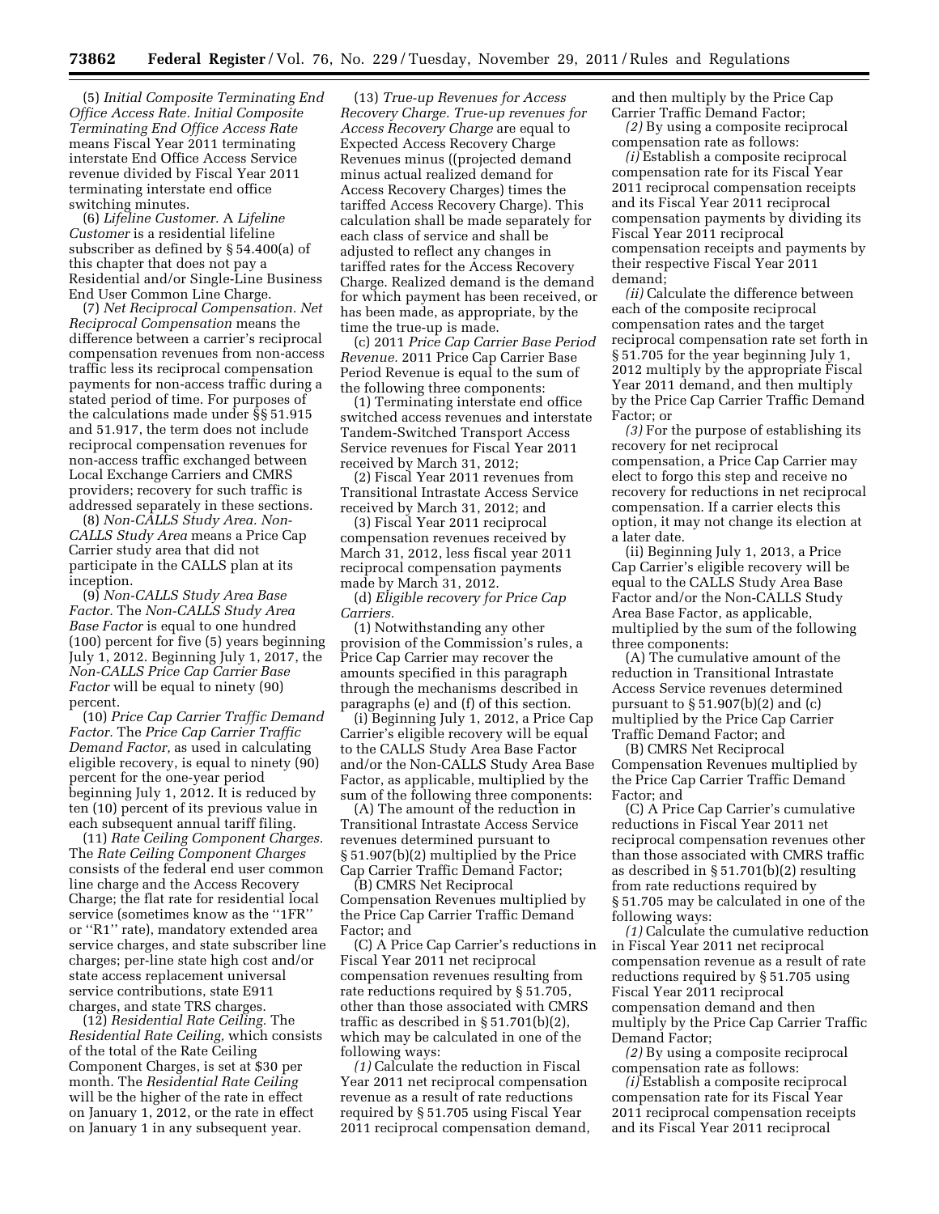(5) *Initial Composite Terminating End Office Access Rate. Initial Composite Terminating End Office Access Rate* means Fiscal Year 2011 terminating interstate End Office Access Service revenue divided by Fiscal Year 2011 terminating interstate end office switching minutes.

(6) *Lifeline Customer.* A *Lifeline Customer* is a residential lifeline subscriber as defined by § 54.400(a) of this chapter that does not pay a Residential and/or Single-Line Business End User Common Line Charge.

(7) *Net Reciprocal Compensation. Net Reciprocal Compensation* means the difference between a carrier's reciprocal compensation revenues from non-access traffic less its reciprocal compensation payments for non-access traffic during a stated period of time. For purposes of the calculations made under §§ 51.915 and 51.917, the term does not include reciprocal compensation revenues for non-access traffic exchanged between Local Exchange Carriers and CMRS providers; recovery for such traffic is addressed separately in these sections.

(8) *Non-CALLS Study Area. Non-CALLS Study Area* means a Price Cap Carrier study area that did not participate in the CALLS plan at its inception.

(9) *Non-CALLS Study Area Base Factor.* The *Non-CALLS Study Area Base Factor* is equal to one hundred (100) percent for five (5) years beginning July 1, 2012. Beginning July 1, 2017, the *Non-CALLS Price Cap Carrier Base Factor* will be equal to ninety (90) percent.

(10) *Price Cap Carrier Traffic Demand Factor.* The *Price Cap Carrier Traffic Demand Factor,* as used in calculating eligible recovery, is equal to ninety (90) percent for the one-year period beginning July 1, 2012. It is reduced by ten (10) percent of its previous value in each subsequent annual tariff filing.

(11) *Rate Ceiling Component Charges.* The *Rate Ceiling Component Charges* consists of the federal end user common line charge and the Access Recovery Charge; the flat rate for residential local service (sometimes know as the "1FR" or "R1" rate), mandatory extended area service charges, and state subscriber line charges; per-line state high cost and/or state access replacement universal service contributions, state E911 charges, and state TRS charges.

(12) *Residential Rate Ceiling.* The *Residential Rate Ceiling,* which consists of the total of the Rate Ceiling Component Charges, is set at $30 per month. The *Residential Rate Ceiling* will be the higher of the rate in effect on January 1, 2012, or the rate in effect on January 1 in any subsequent year.

(13) *True-up Revenues for Access Recovery Charge. True-up revenues for Access Recovery Charge* are equal to Expected Access Recovery Charge Revenues minus ((projected demand minus actual realized demand for Access Recovery Charges) times the tariffed Access Recovery Charge). This calculation shall be made separately for each class of service and shall be adjusted to reflect any changes in tariffed rates for the Access Recovery Charge. Realized demand is the demand for which payment has been received, or has been made, as appropriate, by the time the true-up is made.

(c) 2011 *Price Cap Carrier Base Period Revenue.* 2011 Price Cap Carrier Base Period Revenue is equal to the sum of the following three components:

(1) Terminating interstate end office switched access revenues and interstate Tandem-Switched Transport Access Service revenues for Fiscal Year 2011 received by March 31, 2012;

(2) Fiscal Year 2011 revenues from Transitional Intrastate Access Service received by March 31, 2012; and

(3) Fiscal Year 2011 reciprocal compensation revenues received by March 31, 2012, less fiscal year 2011 reciprocal compensation payments made by March 31, 2012.

(d) *Eligible recovery for Price Cap Carriers.*

(1) Notwithstanding any other provision of the Commission's rules, a Price Cap Carrier may recover the amounts specified in this paragraph through the mechanisms described in paragraphs (e) and (f) of this section.

(i) Beginning July 1, 2012, a Price Cap Carrier's eligible recovery will be equal to the CALLS Study Area Base Factor and/or the Non-CALLS Study Area Base Factor, as applicable, multiplied by the sum of the following three components:

(A) The amount of the reduction in Transitional Intrastate Access Service revenues determined pursuant to § 51.907(b)(2) multiplied by the Price Cap Carrier Traffic Demand Factor;

(B) CMRS Net Reciprocal Compensation Revenues multiplied by the Price Cap Carrier Traffic Demand Factor; and

(C) A Price Cap Carrier's reductions in Fiscal Year 2011 net reciprocal compensation revenues resulting from rate reductions required by § 51.705, other than those associated with CMRS traffic as described in § 51.701(b)(2), which may be calculated in one of the following ways:

*(1)* Calculate the reduction in Fiscal Year 2011 net reciprocal compensation revenue as a result of rate reductions required by § 51.705 using Fiscal Year 2011 reciprocal compensation demand, and then multiply by the Price Cap Carrier Traffic Demand Factor;

*(2)* By using a composite reciprocal compensation rate as follows:

*(i)* Establish a composite reciprocal compensation rate for its Fiscal Year 2011 reciprocal compensation receipts and its Fiscal Year 2011 reciprocal compensation payments by dividing its Fiscal Year 2011 reciprocal compensation receipts and payments by their respective Fiscal Year 2011 demand;

*(ii)* Calculate the difference between each of the composite reciprocal compensation rates and the target reciprocal compensation rate set forth in § 51.705 for the year beginning July 1, 2012 multiply by the appropriate Fiscal Year 2011 demand, and then multiply by the Price Cap Carrier Traffic Demand Factor; or

*(3)* For the purpose of establishing its recovery for net reciprocal compensation, a Price Cap Carrier may elect to forgo this step and receive no recovery for reductions in net reciprocal compensation. If a carrier elects this option, it may not change its election at a later date.

(ii) Beginning July 1, 2013, a Price Cap Carrier's eligible recovery will be equal to the CALLS Study Area Base Factor and/or the Non-CALLS Study Area Base Factor, as applicable, multiplied by the sum of the following three components:

(A) The cumulative amount of the reduction in Transitional Intrastate Access Service revenues determined pursuant to § 51.907(b)(2) and (c) multiplied by the Price Cap Carrier Traffic Demand Factor; and

(B) CMRS Net Reciprocal Compensation Revenues multiplied by the Price Cap Carrier Traffic Demand Factor; and

(C) A Price Cap Carrier's cumulative reductions in Fiscal Year 2011 net reciprocal compensation revenues other than those associated with CMRS traffic as described in § 51.701(b)(2) resulting from rate reductions required by § 51.705 may be calculated in one of the following ways:

*(1)* Calculate the cumulative reduction in Fiscal Year 2011 net reciprocal compensation revenue as a result of rate reductions required by § 51.705 using Fiscal Year 2011 reciprocal compensation demand and then multiply by the Price Cap Carrier Traffic Demand Factor;

*(2)* By using a composite reciprocal compensation rate as follows:

*(i)* Establish a composite reciprocal compensation rate for its Fiscal Year 2011 reciprocal compensation receipts and its Fiscal Year 2011 reciprocal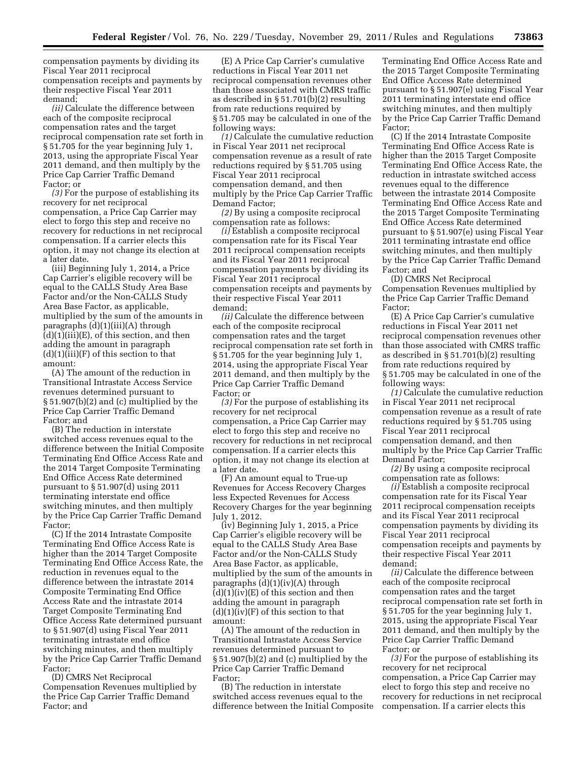compensation payments by dividing its Fiscal Year 2011 reciprocal compensation receipts and payments by their respective Fiscal Year 2011 demand;

*(ii)* Calculate the difference between each of the composite reciprocal compensation rates and the target reciprocal compensation rate set forth in § 51.705 for the year beginning July 1, 2013, using the appropriate Fiscal Year 2011 demand, and then multiply by the Price Cap Carrier Traffic Demand Factor; or

*(3)* For the purpose of establishing its recovery for net reciprocal compensation, a Price Cap Carrier may elect to forgo this step and receive no recovery for reductions in net reciprocal compensation. If a carrier elects this option, it may not change its election at a later date.

(iii) Beginning July 1, 2014, a Price Cap Carrier's eligible recovery will be equal to the CALLS Study Area Base Factor and/or the Non-CALLS Study Area Base Factor, as applicable, multiplied by the sum of the amounts in paragraphs (d)(1)(iii)(A) through (d)(1)(iii)(E), of this section, and then adding the amount in paragraph (d)(1)(iii)(F) of this section to that amount:

(A) The amount of the reduction in Transitional Intrastate Access Service revenues determined pursuant to § 51.907(b)(2) and (c) multiplied by the Price Cap Carrier Traffic Demand Factor; and

(B) The reduction in interstate switched access revenues equal to the difference between the Initial Composite Terminating End Office Access Rate and the 2014 Target Composite Terminating End Office Access Rate determined pursuant to § 51.907(d) using 2011 terminating interstate end office switching minutes, and then multiply by the Price Cap Carrier Traffic Demand Factor;

(C) If the 2014 Intrastate Composite Terminating End Office Access Rate is higher than the 2014 Target Composite Terminating End Office Access Rate, the reduction in revenues equal to the difference between the intrastate 2014 Composite Terminating End Office Access Rate and the intrastate 2014 Target Composite Terminating End Office Access Rate determined pursuant to § 51.907(d) using Fiscal Year 2011 terminating intrastate end office switching minutes, and then multiply by the Price Cap Carrier Traffic Demand Factor;

(D) CMRS Net Reciprocal Compensation Revenues multiplied by the Price Cap Carrier Traffic Demand Factor; and

(E) A Price Cap Carrier's cumulative reductions in Fiscal Year 2011 net reciprocal compensation revenues other than those associated with CMRS traffic as described in § 51.701(b)(2) resulting from rate reductions required by § 51.705 may be calculated in one of the following ways:

*(1)* Calculate the cumulative reduction in Fiscal Year 2011 net reciprocal compensation revenue as a result of rate reductions required by § 51.705 using Fiscal Year 2011 reciprocal compensation demand, and then multiply by the Price Cap Carrier Traffic Demand Factor;

*(2)* By using a composite reciprocal compensation rate as follows:

*(i)* Establish a composite reciprocal compensation rate for its Fiscal Year 2011 reciprocal compensation receipts and its Fiscal Year 2011 reciprocal compensation payments by dividing its Fiscal Year 2011 reciprocal compensation receipts and payments by their respective Fiscal Year 2011 demand;

*(ii)* Calculate the difference between each of the composite reciprocal compensation rates and the target reciprocal compensation rate set forth in § 51.705 for the year beginning July 1, 2014, using the appropriate Fiscal Year 2011 demand, and then multiply by the Price Cap Carrier Traffic Demand Factor; or

*(3)* For the purpose of establishing its recovery for net reciprocal compensation, a Price Cap Carrier may elect to forgo this step and receive no recovery for reductions in net reciprocal compensation. If a carrier elects this option, it may not change its election at a later date.

(F) An amount equal to True-up Revenues for Access Recovery Charges less Expected Revenues for Access Recovery Charges for the year beginning July 1, 2012.

(iv) Beginning July 1, 2015, a Price Cap Carrier's eligible recovery will be equal to the CALLS Study Area Base Factor and/or the Non-CALLS Study Area Base Factor, as applicable, multiplied by the sum of the amounts in paragraphs (d)(1)(iv)(A) through (d)(1)(iv)(E) of this section and then adding the amount in paragraph (d)(1)(iv)(F) of this section to that amount:

(A) The amount of the reduction in Transitional Intrastate Access Service revenues determined pursuant to § 51.907(b)(2) and (c) multiplied by the Price Cap Carrier Traffic Demand Factor;

(B) The reduction in interstate switched access revenues equal to the difference between the Initial Composite Terminating End Office Access Rate and the 2015 Target Composite Terminating End Office Access Rate determined pursuant to § 51.907(e) using Fiscal Year 2011 terminating interstate end office switching minutes, and then multiply by the Price Cap Carrier Traffic Demand Factor;

(C) If the 2014 Intrastate Composite Terminating End Office Access Rate is higher than the 2015 Target Composite Terminating End Office Access Rate, the reduction in intrastate switched access revenues equal to the difference between the intrastate 2014 Composite Terminating End Office Access Rate and the 2015 Target Composite Terminating End Office Access Rate determined pursuant to § 51.907(e) using Fiscal Year 2011 terminating intrastate end office switching minutes, and then multiply by the Price Cap Carrier Traffic Demand Factor; and

(D) CMRS Net Reciprocal Compensation Revenues multiplied by the Price Cap Carrier Traffic Demand Factor;

(E) A Price Cap Carrier's cumulative reductions in Fiscal Year 2011 net reciprocal compensation revenues other than those associated with CMRS traffic as described in § 51.701(b)(2) resulting from rate reductions required by § 51.705 may be calculated in one of the following ways:

*(1)* Calculate the cumulative reduction in Fiscal Year 2011 net reciprocal compensation revenue as a result of rate reductions required by § 51.705 using Fiscal Year 2011 reciprocal compensation demand, and then multiply by the Price Cap Carrier Traffic Demand Factor;

*(2)* By using a composite reciprocal compensation rate as follows:

*(i)* Establish a composite reciprocal compensation rate for its Fiscal Year 2011 reciprocal compensation receipts and its Fiscal Year 2011 reciprocal compensation payments by dividing its Fiscal Year 2011 reciprocal compensation receipts and payments by their respective Fiscal Year 2011 demand;

*(ii)* Calculate the difference between each of the composite reciprocal compensation rates and the target reciprocal compensation rate set forth in § 51.705 for the year beginning July 1, 2015, using the appropriate Fiscal Year 2011 demand, and then multiply by the Price Cap Carrier Traffic Demand Factor; or

*(3)* For the purpose of establishing its recovery for net reciprocal compensation, a Price Cap Carrier may elect to forgo this step and receive no recovery for reductions in net reciprocal compensation. If a carrier elects this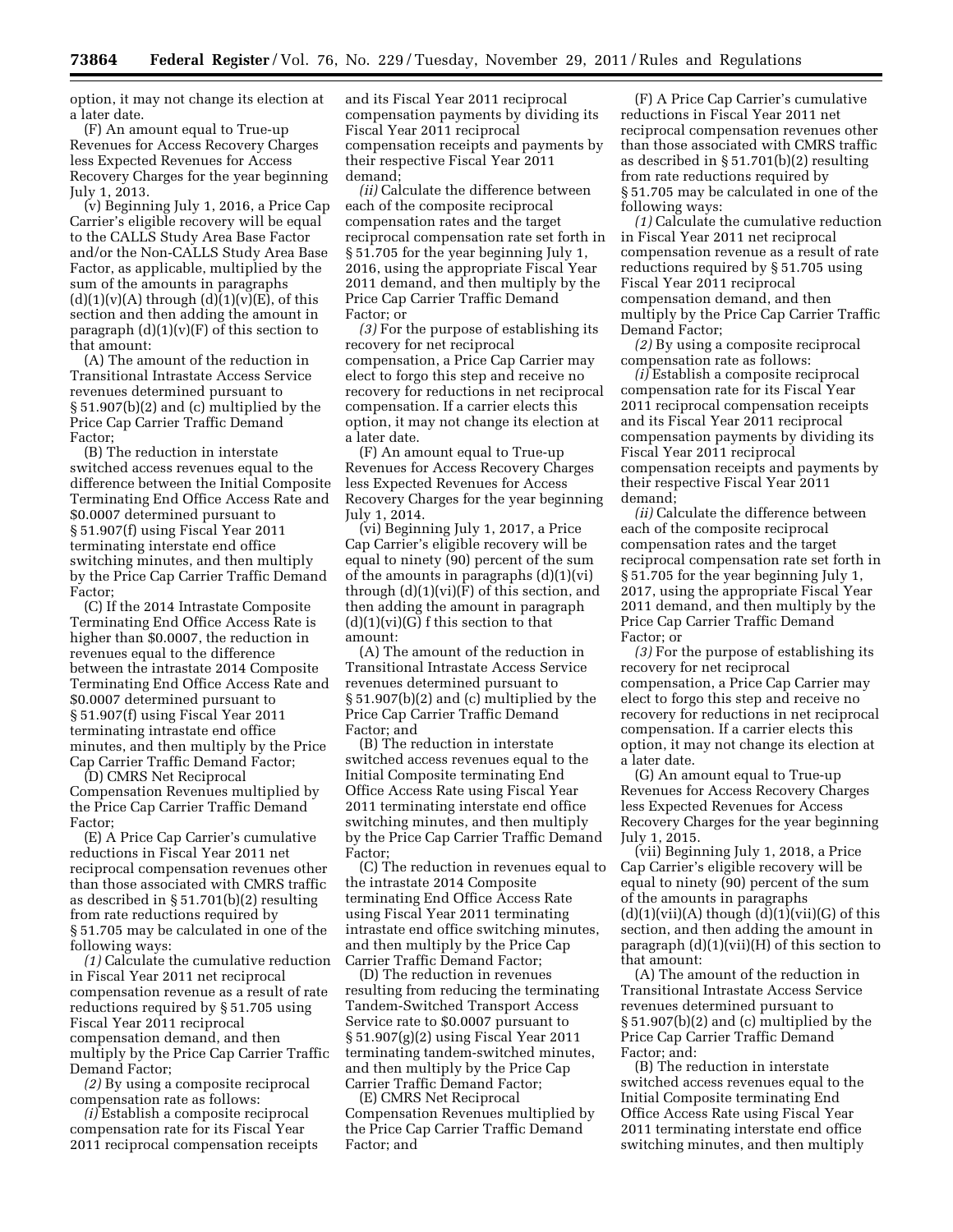option, it may not change its election at a later date.

(F) An amount equal to True-up Revenues for Access Recovery Charges less Expected Revenues for Access Recovery Charges for the year beginning July 1, 2013.

(v) Beginning July 1, 2016, a Price Cap Carrier's eligible recovery will be equal to the CALLS Study Area Base Factor and/or the Non-CALLS Study Area Base Factor, as applicable, multiplied by the sum of the amounts in paragraphs (d)(1)(v)(A) through (d)(1)(v)(E), of this section and then adding the amount in paragraph (d)(1)(v)(F) of this section to that amount:

(A) The amount of the reduction in Transitional Intrastate Access Service revenues determined pursuant to § 51.907(b)(2) and (c) multiplied by the Price Cap Carrier Traffic Demand Factor;

(B) The reduction in interstate switched access revenues equal to the difference between the Initial Composite Terminating End Office Access Rate and $0.0007 determined pursuant to § 51.907(f) using Fiscal Year 2011 terminating interstate end office switching minutes, and then multiply by the Price Cap Carrier Traffic Demand Factor;

(C) If the 2014 Intrastate Composite Terminating End Office Access Rate is higher than $0.0007, the reduction in revenues equal to the difference between the intrastate 2014 Composite Terminating End Office Access Rate and $0.0007 determined pursuant to § 51.907(f) using Fiscal Year 2011 terminating intrastate end office minutes, and then multiply by the Price Cap Carrier Traffic Demand Factor;

(D) CMRS Net Reciprocal Compensation Revenues multiplied by the Price Cap Carrier Traffic Demand Factor;

(E) A Price Cap Carrier's cumulative reductions in Fiscal Year 2011 net reciprocal compensation revenues other than those associated with CMRS traffic as described in § 51.701(b)(2) resulting from rate reductions required by § 51.705 may be calculated in one of the following ways:

*(1)* Calculate the cumulative reduction in Fiscal Year 2011 net reciprocal compensation revenue as a result of rate reductions required by § 51.705 using Fiscal Year 2011 reciprocal compensation demand, and then multiply by the Price Cap Carrier Traffic Demand Factor;

*(2)* By using a composite reciprocal compensation rate as follows:

*(i)* Establish a composite reciprocal compensation rate for its Fiscal Year 2011 reciprocal compensation receipts and its Fiscal Year 2011 reciprocal compensation payments by dividing its Fiscal Year 2011 reciprocal compensation receipts and payments by their respective Fiscal Year 2011 demand;

*(ii)* Calculate the difference between each of the composite reciprocal compensation rates and the target reciprocal compensation rate set forth in § 51.705 for the year beginning July 1, 2016, using the appropriate Fiscal Year 2011 demand, and then multiply by the Price Cap Carrier Traffic Demand Factor; or

*(3)* For the purpose of establishing its recovery for net reciprocal compensation, a Price Cap Carrier may elect to forgo this step and receive no recovery for reductions in net reciprocal compensation. If a carrier elects this option, it may not change its election at a later date.

(F) An amount equal to True-up Revenues for Access Recovery Charges less Expected Revenues for Access Recovery Charges for the year beginning July 1, 2014.

(vi) Beginning July 1, 2017, a Price Cap Carrier's eligible recovery will be equal to ninety (90) percent of the sum of the amounts in paragraphs (d)(1)(vi) through (d)(1)(vi)(F) of this section, and then adding the amount in paragraph (d)(1)(vi)(G) f this section to that amount:

(A) The amount of the reduction in Transitional Intrastate Access Service revenues determined pursuant to § 51.907(b)(2) and (c) multiplied by the Price Cap Carrier Traffic Demand Factor; and

(B) The reduction in interstate switched access revenues equal to the Initial Composite terminating End Office Access Rate using Fiscal Year 2011 terminating interstate end office switching minutes, and then multiply by the Price Cap Carrier Traffic Demand Factor;

(C) The reduction in revenues equal to the intrastate 2014 Composite terminating End Office Access Rate using Fiscal Year 2011 terminating intrastate end office switching minutes, and then multiply by the Price Cap Carrier Traffic Demand Factor;

(D) The reduction in revenues resulting from reducing the terminating Tandem-Switched Transport Access Service rate to $0.0007 pursuant to § 51.907(g)(2) using Fiscal Year 2011 terminating tandem-switched minutes, and then multiply by the Price Cap Carrier Traffic Demand Factor;

(E) CMRS Net Reciprocal Compensation Revenues multiplied by the Price Cap Carrier Traffic Demand Factor; and

(F) A Price Cap Carrier's cumulative reductions in Fiscal Year 2011 net reciprocal compensation revenues other than those associated with CMRS traffic as described in § 51.701(b)(2) resulting from rate reductions required by § 51.705 may be calculated in one of the following ways:

*(1)* Calculate the cumulative reduction in Fiscal Year 2011 net reciprocal compensation revenue as a result of rate reductions required by § 51.705 using Fiscal Year 2011 reciprocal compensation demand, and then multiply by the Price Cap Carrier Traffic Demand Factor;

*(2)* By using a composite reciprocal compensation rate as follows:

*(i)* Establish a composite reciprocal compensation rate for its Fiscal Year 2011 reciprocal compensation receipts and its Fiscal Year 2011 reciprocal compensation payments by dividing its Fiscal Year 2011 reciprocal compensation receipts and payments by their respective Fiscal Year 2011 demand;

*(ii)* Calculate the difference between each of the composite reciprocal compensation rates and the target reciprocal compensation rate set forth in § 51.705 for the year beginning July 1, 2017, using the appropriate Fiscal Year 2011 demand, and then multiply by the Price Cap Carrier Traffic Demand Factor; or

*(3)* For the purpose of establishing its recovery for net reciprocal compensation, a Price Cap Carrier may elect to forgo this step and receive no recovery for reductions in net reciprocal compensation. If a carrier elects this option, it may not change its election at a later date.

(G) An amount equal to True-up Revenues for Access Recovery Charges less Expected Revenues for Access Recovery Charges for the year beginning July 1, 2015.

(vii) Beginning July 1, 2018, a Price Cap Carrier's eligible recovery will be equal to ninety (90) percent of the sum of the amounts in paragraphs (d)(1)(vii)(A) though (d)(1)(vii)(G) of this section, and then adding the amount in paragraph (d)(1)(vii)(H) of this section to that amount:

(A) The amount of the reduction in Transitional Intrastate Access Service revenues determined pursuant to § 51.907(b)(2) and (c) multiplied by the Price Cap Carrier Traffic Demand Factor; and:

(B) The reduction in interstate switched access revenues equal to the Initial Composite terminating End Office Access Rate using Fiscal Year 2011 terminating interstate end office switching minutes, and then multiply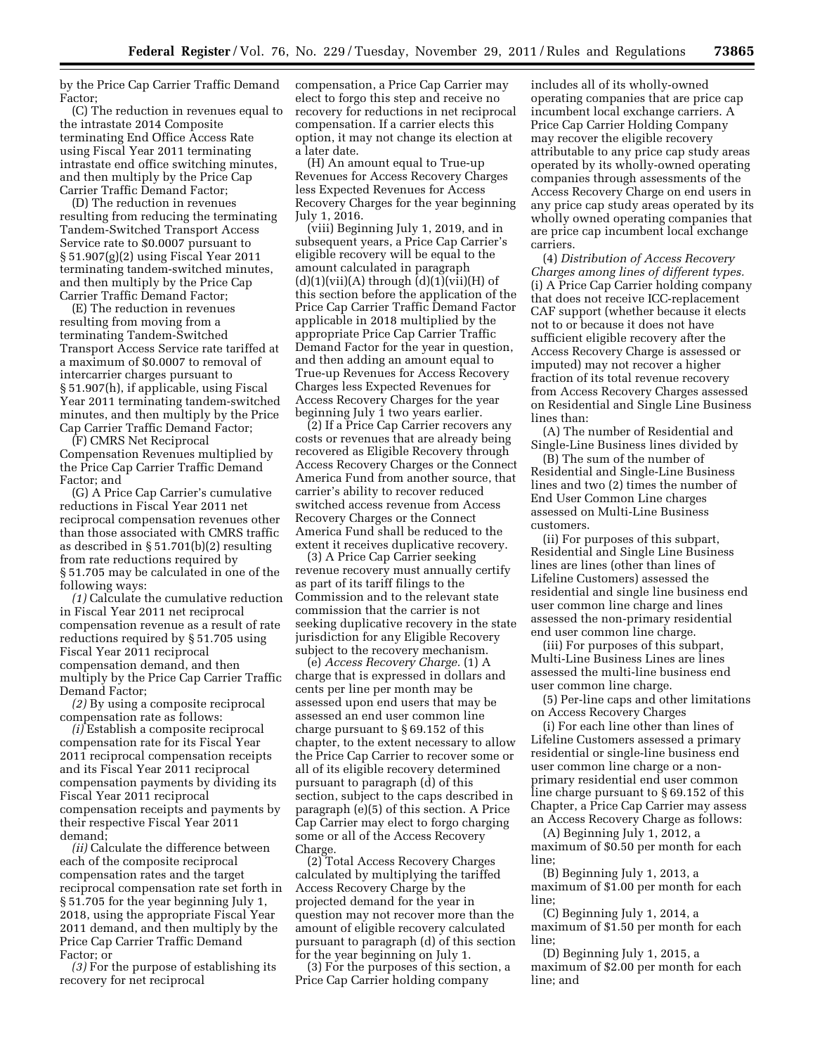by the Price Cap Carrier Traffic Demand Factor;

(C) The reduction in revenues equal to the intrastate 2014 Composite terminating End Office Access Rate using Fiscal Year 2011 terminating intrastate end office switching minutes, and then multiply by the Price Cap Carrier Traffic Demand Factor;

(D) The reduction in revenues resulting from reducing the terminating Tandem-Switched Transport Access Service rate to $0.0007 pursuant to § 51.907(g)(2) using Fiscal Year 2011 terminating tandem-switched minutes, and then multiply by the Price Cap Carrier Traffic Demand Factor;

(E) The reduction in revenues resulting from moving from a terminating Tandem-Switched Transport Access Service rate tariffed at a maximum of $0.0007 to removal of intercarrier charges pursuant to § 51.907(h), if applicable, using Fiscal Year 2011 terminating tandem-switched minutes, and then multiply by the Price Cap Carrier Traffic Demand Factor;

(F) CMRS Net Reciprocal Compensation Revenues multiplied by the Price Cap Carrier Traffic Demand Factor; and

(G) A Price Cap Carrier's cumulative reductions in Fiscal Year 2011 net reciprocal compensation revenues other than those associated with CMRS traffic as described in § 51.701(b)(2) resulting from rate reductions required by § 51.705 may be calculated in one of the following ways:

*(1)* Calculate the cumulative reduction in Fiscal Year 2011 net reciprocal compensation revenue as a result of rate reductions required by § 51.705 using Fiscal Year 2011 reciprocal compensation demand, and then multiply by the Price Cap Carrier Traffic Demand Factor;

*(2)* By using a composite reciprocal compensation rate as follows:

*(i)* Establish a composite reciprocal compensation rate for its Fiscal Year 2011 reciprocal compensation receipts and its Fiscal Year 2011 reciprocal compensation payments by dividing its Fiscal Year 2011 reciprocal compensation receipts and payments by their respective Fiscal Year 2011 demand;

*(ii)* Calculate the difference between each of the composite reciprocal compensation rates and the target reciprocal compensation rate set forth in § 51.705 for the year beginning July 1, 2018, using the appropriate Fiscal Year 2011 demand, and then multiply by the Price Cap Carrier Traffic Demand Factor; or

*(3)* For the purpose of establishing its recovery for net reciprocal compensation, a Price Cap Carrier may elect to forgo this step and receive no recovery for reductions in net reciprocal compensation. If a carrier elects this option, it may not change its election at a later date.

(H) An amount equal to True-up Revenues for Access Recovery Charges less Expected Revenues for Access Recovery Charges for the year beginning July 1, 2016.

(viii) Beginning July 1, 2019, and in subsequent years, a Price Cap Carrier's eligible recovery will be equal to the amount calculated in paragraph (d)(1)(vii)(A) through (d)(1)(vii)(H) of this section before the application of the Price Cap Carrier Traffic Demand Factor applicable in 2018 multiplied by the appropriate Price Cap Carrier Traffic Demand Factor for the year in question, and then adding an amount equal to True-up Revenues for Access Recovery Charges less Expected Revenues for Access Recovery Charges for the year beginning July 1 two years earlier.

(2) If a Price Cap Carrier recovers any costs or revenues that are already being recovered as Eligible Recovery through Access Recovery Charges or the Connect America Fund from another source, that carrier's ability to recover reduced switched access revenue from Access Recovery Charges or the Connect America Fund shall be reduced to the extent it receives duplicative recovery.

(3) A Price Cap Carrier seeking revenue recovery must annually certify as part of its tariff filings to the Commission and to the relevant state commission that the carrier is not seeking duplicative recovery in the state jurisdiction for any Eligible Recovery subject to the recovery mechanism.

(e) *Access Recovery Charge.* (1) A charge that is expressed in dollars and cents per line per month may be assessed upon end users that may be assessed an end user common line charge pursuant to § 69.152 of this chapter, to the extent necessary to allow the Price Cap Carrier to recover some or all of its eligible recovery determined pursuant to paragraph (d) of this section, subject to the caps described in paragraph (e)(5) of this section. A Price Cap Carrier may elect to forgo charging some or all of the Access Recovery Charge.

(2) Total Access Recovery Charges calculated by multiplying the tariffed Access Recovery Charge by the projected demand for the year in question may not recover more than the amount of eligible recovery calculated pursuant to paragraph (d) of this section for the year beginning on July 1.

(3) For the purposes of this section, a Price Cap Carrier holding company includes all of its wholly-owned operating companies that are price cap incumbent local exchange carriers. A Price Cap Carrier Holding Company may recover the eligible recovery attributable to any price cap study areas operated by its wholly-owned operating companies through assessments of the Access Recovery Charge on end users in any price cap study areas operated by its wholly owned operating companies that are price cap incumbent local exchange carriers.

(4) *Distribution of Access Recovery Charges among lines of different types.* (i) A Price Cap Carrier holding company that does not receive ICC-replacement CAF support (whether because it elects not to or because it does not have sufficient eligible recovery after the Access Recovery Charge is assessed or imputed) may not recover a higher fraction of its total revenue recovery from Access Recovery Charges assessed on Residential and Single Line Business lines than:

(A) The number of Residential and Single-Line Business lines divided by

(B) The sum of the number of Residential and Single-Line Business lines and two (2) times the number of End User Common Line charges assessed on Multi-Line Business customers.

(ii) For purposes of this subpart, Residential and Single Line Business lines are lines (other than lines of Lifeline Customers) assessed the residential and single line business end user common line charge and lines assessed the non-primary residential end user common line charge.

(iii) For purposes of this subpart, Multi-Line Business Lines are lines assessed the multi-line business end user common line charge.

(5) Per-line caps and other limitations on Access Recovery Charges

(i) For each line other than lines of Lifeline Customers assessed a primary residential or single-line business end user common line charge or a non-primary residential end user common line charge pursuant to § 69.152 of this Chapter, a Price Cap Carrier may assess an Access Recovery Charge as follows:

(A) Beginning July 1, 2012, a maximum of $0.50 per month for each line;

(B) Beginning July 1, 2013, a maximum of $1.00 per month for each line;

(C) Beginning July 1, 2014, a maximum of $1.50 per month for each line;

(D) Beginning July 1, 2015, a maximum of $2.00 per month for each line; and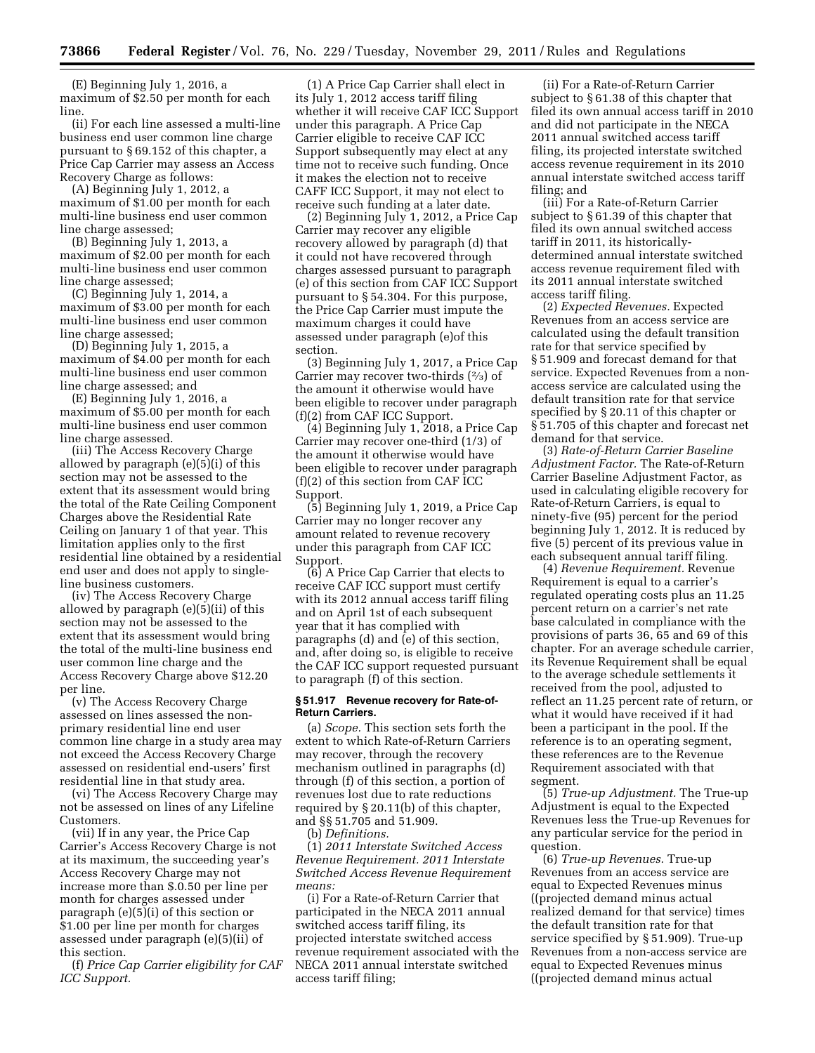(E) Beginning July 1, 2016, a maximum of $2.50 per month for each line.

(ii) For each line assessed a multi-line business end user common line charge pursuant to § 69.152 of this chapter, a Price Cap Carrier may assess an Access Recovery Charge as follows:

(A) Beginning July 1, 2012, a maximum of $1.00 per month for each multi-line business end user common line charge assessed;

(B) Beginning July 1, 2013, a maximum of $2.00 per month for each multi-line business end user common line charge assessed;

(C) Beginning July 1, 2014, a maximum of $3.00 per month for each multi-line business end user common line charge assessed;

(D) Beginning July 1, 2015, a maximum of $4.00 per month for each multi-line business end user common line charge assessed; and

(E) Beginning July 1, 2016, a maximum of $5.00 per month for each multi-line business end user common line charge assessed.

(iii) The Access Recovery Charge allowed by paragraph (e)(5)(i) of this section may not be assessed to the extent that its assessment would bring the total of the Rate Ceiling Component Charges above the Residential Rate Ceiling on January 1 of that year. This limitation applies only to the first residential line obtained by a residential end user and does not apply to single-line business customers.

(iv) The Access Recovery Charge allowed by paragraph (e)(5)(ii) of this section may not be assessed to the extent that its assessment would bring the total of the multi-line business end user common line charge and the Access Recovery Charge above $12.20 per line.

(v) The Access Recovery Charge assessed on lines assessed the non-primary residential line end user common line charge in a study area may not exceed the Access Recovery Charge assessed on residential end-users' first residential line in that study area.

(vi) The Access Recovery Charge may not be assessed on lines of any Lifeline Customers.

(vii) If in any year, the Price Cap Carrier's Access Recovery Charge is not at its maximum, the succeeding year's Access Recovery Charge may not increase more than $.0.50 per line per month for charges assessed under paragraph (e)(5)(i) of this section or $1.00 per line per month for charges assessed under paragraph (e)(5)(ii) of this section.

(f) *Price Cap Carrier eligibility for CAF ICC Support.*

(1) A Price Cap Carrier shall elect in its July 1, 2012 access tariff filing whether it will receive CAF ICC Support under this paragraph. A Price Cap Carrier eligible to receive CAF ICC Support subsequently may elect at any time not to receive such funding. Once it makes the election not to receive CAFF ICC Support, it may not elect to receive such funding at a later date.

(2) Beginning July 1, 2012, a Price Cap Carrier may recover any eligible recovery allowed by paragraph (d) that it could not have recovered through charges assessed pursuant to paragraph (e) of this section from CAF ICC Support pursuant to § 54.304. For this purpose, the Price Cap Carrier must impute the maximum charges it could have assessed under paragraph (e)of this section.

(3) Beginning July 1, 2017, a Price Cap Carrier may recover two-thirds (⅔) of the amount it otherwise would have been eligible to recover under paragraph (f)(2) from CAF ICC Support.

(4) Beginning July 1, 2018, a Price Cap Carrier may recover one-third (1/3) of the amount it otherwise would have been eligible to recover under paragraph (f)(2) of this section from CAF ICC Support.

(5) Beginning July 1, 2019, a Price Cap Carrier may no longer recover any amount related to revenue recovery under this paragraph from CAF ICC Support.

(6) A Price Cap Carrier that elects to receive CAF ICC support must certify with its 2012 annual access tariff filing and on April 1st of each subsequent year that it has complied with paragraphs (d) and (e) of this section, and, after doing so, is eligible to receive the CAF ICC support requested pursuant to paragraph (f) of this section.

### § 51.917 Revenue recovery for Rate-of-Return Carriers.

(a) *Scope.* This section sets forth the extent to which Rate-of-Return Carriers may recover, through the recovery mechanism outlined in paragraphs (d) through (f) of this section, a portion of revenues lost due to rate reductions required by § 20.11(b) of this chapter, and §§ 51.705 and 51.909.

(b) *Definitions.*

(1) *2011 Interstate Switched Access Revenue Requirement. 2011 Interstate Switched Access Revenue Requirement means:*

(i) For a Rate-of-Return Carrier that participated in the NECA 2011 annual switched access tariff filing, its projected interstate switched access revenue requirement associated with the NECA 2011 annual interstate switched access tariff filing;

(ii) For a Rate-of-Return Carrier subject to § 61.38 of this chapter that filed its own annual access tariff in 2010 and did not participate in the NECA 2011 annual switched access tariff filing, its projected interstate switched access revenue requirement in its 2010 annual interstate switched access tariff filing; and

(iii) For a Rate-of-Return Carrier subject to § 61.39 of this chapter that filed its own annual switched access tariff in 2011, its historically-determined annual interstate switched access revenue requirement filed with its 2011 annual interstate switched access tariff filing.

(2) *Expected Revenues.* Expected Revenues from an access service are calculated using the default transition rate for that service specified by § 51.909 and forecast demand for that service. Expected Revenues from a non-access service are calculated using the default transition rate for that service specified by § 20.11 of this chapter or § 51.705 of this chapter and forecast net demand for that service.

(3) *Rate-of-Return Carrier Baseline Adjustment Factor.* The Rate-of-Return Carrier Baseline Adjustment Factor, as used in calculating eligible recovery for Rate-of-Return Carriers, is equal to ninety-five (95) percent for the period beginning July 1, 2012. It is reduced by five (5) percent of its previous value in each subsequent annual tariff filing.

(4) *Revenue Requirement.* Revenue Requirement is equal to a carrier's regulated operating costs plus an 11.25 percent return on a carrier's net rate base calculated in compliance with the provisions of parts 36, 65 and 69 of this chapter. For an average schedule carrier, its Revenue Requirement shall be equal to the average schedule settlements it received from the pool, adjusted to reflect an 11.25 percent rate of return, or what it would have received if it had been a participant in the pool. If the reference is to an operating segment, these references are to the Revenue Requirement associated with that segment.

(5) *True-up Adjustment.* The True-up Adjustment is equal to the Expected Revenues less the True-up Revenues for any particular service for the period in question.

(6) *True-up Revenues.* True-up Revenues from an access service are equal to Expected Revenues minus ((projected demand minus actual realized demand for that service) times the default transition rate for that service specified by § 51.909). True-up Revenues from a non-access service are equal to Expected Revenues minus ((projected demand minus actual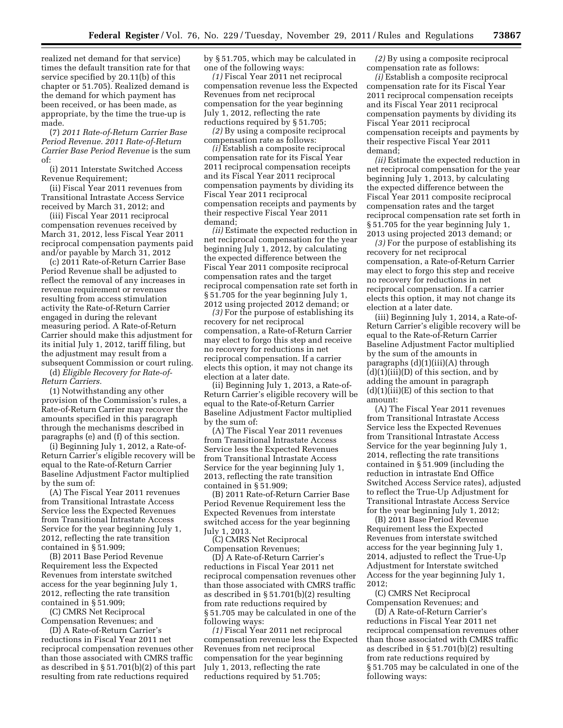realized net demand for that service) times the default transition rate for that service specified by 20.11(b) of this chapter or 51.705). Realized demand is the demand for which payment has been received, or has been made, as appropriate, by the time the true-up is made.

(7) *2011 Rate-of-Return Carrier Base Period Revenue. 2011 Rate-of-Return Carrier Base Period Revenue* is the sum of:

(i) 2011 Interstate Switched Access Revenue Requirement;

(ii) Fiscal Year 2011 revenues from Transitional Intrastate Access Service received by March 31, 2012; and

(iii) Fiscal Year 2011 reciprocal compensation revenues received by March 31, 2012, less Fiscal Year 2011 reciprocal compensation payments paid and/or payable by March 31, 2012

(c) 2011 Rate-of-Return Carrier Base Period Revenue shall be adjusted to reflect the removal of any increases in revenue requirement or revenues resulting from access stimulation activity the Rate-of-Return Carrier engaged in during the relevant measuring period. A Rate-of-Return Carrier should make this adjustment for its initial July 1, 2012, tariff filing, but the adjustment may result from a subsequent Commission or court ruling.

(d) *Eligible Recovery for Rate-of-Return Carriers.*

(1) Notwithstanding any other provision of the Commission's rules, a Rate-of-Return Carrier may recover the amounts specified in this paragraph through the mechanisms described in paragraphs (e) and (f) of this section.

(i) Beginning July 1, 2012, a Rate-of-Return Carrier's eligible recovery will be equal to the Rate-of-Return Carrier Baseline Adjustment Factor multiplied by the sum of:

(A) The Fiscal Year 2011 revenues from Transitional Intrastate Access Service less the Expected Revenues from Transitional Intrastate Access Service for the year beginning July 1, 2012, reflecting the rate transition contained in § 51.909;

(B) 2011 Base Period Revenue Requirement less the Expected Revenues from interstate switched access for the year beginning July 1, 2012, reflecting the rate transition contained in § 51.909;

(C) CMRS Net Reciprocal Compensation Revenues; and

(D) A Rate-of-Return Carrier's reductions in Fiscal Year 2011 net reciprocal compensation revenues other than those associated with CMRS traffic as described in § 51.701(b)(2) of this part resulting from rate reductions required by § 51.705, which may be calculated in one of the following ways:

*(1)* Fiscal Year 2011 net reciprocal compensation revenue less the Expected Revenues from net reciprocal compensation for the year beginning July 1, 2012, reflecting the rate reductions required by § 51.705;

*(2)* By using a composite reciprocal compensation rate as follows:

*(i)* Establish a composite reciprocal compensation rate for its Fiscal Year 2011 reciprocal compensation receipts and its Fiscal Year 2011 reciprocal compensation payments by dividing its Fiscal Year 2011 reciprocal compensation receipts and payments by their respective Fiscal Year 2011 demand;

*(ii)* Estimate the expected reduction in net reciprocal compensation for the year beginning July 1, 2012, by calculating the expected difference between the Fiscal Year 2011 composite reciprocal compensation rates and the target reciprocal compensation rate set forth in § 51.705 for the year beginning July 1, 2012 using projected 2012 demand; or

*(3)* For the purpose of establishing its recovery for net reciprocal compensation, a Rate-of-Return Carrier may elect to forgo this step and receive no recovery for reductions in net reciprocal compensation. If a carrier elects this option, it may not change its election at a later date.

(ii) Beginning July 1, 2013, a Rate-of-Return Carrier's eligible recovery will be equal to the Rate-of-Return Carrier Baseline Adjustment Factor multiplied by the sum of:

(A) The Fiscal Year 2011 revenues from Transitional Intrastate Access Service less the Expected Revenues from Transitional Intrastate Access Service for the year beginning July 1, 2013, reflecting the rate transition contained in § 51.909;

(B) 2011 Rate-of-Return Carrier Base Period Revenue Requirement less the Expected Revenues from interstate switched access for the year beginning July 1, 2013.

(C) CMRS Net Reciprocal Compensation Revenues;

(D) A Rate-of-Return Carrier's reductions in Fiscal Year 2011 net reciprocal compensation revenues other than those associated with CMRS traffic as described in § 51.701(b)(2) resulting from rate reductions required by § 51.705 may be calculated in one of the following ways:

*(1)* Fiscal Year 2011 net reciprocal compensation revenue less the Expected Revenues from net reciprocal compensation for the year beginning July 1, 2013, reflecting the rate reductions required by 51.705;

*(2)* By using a composite reciprocal compensation rate as follows:

*(i)* Establish a composite reciprocal compensation rate for its Fiscal Year 2011 reciprocal compensation receipts and its Fiscal Year 2011 reciprocal compensation payments by dividing its Fiscal Year 2011 reciprocal compensation receipts and payments by their respective Fiscal Year 2011 demand;

*(ii)* Estimate the expected reduction in net reciprocal compensation for the year beginning July 1, 2013, by calculating the expected difference between the Fiscal Year 2011 composite reciprocal compensation rates and the target reciprocal compensation rate set forth in § 51.705 for the year beginning July 1, 2013 using projected 2013 demand; or

*(3)* For the purpose of establishing its recovery for net reciprocal compensation, a Rate-of-Return Carrier may elect to forgo this step and receive no recovery for reductions in net reciprocal compensation. If a carrier elects this option, it may not change its election at a later date.

(iii) Beginning July 1, 2014, a Rate-of-Return Carrier's eligible recovery will be equal to the Rate-of-Return Carrier Baseline Adjustment Factor multiplied by the sum of the amounts in paragraphs (d)(1)(iii)(A) through (d)(1)(iii)(D) of this section, and by adding the amount in paragraph (d)(1)(iii)(E) of this section to that amount:

(A) The Fiscal Year 2011 revenues from Transitional Intrastate Access Service less the Expected Revenues from Transitional Intrastate Access Service for the year beginning July 1, 2014, reflecting the rate transitions contained in § 51.909 (including the reduction in intrastate End Office Switched Access Service rates), adjusted to reflect the True-Up Adjustment for Transitional Intrastate Access Service for the year beginning July 1, 2012;

(B) 2011 Base Period Revenue Requirement less the Expected Revenues from interstate switched access for the year beginning July 1, 2014, adjusted to reflect the True-Up Adjustment for Interstate switched Access for the year beginning July 1, 2012;

(C) CMRS Net Reciprocal Compensation Revenues; and

(D) A Rate-of-Return Carrier's reductions in Fiscal Year 2011 net reciprocal compensation revenues other than those associated with CMRS traffic as described in § 51.701(b)(2) resulting from rate reductions required by § 51.705 may be calculated in one of the following ways: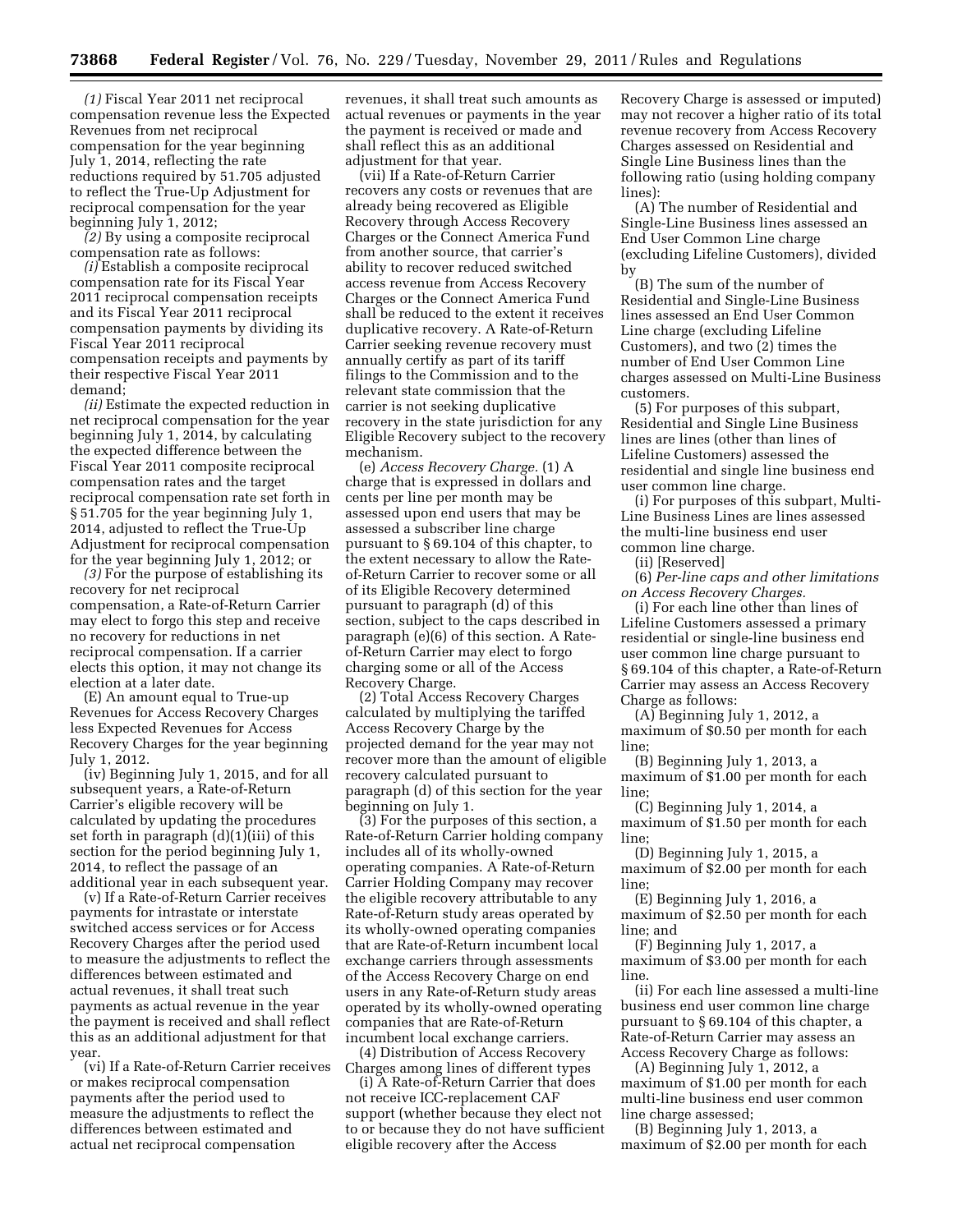*(1)* Fiscal Year 2011 net reciprocal compensation revenue less the Expected Revenues from net reciprocal compensation for the year beginning July 1, 2014, reflecting the rate reductions required by 51.705 adjusted to reflect the True-Up Adjustment for reciprocal compensation for the year beginning July 1, 2012;

*(2)* By using a composite reciprocal compensation rate as follows:

*(i)* Establish a composite reciprocal compensation rate for its Fiscal Year 2011 reciprocal compensation receipts and its Fiscal Year 2011 reciprocal compensation payments by dividing its Fiscal Year 2011 reciprocal compensation receipts and payments by their respective Fiscal Year 2011 demand;

*(ii)* Estimate the expected reduction in net reciprocal compensation for the year beginning July 1, 2014, by calculating the expected difference between the Fiscal Year 2011 composite reciprocal compensation rates and the target reciprocal compensation rate set forth in § 51.705 for the year beginning July 1, 2014, adjusted to reflect the True-Up Adjustment for reciprocal compensation for the year beginning July 1, 2012; or

*(3)* For the purpose of establishing its recovery for net reciprocal compensation, a Rate-of-Return Carrier may elect to forgo this step and receive no recovery for reductions in net reciprocal compensation. If a carrier elects this option, it may not change its election at a later date.

(E) An amount equal to True-up Revenues for Access Recovery Charges less Expected Revenues for Access Recovery Charges for the year beginning July 1, 2012.

(iv) Beginning July 1, 2015, and for all subsequent years, a Rate-of-Return Carrier's eligible recovery will be calculated by updating the procedures set forth in paragraph (d)(1)(iii) of this section for the period beginning July 1, 2014, to reflect the passage of an additional year in each subsequent year.

(v) If a Rate-of-Return Carrier receives payments for intrastate or interstate switched access services or for Access Recovery Charges after the period used to measure the adjustments to reflect the differences between estimated and actual revenues, it shall treat such payments as actual revenue in the year the payment is received and shall reflect this as an additional adjustment for that year.

(vi) If a Rate-of-Return Carrier receives or makes reciprocal compensation payments after the period used to measure the adjustments to reflect the differences between estimated and actual net reciprocal compensation revenues, it shall treat such amounts as actual revenues or payments in the year the payment is received or made and shall reflect this as an additional adjustment for that year.

(vii) If a Rate-of-Return Carrier recovers any costs or revenues that are already being recovered as Eligible Recovery through Access Recovery Charges or the Connect America Fund from another source, that carrier's ability to recover reduced switched access revenue from Access Recovery Charges or the Connect America Fund shall be reduced to the extent it receives duplicative recovery. A Rate-of-Return Carrier seeking revenue recovery must annually certify as part of its tariff filings to the Commission and to the relevant state commission that the carrier is not seeking duplicative recovery in the state jurisdiction for any Eligible Recovery subject to the recovery mechanism.

(e) *Access Recovery Charge.* (1) A charge that is expressed in dollars and cents per line per month may be assessed upon end users that may be assessed a subscriber line charge pursuant to § 69.104 of this chapter, to the extent necessary to allow the Rate-of-Return Carrier to recover some or all of its Eligible Recovery determined pursuant to paragraph (d) of this section, subject to the caps described in paragraph (e)(6) of this section. A Rate-of-Return Carrier may elect to forgo charging some or all of the Access Recovery Charge.

(2) Total Access Recovery Charges calculated by multiplying the tariffed Access Recovery Charge by the projected demand for the year may not recover more than the amount of eligible recovery calculated pursuant to paragraph (d) of this section for the year beginning on July 1.

(3) For the purposes of this section, a Rate-of-Return Carrier holding company includes all of its wholly-owned operating companies. A Rate-of-Return Carrier Holding Company may recover the eligible recovery attributable to any Rate-of-Return study areas operated by its wholly-owned operating companies that are Rate-of-Return incumbent local exchange carriers through assessments of the Access Recovery Charge on end users in any Rate-of-Return study areas operated by its wholly-owned operating companies that are Rate-of-Return incumbent local exchange carriers.

(4) Distribution of Access Recovery Charges among lines of different types

(i) A Rate-of-Return Carrier that does not receive ICC-replacement CAF support (whether because they elect not to or because they do not have sufficient eligible recovery after the Access Recovery Charge is assessed or imputed) may not recover a higher ratio of its total revenue recovery from Access Recovery Charges assessed on Residential and Single Line Business lines than the following ratio (using holding company lines):

(A) The number of Residential and Single-Line Business lines assessed an End User Common Line charge (excluding Lifeline Customers), divided by

(B) The sum of the number of Residential and Single-Line Business lines assessed an End User Common Line charge (excluding Lifeline Customers), and two (2) times the number of End User Common Line charges assessed on Multi-Line Business customers.

(5) For purposes of this subpart, Residential and Single Line Business lines are lines (other than lines of Lifeline Customers) assessed the residential and single line business end user common line charge.

(i) For purposes of this subpart, Multi-Line Business Lines are lines assessed the multi-line business end user common line charge.

(ii) [Reserved]

(6) *Per-line caps and other limitations on Access Recovery Charges.*

(i) For each line other than lines of Lifeline Customers assessed a primary residential or single-line business end user common line charge pursuant to § 69.104 of this chapter, a Rate-of-Return Carrier may assess an Access Recovery Charge as follows:

(A) Beginning July 1, 2012, a maximum of $0.50 per month for each line;

(B) Beginning July 1, 2013, a maximum of $1.00 per month for each line;

(C) Beginning July 1, 2014, a maximum of $1.50 per month for each line;

(D) Beginning July 1, 2015, a maximum of $2.00 per month for each line;

(E) Beginning July 1, 2016, a maximum of $2.50 per month for each line; and

(F) Beginning July 1, 2017, a maximum of $3.00 per month for each line.

(ii) For each line assessed a multi-line business end user common line charge pursuant to § 69.104 of this chapter, a Rate-of-Return Carrier may assess an Access Recovery Charge as follows:

(A) Beginning July 1, 2012, a maximum of $1.00 per month for each multi-line business end user common line charge assessed;

(B) Beginning July 1, 2013, a maximum of $2.00 per month for each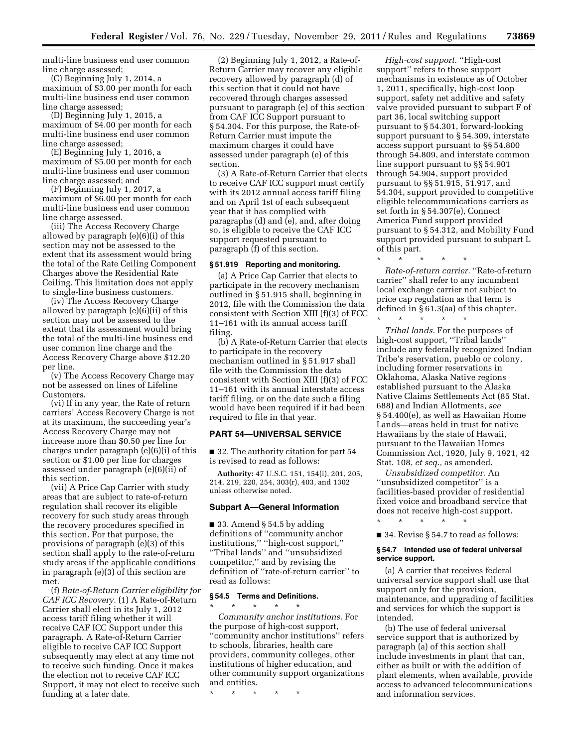multi-line business end user common line charge assessed;

(C) Beginning July 1, 2014, a maximum of $3.00 per month for each multi-line business end user common line charge assessed;

(D) Beginning July 1, 2015, a maximum of $4.00 per month for each multi-line business end user common line charge assessed;

(E) Beginning July 1, 2016, a maximum of $5.00 per month for each multi-line business end user common line charge assessed; and

(F) Beginning July 1, 2017, a maximum of $6.00 per month for each multi-line business end user common line charge assessed.

(iii) The Access Recovery Charge allowed by paragraph (e)(6)(i) of this section may not be assessed to the extent that its assessment would bring the total of the Rate Ceiling Component Charges above the Residential Rate Ceiling. This limitation does not apply to single-line business customers.

(iv) The Access Recovery Charge allowed by paragraph (e)(6)(ii) of this section may not be assessed to the extent that its assessment would bring the total of the multi-line business end user common line charge and the Access Recovery Charge above $12.20 per line.

(v) The Access Recovery Charge may not be assessed on lines of Lifeline Customers.

(vi) If in any year, the Rate of return carriers' Access Recovery Charge is not at its maximum, the succeeding year's Access Recovery Charge may not increase more than $0.50 per line for charges under paragraph (e)(6)(i) of this section or $1.00 per line for charges assessed under paragraph (e)(6)(ii) of this section.

(vii) A Price Cap Carrier with study areas that are subject to rate-of-return regulation shall recover its eligible recovery for such study areas through the recovery procedures specified in this section. For that purpose, the provisions of paragraph (e)(3) of this section shall apply to the rate-of-return study areas if the applicable conditions in paragraph (e)(3) of this section are met.

(f) *Rate-of-Return Carrier eligibility for CAF ICC Recovery.* (1) A Rate-of-Return Carrier shall elect in its July 1, 2012 access tariff filing whether it will receive CAF ICC Support under this paragraph. A Rate-of-Return Carrier eligible to receive CAF ICC Support subsequently may elect at any time not to receive such funding. Once it makes the election not to receive CAF ICC Support, it may not elect to receive such funding at a later date.

(2) Beginning July 1, 2012, a Rate-of-Return Carrier may recover any eligible recovery allowed by paragraph (d) of this section that it could not have recovered through charges assessed pursuant to paragraph (e) of this section from CAF ICC Support pursuant to § 54.304. For this purpose, the Rate-of-Return Carrier must impute the maximum charges it could have assessed under paragraph (e) of this section.

(3) A Rate-of-Return Carrier that elects to receive CAF ICC support must certify with its 2012 annual access tariff filing and on April 1st of each subsequent year that it has complied with paragraphs (d) and (e), and, after doing so, is eligible to receive the CAF ICC support requested pursuant to paragraph (f) of this section.

### § 51.919 Reporting and monitoring.

(a) A Price Cap Carrier that elects to participate in the recovery mechanism outlined in § 51.915 shall, beginning in 2012, file with the Commission the data consistent with Section XIII (f)(3) of FCC 11–161 with its annual access tariff filing.

(b) A Rate-of-Return Carrier that elects to participate in the recovery mechanism outlined in § 51.917 shall file with the Commission the data consistent with Section XIII (f)(3) of FCC 11–161 with its annual interstate access tariff filing, or on the date such a filing would have been required if it had been required to file in that year.

## PART 54—UNIVERSAL SERVICE

■ 32. The authority citation for part 54 is revised to read as follows:

**Authority:** 47 U.S.C. 151, 154(i), 201, 205, 214, 219, 220, 254, 303(r), 403, and 1302 unless otherwise noted.

### Subpart A—General Information

■ 33. Amend § 54.5 by adding definitions of ''community anchor institutions,'' ''high-cost support,'' ''Tribal lands'' and ''unsubsidized competitor,'' and by revising the definition of ''rate-of-return carrier'' to read as follows:

### § 54.5 Terms and Definitions.

\* \* \* \* \*

*Community anchor institutions.* For the purpose of high-cost support, ''community anchor institutions'' refers to schools, libraries, health care providers, community colleges, other institutions of higher education, and other community support organizations and entities.

\* \* \* \* \*

*High-cost support.* ''High-cost support'' refers to those support mechanisms in existence as of October 1, 2011, specifically, high-cost loop support, safety net additive and safety valve provided pursuant to subpart F of part 36, local switching support pursuant to § 54.301, forward-looking support pursuant to § 54.309, interstate access support pursuant to §§ 54.800 through 54.809, and interstate common line support pursuant to §§ 54.901 through 54.904, support provided pursuant to §§ 51.915, 51.917, and 54.304, support provided to competitive eligible telecommunications carriers as set forth in § 54.307(e), Connect America Fund support provided pursuant to § 54.312, and Mobility Fund support provided pursuant to subpart L of this part.

\* \* \* \* \*

*Rate-of-return carrier.* ''Rate-of-return carrier'' shall refer to any incumbent local exchange carrier not subject to price cap regulation as that term is defined in § 61.3(aa) of this chapter.

\* \* \* \* \*

*Tribal lands.* For the purposes of high-cost support, ''Tribal lands'' include any federally recognized Indian Tribe's reservation, pueblo or colony, including former reservations in Oklahoma, Alaska Native regions established pursuant to the Alaska Native Claims Settlements Act (85 Stat. 688) and Indian Allotments, *see* § 54.400(e), as well as Hawaiian Home Lands—areas held in trust for native Hawaiians by the state of Hawaii, pursuant to the Hawaiian Homes Commission Act, 1920, July 9, 1921, 42 Stat. 108, *et seq.,* as amended.

*Unsubsidized competitor.* An ''unsubsidized competitor'' is a facilities-based provider of residential fixed voice and broadband service that does not receive high-cost support.

\* \* \* \* \*

■ 34. Revise § 54.7 to read as follows:

### § 54.7 Intended use of federal universal service support.

(a) A carrier that receives federal universal service support shall use that support only for the provision, maintenance, and upgrading of facilities and services for which the support is intended.

(b) The use of federal universal service support that is authorized by paragraph (a) of this section shall include investments in plant that can, either as built or with the addition of plant elements, when available, provide access to advanced telecommunications and information services.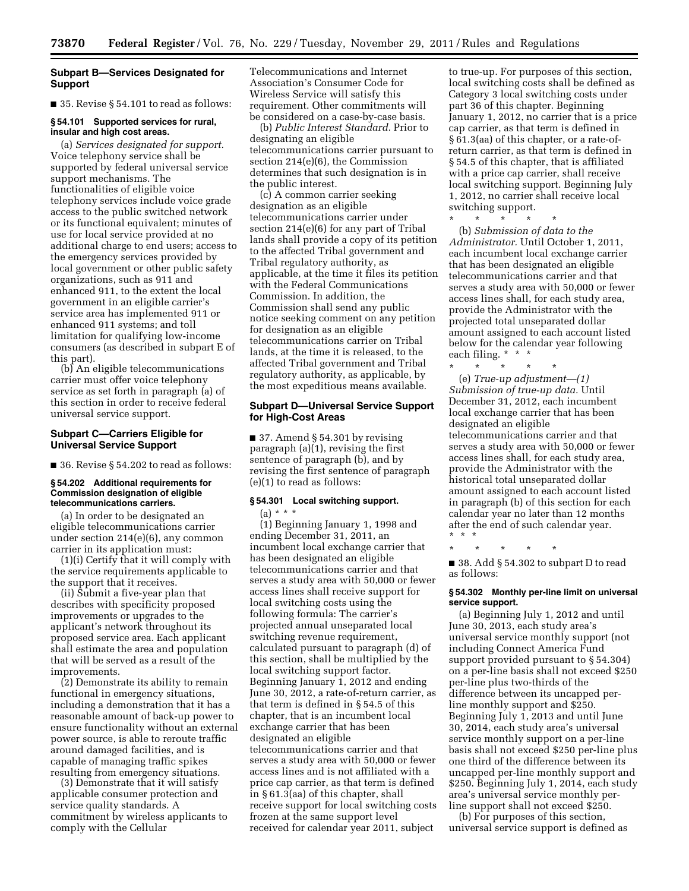## Subpart B—Services Designated for Support

■ 35. Revise § 54.101 to read as follows:

### § 54.101 Supported services for rural, insular and high cost areas.

(a) *Services designated for support.* Voice telephony service shall be supported by federal universal service support mechanisms. The functionalities of eligible voice telephony services include voice grade access to the public switched network or its functional equivalent; minutes of use for local service provided at no additional charge to end users; access to the emergency services provided by local government or other public safety organizations, such as 911 and enhanced 911, to the extent the local government in an eligible carrier's service area has implemented 911 or enhanced 911 systems; and toll limitation for qualifying low-income consumers (as described in subpart E of this part).

(b) An eligible telecommunications carrier must offer voice telephony service as set forth in paragraph (a) of this section in order to receive federal universal service support.

## Subpart C—Carriers Eligible for Universal Service Support

■ 36. Revise § 54.202 to read as follows:

### § 54.202 Additional requirements for Commission designation of eligible telecommunications carriers.

(a) In order to be designated an eligible telecommunications carrier under section 214(e)(6), any common carrier in its application must:

(1)(i) Certify that it will comply with the service requirements applicable to the support that it receives.

(ii) Submit a five-year plan that describes with specificity proposed improvements or upgrades to the applicant's network throughout its proposed service area. Each applicant shall estimate the area and population that will be served as a result of the improvements.

(2) Demonstrate its ability to remain functional in emergency situations, including a demonstration that it has a reasonable amount of back-up power to ensure functionality without an external power source, is able to reroute traffic around damaged facilities, and is capable of managing traffic spikes resulting from emergency situations.

(3) Demonstrate that it will satisfy applicable consumer protection and service quality standards. A commitment by wireless applicants to comply with the Cellular Telecommunications and Internet Association's Consumer Code for Wireless Service will satisfy this requirement. Other commitments will be considered on a case-by-case basis.

(b) *Public Interest Standard.* Prior to designating an eligible telecommunications carrier pursuant to section 214(e)(6), the Commission determines that such designation is in the public interest.

(c) A common carrier seeking designation as an eligible telecommunications carrier under section 214(e)(6) for any part of Tribal lands shall provide a copy of its petition to the affected Tribal government and Tribal regulatory authority, as applicable, at the time it files its petition with the Federal Communications Commission. In addition, the Commission shall send any public notice seeking comment on any petition for designation as an eligible telecommunications carrier on Tribal lands, at the time it is released, to the affected Tribal government and Tribal regulatory authority, as applicable, by the most expeditious means available.

## Subpart D—Universal Service Support for High-Cost Areas

■ 37. Amend § 54.301 by revising paragraph (a)(1), revising the first sentence of paragraph (b), and by revising the first sentence of paragraph (e)(1) to read as follows:

### § 54.301 Local switching support.

(a) * * *

(1) Beginning January 1, 1998 and ending December 31, 2011, an incumbent local exchange carrier that has been designated an eligible telecommunications carrier and that serves a study area with 50,000 or fewer access lines shall receive support for local switching costs using the following formula: The carrier's projected annual unseparated local switching revenue requirement, calculated pursuant to paragraph (d) of this section, shall be multiplied by the local switching support factor. Beginning January 1, 2012 and ending June 30, 2012, a rate-of-return carrier, as that term is defined in § 54.5 of this chapter, that is an incumbent local exchange carrier that has been designated an eligible telecommunications carrier and that serves a study area with 50,000 or fewer access lines and is not affiliated with a price cap carrier, as that term is defined in § 61.3(aa) of this chapter, shall receive support for local switching costs frozen at the same support level received for calendar year 2011, subject to true-up. For purposes of this section, local switching costs shall be defined as Category 3 local switching costs under part 36 of this chapter. Beginning January 1, 2012, no carrier that is a price cap carrier, as that term is defined in § 61.3(aa) of this chapter, or a rate-of-return carrier, as that term is defined in § 54.5 of this chapter, that is affiliated with a price cap carrier, shall receive local switching support. Beginning July 1, 2012, no carrier shall receive local switching support.

\* \* \* \* \*

(b) *Submission of data to the Administrator.* Until October 1, 2011, each incumbent local exchange carrier that has been designated an eligible telecommunications carrier and that serves a study area with 50,000 or fewer access lines shall, for each study area, provide the Administrator with the projected total unseparated dollar amount assigned to each account listed below for the calendar year following each filing. * * *

\* \* \* \* \*

(e) *True-up adjustment—(1) Submission of true-up data.* Until December 31, 2012, each incumbent local exchange carrier that has been designated an eligible telecommunications carrier and that serves a study area with 50,000 or fewer access lines shall, for each study area, provide the Administrator with the historical total unseparated dollar amount assigned to each account listed in paragraph (b) of this section for each calendar year no later than 12 months after the end of such calendar year. * * *

\* \* \* \* \*

■ 38. Add § 54.302 to subpart D to read as follows:

### § 54.302 Monthly per-line limit on universal service support.

(a) Beginning July 1, 2012 and until June 30, 2013, each study area's universal service monthly support (not including Connect America Fund support provided pursuant to § 54.304) on a per-line basis shall not exceed $250 per-line plus two-thirds of the difference between its uncapped per-line monthly support and $250. Beginning July 1, 2013 and until June 30, 2014, each study area's universal service monthly support on a per-line basis shall not exceed $250 per-line plus one third of the difference between its uncapped per-line monthly support and $250. Beginning July 1, 2014, each study area's universal service monthly per-line support shall not exceed $250.

(b) For purposes of this section, universal service support is defined as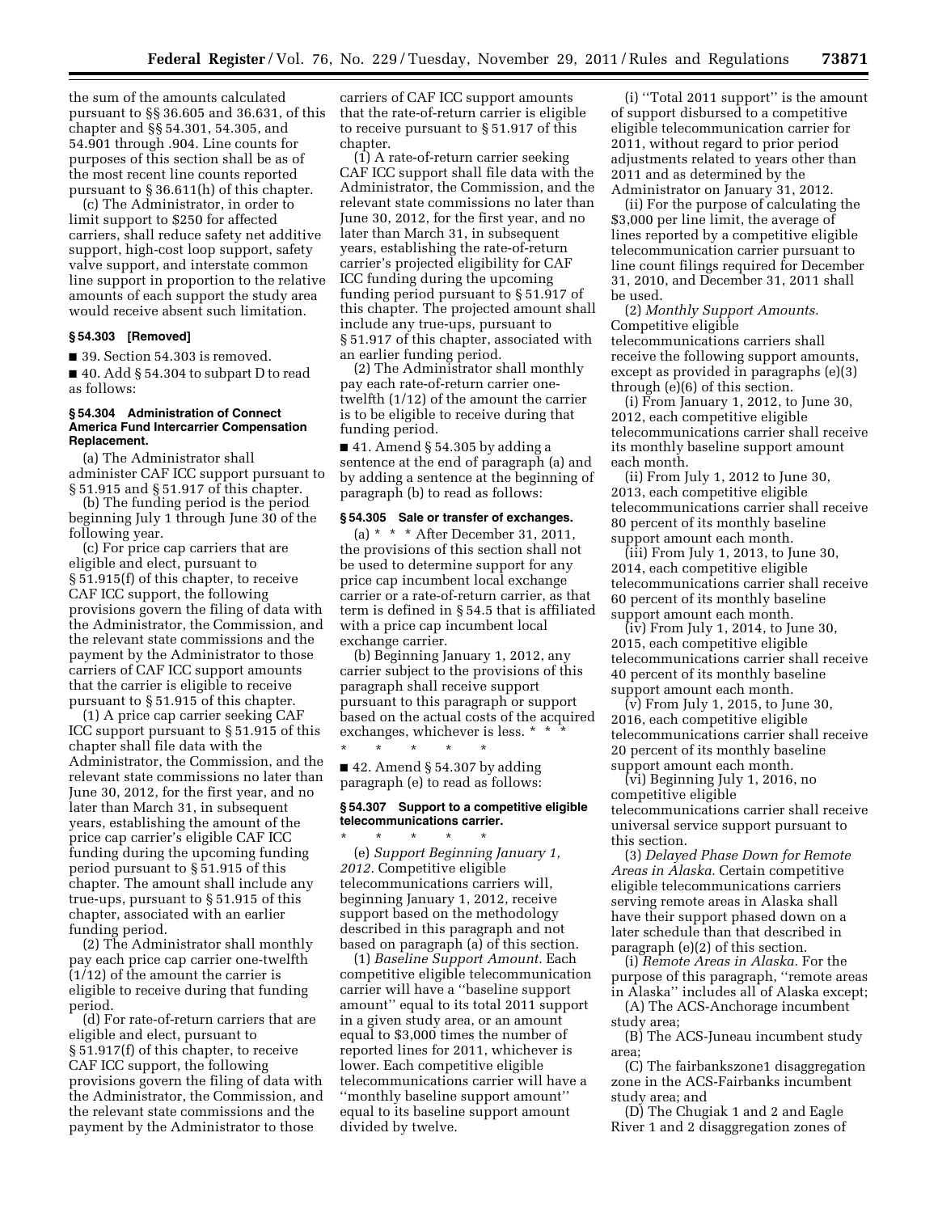the sum of the amounts calculated pursuant to §§ 36.605 and 36.631, of this chapter and §§ 54.301, 54.305, and 54.901 through .904. Line counts for purposes of this section shall be as of the most recent line counts reported pursuant to § 36.611(h) of this chapter.

(c) The Administrator, in order to limit support to $250 for affected carriers, shall reduce safety net additive support, high-cost loop support, safety valve support, and interstate common line support in proportion to the relative amounts of each support the study area would receive absent such limitation.

#### § 54.303 [Removed]

■ 39. Section 54.303 is removed.

■ 40. Add § 54.304 to subpart D to read as follows:

#### § 54.304 Administration of Connect America Fund Intercarrier Compensation Replacement.

(a) The Administrator shall administer CAF ICC support pursuant to § 51.915 and § 51.917 of this chapter.

(b) The funding period is the period beginning July 1 through June 30 of the following year.

(c) For price cap carriers that are eligible and elect, pursuant to § 51.915(f) of this chapter, to receive CAF ICC support, the following provisions govern the filing of data with the Administrator, the Commission, and the relevant state commissions and the payment by the Administrator to those carriers of CAF ICC support amounts that the carrier is eligible to receive pursuant to § 51.915 of this chapter.

(1) A price cap carrier seeking CAF ICC support pursuant to § 51.915 of this chapter shall file data with the Administrator, the Commission, and the relevant state commissions no later than June 30, 2012, for the first year, and no later than March 31, in subsequent years, establishing the amount of the price cap carrier's eligible CAF ICC funding during the upcoming funding period pursuant to § 51.915 of this chapter. The amount shall include any true-ups, pursuant to § 51.915 of this chapter, associated with an earlier funding period.

(2) The Administrator shall monthly pay each price cap carrier one-twelfth (1/12) of the amount the carrier is eligible to receive during that funding period.

(d) For rate-of-return carriers that are eligible and elect, pursuant to § 51.917(f) of this chapter, to receive CAF ICC support, the following provisions govern the filing of data with the Administrator, the Commission, and the relevant state commissions and the payment by the Administrator to those carriers of CAF ICC support amounts that the rate-of-return carrier is eligible to receive pursuant to § 51.917 of this chapter.

(1) A rate-of-return carrier seeking CAF ICC support shall file data with the Administrator, the Commission, and the relevant state commissions no later than June 30, 2012, for the first year, and no later than March 31, in subsequent years, establishing the rate-of-return carrier's projected eligibility for CAF ICC funding during the upcoming funding period pursuant to § 51.917 of this chapter. The projected amount shall include any true-ups, pursuant to § 51.917 of this chapter, associated with an earlier funding period.

(2) The Administrator shall monthly pay each rate-of-return carrier one-twelfth (1/12) of the amount the carrier is to be eligible to receive during that funding period.

■ 41. Amend § 54.305 by adding a sentence at the end of paragraph (a) and by adding a sentence at the beginning of paragraph (b) to read as follows:

#### § 54.305 Sale or transfer of exchanges.

(a) * * * After December 31, 2011, the provisions of this section shall not be used to determine support for any price cap incumbent local exchange carrier or a rate-of-return carrier, as that term is defined in § 54.5 that is affiliated with a price cap incumbent local exchange carrier.

(b) Beginning January 1, 2012, any carrier subject to the provisions of this paragraph shall receive support pursuant to this paragraph or support based on the actual costs of the acquired exchanges, whichever is less. * * *

\* \* \* \* \*

■ 42. Amend § 54.307 by adding paragraph (e) to read as follows:

#### § 54.307 Support to a competitive eligible telecommunications carrier.

\* \* \* \* \*

(e) *Support Beginning January 1, 2012.* Competitive eligible telecommunications carriers will, beginning January 1, 2012, receive support based on the methodology described in this paragraph and not based on paragraph (a) of this section.

(1) *Baseline Support Amount.* Each competitive eligible telecommunication carrier will have a ''baseline support amount'' equal to its total 2011 support in a given study area, or an amount equal to $3,000 times the number of reported lines for 2011, whichever is lower. Each competitive eligible telecommunications carrier will have a ''monthly baseline support amount'' equal to its baseline support amount divided by twelve.

(i) ''Total 2011 support'' is the amount of support disbursed to a competitive eligible telecommunication carrier for 2011, without regard to prior period adjustments related to years other than 2011 and as determined by the Administrator on January 31, 2012.

(ii) For the purpose of calculating the $3,000 per line limit, the average of lines reported by a competitive eligible telecommunication carrier pursuant to line count filings required for December 31, 2010, and December 31, 2011 shall be used.

(2) *Monthly Support Amounts.* Competitive eligible telecommunications carriers shall receive the following support amounts, except as provided in paragraphs (e)(3) through (e)(6) of this section.

(i) From January 1, 2012, to June 30, 2012, each competitive eligible telecommunications carrier shall receive its monthly baseline support amount each month.

(ii) From July 1, 2012 to June 30, 2013, each competitive eligible telecommunications carrier shall receive 80 percent of its monthly baseline support amount each month.

(iii) From July 1, 2013, to June 30, 2014, each competitive eligible telecommunications carrier shall receive 60 percent of its monthly baseline support amount each month.

(iv) From July 1, 2014, to June 30, 2015, each competitive eligible telecommunications carrier shall receive 40 percent of its monthly baseline support amount each month.

(v) From July 1, 2015, to June 30, 2016, each competitive eligible telecommunications carrier shall receive 20 percent of its monthly baseline support amount each month.

(vi) Beginning July 1, 2016, no competitive eligible telecommunications carrier shall receive universal service support pursuant to this section.

(3) *Delayed Phase Down for Remote Areas in Alaska.* Certain competitive eligible telecommunications carriers serving remote areas in Alaska shall have their support phased down on a later schedule than that described in paragraph (e)(2) of this section.

(i) *Remote Areas in Alaska.* For the purpose of this paragraph, ''remote areas in Alaska'' includes all of Alaska except;

(A) The ACS-Anchorage incumbent study area;

(B) The ACS-Juneau incumbent study area;

(C) The fairbankszone1 disaggregation zone in the ACS-Fairbanks incumbent study area; and

(D) The Chugiak 1 and 2 and Eagle River 1 and 2 disaggregation zones of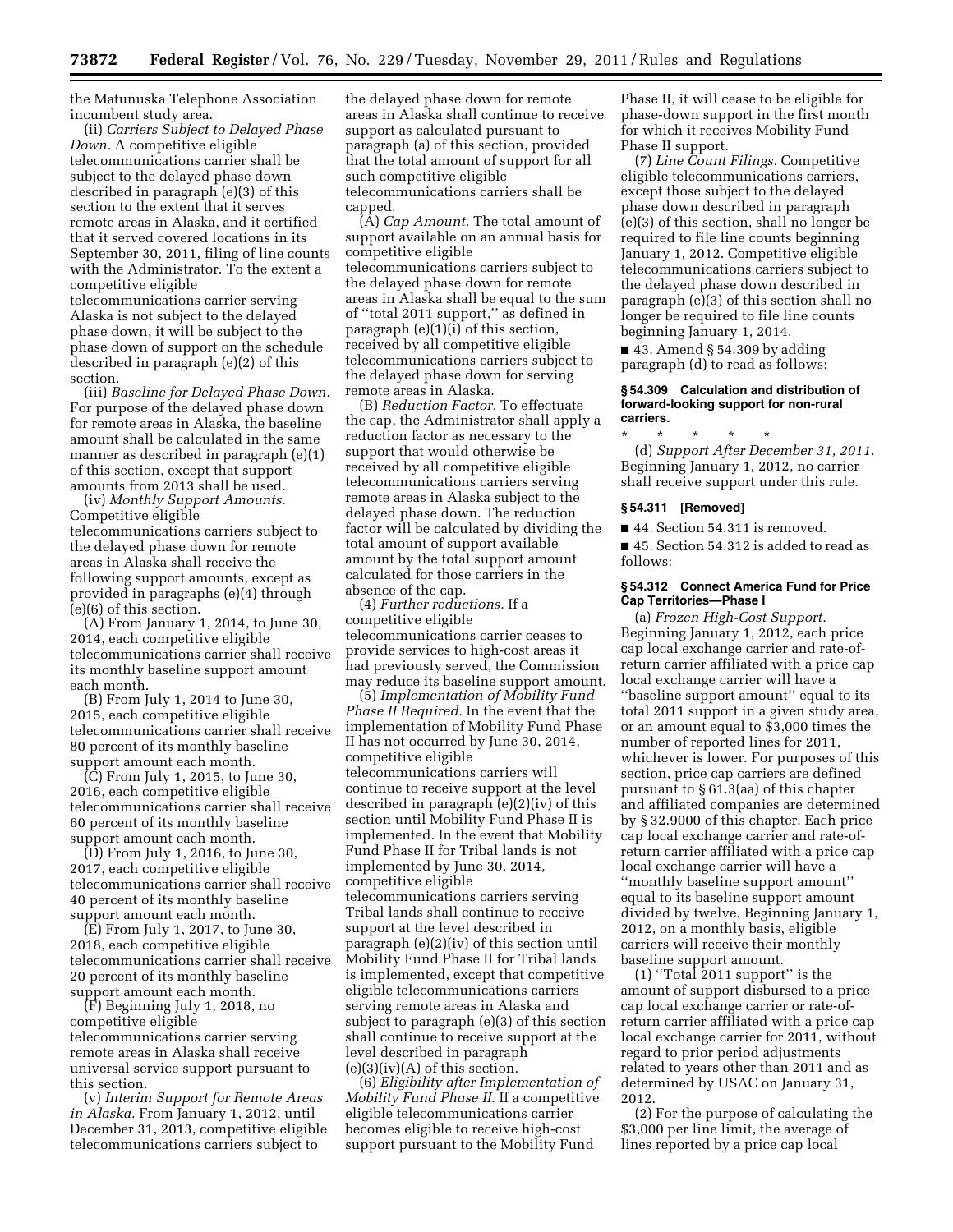the Matunuska Telephone Association incumbent study area.

(ii) *Carriers Subject to Delayed Phase Down.* A competitive eligible telecommunications carrier shall be subject to the delayed phase down described in paragraph (e)(3) of this section to the extent that it serves remote areas in Alaska, and it certified that it served covered locations in its September 30, 2011, filing of line counts with the Administrator. To the extent a competitive eligible telecommunications carrier serving Alaska is not subject to the delayed phase down, it will be subject to the phase down of support on the schedule described in paragraph (e)(2) of this section.

(iii) *Baseline for Delayed Phase Down.* For purpose of the delayed phase down for remote areas in Alaska, the baseline amount shall be calculated in the same manner as described in paragraph (e)(1) of this section, except that support amounts from 2013 shall be used.

(iv) *Monthly Support Amounts.* Competitive eligible telecommunications carriers subject to the delayed phase down for remote areas in Alaska shall receive the following support amounts, except as provided in paragraphs (e)(4) through (e)(6) of this section.

(A) From January 1, 2014, to June 30, 2014, each competitive eligible telecommunications carrier shall receive its monthly baseline support amount each month.

(B) From July 1, 2014 to June 30, 2015, each competitive eligible telecommunications carrier shall receive 80 percent of its monthly baseline support amount each month.

(C) From July 1, 2015, to June 30, 2016, each competitive eligible telecommunications carrier shall receive 60 percent of its monthly baseline support amount each month.

(D) From July 1, 2016, to June 30, 2017, each competitive eligible telecommunications carrier shall receive 40 percent of its monthly baseline support amount each month.

(E) From July 1, 2017, to June 30, 2018, each competitive eligible telecommunications carrier shall receive 20 percent of its monthly baseline support amount each month.

(F) Beginning July 1, 2018, no competitive eligible telecommunications carrier serving remote areas in Alaska shall receive universal service support pursuant to this section.

(v) *Interim Support for Remote Areas in Alaska.* From January 1, 2012, until December 31, 2013, competitive eligible telecommunications carriers subject to the delayed phase down for remote areas in Alaska shall continue to receive support as calculated pursuant to paragraph (a) of this section, provided that the total amount of support for all such competitive eligible telecommunications carriers shall be capped.

(A) *Cap Amount.* The total amount of support available on an annual basis for competitive eligible telecommunications carriers subject to the delayed phase down for remote areas in Alaska shall be equal to the sum of ''total 2011 support,'' as defined in paragraph (e)(1)(i) of this section, received by all competitive eligible telecommunications carriers subject to the delayed phase down for serving remote areas in Alaska.

(B) *Reduction Factor.* To effectuate the cap, the Administrator shall apply a reduction factor as necessary to the support that would otherwise be received by all competitive eligible telecommunications carriers serving remote areas in Alaska subject to the delayed phase down. The reduction factor will be calculated by dividing the total amount of support available amount by the total support amount calculated for those carriers in the absence of the cap.

(4) *Further reductions.* If a competitive eligible telecommunications carrier ceases to provide services to high-cost areas it had previously served, the Commission may reduce its baseline support amount.

(5) *Implementation of Mobility Fund Phase II Required.* In the event that the implementation of Mobility Fund Phase II has not occurred by June 30, 2014, competitive eligible telecommunications carriers will continue to receive support at the level described in paragraph (e)(2)(iv) of this section until Mobility Fund Phase II is implemented. In the event that Mobility Fund Phase II for Tribal lands is not implemented by June 30, 2014, competitive eligible telecommunications carriers serving Tribal lands shall continue to receive support at the level described in paragraph (e)(2)(iv) of this section until Mobility Fund Phase II for Tribal lands is implemented, except that competitive eligible telecommunications carriers serving remote areas in Alaska and subject to paragraph (e)(3) of this section shall continue to receive support at the level described in paragraph (e)(3)(iv)(A) of this section.

(6) *Eligibility after Implementation of Mobility Fund Phase II.* If a competitive eligible telecommunications carrier becomes eligible to receive high-cost support pursuant to the Mobility Fund Phase II, it will cease to be eligible for phase-down support in the first month for which it receives Mobility Fund Phase II support.

(7) *Line Count Filings.* Competitive eligible telecommunications carriers, except those subject to the delayed phase down described in paragraph (e)(3) of this section, shall no longer be required to file line counts beginning January 1, 2012. Competitive eligible telecommunications carriers subject to the delayed phase down described in paragraph (e)(3) of this section shall no longer be required to file line counts beginning January 1, 2014.

■ 43. Amend § 54.309 by adding paragraph (d) to read as follows:

**§ 54.309 Calculation and distribution of forward-looking support for non-rural carriers.**

\* \* \* \* \*

(d) *Support After December 31, 2011.* Beginning January 1, 2012, no carrier shall receive support under this rule.

**§ 54.311 [Removed]**

■ 44. Section 54.311 is removed.

■ 45. Section 54.312 is added to read as follows:

**§ 54.312 Connect America Fund for Price Cap Territories—Phase I**

(a) *Frozen High-Cost Support.* Beginning January 1, 2012, each price cap local exchange carrier and rate-of-return carrier affiliated with a price cap local exchange carrier will have a ''baseline support amount'' equal to its total 2011 support in a given study area, or an amount equal to $3,000 times the number of reported lines for 2011, whichever is lower. For purposes of this section, price cap carriers are defined pursuant to § 61.3(aa) of this chapter and affiliated companies are determined by § 32.9000 of this chapter. Each price cap local exchange carrier and rate-of-return carrier affiliated with a price cap local exchange carrier will have a ''monthly baseline support amount'' equal to its baseline support amount divided by twelve. Beginning January 1, 2012, on a monthly basis, eligible carriers will receive their monthly baseline support amount.

(1) ''Total 2011 support'' is the amount of support disbursed to a price cap local exchange carrier or rate-of-return carrier affiliated with a price cap local exchange carrier for 2011, without regard to prior period adjustments related to years other than 2011 and as determined by USAC on January 31, 2012.

(2) For the purpose of calculating the $3,000 per line limit, the average of lines reported by a price cap local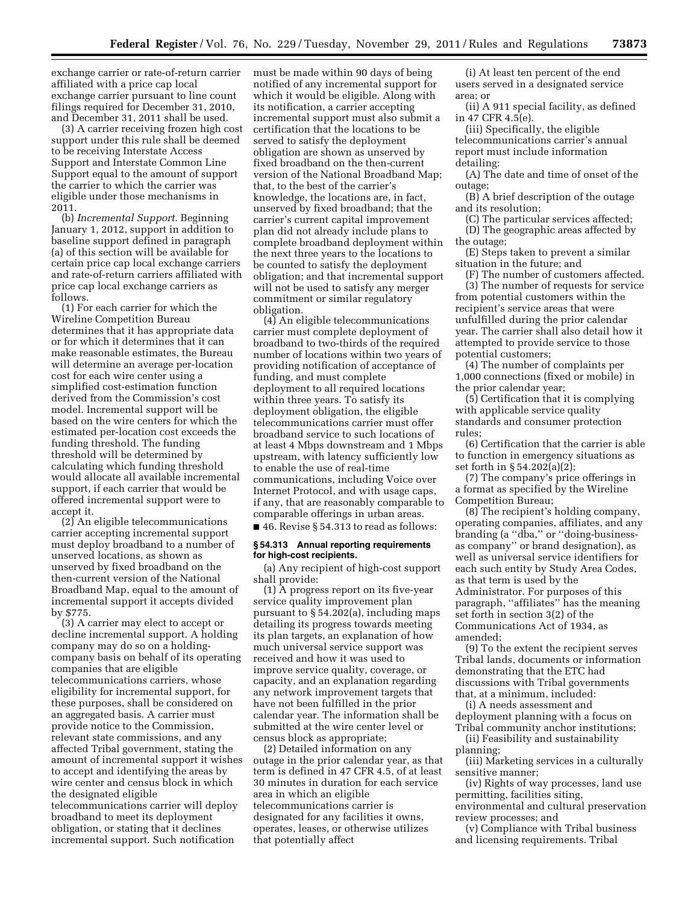exchange carrier or rate-of-return carrier affiliated with a price cap local exchange carrier pursuant to line count filings required for December 31, 2010, and December 31, 2011 shall be used.

(3) A carrier receiving frozen high cost support under this rule shall be deemed to be receiving Interstate Access Support and Interstate Common Line Support equal to the amount of support the carrier to which the carrier was eligible under those mechanisms in 2011.

(b) *Incremental Support.* Beginning January 1, 2012, support in addition to baseline support defined in paragraph (a) of this section will be available for certain price cap local exchange carriers and rate-of-return carriers affiliated with price cap local exchange carriers as follows.

(1) For each carrier for which the Wireline Competition Bureau determines that it has appropriate data or for which it determines that it can make reasonable estimates, the Bureau will determine an average per-location cost for each wire center using a simplified cost-estimation function derived from the Commission's cost model. Incremental support will be based on the wire centers for which the estimated per-location cost exceeds the funding threshold. The funding threshold will be determined by calculating which funding threshold would allocate all available incremental support, if each carrier that would be offered incremental support were to accept it.

(2) An eligible telecommunications carrier accepting incremental support must deploy broadband to a number of unserved locations, as shown as unserved by fixed broadband on the then-current version of the National Broadband Map, equal to the amount of incremental support it accepts divided by $775.

(3) A carrier may elect to accept or decline incremental support. A holding company may do so on a holding-company basis on behalf of its operating companies that are eligible telecommunications carriers, whose eligibility for incremental support, for these purposes, shall be considered on an aggregated basis. A carrier must provide notice to the Commission, relevant state commissions, and any affected Tribal government, stating the amount of incremental support it wishes to accept and identifying the areas by wire center and census block in which the designated eligible telecommunications carrier will deploy broadband to meet its deployment obligation, or stating that it declines incremental support. Such notification must be made within 90 days of being notified of any incremental support for which it would be eligible. Along with its notification, a carrier accepting incremental support must also submit a certification that the locations to be served to satisfy the deployment obligation are shown as unserved by fixed broadband on the then-current version of the National Broadband Map; that, to the best of the carrier's knowledge, the locations are, in fact, unserved by fixed broadband; that the carrier's current capital improvement plan did not already include plans to complete broadband deployment within the next three years to the locations to be counted to satisfy the deployment obligation; and that incremental support will not be used to satisfy any merger commitment or similar regulatory obligation.

(4) An eligible telecommunications carrier must complete deployment of broadband to two-thirds of the required number of locations within two years of providing notification of acceptance of funding, and must complete deployment to all required locations within three years. To satisfy its deployment obligation, the eligible telecommunications carrier must offer broadband service to such locations of at least 4 Mbps downstream and 1 Mbps upstream, with latency sufficiently low to enable the use of real-time communications, including Voice over Internet Protocol, and with usage caps, if any, that are reasonably comparable to comparable offerings in urban areas.

■ 46. Revise § 54.313 to read as follows:

### § 54.313 Annual reporting requirements for high-cost recipients.

(a) Any recipient of high-cost support shall provide:

(1) A progress report on its five-year service quality improvement plan pursuant to § 54.202(a), including maps detailing its progress towards meeting its plan targets, an explanation of how much universal service support was received and how it was used to improve service quality, coverage, or capacity, and an explanation regarding any network improvement targets that have not been fulfilled in the prior calendar year. The information shall be submitted at the wire center level or census block as appropriate;

(2) Detailed information on any outage in the prior calendar year, as that term is defined in 47 CFR 4.5, of at least 30 minutes in duration for each service area in which an eligible telecommunications carrier is designated for any facilities it owns, operates, leases, or otherwise utilizes that potentially affect

(i) At least ten percent of the end users served in a designated service area; or

(ii) A 911 special facility, as defined in 47 CFR 4.5(e).

(iii) Specifically, the eligible telecommunications carrier's annual report must include information detailing:

(A) The date and time of onset of the outage;

(B) A brief description of the outage and its resolution;

(C) The particular services affected;

(D) The geographic areas affected by the outage;

(E) Steps taken to prevent a similar situation in the future; and

(F) The number of customers affected.

(3) The number of requests for service from potential customers within the recipient's service areas that were unfulfilled during the prior calendar year. The carrier shall also detail how it attempted to provide service to those potential customers;

(4) The number of complaints per 1,000 connections (fixed or mobile) in the prior calendar year;

(5) Certification that it is complying with applicable service quality standards and consumer protection rules;

(6) Certification that the carrier is able to function in emergency situations as set forth in § 54.202(a)(2);

(7) The company's price offerings in a format as specified by the Wireline Competition Bureau;

(8) The recipient's holding company, operating companies, affiliates, and any branding (a "dba," or "doing-business-as company" or brand designation), as well as universal service identifiers for each such entity by Study Area Codes, as that term is used by the Administrator. For purposes of this paragraph, "affiliates" has the meaning set forth in section 3(2) of the Communications Act of 1934, as amended;

(9) To the extent the recipient serves Tribal lands, documents or information demonstrating that the ETC had discussions with Tribal governments that, at a minimum, included:

(i) A needs assessment and deployment planning with a focus on Tribal community anchor institutions;

(ii) Feasibility and sustainability planning;

(iii) Marketing services in a culturally sensitive manner;

(iv) Rights of way processes, land use permitting, facilities siting, environmental and cultural preservation review processes; and

(v) Compliance with Tribal business and licensing requirements. Tribal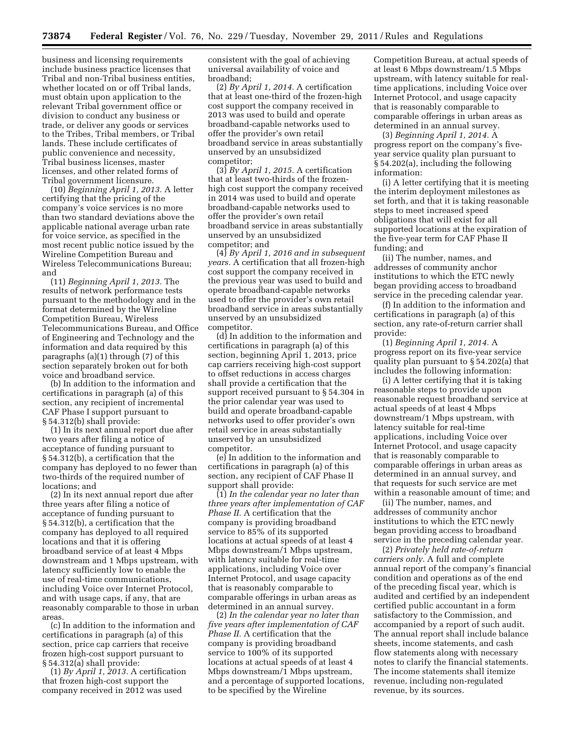business and licensing requirements include business practice licenses that Tribal and non-Tribal business entities, whether located on or off Tribal lands, must obtain upon application to the relevant Tribal government office or division to conduct any business or trade, or deliver any goods or services to the Tribes, Tribal members, or Tribal lands. These include certificates of public convenience and necessity, Tribal business licenses, master licenses, and other related forms of Tribal government licensure.

(10) *Beginning April 1, 2013.* A letter certifying that the pricing of the company's voice services is no more than two standard deviations above the applicable national average urban rate for voice service, as specified in the most recent public notice issued by the Wireline Competition Bureau and Wireless Telecommunications Bureau; and

(11) *Beginning April 1, 2013.* The results of network performance tests pursuant to the methodology and in the format determined by the Wireline Competition Bureau, Wireless Telecommunications Bureau, and Office of Engineering and Technology and the information and data required by this paragraphs (a)(1) through (7) of this section separately broken out for both voice and broadband service.

(b) In addition to the information and certifications in paragraph (a) of this section, any recipient of incremental CAF Phase I support pursuant to § 54.312(b) shall provide:

(1) In its next annual report due after two years after filing a notice of acceptance of funding pursuant to § 54.312(b), a certification that the company has deployed to no fewer than two-thirds of the required number of locations; and

(2) In its next annual report due after three years after filing a notice of acceptance of funding pursuant to § 54.312(b), a certification that the company has deployed to all required locations and that it is offering broadband service of at least 4 Mbps downstream and 1 Mbps upstream, with latency sufficiently low to enable the use of real-time communications, including Voice over Internet Protocol, and with usage caps, if any, that are reasonably comparable to those in urban areas.

(c) In addition to the information and certifications in paragraph (a) of this section, price cap carriers that receive frozen high-cost support pursuant to § 54.312(a) shall provide:

(1) *By April 1, 2013.* A certification that frozen high-cost support the company received in 2012 was used consistent with the goal of achieving universal availability of voice and broadband;

(2) *By April 1, 2014.* A certification that at least one-third of the frozen-high cost support the company received in 2013 was used to build and operate broadband-capable networks used to offer the provider's own retail broadband service in areas substantially unserved by an unsubsidized competitor;

(3) *By April 1, 2015.* A certification that at least two-thirds of the frozen-high cost support the company received in 2014 was used to build and operate broadband-capable networks used to offer the provider's own retail broadband service in areas substantially unserved by an unsubsidized competitor; and

(4) *By April 1, 2016 and in subsequent years.* A certification that all frozen-high cost support the company received in the previous year was used to build and operate broadband-capable networks used to offer the provider's own retail broadband service in areas substantially unserved by an unsubsidized competitor.

(d) In addition to the information and certifications in paragraph (a) of this section, beginning April 1, 2013, price cap carriers receiving high-cost support to offset reductions in access charges shall provide a certification that the support received pursuant to § 54.304 in the prior calendar year was used to build and operate broadband-capable networks used to offer provider's own retail service in areas substantially unserved by an unsubsidized competitor.

(e) In addition to the information and certifications in paragraph (a) of this section, any recipient of CAF Phase II support shall provide:

(1) *In the calendar year no later than three years after implementation of CAF Phase II.* A certification that the company is providing broadband service to 85% of its supported locations at actual speeds of at least 4 Mbps downstream/1 Mbps upstream, with latency suitable for real-time applications, including Voice over Internet Protocol, and usage capacity that is reasonably comparable to comparable offerings in urban areas as determined in an annual survey.

(2) *In the calendar year no later than five years after implementation of CAF Phase II.* A certification that the company is providing broadband service to 100% of its supported locations at actual speeds of at least 4 Mbps downstream/1 Mbps upstream, and a percentage of supported locations, to be specified by the Wireline Competition Bureau, at actual speeds of at least 6 Mbps downstream/1.5 Mbps upstream, with latency suitable for real-time applications, including Voice over Internet Protocol, and usage capacity that is reasonably comparable to comparable offerings in urban areas as determined in an annual survey.

(3) *Beginning April 1, 2014.* A progress report on the company's five-year service quality plan pursuant to § 54.202(a), including the following information:

(i) A letter certifying that it is meeting the interim deployment milestones as set forth, and that it is taking reasonable steps to meet increased speed obligations that will exist for all supported locations at the expiration of the five-year term for CAF Phase II funding; and

(ii) The number, names, and addresses of community anchor institutions to which the ETC newly began providing access to broadband service in the preceding calendar year.

(f) In addition to the information and certifications in paragraph (a) of this section, any rate-of-return carrier shall provide:

(1) *Beginning April 1, 2014.* A progress report on its five-year service quality plan pursuant to § 54.202(a) that includes the following information:

(i) A letter certifying that it is taking reasonable steps to provide upon reasonable request broadband service at actual speeds of at least 4 Mbps downstream/1 Mbps upstream, with latency suitable for real-time applications, including Voice over Internet Protocol, and usage capacity that is reasonably comparable to comparable offerings in urban areas as determined in an annual survey, and that requests for such service are met within a reasonable amount of time; and

(ii) The number, names, and addresses of community anchor institutions to which the ETC newly began providing access to broadband service in the preceding calendar year.

(2) *Privately held rate-of-return carriers only.* A full and complete annual report of the company's financial condition and operations as of the end of the preceding fiscal year, which is audited and certified by an independent certified public accountant in a form satisfactory to the Commission, and accompanied by a report of such audit. The annual report shall include balance sheets, income statements, and cash flow statements along with necessary notes to clarify the financial statements. The income statements shall itemize revenue, including non-regulated revenue, by its sources.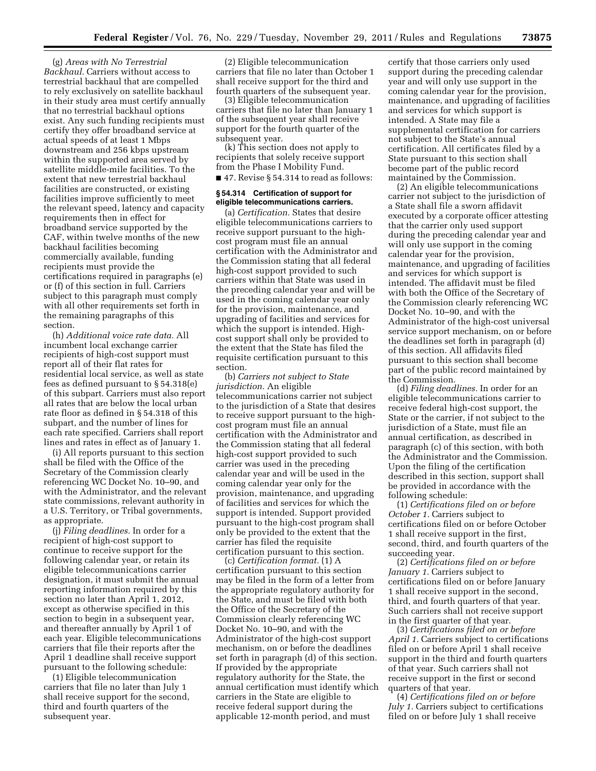(g) *Areas with No Terrestrial Backhaul.* Carriers without access to terrestrial backhaul that are compelled to rely exclusively on satellite backhaul in their study area must certify annually that no terrestrial backhaul options exist. Any such funding recipients must certify they offer broadband service at actual speeds of at least 1 Mbps downstream and 256 kbps upstream within the supported area served by satellite middle-mile facilities. To the extent that new terrestrial backhaul facilities are constructed, or existing facilities improve sufficiently to meet the relevant speed, latency and capacity requirements then in effect for broadband service supported by the CAF, within twelve months of the new backhaul facilities becoming commercially available, funding recipients must provide the certifications required in paragraphs (e) or (f) of this section in full. Carriers subject to this paragraph must comply with all other requirements set forth in the remaining paragraphs of this section.

(h) *Additional voice rate data.* All incumbent local exchange carrier recipients of high-cost support must report all of their flat rates for residential local service, as well as state fees as defined pursuant to § 54.318(e) of this subpart. Carriers must also report all rates that are below the local urban rate floor as defined in § 54.318 of this subpart, and the number of lines for each rate specified. Carriers shall report lines and rates in effect as of January 1.

(i) All reports pursuant to this section shall be filed with the Office of the Secretary of the Commission clearly referencing WC Docket No. 10–90, and with the Administrator, and the relevant state commissions, relevant authority in a U.S. Territory, or Tribal governments, as appropriate.

(j) *Filing deadlines.* In order for a recipient of high-cost support to continue to receive support for the following calendar year, or retain its eligible telecommunications carrier designation, it must submit the annual reporting information required by this section no later than April 1, 2012, except as otherwise specified in this section to begin in a subsequent year, and thereafter annually by April 1 of each year. Eligible telecommunications carriers that file their reports after the April 1 deadline shall receive support pursuant to the following schedule:

(1) Eligible telecommunication carriers that file no later than July 1 shall receive support for the second, third and fourth quarters of the subsequent year.

(2) Eligible telecommunication carriers that file no later than October 1 shall receive support for the third and fourth quarters of the subsequent year.

(3) Eligible telecommunication carriers that file no later than January 1 of the subsequent year shall receive support for the fourth quarter of the subsequent year.

(k) This section does not apply to recipients that solely receive support from the Phase I Mobility Fund.

■ 47. Revise § 54.314 to read as follows:

#### § 54.314 Certification of support for eligible telecommunications carriers.

(a) *Certification.* States that desire eligible telecommunications carriers to receive support pursuant to the high-cost program must file an annual certification with the Administrator and the Commission stating that all federal high-cost support provided to such carriers within that State was used in the preceding calendar year and will be used in the coming calendar year only for the provision, maintenance, and upgrading of facilities and services for which the support is intended. High-cost support shall only be provided to the extent that the State has filed the requisite certification pursuant to this section.

(b) *Carriers not subject to State jurisdiction.* An eligible telecommunications carrier not subject to the jurisdiction of a State that desires to receive support pursuant to the high-cost program must file an annual certification with the Administrator and the Commission stating that all federal high-cost support provided to such carrier was used in the preceding calendar year and will be used in the coming calendar year only for the provision, maintenance, and upgrading of facilities and services for which the support is intended. Support provided pursuant to the high-cost program shall only be provided to the extent that the carrier has filed the requisite certification pursuant to this section.

(c) *Certification format.* (1) A certification pursuant to this section may be filed in the form of a letter from the appropriate regulatory authority for the State, and must be filed with both the Office of the Secretary of the Commission clearly referencing WC Docket No. 10–90, and with the Administrator of the high-cost support mechanism, on or before the deadlines set forth in paragraph (d) of this section. If provided by the appropriate regulatory authority for the State, the annual certification must identify which carriers in the State are eligible to receive federal support during the applicable 12-month period, and must certify that those carriers only used support during the preceding calendar year and will only use support in the coming calendar year for the provision, maintenance, and upgrading of facilities and services for which support is intended. A State may file a supplemental certification for carriers not subject to the State's annual certification. All certificates filed by a State pursuant to this section shall become part of the public record maintained by the Commission.

(2) An eligible telecommunications carrier not subject to the jurisdiction of a State shall file a sworn affidavit executed by a corporate officer attesting that the carrier only used support during the preceding calendar year and will only use support in the coming calendar year for the provision, maintenance, and upgrading of facilities and services for which support is intended. The affidavit must be filed with both the Office of the Secretary of the Commission clearly referencing WC Docket No. 10–90, and with the Administrator of the high-cost universal service support mechanism, on or before the deadlines set forth in paragraph (d) of this section. All affidavits filed pursuant to this section shall become part of the public record maintained by the Commission.

(d) *Filing deadlines.* In order for an eligible telecommunications carrier to receive federal high-cost support, the State or the carrier, if not subject to the jurisdiction of a State, must file an annual certification, as described in paragraph (c) of this section, with both the Administrator and the Commission. Upon the filing of the certification described in this section, support shall be provided in accordance with the following schedule:

(1) *Certifications filed on or before October 1.* Carriers subject to certifications filed on or before October 1 shall receive support in the first, second, third, and fourth quarters of the succeeding year.

(2) *Certifications filed on or before January 1.* Carriers subject to certifications filed on or before January 1 shall receive support in the second, third, and fourth quarters of that year. Such carriers shall not receive support in the first quarter of that year.

(3) *Certifications filed on or before April 1.* Carriers subject to certifications filed on or before April 1 shall receive support in the third and fourth quarters of that year. Such carriers shall not receive support in the first or second quarters of that year.

(4) *Certifications filed on or before July 1.* Carriers subject to certifications filed on or before July 1 shall receive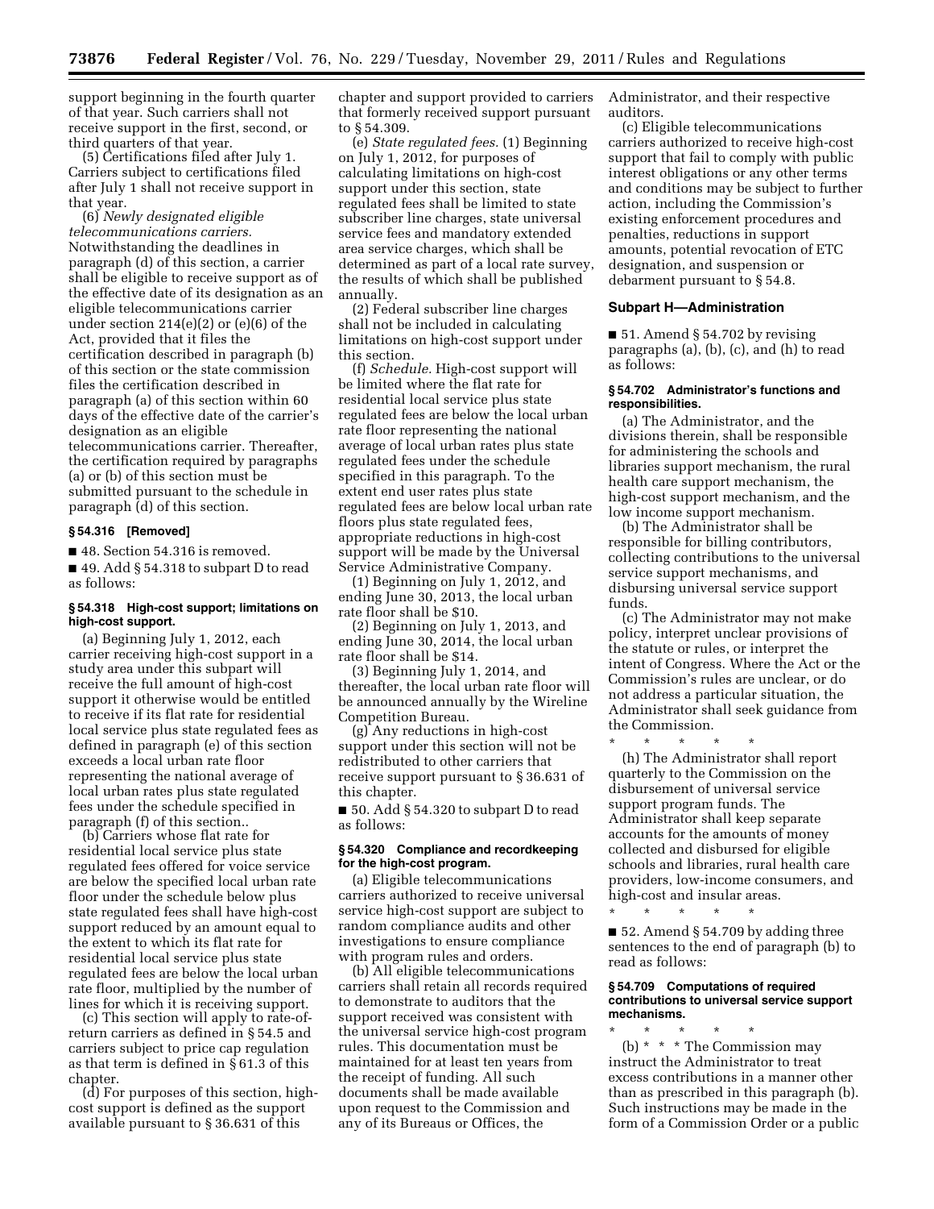support beginning in the fourth quarter of that year. Such carriers shall not receive support in the first, second, or third quarters of that year.

(5) Certifications filed after July 1. Carriers subject to certifications filed after July 1 shall not receive support in that year.

(6) *Newly designated eligible telecommunications carriers.* Notwithstanding the deadlines in paragraph (d) of this section, a carrier shall be eligible to receive support as of the effective date of its designation as an eligible telecommunications carrier under section 214(e)(2) or (e)(6) of the Act, provided that it files the certification described in paragraph (b) of this section or the state commission files the certification described in paragraph (a) of this section within 60 days of the effective date of the carrier's designation as an eligible telecommunications carrier. Thereafter, the certification required by paragraphs (a) or (b) of this section must be submitted pursuant to the schedule in paragraph (d) of this section.

#### § 54.316 [Removed]

■ 48. Section 54.316 is removed.

■ 49. Add § 54.318 to subpart D to read as follows:

#### § 54.318 High-cost support; limitations on high-cost support.

(a) Beginning July 1, 2012, each carrier receiving high-cost support in a study area under this subpart will receive the full amount of high-cost support it otherwise would be entitled to receive if its flat rate for residential local service plus state regulated fees as defined in paragraph (e) of this section exceeds a local urban rate floor representing the national average of local urban rates plus state regulated fees under the schedule specified in paragraph (f) of this section..

(b) Carriers whose flat rate for residential local service plus state regulated fees offered for voice service are below the specified local urban rate floor under the schedule below plus state regulated fees shall have high-cost support reduced by an amount equal to the extent to which its flat rate for residential local service plus state regulated fees are below the local urban rate floor, multiplied by the number of lines for which it is receiving support.

(c) This section will apply to rate-of-return carriers as defined in § 54.5 and carriers subject to price cap regulation as that term is defined in § 61.3 of this chapter.

(d) For purposes of this section, high-cost support is defined as the support available pursuant to § 36.631 of this chapter and support provided to carriers that formerly received support pursuant to § 54.309.

(e) *State regulated fees.* (1) Beginning on July 1, 2012, for purposes of calculating limitations on high-cost support under this section, state regulated fees shall be limited to state subscriber line charges, state universal service fees and mandatory extended area service charges, which shall be determined as part of a local rate survey, the results of which shall be published annually.

(2) Federal subscriber line charges shall not be included in calculating limitations on high-cost support under this section.

(f) *Schedule.* High-cost support will be limited where the flat rate for residential local service plus state regulated fees are below the local urban rate floor representing the national average of local urban rates plus state regulated fees under the schedule specified in this paragraph. To the extent end user rates plus state regulated fees are below local urban rate floors plus state regulated fees, appropriate reductions in high-cost support will be made by the Universal Service Administrative Company.

(1) Beginning on July 1, 2012, and ending June 30, 2013, the local urban rate floor shall be $10.

(2) Beginning on July 1, 2013, and ending June 30, 2014, the local urban rate floor shall be $14.

(3) Beginning July 1, 2014, and thereafter, the local urban rate floor will be announced annually by the Wireline Competition Bureau.

(g) Any reductions in high-cost support under this section will not be redistributed to other carriers that receive support pursuant to § 36.631 of this chapter.

■ 50. Add § 54.320 to subpart D to read as follows:

#### § 54.320 Compliance and recordkeeping for the high-cost program.

(a) Eligible telecommunications carriers authorized to receive universal service high-cost support are subject to random compliance audits and other investigations to ensure compliance with program rules and orders.

(b) All eligible telecommunications carriers shall retain all records required to demonstrate to auditors that the support received was consistent with the universal service high-cost program rules. This documentation must be maintained for at least ten years from the receipt of funding. All such documents shall be made available upon request to the Commission and any of its Bureaus or Offices, the Administrator, and their respective auditors.

(c) Eligible telecommunications carriers authorized to receive high-cost support that fail to comply with public interest obligations or any other terms and conditions may be subject to further action, including the Commission's existing enforcement procedures and penalties, reductions in support amounts, potential revocation of ETC designation, and suspension or debarment pursuant to § 54.8.

### Subpart H—Administration

■ 51. Amend § 54.702 by revising paragraphs (a), (b), (c), and (h) to read as follows:

#### § 54.702 Administrator's functions and responsibilities.

(a) The Administrator, and the divisions therein, shall be responsible for administering the schools and libraries support mechanism, the rural health care support mechanism, the high-cost support mechanism, and the low income support mechanism.

(b) The Administrator shall be responsible for billing contributors, collecting contributions to the universal service support mechanisms, and disbursing universal service support funds.

(c) The Administrator may not make policy, interpret unclear provisions of the statute or rules, or interpret the intent of Congress. Where the Act or the Commission's rules are unclear, or do not address a particular situation, the Administrator shall seek guidance from the Commission.

\* \* \* \* \*

(h) The Administrator shall report quarterly to the Commission on the disbursement of universal service support program funds. The Administrator shall keep separate accounts for the amounts of money collected and disbursed for eligible schools and libraries, rural health care providers, low-income consumers, and high-cost and insular areas.

\* \* \* \* \*

■ 52. Amend § 54.709 by adding three sentences to the end of paragraph (b) to read as follows:

#### § 54.709 Computations of required contributions to universal service support mechanisms.

\* \* \* \* \*

(b) \* \* \* The Commission may instruct the Administrator to treat excess contributions in a manner other than as prescribed in this paragraph (b). Such instructions may be made in the form of a Commission Order or a public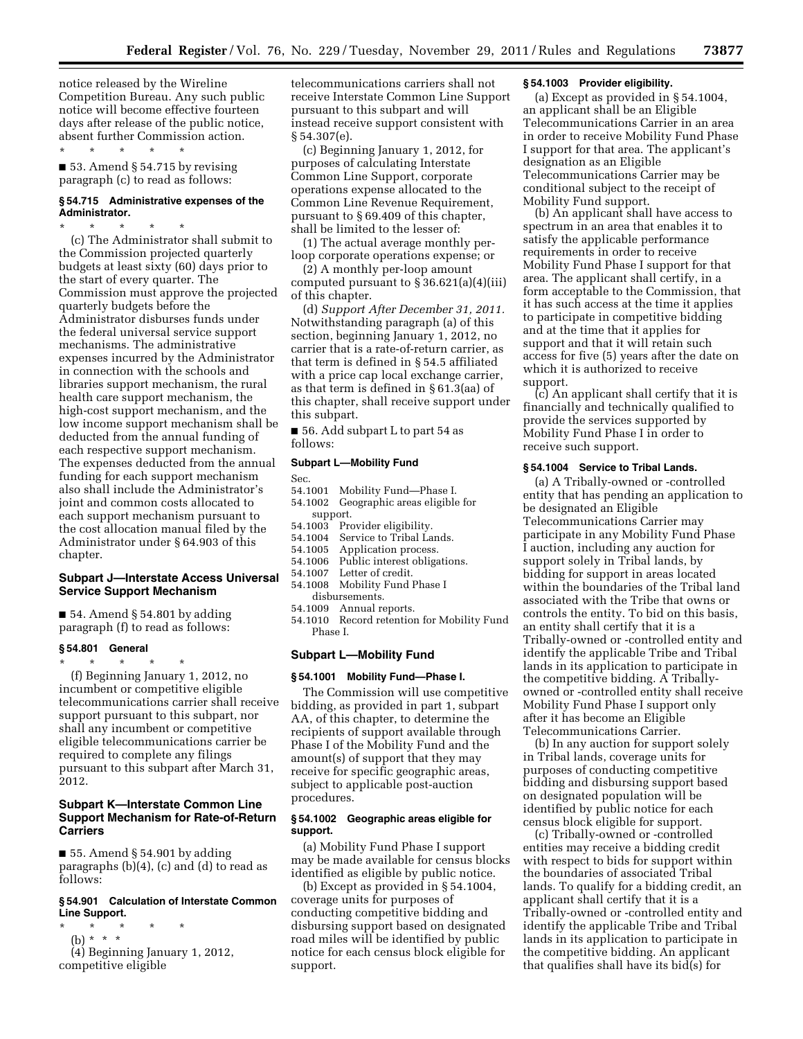notice released by the Wireline Competition Bureau. Any such public notice will become effective fourteen days after release of the public notice, absent further Commission action.

\* \* \* \* \*

■ 53. Amend § 54.715 by revising paragraph (c) to read as follows:

#### § 54.715 Administrative expenses of the Administrator.

\* \* \* \* \*

(c) The Administrator shall submit to the Commission projected quarterly budgets at least sixty (60) days prior to the start of every quarter. The Commission must approve the projected quarterly budgets before the Administrator disburses funds under the federal universal service support mechanisms. The administrative expenses incurred by the Administrator in connection with the schools and libraries support mechanism, the rural health care support mechanism, the high-cost support mechanism, and the low income support mechanism shall be deducted from the annual funding of each respective support mechanism. The expenses deducted from the annual funding for each support mechanism also shall include the Administrator's joint and common costs allocated to each support mechanism pursuant to the cost allocation manual filed by the Administrator under § 64.903 of this chapter.

### Subpart J—Interstate Access Universal Service Support Mechanism

■ 54. Amend § 54.801 by adding paragraph (f) to read as follows:

#### § 54.801 General

\* \* \* \* \*

(f) Beginning January 1, 2012, no incumbent or competitive eligible telecommunications carrier shall receive support pursuant to this subpart, nor shall any incumbent or competitive eligible telecommunications carrier be required to complete any filings pursuant to this subpart after March 31, 2012.

### Subpart K—Interstate Common Line Support Mechanism for Rate-of-Return Carriers

■ 55. Amend § 54.901 by adding paragraphs (b)(4), (c) and (d) to read as follows:

#### § 54.901 Calculation of Interstate Common Line Support.

\* \* \* \* \*

(b) \* \* \*

(4) Beginning January 1, 2012, competitive eligible telecommunications carriers shall not receive Interstate Common Line Support pursuant to this subpart and will instead receive support consistent with § 54.307(e).

(c) Beginning January 1, 2012, for purposes of calculating Interstate Common Line Support, corporate operations expense allocated to the Common Line Revenue Requirement, pursuant to § 69.409 of this chapter, shall be limited to the lesser of:

(1) The actual average monthly per-loop corporate operations expense; or

(2) A monthly per-loop amount computed pursuant to § 36.621(a)(4)(iii) of this chapter.

(d) *Support After December 31, 2011.* Notwithstanding paragraph (a) of this section, beginning January 1, 2012, no carrier that is a rate-of-return carrier, as that term is defined in § 54.5 affiliated with a price cap local exchange carrier, as that term is defined in § 61.3(aa) of this chapter, shall receive support under this subpart.

■ 56. Add subpart L to part 54 as follows:

### Subpart L—Mobility Fund

Sec.
54.1001 Mobility Fund—Phase I.
54.1002 Geographic areas eligible for support.
54.1003 Provider eligibility.
54.1004 Service to Tribal Lands.
54.1005 Application process.
54.1006 Public interest obligations.
54.1007 Letter of credit.
54.1008 Mobility Fund Phase I disbursements.
54.1009 Annual reports.
54.1010 Record retention for Mobility Fund Phase I.

### Subpart L—Mobility Fund

#### § 54.1001 Mobility Fund—Phase I.

The Commission will use competitive bidding, as provided in part 1, subpart AA, of this chapter, to determine the recipients of support available through Phase I of the Mobility Fund and the amount(s) of support that they may receive for specific geographic areas, subject to applicable post-auction procedures.

#### § 54.1002 Geographic areas eligible for support.

(a) Mobility Fund Phase I support may be made available for census blocks identified as eligible by public notice.

(b) Except as provided in § 54.1004, coverage units for purposes of conducting competitive bidding and disbursing support based on designated road miles will be identified by public notice for each census block eligible for support.

#### § 54.1003 Provider eligibility.

(a) Except as provided in § 54.1004, an applicant shall be an Eligible Telecommunications Carrier in an area in order to receive Mobility Fund Phase I support for that area. The applicant's designation as an Eligible Telecommunications Carrier may be conditional subject to the receipt of Mobility Fund support.

(b) An applicant shall have access to spectrum in an area that enables it to satisfy the applicable performance requirements in order to receive Mobility Fund Phase I support for that area. The applicant shall certify, in a form acceptable to the Commission, that it has such access at the time it applies to participate in competitive bidding and at the time that it applies for support and that it will retain such access for five (5) years after the date on which it is authorized to receive support.

(c) An applicant shall certify that it is financially and technically qualified to provide the services supported by Mobility Fund Phase I in order to receive such support.

#### § 54.1004 Service to Tribal Lands.

(a) A Tribally-owned or -controlled entity that has pending an application to be designated an Eligible Telecommunications Carrier may participate in any Mobility Fund Phase I auction, including any auction for support solely in Tribal lands, by bidding for support in areas located within the boundaries of the Tribal land associated with the Tribe that owns or controls the entity. To bid on this basis, an entity shall certify that it is a Tribally-owned or -controlled entity and identify the applicable Tribe and Tribal lands in its application to participate in the competitive bidding. A Tribally-owned or -controlled entity shall receive Mobility Fund Phase I support only after it has become an Eligible Telecommunications Carrier.

(b) In any auction for support solely in Tribal lands, coverage units for purposes of conducting competitive bidding and disbursing support based on designated population will be identified by public notice for each census block eligible for support.

(c) Tribally-owned or -controlled entities may receive a bidding credit with respect to bids for support within the boundaries of associated Tribal lands. To qualify for a bidding credit, an applicant shall certify that it is a Tribally-owned or -controlled entity and identify the applicable Tribe and Tribal lands in its application to participate in the competitive bidding. An applicant that qualifies shall have its bid(s) for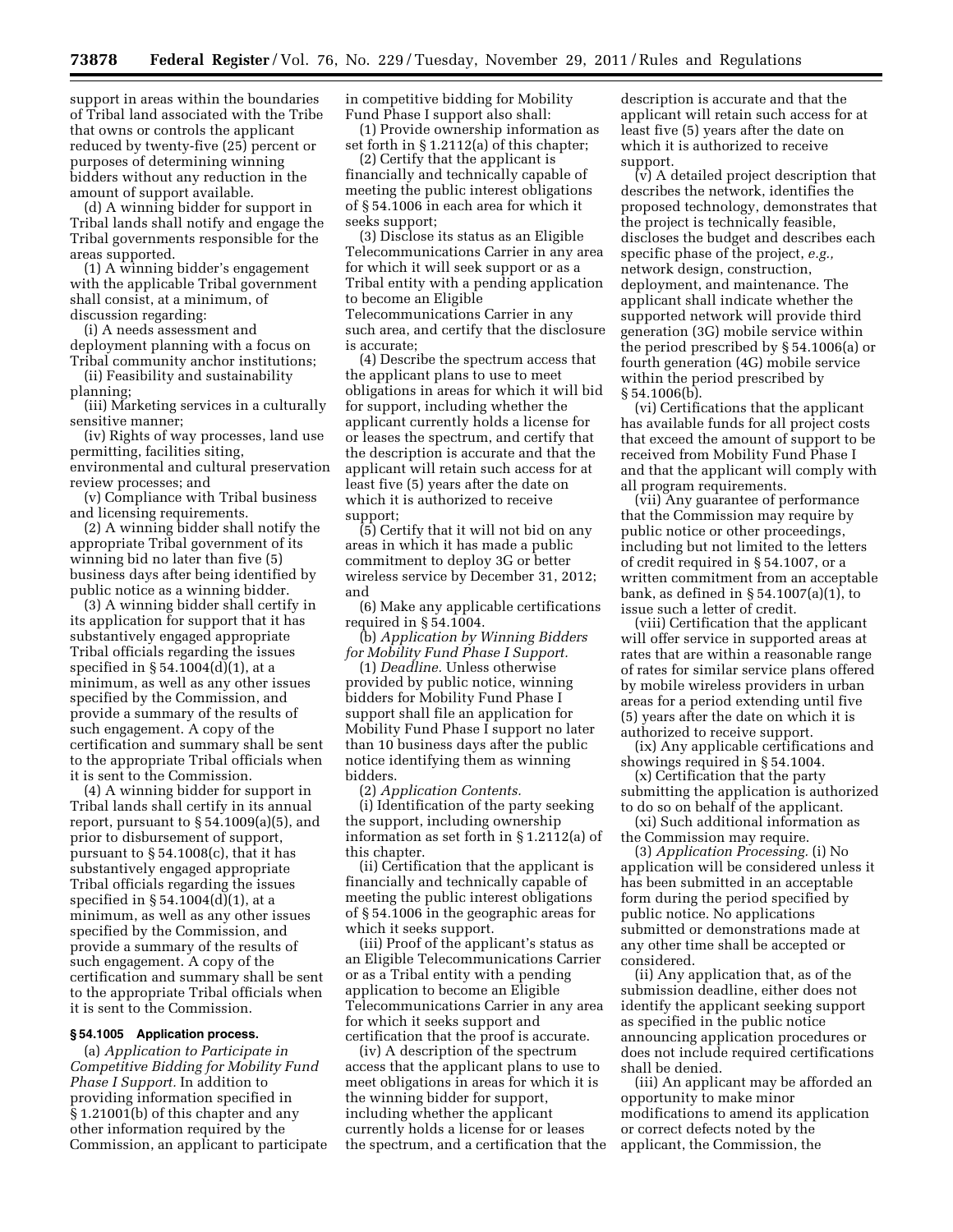support in areas within the boundaries of Tribal land associated with the Tribe that owns or controls the applicant reduced by twenty-five (25) percent or purposes of determining winning bidders without any reduction in the amount of support available.

(d) A winning bidder for support in Tribal lands shall notify and engage the Tribal governments responsible for the areas supported.

(1) A winning bidder's engagement with the applicable Tribal government shall consist, at a minimum, of discussion regarding:

(i) A needs assessment and deployment planning with a focus on Tribal community anchor institutions;

(ii) Feasibility and sustainability planning;

(iii) Marketing services in a culturally sensitive manner;

(iv) Rights of way processes, land use permitting, facilities siting, environmental and cultural preservation review processes; and

(v) Compliance with Tribal business and licensing requirements.

(2) A winning bidder shall notify the appropriate Tribal government of its winning bid no later than five (5) business days after being identified by public notice as a winning bidder.

(3) A winning bidder shall certify in its application for support that it has substantively engaged appropriate Tribal officials regarding the issues specified in § 54.1004(d)(1), at a minimum, as well as any other issues specified by the Commission, and provide a summary of the results of such engagement. A copy of the certification and summary shall be sent to the appropriate Tribal officials when it is sent to the Commission.

(4) A winning bidder for support in Tribal lands shall certify in its annual report, pursuant to § 54.1009(a)(5), and prior to disbursement of support, pursuant to § 54.1008(c), that it has substantively engaged appropriate Tribal officials regarding the issues specified in § 54.1004(d)(1), at a minimum, as well as any other issues specified by the Commission, and provide a summary of the results of such engagement. A copy of the certification and summary shall be sent to the appropriate Tribal officials when it is sent to the Commission.

**§ 54.1005 Application process.**

(a) *Application to Participate in Competitive Bidding for Mobility Fund Phase I Support.* In addition to providing information specified in § 1.21001(b) of this chapter and any other information required by the Commission, an applicant to participate in competitive bidding for Mobility Fund Phase I support also shall:

(1) Provide ownership information as set forth in § 1.2112(a) of this chapter;

(2) Certify that the applicant is financially and technically capable of meeting the public interest obligations of § 54.1006 in each area for which it seeks support;

(3) Disclose its status as an Eligible Telecommunications Carrier in any area for which it will seek support or as a Tribal entity with a pending application to become an Eligible Telecommunications Carrier in any such area, and certify that the disclosure is accurate;

(4) Describe the spectrum access that the applicant plans to use to meet obligations in areas for which it will bid for support, including whether the applicant currently holds a license for or leases the spectrum, and certify that the description is accurate and that the applicant will retain such access for at least five (5) years after the date on which it is authorized to receive support;

(5) Certify that it will not bid on any areas in which it has made a public commitment to deploy 3G or better wireless service by December 31, 2012; and

(6) Make any applicable certifications required in § 54.1004.

(b) *Application by Winning Bidders for Mobility Fund Phase I Support.*

(1) *Deadline.* Unless otherwise provided by public notice, winning bidders for Mobility Fund Phase I support shall file an application for Mobility Fund Phase I support no later than 10 business days after the public notice identifying them as winning bidders.

(2) *Application Contents.*

(i) Identification of the party seeking the support, including ownership information as set forth in § 1.2112(a) of this chapter.

(ii) Certification that the applicant is financially and technically capable of meeting the public interest obligations of § 54.1006 in the geographic areas for which it seeks support.

(iii) Proof of the applicant's status as an Eligible Telecommunications Carrier or as a Tribal entity with a pending application to become an Eligible Telecommunications Carrier in any area for which it seeks support and certification that the proof is accurate.

(iv) A description of the spectrum access that the applicant plans to use to meet obligations in areas for which it is the winning bidder for support, including whether the applicant currently holds a license for or leases the spectrum, and a certification that the description is accurate and that the applicant will retain such access for at least five (5) years after the date on which it is authorized to receive support.

(v) A detailed project description that describes the network, identifies the proposed technology, demonstrates that the project is technically feasible, discloses the budget and describes each specific phase of the project, *e.g.,* network design, construction, deployment, and maintenance. The applicant shall indicate whether the supported network will provide third generation (3G) mobile service within the period prescribed by § 54.1006(a) or fourth generation (4G) mobile service within the period prescribed by § 54.1006(b).

(vi) Certifications that the applicant has available funds for all project costs that exceed the amount of support to be received from Mobility Fund Phase I and that the applicant will comply with all program requirements.

(vii) Any guarantee of performance that the Commission may require by public notice or other proceedings, including but not limited to the letters of credit required in § 54.1007, or a written commitment from an acceptable bank, as defined in § 54.1007(a)(1), to issue such a letter of credit.

(viii) Certification that the applicant will offer service in supported areas at rates that are within a reasonable range of rates for similar service plans offered by mobile wireless providers in urban areas for a period extending until five (5) years after the date on which it is authorized to receive support.

(ix) Any applicable certifications and showings required in § 54.1004.

(x) Certification that the party submitting the application is authorized to do so on behalf of the applicant.

(xi) Such additional information as the Commission may require.

(3) *Application Processing.* (i) No application will be considered unless it has been submitted in an acceptable form during the period specified by public notice. No applications submitted or demonstrations made at any other time shall be accepted or considered.

(ii) Any application that, as of the submission deadline, either does not identify the applicant seeking support as specified in the public notice announcing application procedures or does not include required certifications shall be denied.

(iii) An applicant may be afforded an opportunity to make minor modifications to amend its application or correct defects noted by the applicant, the Commission, the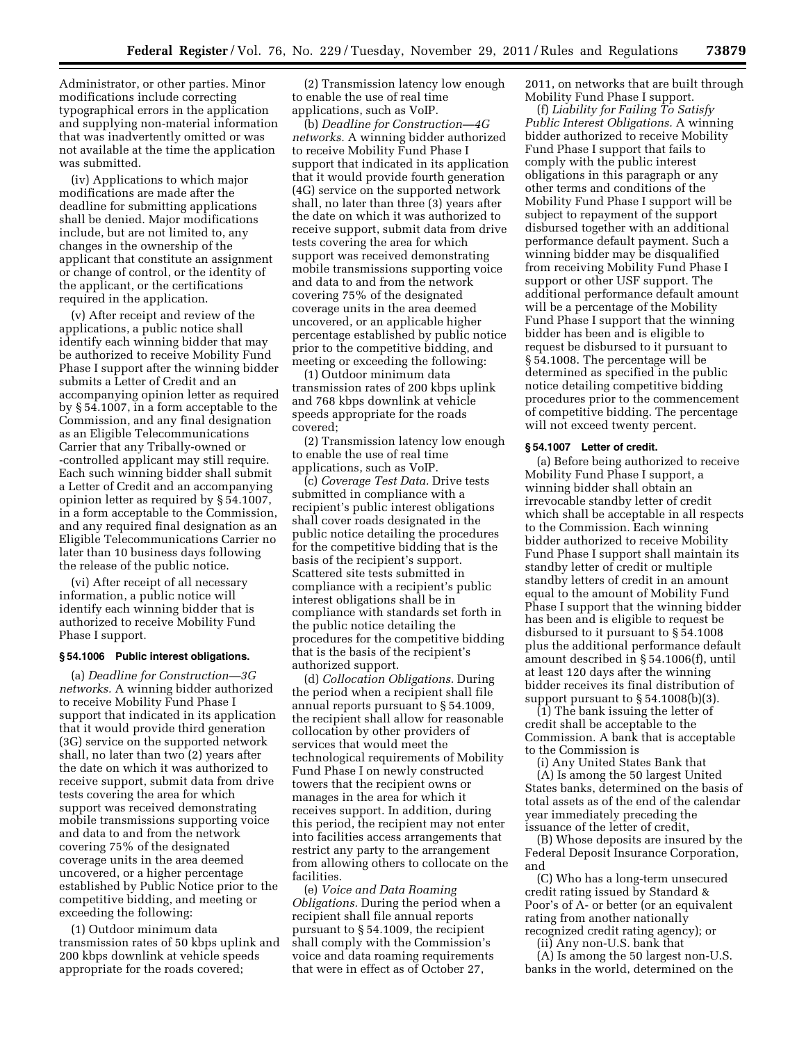Administrator, or other parties. Minor modifications include correcting typographical errors in the application and supplying non-material information that was inadvertently omitted or was not available at the time the application was submitted.

(iv) Applications to which major modifications are made after the deadline for submitting applications shall be denied. Major modifications include, but are not limited to, any changes in the ownership of the applicant that constitute an assignment or change of control, or the identity of the applicant, or the certifications required in the application.

(v) After receipt and review of the applications, a public notice shall identify each winning bidder that may be authorized to receive Mobility Fund Phase I support after the winning bidder submits a Letter of Credit and an accompanying opinion letter as required by § 54.1007, in a form acceptable to the Commission, and any final designation as an Eligible Telecommunications Carrier that any Tribally-owned or -controlled applicant may still require. Each such winning bidder shall submit a Letter of Credit and an accompanying opinion letter as required by § 54.1007, in a form acceptable to the Commission, and any required final designation as an Eligible Telecommunications Carrier no later than 10 business days following the release of the public notice.

(vi) After receipt of all necessary information, a public notice will identify each winning bidder that is authorized to receive Mobility Fund Phase I support.

### § 54.1006 Public interest obligations.

(a) *Deadline for Construction—3G networks.* A winning bidder authorized to receive Mobility Fund Phase I support that indicated in its application that it would provide third generation (3G) service on the supported network shall, no later than two (2) years after the date on which it was authorized to receive support, submit data from drive tests covering the area for which support was received demonstrating mobile transmissions supporting voice and data to and from the network covering 75% of the designated coverage units in the area deemed uncovered, or a higher percentage established by Public Notice prior to the competitive bidding, and meeting or exceeding the following:

(1) Outdoor minimum data transmission rates of 50 kbps uplink and 200 kbps downlink at vehicle speeds appropriate for the roads covered;

(2) Transmission latency low enough to enable the use of real time applications, such as VoIP.

(b) *Deadline for Construction—4G networks.* A winning bidder authorized to receive Mobility Fund Phase I support that indicated in its application that it would provide fourth generation (4G) service on the supported network shall, no later than three (3) years after the date on which it was authorized to receive support, submit data from drive tests covering the area for which support was received demonstrating mobile transmissions supporting voice and data to and from the network covering 75% of the designated coverage units in the area deemed uncovered, or an applicable higher percentage established by public notice prior to the competitive bidding, and meeting or exceeding the following:

(1) Outdoor minimum data transmission rates of 200 kbps uplink and 768 kbps downlink at vehicle speeds appropriate for the roads covered;

(2) Transmission latency low enough to enable the use of real time applications, such as VoIP.

(c) *Coverage Test Data.* Drive tests submitted in compliance with a recipient's public interest obligations shall cover roads designated in the public notice detailing the procedures for the competitive bidding that is the basis of the recipient's support. Scattered site tests submitted in compliance with a recipient's public interest obligations shall be in compliance with standards set forth in the public notice detailing the procedures for the competitive bidding that is the basis of the recipient's authorized support.

(d) *Collocation Obligations.* During the period when a recipient shall file annual reports pursuant to § 54.1009, the recipient shall allow for reasonable collocation by other providers of services that would meet the technological requirements of Mobility Fund Phase I on newly constructed towers that the recipient owns or manages in the area for which it receives support. In addition, during this period, the recipient may not enter into facilities access arrangements that restrict any party to the arrangement from allowing others to collocate on the facilities.

(e) *Voice and Data Roaming Obligations.* During the period when a recipient shall file annual reports pursuant to § 54.1009, the recipient shall comply with the Commission's voice and data roaming requirements that were in effect as of October 27, 2011, on networks that are built through Mobility Fund Phase I support.

(f) *Liability for Failing To Satisfy Public Interest Obligations.* A winning bidder authorized to receive Mobility Fund Phase I support that fails to comply with the public interest obligations in this paragraph or any other terms and conditions of the Mobility Fund Phase I support will be subject to repayment of the support disbursed together with an additional performance default payment. Such a winning bidder may be disqualified from receiving Mobility Fund Phase I support or other USF support. The additional performance default amount will be a percentage of the Mobility Fund Phase I support that the winning bidder has been and is eligible to request be disbursed to it pursuant to § 54.1008. The percentage will be determined as specified in the public notice detailing competitive bidding procedures prior to the commencement of competitive bidding. The percentage will not exceed twenty percent.

### § 54.1007 Letter of credit.

(a) Before being authorized to receive Mobility Fund Phase I support, a winning bidder shall obtain an irrevocable standby letter of credit which shall be acceptable in all respects to the Commission. Each winning bidder authorized to receive Mobility Fund Phase I support shall maintain its standby letter of credit or multiple standby letters of credit in an amount equal to the amount of Mobility Fund Phase I support that the winning bidder has been and is eligible to request be disbursed to it pursuant to § 54.1008 plus the additional performance default amount described in § 54.1006(f), until at least 120 days after the winning bidder receives its final distribution of support pursuant to § 54.1008(b)(3).

(1) The bank issuing the letter of credit shall be acceptable to the Commission. A bank that is acceptable to the Commission is

(i) Any United States Bank that

(A) Is among the 50 largest United States banks, determined on the basis of total assets as of the end of the calendar year immediately preceding the issuance of the letter of credit,

(B) Whose deposits are insured by the Federal Deposit Insurance Corporation, and

(C) Who has a long-term unsecured credit rating issued by Standard & Poor's of A- or better (or an equivalent rating from another nationally recognized credit rating agency); or

(ii) Any non-U.S. bank that

(A) Is among the 50 largest non-U.S. banks in the world, determined on the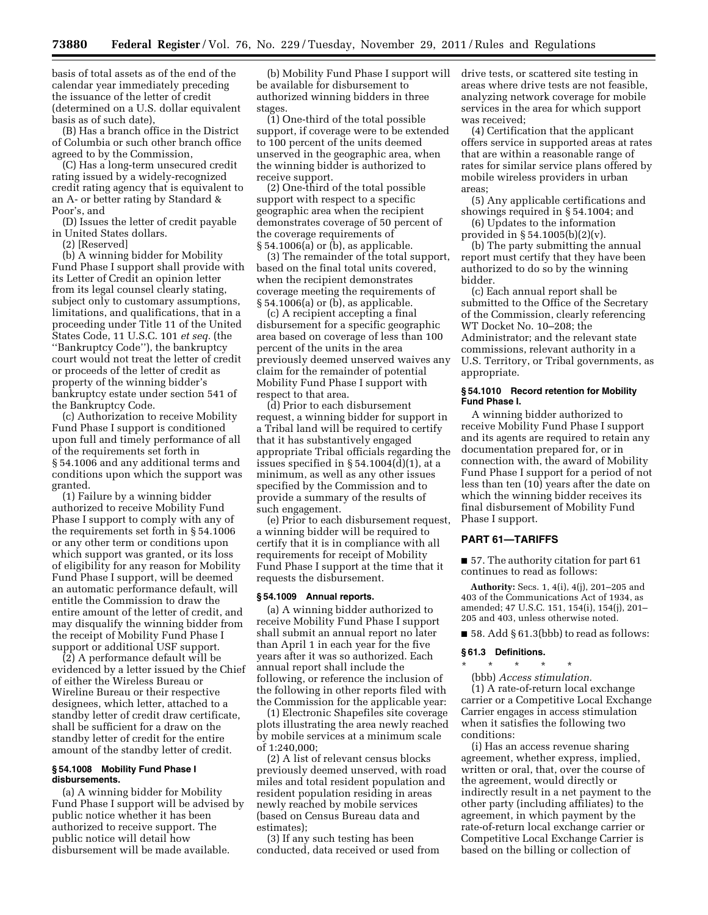basis of total assets as of the end of the calendar year immediately preceding the issuance of the letter of credit (determined on a U.S. dollar equivalent basis as of such date),

(B) Has a branch office in the District of Columbia or such other branch office agreed to by the Commission,

(C) Has a long-term unsecured credit rating issued by a widely-recognized credit rating agency that is equivalent to an A- or better rating by Standard & Poor's, and

(D) Issues the letter of credit payable in United States dollars.

(2) [Reserved]

(b) A winning bidder for Mobility Fund Phase I support shall provide with its Letter of Credit an opinion letter from its legal counsel clearly stating, subject only to customary assumptions, limitations, and qualifications, that in a proceeding under Title 11 of the United States Code, 11 U.S.C. 101 *et seq.* (the ''Bankruptcy Code''), the bankruptcy court would not treat the letter of credit or proceeds of the letter of credit as property of the winning bidder's bankruptcy estate under section 541 of the Bankruptcy Code.

(c) Authorization to receive Mobility Fund Phase I support is conditioned upon full and timely performance of all of the requirements set forth in § 54.1006 and any additional terms and conditions upon which the support was granted.

(1) Failure by a winning bidder authorized to receive Mobility Fund Phase I support to comply with any of the requirements set forth in § 54.1006 or any other term or conditions upon which support was granted, or its loss of eligibility for any reason for Mobility Fund Phase I support, will be deemed an automatic performance default, will entitle the Commission to draw the entire amount of the letter of credit, and may disqualify the winning bidder from the receipt of Mobility Fund Phase I support or additional USF support.

(2) A performance default will be evidenced by a letter issued by the Chief of either the Wireless Bureau or Wireline Bureau or their respective designees, which letter, attached to a standby letter of credit draw certificate, shall be sufficient for a draw on the standby letter of credit for the entire amount of the standby letter of credit.

**§ 54.1008 Mobility Fund Phase I disbursements.**

(a) A winning bidder for Mobility Fund Phase I support will be advised by public notice whether it has been authorized to receive support. The public notice will detail how disbursement will be made available.

(b) Mobility Fund Phase I support will be available for disbursement to authorized winning bidders in three stages.

(1) One-third of the total possible support, if coverage were to be extended to 100 percent of the units deemed unserved in the geographic area, when the winning bidder is authorized to receive support.

(2) One-third of the total possible support with respect to a specific geographic area when the recipient demonstrates coverage of 50 percent of the coverage requirements of § 54.1006(a) or (b), as applicable.

(3) The remainder of the total support, based on the final total units covered, when the recipient demonstrates coverage meeting the requirements of § 54.1006(a) or (b), as applicable.

(c) A recipient accepting a final disbursement for a specific geographic area based on coverage of less than 100 percent of the units in the area previously deemed unserved waives any claim for the remainder of potential Mobility Fund Phase I support with respect to that area.

(d) Prior to each disbursement request, a winning bidder for support in a Tribal land will be required to certify that it has substantively engaged appropriate Tribal officials regarding the issues specified in § 54.1004(d)(1), at a minimum, as well as any other issues specified by the Commission and to provide a summary of the results of such engagement.

(e) Prior to each disbursement request, a winning bidder will be required to certify that it is in compliance with all requirements for receipt of Mobility Fund Phase I support at the time that it requests the disbursement.

**§ 54.1009 Annual reports.**

(a) A winning bidder authorized to receive Mobility Fund Phase I support shall submit an annual report no later than April 1 in each year for the five years after it was so authorized. Each annual report shall include the following, or reference the inclusion of the following in other reports filed with the Commission for the applicable year:

(1) Electronic Shapefiles site coverage plots illustrating the area newly reached by mobile services at a minimum scale of 1:240,000;

(2) A list of relevant census blocks previously deemed unserved, with road miles and total resident population and resident population residing in areas newly reached by mobile services (based on Census Bureau data and estimates);

(3) If any such testing has been conducted, data received or used from drive tests, or scattered site testing in areas where drive tests are not feasible, analyzing network coverage for mobile services in the area for which support was received;

(4) Certification that the applicant offers service in supported areas at rates that are within a reasonable range of rates for similar service plans offered by mobile wireless providers in urban areas;

(5) Any applicable certifications and showings required in § 54.1004; and

(6) Updates to the information provided in § 54.1005(b)(2)(v).

(b) The party submitting the annual report must certify that they have been authorized to do so by the winning bidder.

(c) Each annual report shall be submitted to the Office of the Secretary of the Commission, clearly referencing WT Docket No. 10–208; the Administrator; and the relevant state commissions, relevant authority in a U.S. Territory, or Tribal governments, as appropriate.

**§ 54.1010 Record retention for Mobility Fund Phase I.**

A winning bidder authorized to receive Mobility Fund Phase I support and its agents are required to retain any documentation prepared for, or in connection with, the award of Mobility Fund Phase I support for a period of not less than ten (10) years after the date on which the winning bidder receives its final disbursement of Mobility Fund Phase I support.

## PART 61—TARIFFS

■ 57. The authority citation for part 61 continues to read as follows:

**Authority:** Secs. 1, 4(i), 4(j), 201–205 and 403 of the Communications Act of 1934, as amended; 47 U.S.C. 151, 154(i), 154(j), 201–205 and 403, unless otherwise noted.

■ 58. Add § 61.3(bbb) to read as follows:

**§ 61.3 Definitions.**

\* \* \* \* \*

(bbb) *Access stimulation.*

(1) A rate-of-return local exchange carrier or a Competitive Local Exchange Carrier engages in access stimulation when it satisfies the following two conditions:

(i) Has an access revenue sharing agreement, whether express, implied, written or oral, that, over the course of the agreement, would directly or indirectly result in a net payment to the other party (including affiliates) to the agreement, in which payment by the rate-of-return local exchange carrier or Competitive Local Exchange Carrier is based on the billing or collection of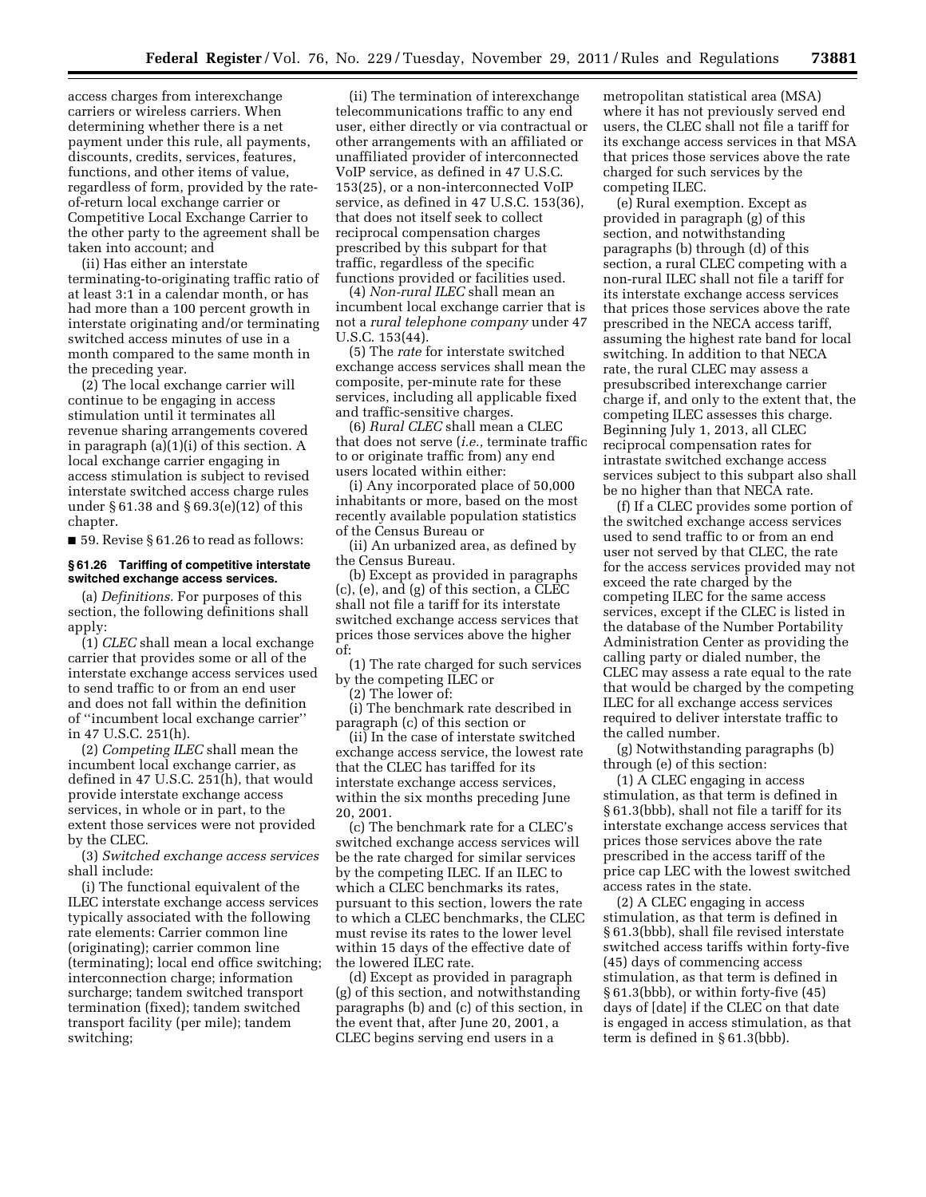access charges from interexchange carriers or wireless carriers. When determining whether there is a net payment under this rule, all payments, discounts, credits, services, features, functions, and other items of value, regardless of form, provided by the rate-of-return local exchange carrier or Competitive Local Exchange Carrier to the other party to the agreement shall be taken into account; and

(ii) Has either an interstate terminating-to-originating traffic ratio of at least 3:1 in a calendar month, or has had more than a 100 percent growth in interstate originating and/or terminating switched access minutes of use in a month compared to the same month in the preceding year.

(2) The local exchange carrier will continue to be engaging in access stimulation until it terminates all revenue sharing arrangements covered in paragraph (a)(1)(i) of this section. A local exchange carrier engaging in access stimulation is subject to revised interstate switched access charge rules under § 61.38 and § 69.3(e)(12) of this chapter.

■ 59. Revise § 61.26 to read as follows:

#### § 61.26 Tariffing of competitive interstate switched exchange access services.

(a) *Definitions.* For purposes of this section, the following definitions shall apply:

(1) *CLEC* shall mean a local exchange carrier that provides some or all of the interstate exchange access services used to send traffic to or from an end user and does not fall within the definition of ''incumbent local exchange carrier'' in 47 U.S.C. 251(h).

(2) *Competing ILEC* shall mean the incumbent local exchange carrier, as defined in 47 U.S.C. 251(h), that would provide interstate exchange access services, in whole or in part, to the extent those services were not provided by the CLEC.

(3) *Switched exchange access services* shall include:

(i) The functional equivalent of the ILEC interstate exchange access services typically associated with the following rate elements: Carrier common line (originating); carrier common line (terminating); local end office switching; interconnection charge; information surcharge; tandem switched transport termination (fixed); tandem switched transport facility (per mile); tandem switching;

(ii) The termination of interexchange telecommunications traffic to any end user, either directly or via contractual or other arrangements with an affiliated or unaffiliated provider of interconnected VoIP service, as defined in 47 U.S.C. 153(25), or a non-interconnected VoIP service, as defined in 47 U.S.C. 153(36), that does not itself seek to collect reciprocal compensation charges prescribed by this subpart for that traffic, regardless of the specific functions provided or facilities used.

(4) *Non-rural ILEC* shall mean an incumbent local exchange carrier that is not a *rural telephone company* under 47 U.S.C. 153(44).

(5) The *rate* for interstate switched exchange access services shall mean the composite, per-minute rate for these services, including all applicable fixed and traffic-sensitive charges.

(6) *Rural CLEC* shall mean a CLEC that does not serve (*i.e.,* terminate traffic to or originate traffic from) any end users located within either:

(i) Any incorporated place of 50,000 inhabitants or more, based on the most recently available population statistics of the Census Bureau or

(ii) An urbanized area, as defined by the Census Bureau.

(b) Except as provided in paragraphs (c), (e), and (g) of this section, a CLEC shall not file a tariff for its interstate switched exchange access services that prices those services above the higher of:

(1) The rate charged for such services by the competing ILEC or

(2) The lower of:

(i) The benchmark rate described in paragraph (c) of this section or

(ii) In the case of interstate switched exchange access service, the lowest rate that the CLEC has tariffed for its interstate exchange access services, within the six months preceding June 20, 2001.

(c) The benchmark rate for a CLEC's switched exchange access services will be the rate charged for similar services by the competing ILEC. If an ILEC to which a CLEC benchmarks its rates, pursuant to this section, lowers the rate to which a CLEC benchmarks, the CLEC must revise its rates to the lower level within 15 days of the effective date of the lowered ILEC rate.

(d) Except as provided in paragraph (g) of this section, and notwithstanding paragraphs (b) and (c) of this section, in the event that, after June 20, 2001, a CLEC begins serving end users in a metropolitan statistical area (MSA) where it has not previously served end users, the CLEC shall not file a tariff for its exchange access services in that MSA that prices those services above the rate charged for such services by the competing ILEC.

(e) Rural exemption. Except as provided in paragraph (g) of this section, and notwithstanding paragraphs (b) through (d) of this section, a rural CLEC competing with a non-rural ILEC shall not file a tariff for its interstate exchange access services that prices those services above the rate prescribed in the NECA access tariff, assuming the highest rate band for local switching. In addition to that NECA rate, the rural CLEC may assess a presubscribed interexchange carrier charge if, and only to the extent that, the competing ILEC assesses this charge. Beginning July 1, 2013, all CLEC reciprocal compensation rates for intrastate switched exchange access services subject to this subpart also shall be no higher than that NECA rate.

(f) If a CLEC provides some portion of the switched exchange access services used to send traffic to or from an end user not served by that CLEC, the rate for the access services provided may not exceed the rate charged by the competing ILEC for the same access services, except if the CLEC is listed in the database of the Number Portability Administration Center as providing the calling party or dialed number, the CLEC may assess a rate equal to the rate that would be charged by the competing ILEC for all exchange access services required to deliver interstate traffic to the called number.

(g) Notwithstanding paragraphs (b) through (e) of this section:

(1) A CLEC engaging in access stimulation, as that term is defined in § 61.3(bbb), shall not file a tariff for its interstate exchange access services that prices those services above the rate prescribed in the access tariff of the price cap LEC with the lowest switched access rates in the state.

(2) A CLEC engaging in access stimulation, as that term is defined in § 61.3(bbb), shall file revised interstate switched access tariffs within forty-five (45) days of commencing access stimulation, as that term is defined in § 61.3(bbb), or within forty-five (45) days of [date] if the CLEC on that date is engaged in access stimulation, as that term is defined in § 61.3(bbb).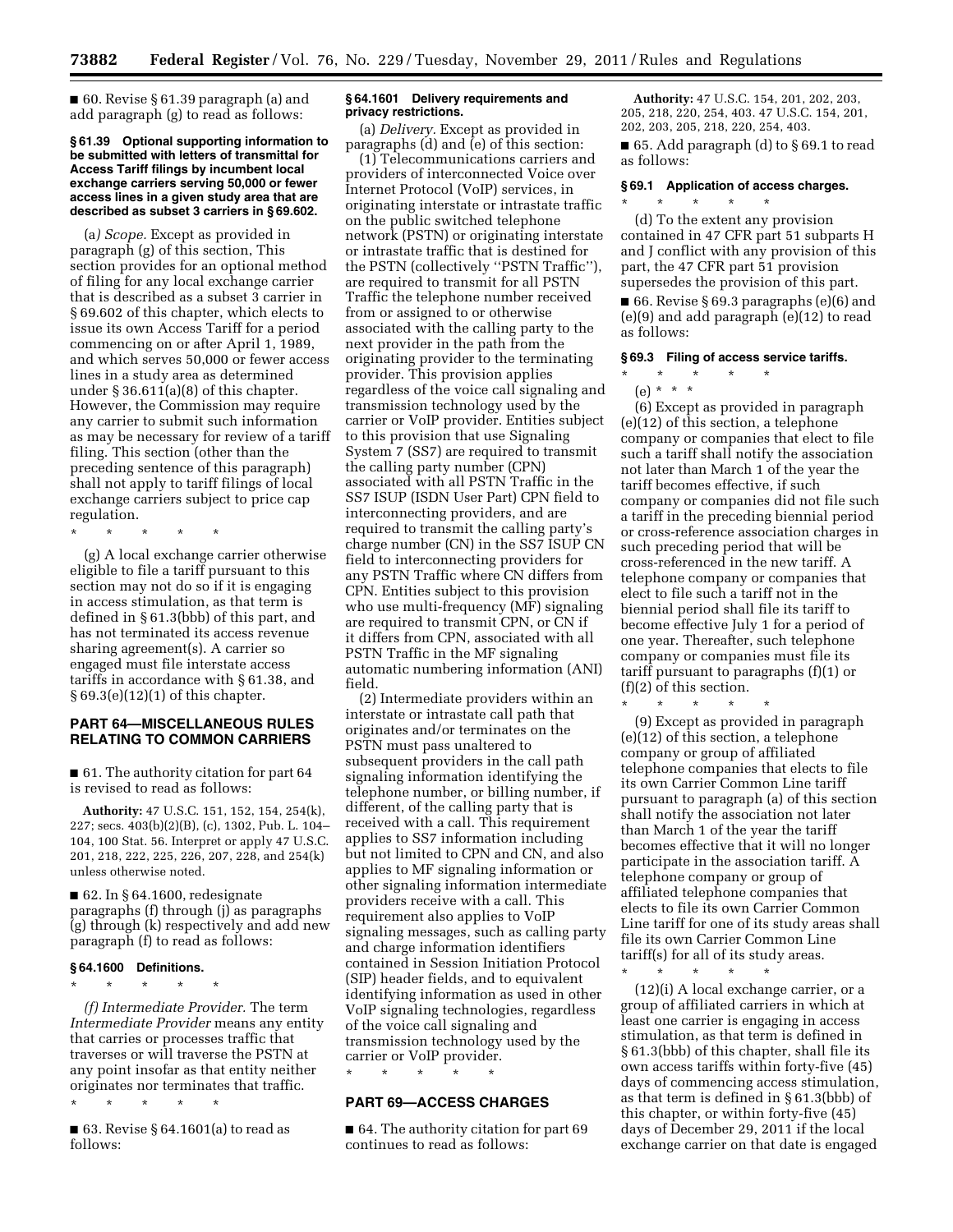■ 60. Revise § 61.39 paragraph (a) and add paragraph (g) to read as follows:

**§ 61.39 Optional supporting information to be submitted with letters of transmittal for Access Tariff filings by incumbent local exchange carriers serving 50,000 or fewer access lines in a given study area that are described as subset 3 carriers in § 69.602.**

(a) *Scope.* Except as provided in paragraph (g) of this section, This section provides for an optional method of filing for any local exchange carrier that is described as a subset 3 carrier in § 69.602 of this chapter, which elects to issue its own Access Tariff for a period commencing on or after April 1, 1989, and which serves 50,000 or fewer access lines in a study area as determined under § 36.611(a)(8) of this chapter. However, the Commission may require any carrier to submit such information as may be necessary for review of a tariff filing. This section (other than the preceding sentence of this paragraph) shall not apply to tariff filings of local exchange carriers subject to price cap regulation.

\* \* \* \* \*

(g) A local exchange carrier otherwise eligible to file a tariff pursuant to this section may not do so if it is engaging in access stimulation, as that term is defined in § 61.3(bbb) of this part, and has not terminated its access revenue sharing agreement(s). A carrier so engaged must file interstate access tariffs in accordance with § 61.38, and § 69.3(e)(12)(1) of this chapter.

## PART 64—MISCELLANEOUS RULES RELATING TO COMMON CARRIERS

■ 61. The authority citation for part 64 is revised to read as follows:

**Authority:** 47 U.S.C. 151, 152, 154, 254(k), 227; secs. 403(b)(2)(B), (c), 1302, Pub. L. 104–104, 100 Stat. 56. Interpret or apply 47 U.S.C. 201, 218, 222, 225, 226, 207, 228, and 254(k) unless otherwise noted.

■ 62. In § 64.1600, redesignate paragraphs (f) through (j) as paragraphs (g) through (k) respectively and add new paragraph (f) to read as follows:

**§ 64.1600 Definitions.**

\* \* \* \* \*

*(f) Intermediate Provider.* The term *Intermediate Provider* means any entity that carries or processes traffic that traverses or will traverse the PSTN at any point insofar as that entity neither originates nor terminates that traffic.

\* \* \* \* \*

■ 63. Revise § 64.1601(a) to read as follows:

**§ 64.1601 Delivery requirements and privacy restrictions.**

(a) *Delivery.* Except as provided in paragraphs (d) and (e) of this section:

(1) Telecommunications carriers and providers of interconnected Voice over Internet Protocol (VoIP) services, in originating interstate or intrastate traffic on the public switched telephone network (PSTN) or originating interstate or intrastate traffic that is destined for the PSTN (collectively "PSTN Traffic"), are required to transmit for all PSTN Traffic the telephone number received from or assigned to or otherwise associated with the calling party to the next provider in the path from the originating provider to the terminating provider. This provision applies regardless of the voice call signaling and transmission technology used by the carrier or VoIP provider. Entities subject to this provision that use Signaling System 7 (SS7) are required to transmit the calling party number (CPN) associated with all PSTN Traffic in the SS7 ISUP (ISDN User Part) CPN field to interconnecting providers, and are required to transmit the calling party's charge number (CN) in the SS7 ISUP CN field to interconnecting providers for any PSTN Traffic where CN differs from CPN. Entities subject to this provision who use multi-frequency (MF) signaling are required to transmit CPN, or CN if it differs from CPN, associated with all PSTN Traffic in the MF signaling automatic numbering information (ANI) field.

(2) Intermediate providers within an interstate or intrastate call path that originates and/or terminates on the PSTN must pass unaltered to subsequent providers in the call path signaling information identifying the telephone number, or billing number, if different, of the calling party that is received with a call. This requirement applies to SS7 information including but not limited to CPN and CN, and also applies to MF signaling information or other signaling information intermediate providers receive with a call. This requirement also applies to VoIP signaling messages, such as calling party and charge information identifiers contained in Session Initiation Protocol (SIP) header fields, and to equivalent identifying information as used in other VoIP signaling technologies, regardless of the voice call signaling and transmission technology used by the carrier or VoIP provider.

\* \* \* \* \*

## PART 69—ACCESS CHARGES

■ 64. The authority citation for part 69 continues to read as follows:

**Authority:** 47 U.S.C. 154, 201, 202, 203, 205, 218, 220, 254, 403. 47 U.S.C. 154, 201, 202, 203, 205, 218, 220, 254, 403.

■ 65. Add paragraph (d) to § 69.1 to read as follows:

**§ 69.1 Application of access charges.**

\* \* \* \* \*

(d) To the extent any provision contained in 47 CFR part 51 subparts H and J conflict with any provision of this part, the 47 CFR part 51 provision supersedes the provision of this part.

■ 66. Revise § 69.3 paragraphs (e)(6) and (e)(9) and add paragraph (e)(12) to read as follows:

**§ 69.3 Filing of access service tariffs.**

\* \* \* \* \*

(e) \* \* \*

(6) Except as provided in paragraph (e)(12) of this section, a telephone company or companies that elect to file such a tariff shall notify the association not later than March 1 of the year the tariff becomes effective, if such company or companies did not file such a tariff in the preceding biennial period or cross-reference association charges in such preceding period that will be cross-referenced in the new tariff. A telephone company or companies that elect to file such a tariff not in the biennial period shall file its tariff to become effective July 1 for a period of one year. Thereafter, such telephone company or companies must file its tariff pursuant to paragraphs (f)(1) or (f)(2) of this section.

\* \* \* \* \*

(9) Except as provided in paragraph (e)(12) of this section, a telephone company or group of affiliated telephone companies that elects to file its own Carrier Common Line tariff pursuant to paragraph (a) of this section shall notify the association not later than March 1 of the year the tariff becomes effective that it will no longer participate in the association tariff. A telephone company or group of affiliated telephone companies that elects to file its own Carrier Common Line tariff for one of its study areas shall file its own Carrier Common Line tariff(s) for all of its study areas.

\* \* \* \* \*

(12)(i) A local exchange carrier, or a group of affiliated carriers in which at least one carrier is engaging in access stimulation, as that term is defined in § 61.3(bbb) of this chapter, shall file its own access tariffs within forty-five (45) days of commencing access stimulation, as that term is defined in § 61.3(bbb) of this chapter, or within forty-five (45) days of December 29, 2011 if the local exchange carrier on that date is engaged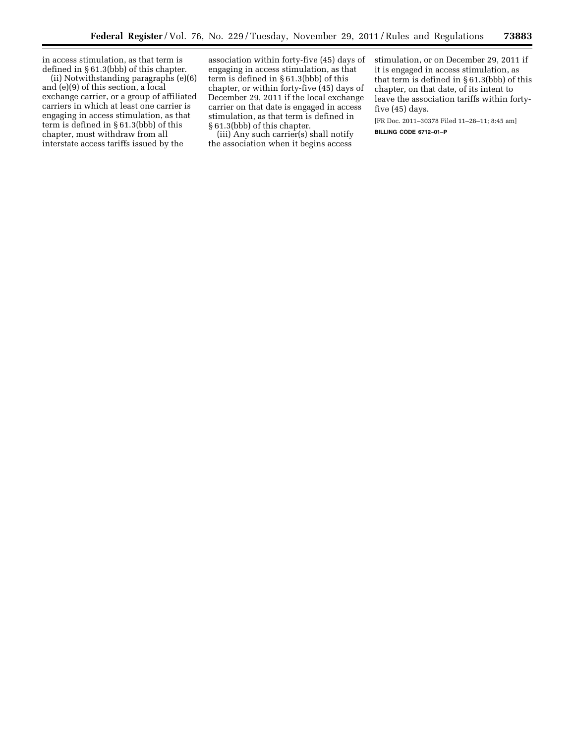in access stimulation, as that term is defined in § 61.3(bbb) of this chapter.

(ii) Notwithstanding paragraphs (e)(6) and (e)(9) of this section, a local exchange carrier, or a group of affiliated carriers in which at least one carrier is engaging in access stimulation, as that term is defined in § 61.3(bbb) of this chapter, must withdraw from all interstate access tariffs issued by the association within forty-five (45) days of engaging in access stimulation, as that term is defined in § 61.3(bbb) of this chapter, or within forty-five (45) days of December 29, 2011 if the local exchange carrier on that date is engaged in access stimulation, as that term is defined in § 61.3(bbb) of this chapter.

(iii) Any such carrier(s) shall notify the association when it begins access stimulation, or on December 29, 2011 if it is engaged in access stimulation, as that term is defined in § 61.3(bbb) of this chapter, on that date, of its intent to leave the association tariffs within forty-five (45) days.

[FR Doc. 2011–30378 Filed 11–28–11; 8:45 am]

**BILLING CODE 6712–01–P**